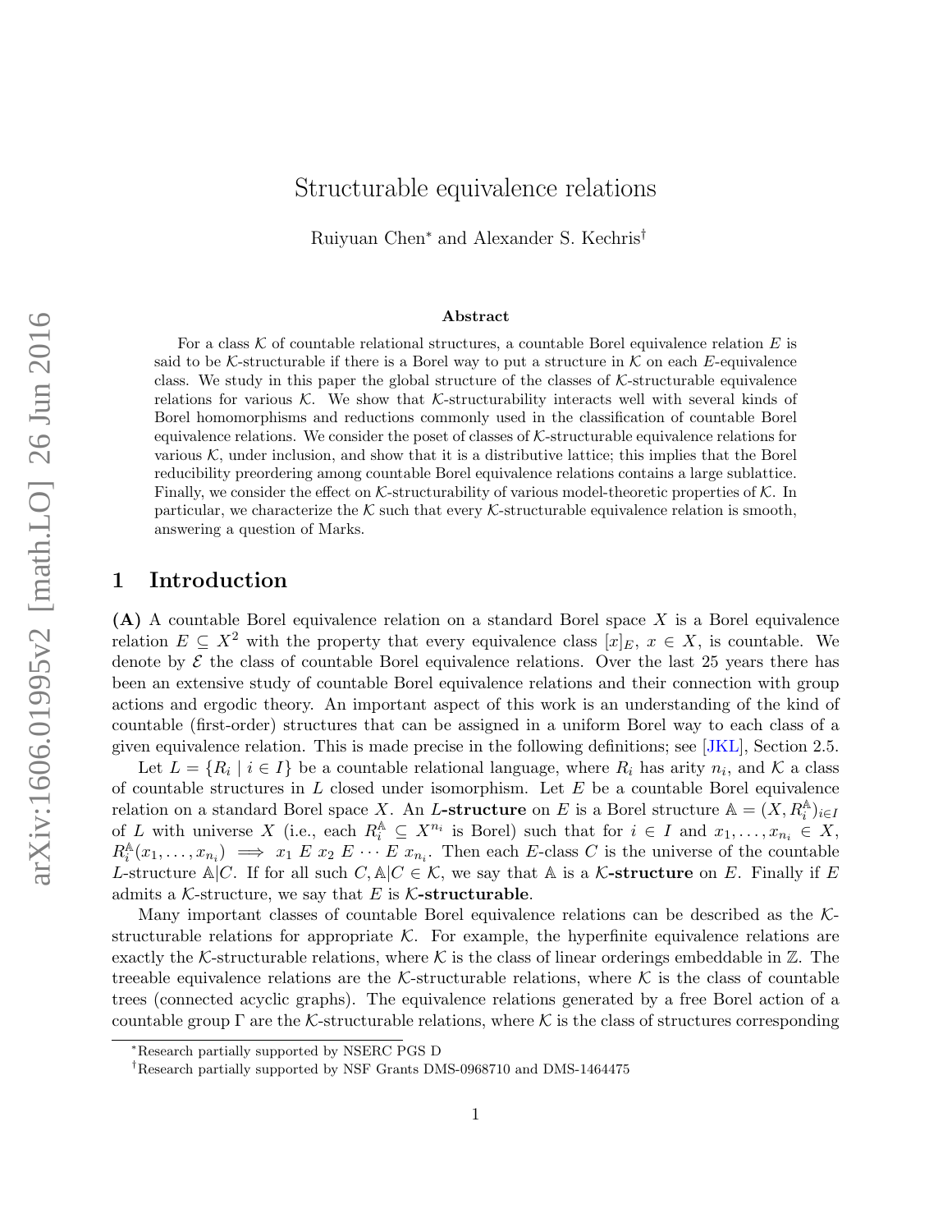# Structurable equivalence relations

Ruiyuan Chen* and Alexander S. Kechris†

### Abstract

For a class $\mathcal{K}$ of countable relational structures, a countable Borel equivalence relation $E$ is said to be $\mathcal{K}$-structurable if there is a Borel way to put a structure in $\mathcal{K}$ on each $E$-equivalence class. We study in this paper the global structure of the classes of $\mathcal{K}$-structurable equivalence relations for various $\mathcal{K}$. We show that $\mathcal{K}$-structurability interacts well with several kinds of Borel homomorphisms and reductions commonly used in the classification of countable Borel equivalence relations. We consider the poset of classes of $\mathcal{K}$-structurable equivalence relations for various $\mathcal{K}$, under inclusion, and show that it is a distributive lattice; this implies that the Borel reducibility preordering among countable Borel equivalence relations contains a large sublattice. Finally, we consider the effect on $\mathcal{K}$-structurability of various model-theoretic properties of $\mathcal{K}$. In particular, we characterize the $\mathcal{K}$ such that every $\mathcal{K}$-structurable equivalence relation is smooth, answering a question of Marks.

## 1 Introduction

**(A)** A countable Borel equivalence relation on a standard Borel space $X$ is a Borel equivalence relation $E \subseteq X^2$ with the property that every equivalence class $[x]_E$, $x \in X$, is countable. We denote by $\mathcal{E}$ the class of countable Borel equivalence relations. Over the last 25 years there has been an extensive study of countable Borel equivalence relations and their connection with group actions and ergodic theory. An important aspect of this work is an understanding of the kind of countable (first-order) structures that can be assigned in a uniform Borel way to each class of a given equivalence relation. This is made precise in the following definitions; see [JKL], Section 2.5.

Let $L = \{R_i \mid i \in I\}$ be a countable relational language, where $R_i$ has arity $n_i$, and $\mathcal{K}$ a class of countable structures in $L$ closed under isomorphism. Let $E$ be a countable Borel equivalence relation on a standard Borel space $X$. An **$L$-structure** on $E$ is a Borel structure $\mathbb{A} = (X, R_i^{\mathbb{A}})_{i \in I}$ of $L$ with universe $X$ (i.e., each $R_i^{\mathbb{A}} \subseteq X^{n_i}$ is Borel) such that for $i \in I$ and $x_1, \ldots, x_{n_i} \in X$, $R_i^{\mathbb{A}}(x_1, \ldots, x_{n_i}) \implies x_1 \; E \; x_2 \; E \cdots E \; x_{n_i}$. Then each $E$-class $C$ is the universe of the countable $L$-structure $\mathbb{A}|C$. If for all such $C$, $\mathbb{A}|C \in \mathcal{K}$, we say that $\mathbb{A}$ is a **$\mathcal{K}$-structure** on $E$. Finally if $E$ admits a $\mathcal{K}$-structure, we say that $E$ is **$\mathcal{K}$-structurable**.

Many important classes of countable Borel equivalence relations can be described as the $\mathcal{K}$-structurable relations for appropriate $\mathcal{K}$. For example, the hyperfinite equivalence relations are exactly the $\mathcal{K}$-structurable relations, where $\mathcal{K}$ is the class of linear orderings embeddable in $\mathbb{Z}$. The treeable equivalence relations are the $\mathcal{K}$-structurable relations, where $\mathcal{K}$ is the class of countable trees (connected acyclic graphs). The equivalence relations generated by a free Borel action of a countable group $\Gamma$ are the $\mathcal{K}$-structurable relations, where $\mathcal{K}$ is the class of structures corresponding

*Research partially supported by NSERC PGS D

†Research partially supported by NSF Grants DMS-0968710 and DMS-1464475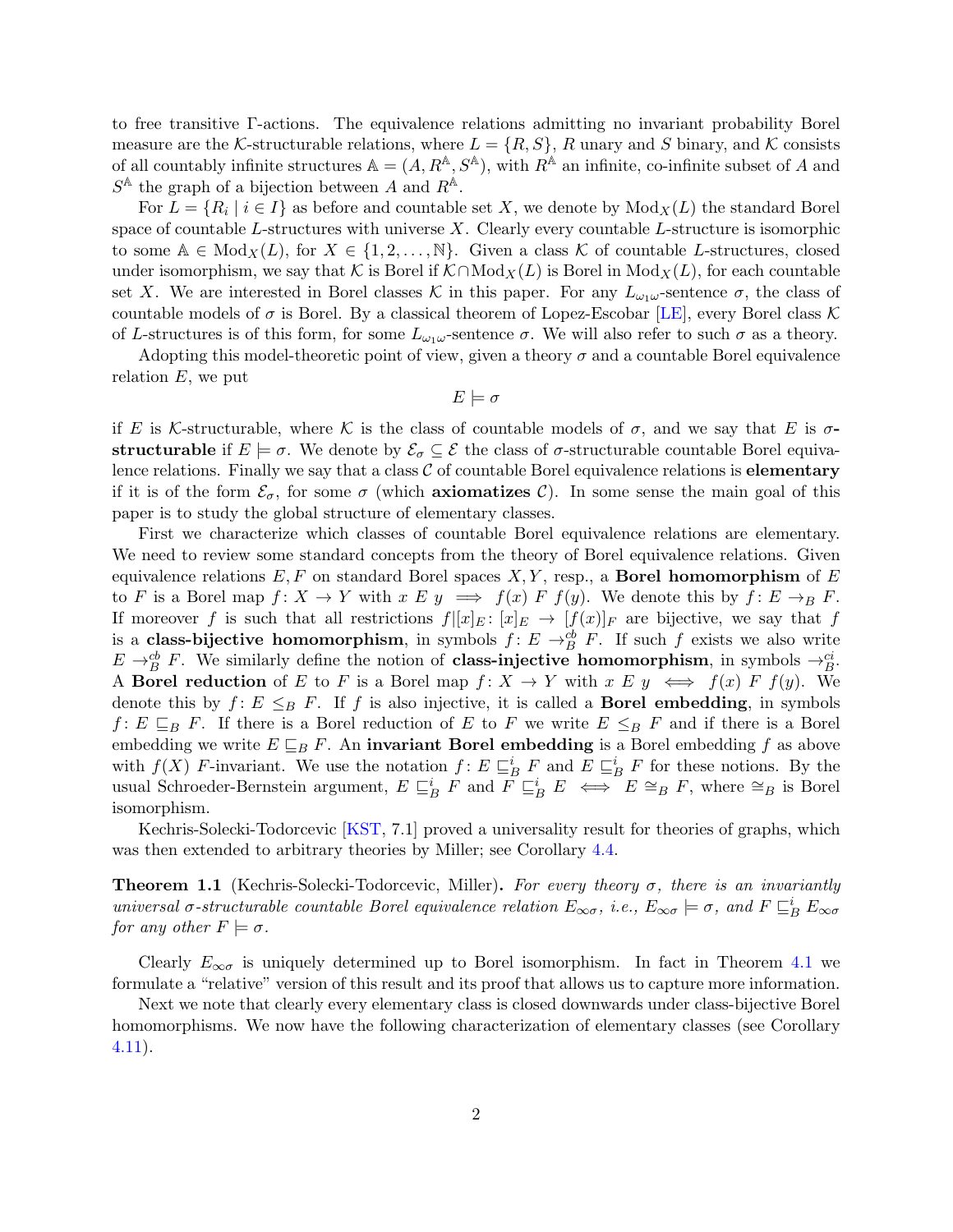to free transitive $\Gamma$-actions. The equivalence relations admitting no invariant probability Borel measure are the $\mathcal{K}$-structurable relations, where $L = \{R, S\}$, $R$ unary and $S$ binary, and $\mathcal{K}$ consists of all countably infinite structures $\mathbb{A} = (A, R^{\mathbb{A}}, S^{\mathbb{A}})$, with $R^{\mathbb{A}}$ an infinite, co-infinite subset of $A$ and $S^{\mathbb{A}}$ the graph of a bijection between $A$ and $R^{\mathbb{A}}$.

For $L = \{R_i \mid i \in I\}$ as before and countable set $X$, we denote by $\mathrm{Mod}_X(L)$ the standard Borel space of countable $L$-structures with universe $X$. Clearly every countable $L$-structure is isomorphic to some $\mathbb{A} \in \mathrm{Mod}_X(L)$, for $X \in \{1, 2, \ldots, \mathbb{N}\}$. Given a class $\mathcal{K}$ of countable $L$-structures, closed under isomorphism, we say that $\mathcal{K}$ is Borel if $\mathcal{K} \cap \mathrm{Mod}_X(L)$ is Borel in $\mathrm{Mod}_X(L)$, for each countable set $X$. We are interested in Borel classes $\mathcal{K}$ in this paper. For any $L_{\omega_1\omega}$-sentence $\sigma$, the class of countable models of $\sigma$ is Borel. By a classical theorem of Lopez-Escobar [LE], every Borel class $\mathcal{K}$ of $L$-structures is of this form, for some $L_{\omega_1\omega}$-sentence $\sigma$. We will also refer to such $\sigma$ as a theory.

Adopting this model-theoretic point of view, given a theory $\sigma$ and a countable Borel equivalence relation $E$, we put

$$E \models \sigma$$

if $E$ is $\mathcal{K}$-structurable, where $\mathcal{K}$ is the class of countable models of $\sigma$, and we say that $E$ is **$\sigma$-structurable** if $E \models \sigma$. We denote by $\mathcal{E}_\sigma \subseteq \mathcal{E}$ the class of $\sigma$-structurable countable Borel equivalence relations. Finally we say that a class $\mathcal{C}$ of countable Borel equivalence relations is **elementary** if it is of the form $\mathcal{E}_\sigma$, for some $\sigma$ (which **axiomatizes** $\mathcal{C}$). In some sense the main goal of this paper is to study the global structure of elementary classes.

First we characterize which classes of countable Borel equivalence relations are elementary. We need to review some standard concepts from the theory of Borel equivalence relations. Given equivalence relations $E, F$ on standard Borel spaces $X, Y$, resp., a **Borel homomorphism** of $E$ to $F$ is a Borel map $f \colon X \to Y$ with $x \mathrel{E} y \implies f(x) \mathrel{F} f(y)$. We denote this by $f \colon E \to_B F$. If moreover $f$ is such that all restrictions $f|[x]_E \colon [x]_E \to [f(x)]_F$ are bijective, we say that $f$ is a **class-bijective homomorphism**, in symbols $f \colon E \to_B^{cb} F$. If such $f$ exists we also write $E \to_B^{cb} F$. We similarly define the notion of **class-injective homomorphism**, in symbols $\to_B^{ci}$. A **Borel reduction** of $E$ to $F$ is a Borel map $f \colon X \to Y$ with $x \mathrel{E} y \iff f(x) \mathrel{F} f(y)$. We denote this by $f \colon E \leq_B F$. If $f$ is also injective, it is called a **Borel embedding**, in symbols $f \colon E \sqsubseteq_B F$. If there is a Borel reduction of $E$ to $F$ we write $E \leq_B F$ and if there is a Borel embedding we write $E \sqsubseteq_B F$. An **invariant Borel embedding** is a Borel embedding $f$ as above with $f(X)$ $F$-invariant. We use the notation $f \colon E \sqsubseteq_B^i F$ and $E \sqsubseteq_B^i F$ for these notions. By the usual Schroeder-Bernstein argument, $E \sqsubseteq_B^i F$ and $F \sqsubseteq_B^i E \iff E \cong_B F$, where $\cong_B$ is Borel isomorphism.

Kechris-Solecki-Todorcevic [KST, 7.1] proved a universality result for theories of graphs, which was then extended to arbitrary theories by Miller; see Corollary 4.4.

**Theorem 1.1** (Kechris-Solecki-Todorcevic, Miller)**.** *For every theory $\sigma$, there is an invariantly universal $\sigma$-structurable countable Borel equivalence relation $E_{\infty\sigma}$, i.e., $E_{\infty\sigma} \models \sigma$, and $F \sqsubseteq_B^i E_{\infty\sigma}$ for any other $F \models \sigma$.*

Clearly $E_{\infty\sigma}$ is uniquely determined up to Borel isomorphism. In fact in Theorem 4.1 we formulate a "relative" version of this result and its proof that allows us to capture more information.

Next we note that clearly every elementary class is closed downwards under class-bijective Borel homomorphisms. We now have the following characterization of elementary classes (see Corollary 4.11).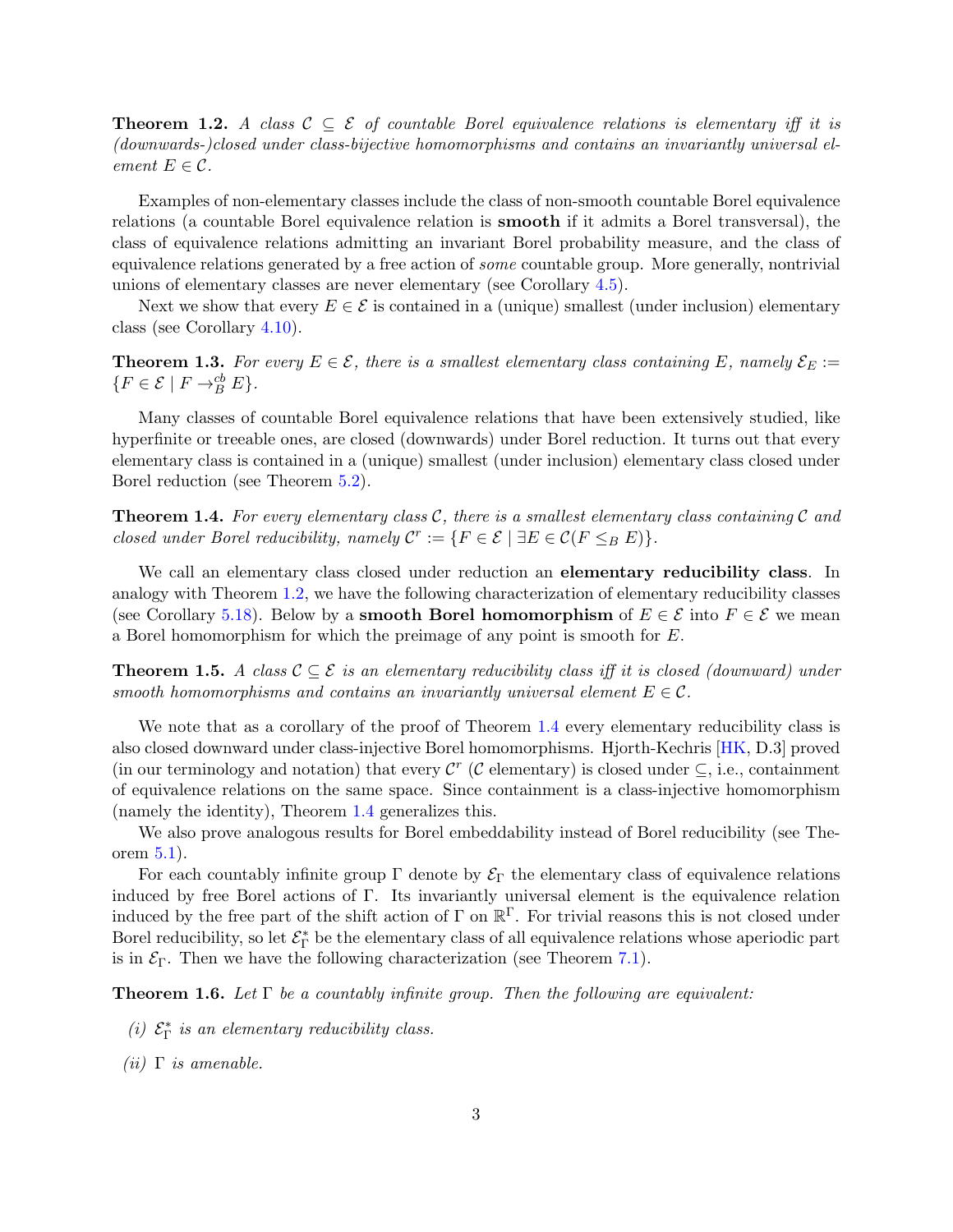**Theorem 1.2.** *A class $\mathcal{C} \subseteq \mathcal{E}$ of countable Borel equivalence relations is elementary iff it is (downwards-)closed under class-bijective homomorphisms and contains an invariantly universal element $E \in \mathcal{C}$.*

Examples of non-elementary classes include the class of non-smooth countable Borel equivalence relations (a countable Borel equivalence relation is **smooth** if it admits a Borel transversal), the class of equivalence relations admitting an invariant Borel probability measure, and the class of equivalence relations generated by a free action of *some* countable group. More generally, nontrivial unions of elementary classes are never elementary (see Corollary 4.5).

Next we show that every $E \in \mathcal{E}$ is contained in a (unique) smallest (under inclusion) elementary class (see Corollary 4.10).

**Theorem 1.3.** *For every $E \in \mathcal{E}$, there is a smallest elementary class containing $E$, namely $\mathcal{E}_E := \{F \in \mathcal{E} \mid F \rightarrow_B^{cb} E\}$.*

Many classes of countable Borel equivalence relations that have been extensively studied, like hyperfinite or treeable ones, are closed (downwards) under Borel reduction. It turns out that every elementary class is contained in a (unique) smallest (under inclusion) elementary class closed under Borel reduction (see Theorem 5.2).

**Theorem 1.4.** *For every elementary class $\mathcal{C}$, there is a smallest elementary class containing $\mathcal{C}$ and closed under Borel reducibility, namely $\mathcal{C}^r := \{F \in \mathcal{E} \mid \exists E \in \mathcal{C}(F \leq_B E)\}$.*

We call an elementary class closed under reduction an **elementary reducibility class**. In analogy with Theorem 1.2, we have the following characterization of elementary reducibility classes (see Corollary 5.18). Below by a **smooth Borel homomorphism** of $E \in \mathcal{E}$ into $F \in \mathcal{E}$ we mean a Borel homomorphism for which the preimage of any point is smooth for $E$.

**Theorem 1.5.** *A class $\mathcal{C} \subseteq \mathcal{E}$ is an elementary reducibility class iff it is closed (downward) under smooth homomorphisms and contains an invariantly universal element $E \in \mathcal{C}$.*

We note that as a corollary of the proof of Theorem 1.4 every elementary reducibility class is also closed downward under class-injective Borel homomorphisms. Hjorth-Kechris [HK, D.3] proved (in our terminology and notation) that every $\mathcal{C}^r$ ($\mathcal{C}$ elementary) is closed under $\subseteq$, i.e., containment of equivalence relations on the same space. Since containment is a class-injective homomorphism (namely the identity), Theorem 1.4 generalizes this.

We also prove analogous results for Borel embeddability instead of Borel reducibility (see Theorem 5.1).

For each countably infinite group $\Gamma$ denote by $\mathcal{E}_\Gamma$ the elementary class of equivalence relations induced by free Borel actions of $\Gamma$. Its invariantly universal element is the equivalence relation induced by the free part of the shift action of $\Gamma$ on $\mathbb{R}^\Gamma$. For trivial reasons this is not closed under Borel reducibility, so let $\mathcal{E}_\Gamma^*$ be the elementary class of all equivalence relations whose aperiodic part is in $\mathcal{E}_\Gamma$. Then we have the following characterization (see Theorem 7.1).

**Theorem 1.6.** *Let $\Gamma$ be a countably infinite group. Then the following are equivalent:*

*(i) $\mathcal{E}_\Gamma^*$ is an elementary reducibility class.*

*(ii) $\Gamma$ is amenable.*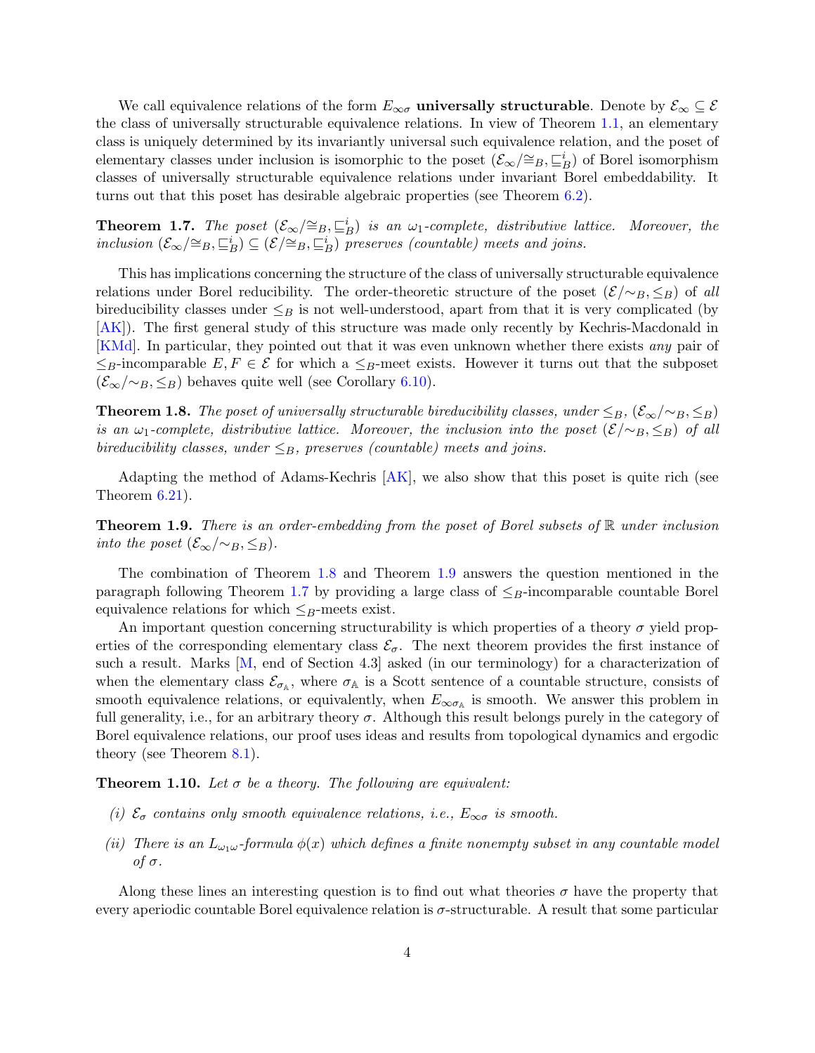We call equivalence relations of the form $E_{\infty\sigma}$ **universally structurable**. Denote by $\mathcal{E}_\infty \subseteq \mathcal{E}$ the class of universally structurable equivalence relations. In view of Theorem 1.1, an elementary class is uniquely determined by its invariantly universal such equivalence relation, and the poset of elementary classes under inclusion is isomorphic to the poset $(\mathcal{E}_\infty/{\cong_B}, \sqsubseteq_B^i)$ of Borel isomorphism classes of universally structurable equivalence relations under invariant Borel embeddability. It turns out that this poset has desirable algebraic properties (see Theorem 6.2).

**Theorem 1.7.** *The poset $(\mathcal{E}_\infty/{\cong_B}, \sqsubseteq_B^i)$ is an $\omega_1$-complete, distributive lattice. Moreover, the inclusion $(\mathcal{E}_\infty/{\cong_B}, \sqsubseteq_B^i) \subseteq (\mathcal{E}/{\cong_B}, \sqsubseteq_B^i)$ preserves (countable) meets and joins.*

This has implications concerning the structure of the class of universally structurable equivalence relations under Borel reducibility. The order-theoretic structure of the poset $(\mathcal{E}/{\sim_B}, \leq_B)$ of *all* bireducibility classes under $\leq_B$ is not well-understood, apart from that it is very complicated (by [AK]). The first general study of this structure was made only recently by Kechris-Macdonald in [KMd]. In particular, they pointed out that it was even unknown whether there exists *any* pair of $\leq_B$-incomparable $E, F \in \mathcal{E}$ for which a $\leq_B$-meet exists. However it turns out that the subposet $(\mathcal{E}_\infty/{\sim_B}, \leq_B)$ behaves quite well (see Corollary 6.10).

**Theorem 1.8.** *The poset of universally structurable bireducibility classes, under $\leq_B$, $(\mathcal{E}_\infty/{\sim_B}, \leq_B)$ is an $\omega_1$-complete, distributive lattice. Moreover, the inclusion into the poset $(\mathcal{E}/{\sim_B}, \leq_B)$ of all bireducibility classes, under $\leq_B$, preserves (countable) meets and joins.*

Adapting the method of Adams-Kechris [AK], we also show that this poset is quite rich (see Theorem 6.21).

**Theorem 1.9.** *There is an order-embedding from the poset of Borel subsets of $\mathbb{R}$ under inclusion into the poset $(\mathcal{E}_\infty/{\sim_B}, \leq_B)$.*

The combination of Theorem 1.8 and Theorem 1.9 answers the question mentioned in the paragraph following Theorem 1.7 by providing a large class of $\leq_B$-incomparable countable Borel equivalence relations for which $\leq_B$-meets exist.

An important question concerning structurability is which properties of a theory $\sigma$ yield properties of the corresponding elementary class $\mathcal{E}_\sigma$. The next theorem provides the first instance of such a result. Marks [M, end of Section 4.3] asked (in our terminology) for a characterization of when the elementary class $\mathcal{E}_{\sigma_\mathbb{A}}$, where $\sigma_\mathbb{A}$ is a Scott sentence of a countable structure, consists of smooth equivalence relations, or equivalently, when $E_{\infty\sigma_\mathbb{A}}$ is smooth. We answer this problem in full generality, i.e., for an arbitrary theory $\sigma$. Although this result belongs purely in the category of Borel equivalence relations, our proof uses ideas and results from topological dynamics and ergodic theory (see Theorem 8.1).

**Theorem 1.10.** *Let $\sigma$ be a theory. The following are equivalent:*

*(i) $\mathcal{E}_\sigma$ contains only smooth equivalence relations, i.e., $E_{\infty\sigma}$ is smooth.*

*(ii) There is an $L_{\omega_1\omega}$-formula $\phi(x)$ which defines a finite nonempty subset in any countable model of $\sigma$.*

Along these lines an interesting question is to find out what theories $\sigma$ have the property that every aperiodic countable Borel equivalence relation is $\sigma$-structurable. A result that some particular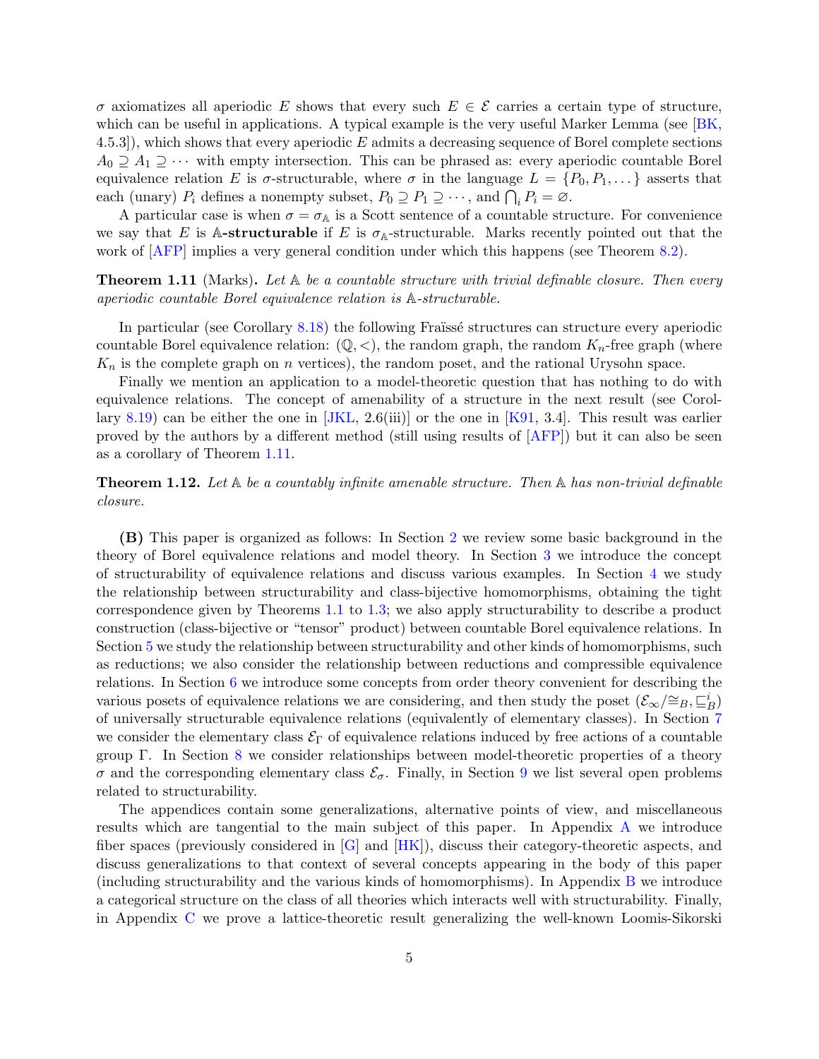$\sigma$ axiomatizes all aperiodic $E$ shows that every such $E \in \mathcal{E}$ carries a certain type of structure, which can be useful in applications. A typical example is the very useful Marker Lemma (see [BK, 4.5.3]), which shows that every aperiodic $E$ admits a decreasing sequence of Borel complete sections $A_0 \supseteq A_1 \supseteq \cdots$ with empty intersection. This can be phrased as: every aperiodic countable Borel equivalence relation $E$ is $\sigma$-structurable, where $\sigma$ in the language $L = \{P_0, P_1, \dots\}$ asserts that each (unary) $P_i$ defines a nonempty subset, $P_0 \supseteq P_1 \supseteq \cdots$, and $\bigcap_i P_i = \varnothing$.

A particular case is when $\sigma = \sigma_{\mathbb{A}}$ is a Scott sentence of a countable structure. For convenience we say that $E$ is **$\mathbb{A}$-structurable** if $E$ is $\sigma_{\mathbb{A}}$-structurable. Marks recently pointed out that the work of [AFP] implies a very general condition under which this happens (see Theorem 8.2).

**Theorem 1.11** (Marks)**.** *Let $\mathbb{A}$ be a countable structure with trivial definable closure. Then every aperiodic countable Borel equivalence relation is $\mathbb{A}$-structurable.*

In particular (see Corollary 8.18) the following Fraïssé structures can structure every aperiodic countable Borel equivalence relation: $(\mathbb{Q}, <)$, the random graph, the random $K_n$-free graph (where $K_n$ is the complete graph on $n$ vertices), the random poset, and the rational Urysohn space.

Finally we mention an application to a model-theoretic question that has nothing to do with equivalence relations. The concept of amenability of a structure in the next result (see Corollary 8.19) can be either the one in [JKL, 2.6(iii)] or the one in [K91, 3.4]. This result was earlier proved by the authors by a different method (still using results of [AFP]) but it can also be seen as a corollary of Theorem 1.11.

**Theorem 1.12.** *Let $\mathbb{A}$ be a countably infinite amenable structure. Then $\mathbb{A}$ has non-trivial definable closure.*

**(B)** This paper is organized as follows: In Section 2 we review some basic background in the theory of Borel equivalence relations and model theory. In Section 3 we introduce the concept of structurability of equivalence relations and discuss various examples. In Section 4 we study the relationship between structurability and class-bijective homomorphisms, obtaining the tight correspondence given by Theorems 1.1 to 1.3; we also apply structurability to describe a product construction (class-bijective or "tensor" product) between countable Borel equivalence relations. In Section 5 we study the relationship between structurability and other kinds of homomorphisms, such as reductions; we also consider the relationship between reductions and compressible equivalence relations. In Section 6 we introduce some concepts from order theory convenient for describing the various posets of equivalence relations we are considering, and then study the poset $(\mathcal{E}_\infty/{\cong_B}, \sqsubseteq_B^i)$ of universally structurable equivalence relations (equivalently of elementary classes). In Section 7 we consider the elementary class $\mathcal{E}_\Gamma$ of equivalence relations induced by free actions of a countable group $\Gamma$. In Section 8 we consider relationships between model-theoretic properties of a theory $\sigma$ and the corresponding elementary class $\mathcal{E}_\sigma$. Finally, in Section 9 we list several open problems related to structurability.

The appendices contain some generalizations, alternative points of view, and miscellaneous results which are tangential to the main subject of this paper. In Appendix A we introduce fiber spaces (previously considered in [G] and [HK]), discuss their category-theoretic aspects, and discuss generalizations to that context of several concepts appearing in the body of this paper (including structurability and the various kinds of homomorphisms). In Appendix B we introduce a categorical structure on the class of all theories which interacts well with structurability. Finally, in Appendix C we prove a lattice-theoretic result generalizing the well-known Loomis-Sikorski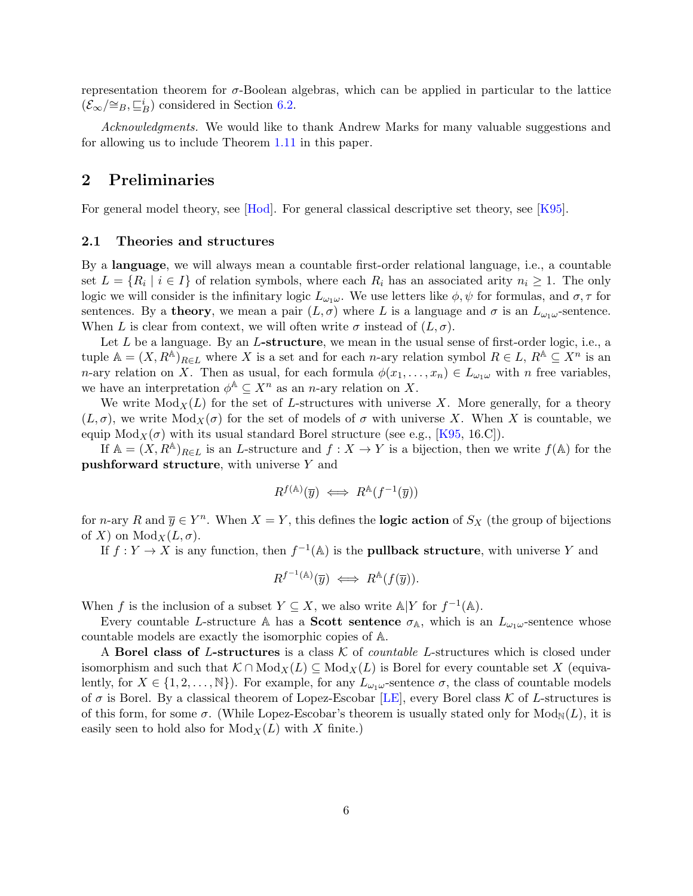representation theorem for $\sigma$-Boolean algebras, which can be applied in particular to the lattice $(\mathcal{E}_\infty/{\cong_B}, \sqsubseteq_B^i)$ considered in Section 6.2.

*Acknowledgments.* We would like to thank Andrew Marks for many valuable suggestions and for allowing us to include Theorem 1.11 in this paper.

## 2 Preliminaries

For general model theory, see [Hod]. For general classical descriptive set theory, see [K95].

### 2.1 Theories and structures

By a **language**, we will always mean a countable first-order relational language, i.e., a countable set $L = \{R_i \mid i \in I\}$ of relation symbols, where each $R_i$ has an associated arity $n_i \geq 1$. The only logic we will consider is the infinitary logic $L_{\omega_1\omega}$. We use letters like $\phi, \psi$ for formulas, and $\sigma, \tau$ for sentences. By a **theory**, we mean a pair $(L, \sigma)$ where $L$ is a language and $\sigma$ is an $L_{\omega_1\omega}$-sentence. When $L$ is clear from context, we will often write $\sigma$ instead of $(L, \sigma)$.

Let $L$ be a language. By an **$L$-structure**, we mean in the usual sense of first-order logic, i.e., a tuple $\mathbb{A} = (X, R^{\mathbb{A}})_{R \in L}$ where $X$ is a set and for each $n$-ary relation symbol $R \in L$, $R^{\mathbb{A}} \subseteq X^n$ is an $n$-ary relation on $X$. Then as usual, for each formula $\phi(x_1, \dots, x_n) \in L_{\omega_1\omega}$ with $n$ free variables, we have an interpretation $\phi^{\mathbb{A}} \subseteq X^n$ as an $n$-ary relation on $X$.

We write $\mathrm{Mod}_X(L)$ for the set of $L$-structures with universe $X$. More generally, for a theory $(L, \sigma)$, we write $\mathrm{Mod}_X(\sigma)$ for the set of models of $\sigma$ with universe $X$. When $X$ is countable, we equip $\mathrm{Mod}_X(\sigma)$ with its usual standard Borel structure (see e.g., [K95, 16.C]).

If $\mathbb{A} = (X, R^{\mathbb{A}})_{R \in L}$ is an $L$-structure and $f : X \to Y$ is a bijection, then we write $f(\mathbb{A})$ for the **pushforward structure**, with universe $Y$ and

$$R^{f(\mathbb{A})}(\overline{y}) \iff R^{\mathbb{A}}(f^{-1}(\overline{y}))$$

for $n$-ary $R$ and $\overline{y} \in Y^n$. When $X = Y$, this defines the **logic action** of $S_X$ (the group of bijections of $X$) on $\mathrm{Mod}_X(L, \sigma)$.

If $f : Y \to X$ is any function, then $f^{-1}(\mathbb{A})$ is the **pullback structure**, with universe $Y$ and

$$R^{f^{-1}(\mathbb{A})}(\overline{y}) \iff R^{\mathbb{A}}(f(\overline{y})).$$

When $f$ is the inclusion of a subset $Y \subseteq X$, we also write $\mathbb{A}|Y$ for $f^{-1}(\mathbb{A})$.

Every countable $L$-structure $\mathbb{A}$ has a **Scott sentence** $\sigma_{\mathbb{A}}$, which is an $L_{\omega_1\omega}$-sentence whose countable models are exactly the isomorphic copies of $\mathbb{A}$.

A **Borel class of $L$-structures** is a class $\mathcal{K}$ of *countable* $L$-structures which is closed under isomorphism and such that $\mathcal{K} \cap \mathrm{Mod}_X(L) \subseteq \mathrm{Mod}_X(L)$ is Borel for every countable set $X$ (equivalently, for $X \in \{1, 2, \dots, \mathbb{N}\}$). For example, for any $L_{\omega_1\omega}$-sentence $\sigma$, the class of countable models of $\sigma$ is Borel. By a classical theorem of Lopez-Escobar [LE], every Borel class $\mathcal{K}$ of $L$-structures is of this form, for some $\sigma$. (While Lopez-Escobar's theorem is usually stated only for $\mathrm{Mod}_{\mathbb{N}}(L)$, it is easily seen to hold also for $\mathrm{Mod}_X(L)$ with $X$ finite.)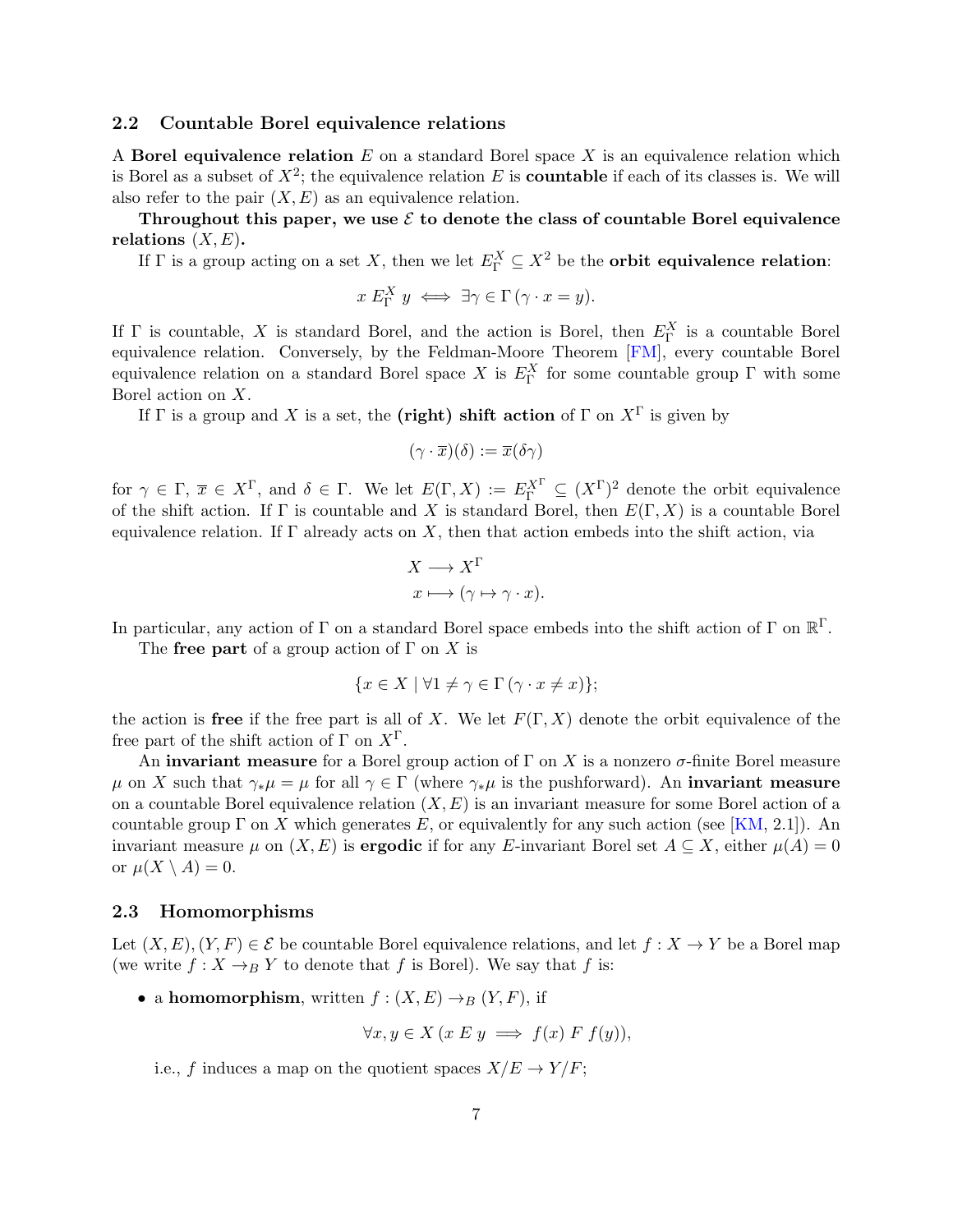### 2.2 Countable Borel equivalence relations

A **Borel equivalence relation** $E$ on a standard Borel space $X$ is an equivalence relation which is Borel as a subset of $X^2$; the equivalence relation $E$ is **countable** if each of its classes is. We will also refer to the pair $(X, E)$ as an equivalence relation.

**Throughout this paper, we use $\mathcal{E}$ to denote the class of countable Borel equivalence relations $(X, E)$.**

If $\Gamma$ is a group acting on a set $X$, then we let $E_\Gamma^X \subseteq X^2$ be the **orbit equivalence relation**:

$$x \; E_\Gamma^X \; y \iff \exists \gamma \in \Gamma \, (\gamma \cdot x = y).$$

If $\Gamma$ is countable, $X$ is standard Borel, and the action is Borel, then $E_\Gamma^X$ is a countable Borel equivalence relation. Conversely, by the Feldman-Moore Theorem [FM], every countable Borel equivalence relation on a standard Borel space $X$ is $E_\Gamma^X$ for some countable group $\Gamma$ with some Borel action on $X$.

If $\Gamma$ is a group and $X$ is a set, the **(right) shift action** of $\Gamma$ on $X^\Gamma$ is given by

$$(\gamma \cdot \overline{x})(\delta) := \overline{x}(\delta\gamma)$$

for $\gamma \in \Gamma$, $\overline{x} \in X^\Gamma$, and $\delta \in \Gamma$. We let $E(\Gamma, X) := E_\Gamma^{X^\Gamma} \subseteq (X^\Gamma)^2$ denote the orbit equivalence of the shift action. If $\Gamma$ is countable and $X$ is standard Borel, then $E(\Gamma, X)$ is a countable Borel equivalence relation. If $\Gamma$ already acts on $X$, then that action embeds into the shift action, via

$$\begin{aligned} X &\longrightarrow X^\Gamma \\ x &\longmapsto (\gamma \mapsto \gamma \cdot x). \end{aligned}$$

In particular, any action of $\Gamma$ on a standard Borel space embeds into the shift action of $\Gamma$ on $\mathbb{R}^\Gamma$.

The **free part** of a group action of $\Gamma$ on $X$ is

$$\{x \in X \mid \forall 1 \neq \gamma \in \Gamma \, (\gamma \cdot x \neq x)\};$$

the action is **free** if the free part is all of $X$. We let $F(\Gamma, X)$ denote the orbit equivalence of the free part of the shift action of $\Gamma$ on $X^\Gamma$.

An **invariant measure** for a Borel group action of $\Gamma$ on $X$ is a nonzero $\sigma$-finite Borel measure $\mu$ on $X$ such that $\gamma_* \mu = \mu$ for all $\gamma \in \Gamma$ (where $\gamma_* \mu$ is the pushforward). An **invariant measure** on a countable Borel equivalence relation $(X, E)$ is an invariant measure for some Borel action of a countable group $\Gamma$ on $X$ which generates $E$, or equivalently for any such action (see [KM, 2.1]). An invariant measure $\mu$ on $(X, E)$ is **ergodic** if for any $E$-invariant Borel set $A \subseteq X$, either $\mu(A) = 0$ or $\mu(X \setminus A) = 0$.

### 2.3 Homomorphisms

Let $(X, E), (Y, F) \in \mathcal{E}$ be countable Borel equivalence relations, and let $f : X \to Y$ be a Borel map (we write $f : X \to_B Y$ to denote that $f$ is Borel). We say that $f$ is:

- a **homomorphism**, written $f : (X, E) \to_B (Y, F)$, if

$$\forall x, y \in X \, (x \; E \; y \implies f(x) \; F \; f(y)),$$

i.e., $f$ induces a map on the quotient spaces $X/E \to Y/F$;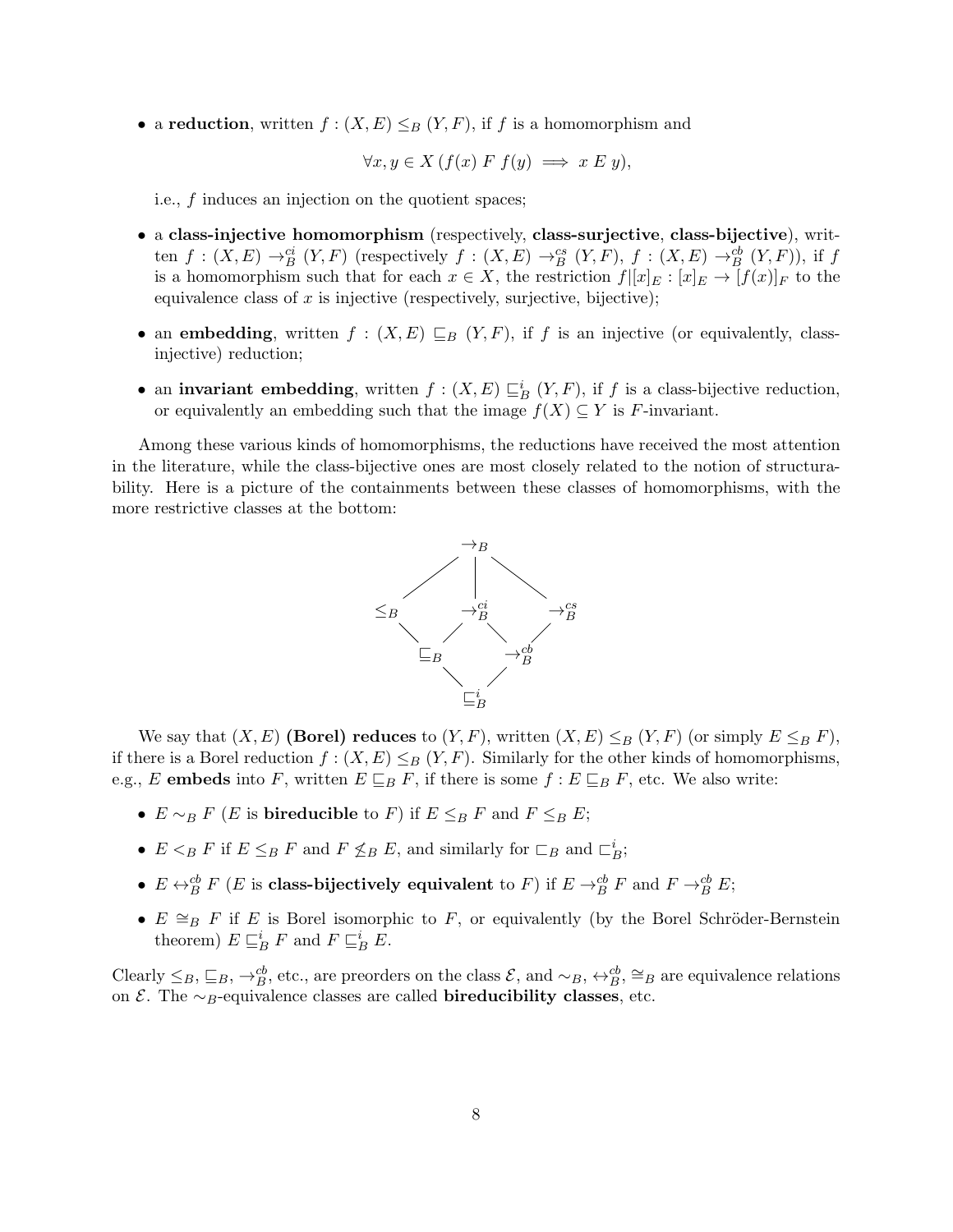- a **reduction**, written $f : (X, E) \leq_B (Y, F)$, if $f$ is a homomorphism and

$$\forall x, y \in X \, (f(x) \; F \; f(y) \implies x \; E \; y),$$

i.e., $f$ induces an injection on the quotient spaces;

- a **class-injective homomorphism** (respectively, **class-surjective**, **class-bijective**), written $f : (X, E) \to_B^{ci} (Y, F)$ (respectively $f : (X, E) \to_B^{cs} (Y, F)$, $f : (X, E) \to_B^{cb} (Y, F)$), if $f$ is a homomorphism such that for each $x \in X$, the restriction $f|[x]_E : [x]_E \to [f(x)]_F$ to the equivalence class of $x$ is injective (respectively, surjective, bijective);

- an **embedding**, written $f : (X, E) \sqsubseteq_B (Y, F)$, if $f$ is an injective (or equivalently, class-injective) reduction;

- an **invariant embedding**, written $f : (X, E) \sqsubseteq_B^i (Y, F)$, if $f$ is a class-bijective reduction, or equivalently an embedding such that the image $f(X) \subseteq Y$ is $F$-invariant.

Among these various kinds of homomorphisms, the reductions have received the most attention in the literature, while the class-bijective ones are most closely related to the notion of structurability. Here is a picture of the containments between these classes of homomorphisms, with the more restrictive classes at the bottom:

$\to_B$

$\leq_B$ $\quad \to_B^{ci}$ $\quad \to_B^{cs}$

$\sqsubseteq_B$ $\quad \to_B^{cb}$

$\sqsubseteq_B^i$

We say that $(X, E)$ **(Borel) reduces** to $(Y, F)$, written $(X, E) \leq_B (Y, F)$ (or simply $E \leq_B F$), if there is a Borel reduction $f : (X, E) \leq_B (Y, F)$. Similarly for the other kinds of homomorphisms, e.g., $E$ **embeds** into $F$, written $E \sqsubseteq_B F$, if there is some $f : E \sqsubseteq_B F$, etc. We also write:

- $E \sim_B F$ ($E$ is **bireducible** to $F$) if $E \leq_B F$ and $F \leq_B E$;
- $E <_B F$ if $E \leq_B F$ and $F \not\leq_B E$, and similarly for $\sqsubset_B$ and $\sqsubset_B^i$;
- $E \leftrightarrow_B^{cb} F$ ($E$ is **class-bijectively equivalent** to $F$) if $E \to_B^{cb} F$ and $F \to_B^{cb} E$;
- $E \cong_B F$ if $E$ is Borel isomorphic to $F$, or equivalently (by the Borel Schröder-Bernstein theorem) $E \sqsubseteq_B^i F$ and $F \sqsubseteq_B^i E$.

Clearly $\leq_B, \sqsubseteq_B, \to_B^{cb}$, etc., are preorders on the class $\mathcal{E}$, and $\sim_B, \leftrightarrow_B^{cb}, \cong_B$ are equivalence relations on $\mathcal{E}$. The $\sim_B$-equivalence classes are called **bireducibility classes**, etc.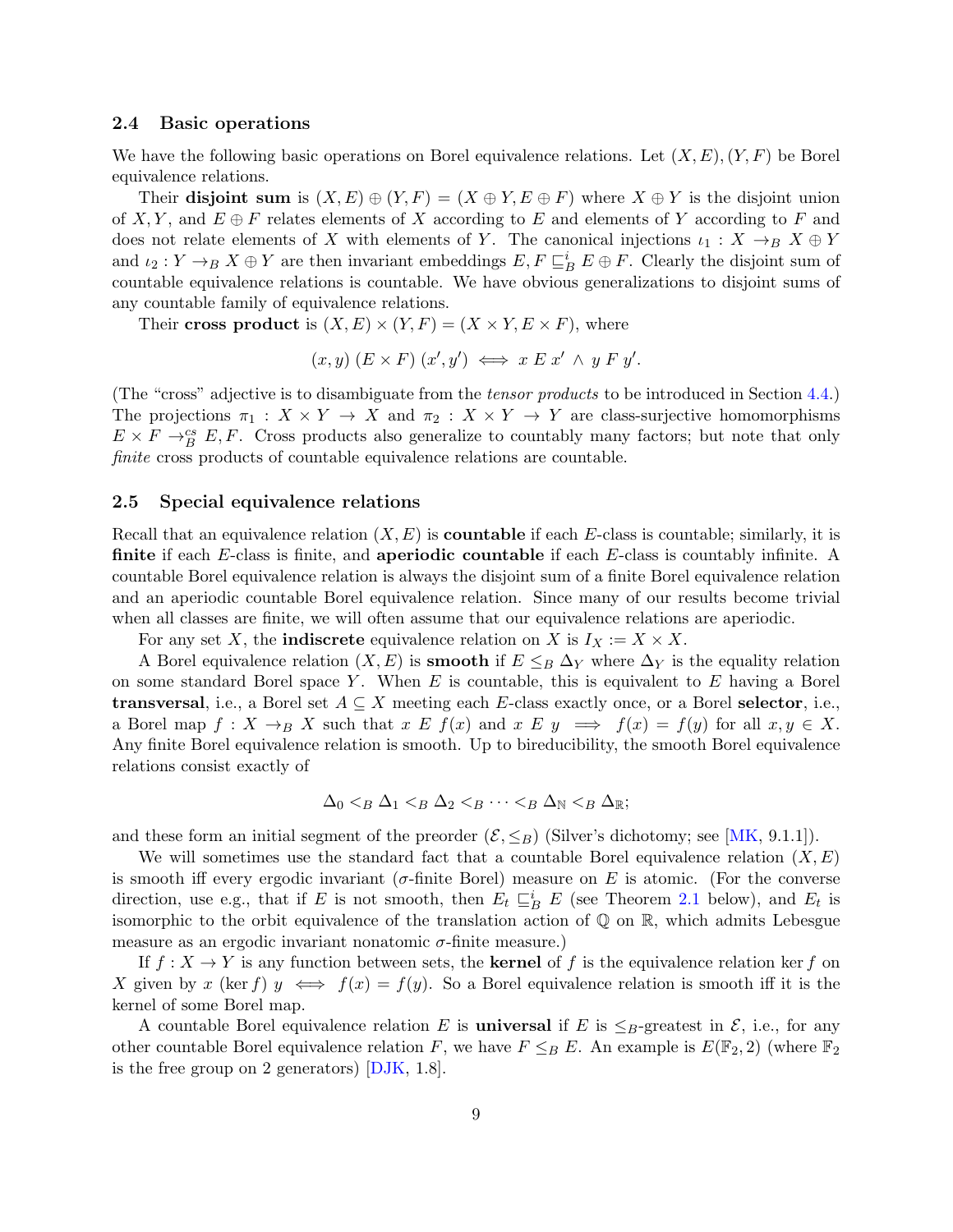### 2.4 Basic operations

We have the following basic operations on Borel equivalence relations. Let $(X, E), (Y, F)$ be Borel equivalence relations.

Their **disjoint sum** is $(X, E) \oplus (Y, F) = (X \oplus Y, E \oplus F)$ where $X \oplus Y$ is the disjoint union of $X, Y$, and $E \oplus F$ relates elements of $X$ according to $E$ and elements of $Y$ according to $F$ and does not relate elements of $X$ with elements of $Y$. The canonical injections $\iota_1 : X \to_B X \oplus Y$ and $\iota_2 : Y \to_B X \oplus Y$ are then invariant embeddings $E, F \sqsubseteq^i_B E \oplus F$. Clearly the disjoint sum of countable equivalence relations is countable. We have obvious generalizations to disjoint sums of any countable family of equivalence relations.

Their **cross product** is $(X, E) \times (Y, F) = (X \times Y, E \times F)$, where

$$(x, y) \; (E \times F) \; (x', y') \iff x \; E \; x' \wedge y \; F \; y'.$$

(The "cross" adjective is to disambiguate from the *tensor products* to be introduced in Section 4.4.) The projections $\pi_1 : X \times Y \to X$ and $\pi_2 : X \times Y \to Y$ are class-surjective homomorphisms $E \times F \to^{cs}_B E, F$. Cross products also generalize to countably many factors; but note that only *finite* cross products of countable equivalence relations are countable.

### 2.5 Special equivalence relations

Recall that an equivalence relation $(X, E)$ is **countable** if each $E$-class is countable; similarly, it is **finite** if each $E$-class is finite, and **aperiodic countable** if each $E$-class is countably infinite. A countable Borel equivalence relation is always the disjoint sum of a finite Borel equivalence relation and an aperiodic countable Borel equivalence relation. Since many of our results become trivial when all classes are finite, we will often assume that our equivalence relations are aperiodic.

For any set $X$, the **indiscrete** equivalence relation on $X$ is $I_X := X \times X$.

A Borel equivalence relation $(X, E)$ is **smooth** if $E \leq_B \Delta_Y$ where $\Delta_Y$ is the equality relation on some standard Borel space $Y$. When $E$ is countable, this is equivalent to $E$ having a Borel **transversal**, i.e., a Borel set $A \subseteq X$ meeting each $E$-class exactly once, or a Borel **selector**, i.e., a Borel map $f : X \to_B X$ such that $x \; E \; f(x)$ and $x \; E \; y \implies f(x) = f(y)$ for all $x, y \in X$. Any finite Borel equivalence relation is smooth. Up to bireducibility, the smooth Borel equivalence relations consist exactly of

$$\Delta_0 <_B \Delta_1 <_B \Delta_2 <_B \cdots <_B \Delta_{\mathbb{N}} <_B \Delta_{\mathbb{R}};$$

and these form an initial segment of the preorder $(\mathcal{E}, \leq_B)$ (Silver's dichotomy; see [MK, 9.1.1]).

We will sometimes use the standard fact that a countable Borel equivalence relation $(X, E)$ is smooth iff every ergodic invariant ($\sigma$-finite Borel) measure on $E$ is atomic. (For the converse direction, use e.g., that if $E$ is not smooth, then $E_t \sqsubseteq^i_B E$ (see Theorem 2.1 below), and $E_t$ is isomorphic to the orbit equivalence of the translation action of $\mathbb{Q}$ on $\mathbb{R}$, which admits Lebesgue measure as an ergodic invariant nonatomic $\sigma$-finite measure.)

If $f : X \to Y$ is any function between sets, the **kernel** of $f$ is the equivalence relation $\ker f$ on $X$ given by $x \; (\ker f) \; y \iff f(x) = f(y)$. So a Borel equivalence relation is smooth iff it is the kernel of some Borel map.

A countable Borel equivalence relation $E$ is **universal** if $E$ is $\leq_B$-greatest in $\mathcal{E}$, i.e., for any other countable Borel equivalence relation $F$, we have $F \leq_B E$. An example is $E(\mathbb{F}_2, 2)$ (where $\mathbb{F}_2$ is the free group on 2 generators) [DJK, 1.8].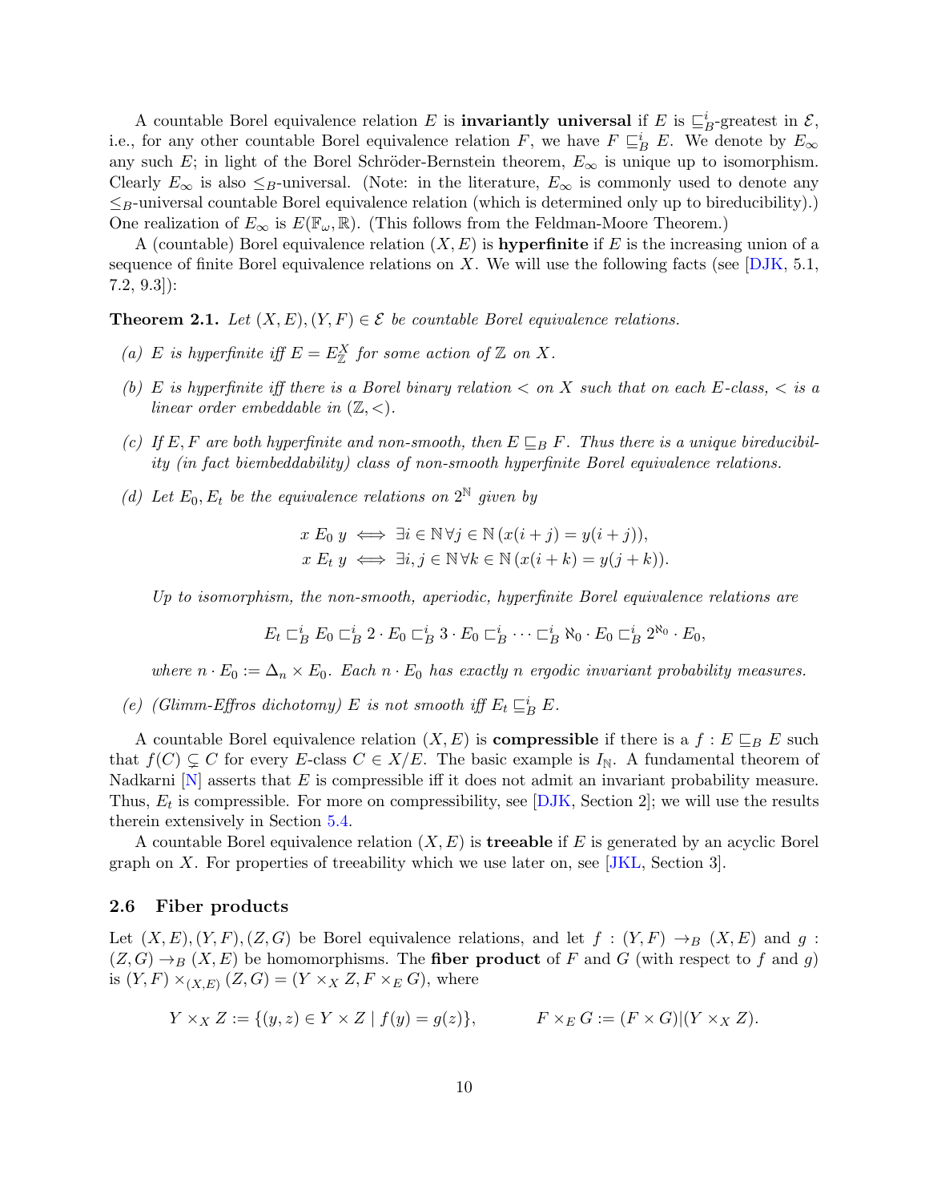A countable Borel equivalence relation $E$ is **invariantly universal** if $E$ is $\sqsubseteq^i_B$-greatest in $\mathcal{E}$, i.e., for any other countable Borel equivalence relation $F$, we have $F \sqsubseteq^i_B E$. We denote by $E_\infty$ any such $E$; in light of the Borel Schröder-Bernstein theorem, $E_\infty$ is unique up to isomorphism. Clearly $E_\infty$ is also $\leq_B$-universal. (Note: in the literature, $E_\infty$ is commonly used to denote any $\leq_B$-universal countable Borel equivalence relation (which is determined only up to bireducibility).) One realization of $E_\infty$ is $E(\mathbb{F}_\omega, \mathbb{R})$. (This follows from the Feldman-Moore Theorem.)

A (countable) Borel equivalence relation $(X, E)$ is **hyperfinite** if $E$ is the increasing union of a sequence of finite Borel equivalence relations on $X$. We will use the following facts (see [DJK, 5.1, 7.2, 9.3]):

**Theorem 2.1.** *Let $(X, E), (Y, F) \in \mathcal{E}$ be countable Borel equivalence relations.*

*(a) $E$ is hyperfinite iff $E = E^X_{\mathbb{Z}}$ for some action of $\mathbb{Z}$ on $X$.*

*(b) $E$ is hyperfinite iff there is a Borel binary relation $<$ on $X$ such that on each $E$-class, $<$ is a linear order embeddable in $(\mathbb{Z}, <)$.*

*(c) If $E, F$ are both hyperfinite and non-smooth, then $E \sqsubseteq_B F$. Thus there is a unique bireducibility (in fact biembeddability) class of non-smooth hyperfinite Borel equivalence relations.*

*(d) Let $E_0, E_t$ be the equivalence relations on $2^{\mathbb{N}}$ given by*

$$\begin{aligned} x \mathrel{E_0} y &\iff \exists i \in \mathbb{N}\, \forall j \in \mathbb{N}\, (x(i+j) = y(i+j)), \\ x \mathrel{E_t} y &\iff \exists i, j \in \mathbb{N}\, \forall k \in \mathbb{N}\, (x(i+k) = y(j+k)). \end{aligned}$$

*Up to isomorphism, the non-smooth, aperiodic, hyperfinite Borel equivalence relations are*

$$E_t \sqsubset^i_B E_0 \sqsubset^i_B 2 \cdot E_0 \sqsubset^i_B 3 \cdot E_0 \sqsubset^i_B \cdots \sqsubset^i_B \aleph_0 \cdot E_0 \sqsubset^i_B 2^{\aleph_0} \cdot E_0,$$

*where $n \cdot E_0 := \Delta_n \times E_0$. Each $n \cdot E_0$ has exactly $n$ ergodic invariant probability measures.*

*(e) (Glimm-Effros dichotomy) $E$ is not smooth iff $E_t \sqsubseteq^i_B E$.*

A countable Borel equivalence relation $(X, E)$ is **compressible** if there is a $f : E \sqsubseteq_B E$ such that $f(C) \subsetneq C$ for every $E$-class $C \in X/E$. The basic example is $I_{\mathbb{N}}$. A fundamental theorem of Nadkarni [N] asserts that $E$ is compressible iff it does not admit an invariant probability measure. Thus, $E_t$ is compressible. For more on compressibility, see [DJK, Section 2]; we will use the results therein extensively in Section 5.4.

A countable Borel equivalence relation $(X, E)$ is **treeable** if $E$ is generated by an acyclic Borel graph on $X$. For properties of treeability which we use later on, see [JKL, Section 3].

### 2.6 Fiber products

Let $(X, E), (Y, F), (Z, G)$ be Borel equivalence relations, and let $f : (Y, F) \to_B (X, E)$ and $g : (Z, G) \to_B (X, E)$ be homomorphisms. The **fiber product** of $F$ and $G$ (with respect to $f$ and $g$) is $(Y, F) \times_{(X,E)} (Z, G) = (Y \times_X Z, F \times_E G)$, where

$$Y \times_X Z := \{(y, z) \in Y \times Z \mid f(y) = g(z)\}, \qquad F \times_E G := (F \times G)|(Y \times_X Z).$$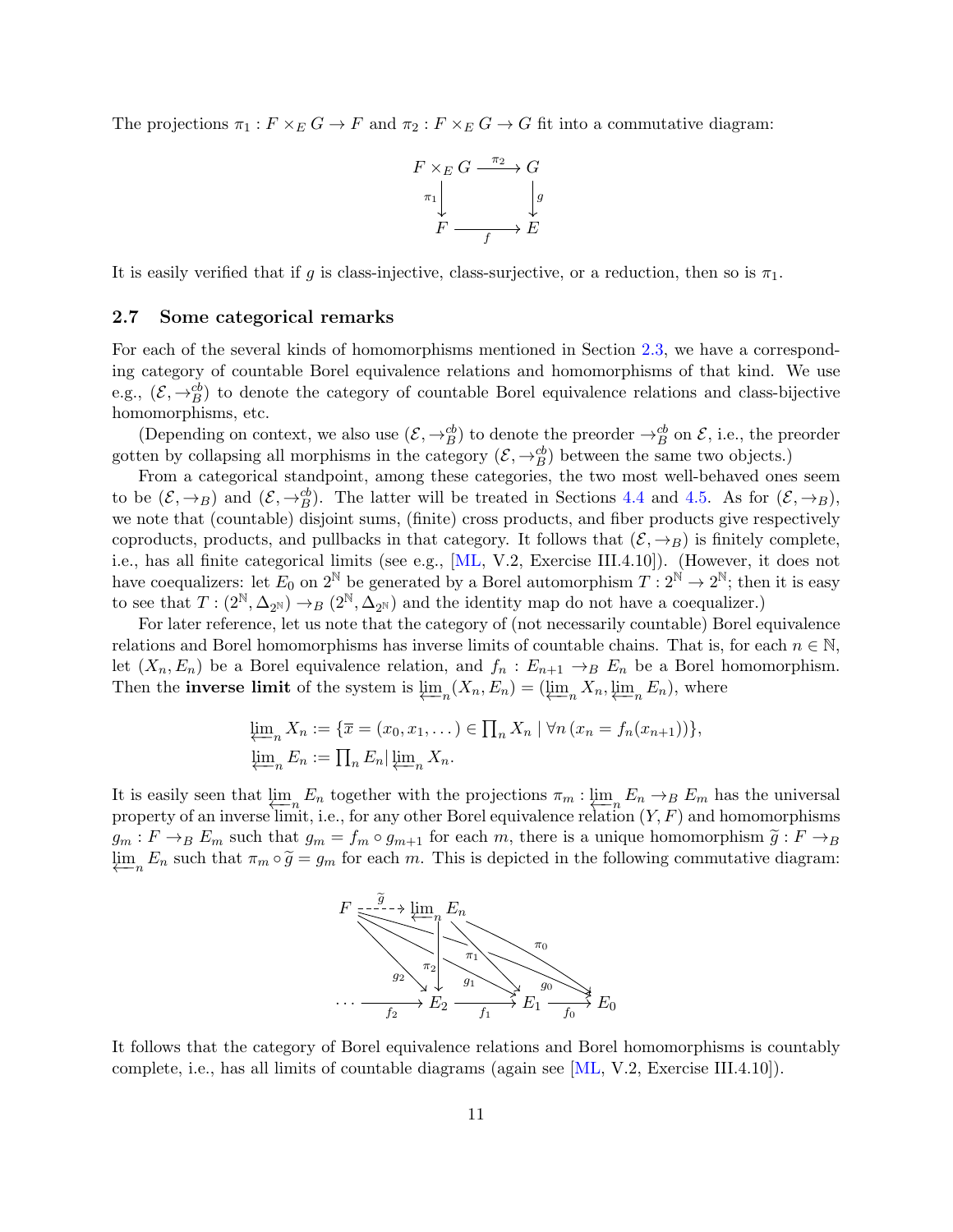The projections $\pi_1 : F \times_E G \to F$ and $\pi_2 : F \times_E G \to G$ fit into a commutative diagram:

$$\begin{array}{ccc} F \times_E G & \xrightarrow{\pi_2} & G \\ {\scriptstyle \pi_1}\downarrow & & \downarrow{\scriptstyle g} \\ F & \xrightarrow[f]{} & E \end{array}$$

It is easily verified that if $g$ is class-injective, class-surjective, or a reduction, then so is $\pi_1$.

### 2.7 Some categorical remarks

For each of the several kinds of homomorphisms mentioned in Section 2.3, we have a corresponding category of countable Borel equivalence relations and homomorphisms of that kind. We use e.g., $(\mathcal{E}, \to_B^{cb})$ to denote the category of countable Borel equivalence relations and class-bijective homomorphisms, etc.

(Depending on context, we also use $(\mathcal{E}, \to_B^{cb})$ to denote the preorder $\to_B^{cb}$ on $\mathcal{E}$, i.e., the preorder gotten by collapsing all morphisms in the category $(\mathcal{E}, \to_B^{cb})$ between the same two objects.)

From a categorical standpoint, among these categories, the two most well-behaved ones seem to be $(\mathcal{E}, \to_B)$ and $(\mathcal{E}, \to_B^{cb})$. The latter will be treated in Sections 4.4 and 4.5. As for $(\mathcal{E}, \to_B)$, we note that (countable) disjoint sums, (finite) cross products, and fiber products give respectively coproducts, products, and pullbacks in that category. It follows that $(\mathcal{E}, \to_B)$ is finitely complete, i.e., has all finite categorical limits (see e.g., [ML, V.2, Exercise III.4.10]). (However, it does not have coequalizers: let $E_0$ on $2^{\mathbb{N}}$ be generated by a Borel automorphism $T : 2^{\mathbb{N}} \to 2^{\mathbb{N}}$; then it is easy to see that $T : (2^{\mathbb{N}}, \Delta_{2^{\mathbb{N}}}) \to_B (2^{\mathbb{N}}, \Delta_{2^{\mathbb{N}}})$ and the identity map do not have a coequalizer.)

For later reference, let us note that the category of (not necessarily countable) Borel equivalence relations and Borel homomorphisms has inverse limits of countable chains. That is, for each $n \in \mathbb{N}$, let $(X_n, E_n)$ be a Borel equivalence relation, and $f_n : E_{n+1} \to_B E_n$ be a Borel homomorphism. Then the **inverse limit** of the system is $\varprojlim_n (X_n, E_n) = (\varprojlim_n X_n, \varprojlim_n E_n)$, where

$$\begin{aligned} \varprojlim_n X_n &:= \{\overline{x} = (x_0, x_1, \dots) \in \textstyle\prod_n X_n \mid \forall n\, (x_n = f_n(x_{n+1}))\}, \\ \varprojlim_n E_n &:= \textstyle\prod_n E_n | \varprojlim_n X_n. \end{aligned}$$

It is easily seen that $\varprojlim_n E_n$ together with the projections $\pi_m : \varprojlim_n E_n \to_B E_m$ has the universal property of an inverse limit, i.e., for any other Borel equivalence relation $(Y, F)$ and homomorphisms $g_m : F \to_B E_m$ such that $g_m = f_m \circ g_{m+1}$ for each $m$, there is a unique homomorphism $\widetilde{g} : F \to_B \varprojlim_n E_n$ such that $\pi_m \circ \widetilde{g} = g_m$ for each $m$. This is depicted in the following commutative diagram:

$$\begin{array}{ccccccc} F & \overset{\widetilde{g}}{\dashrightarrow} & \varprojlim_n E_n & & & & \\ & & {\scriptstyle \pi_2}\downarrow & & & & \\ \cdots & \xrightarrow[f_2]{} & E_2 & \xrightarrow[f_1]{} & E_1 & \xrightarrow[f_0]{} & E_0 \end{array}$$

(with arrows $g_2 : F \to E_2$, $g_1 : F \to E_1$, $g_0 : F \to E_0$, $\pi_1 : \varprojlim_n E_n \to E_1$, $\pi_0 : \varprojlim_n E_n \to E_0$)

It follows that the category of Borel equivalence relations and Borel homomorphisms is countably complete, i.e., has all limits of countable diagrams (again see [ML, V.2, Exercise III.4.10]).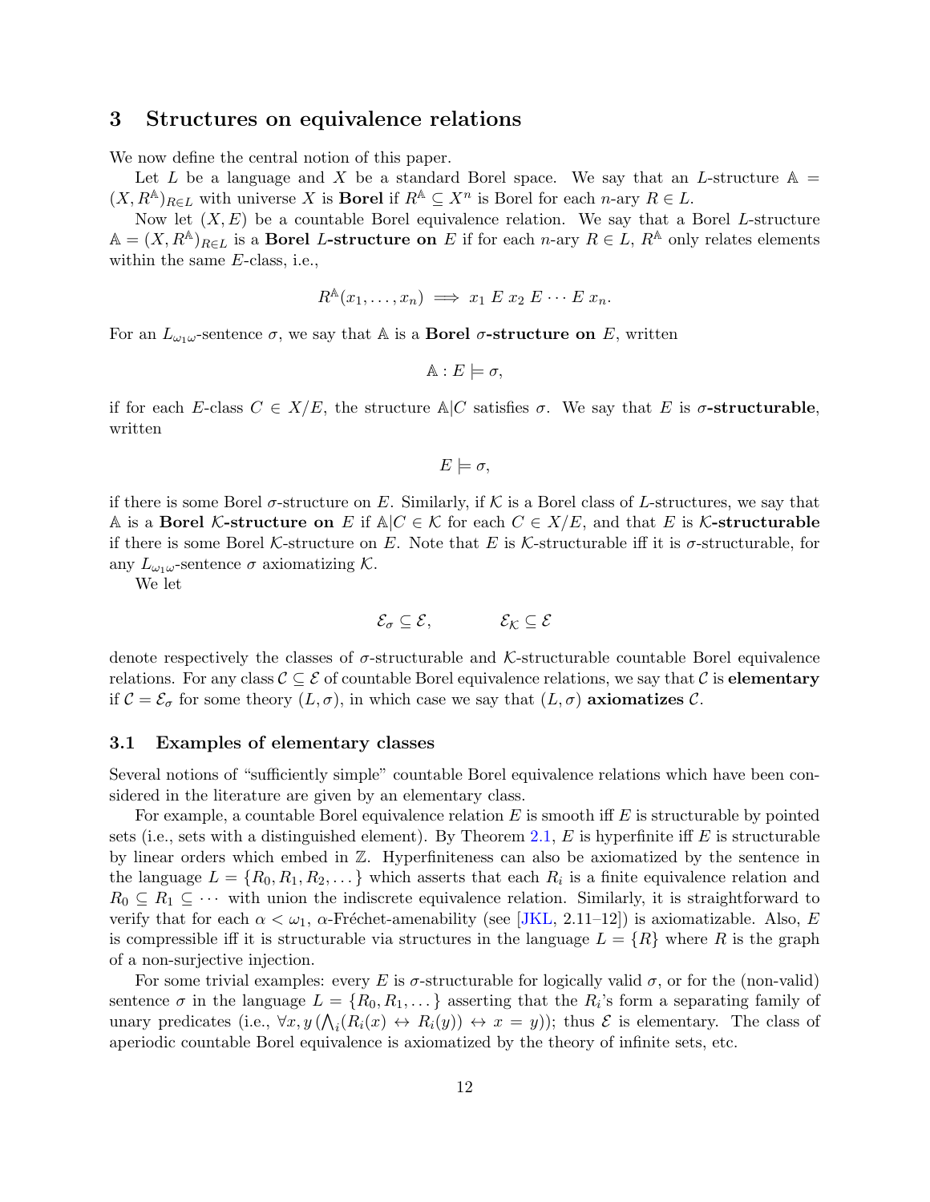## 3 Structures on equivalence relations

We now define the central notion of this paper.

Let $L$ be a language and $X$ be a standard Borel space. We say that an $L$-structure $\mathbb{A} = (X, R^{\mathbb{A}})_{R \in L}$ with universe $X$ is **Borel** if $R^{\mathbb{A}} \subseteq X^n$ is Borel for each $n$-ary $R \in L$.

Now let $(X, E)$ be a countable Borel equivalence relation. We say that a Borel $L$-structure $\mathbb{A} = (X, R^{\mathbb{A}})_{R \in L}$ is a **Borel $L$-structure on** $E$ if for each $n$-ary $R \in L$, $R^{\mathbb{A}}$ only relates elements within the same $E$-class, i.e.,

$$R^{\mathbb{A}}(x_1, \dots, x_n) \implies x_1 \mathrel{E} x_2 \mathrel{E} \cdots \mathrel{E} x_n.$$

For an $L_{\omega_1\omega}$-sentence $\sigma$, we say that $\mathbb{A}$ is a **Borel $\sigma$-structure on** $E$, written

$$\mathbb{A} : E \models \sigma,$$

if for each $E$-class $C \in X/E$, the structure $\mathbb{A}|C$ satisfies $\sigma$. We say that $E$ is **$\sigma$-structurable**, written

$$E \models \sigma,$$

if there is some Borel $\sigma$-structure on $E$. Similarly, if $\mathcal{K}$ is a Borel class of $L$-structures, we say that $\mathbb{A}$ is a **Borel $\mathcal{K}$-structure on** $E$ if $\mathbb{A}|C \in \mathcal{K}$ for each $C \in X/E$, and that $E$ is **$\mathcal{K}$-structurable** if there is some Borel $\mathcal{K}$-structure on $E$. Note that $E$ is $\mathcal{K}$-structurable iff it is $\sigma$-structurable, for any $L_{\omega_1\omega}$-sentence $\sigma$ axiomatizing $\mathcal{K}$.

We let

$$\mathcal{E}_\sigma \subseteq \mathcal{E}, \qquad \mathcal{E}_\mathcal{K} \subseteq \mathcal{E}$$

denote respectively the classes of $\sigma$-structurable and $\mathcal{K}$-structurable countable Borel equivalence relations. For any class $\mathcal{C} \subseteq \mathcal{E}$ of countable Borel equivalence relations, we say that $\mathcal{C}$ is **elementary** if $\mathcal{C} = \mathcal{E}_\sigma$ for some theory $(L, \sigma)$, in which case we say that $(L, \sigma)$ **axiomatizes** $\mathcal{C}$.

### 3.1 Examples of elementary classes

Several notions of "sufficiently simple" countable Borel equivalence relations which have been considered in the literature are given by an elementary class.

For example, a countable Borel equivalence relation $E$ is smooth iff $E$ is structurable by pointed sets (i.e., sets with a distinguished element). By Theorem 2.1, $E$ is hyperfinite iff $E$ is structurable by linear orders which embed in $\mathbb{Z}$. Hyperfiniteness can also be axiomatized by the sentence in the language $L = \{R_0, R_1, R_2, \dots\}$ which asserts that each $R_i$ is a finite equivalence relation and $R_0 \subseteq R_1 \subseteq \cdots$ with union the indiscrete equivalence relation. Similarly, it is straightforward to verify that for each $\alpha < \omega_1$, $\alpha$-Fréchet-amenability (see [JKL, 2.11–12]) is axiomatizable. Also, $E$ is compressible iff it is structurable via structures in the language $L = \{R\}$ where $R$ is the graph of a non-surjective injection.

For some trivial examples: every $E$ is $\sigma$-structurable for logically valid $\sigma$, or for the (non-valid) sentence $\sigma$ in the language $L = \{R_0, R_1, \dots\}$ asserting that the $R_i$'s form a separating family of unary predicates (i.e., $\forall x, y\, (\bigwedge_i (R_i(x) \leftrightarrow R_i(y)) \leftrightarrow x = y)$); thus $\mathcal{E}$ is elementary. The class of aperiodic countable Borel equivalence is axiomatized by the theory of infinite sets, etc.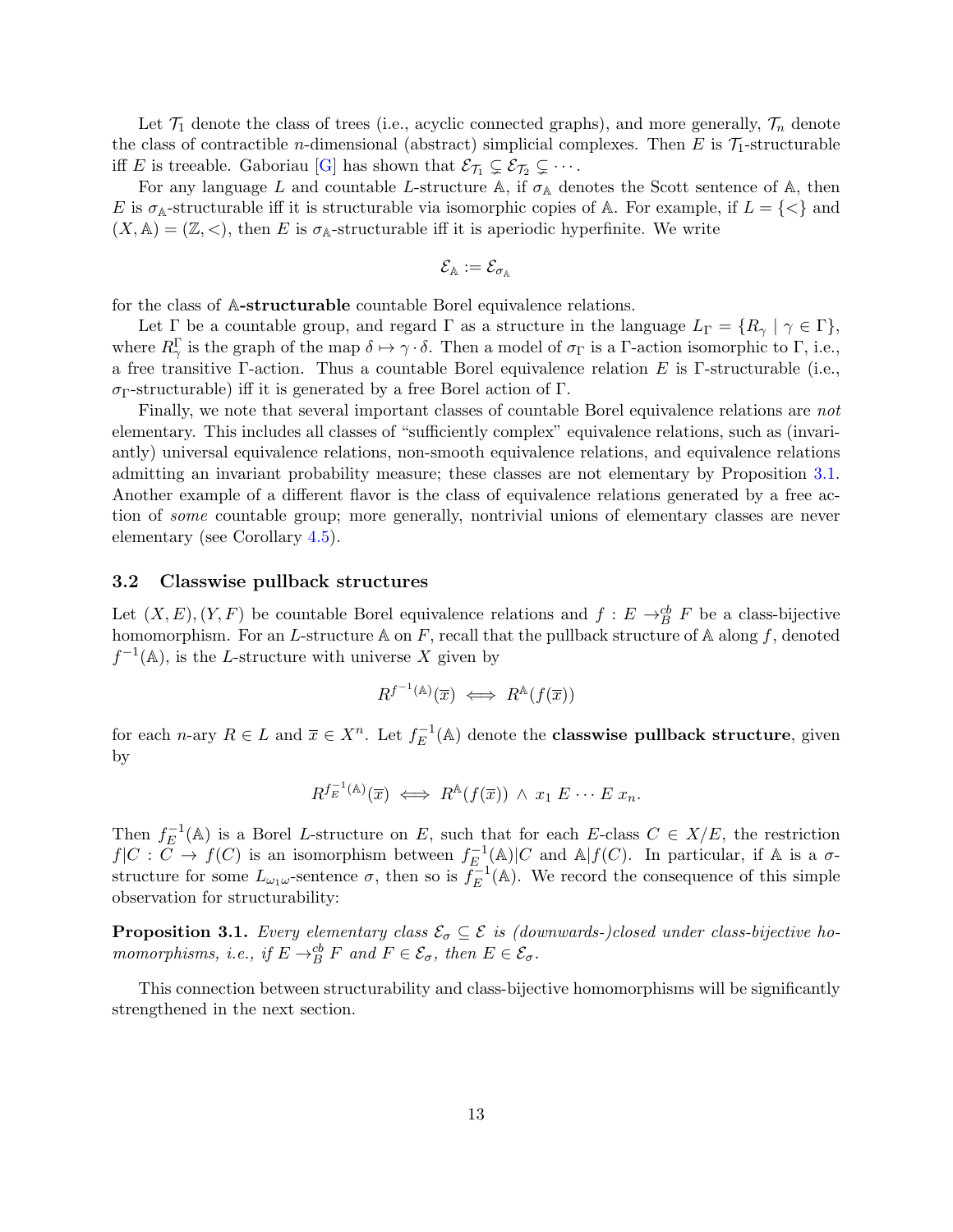Let $\mathcal{T}_1$ denote the class of trees (i.e., acyclic connected graphs), and more generally, $\mathcal{T}_n$ denote the class of contractible $n$-dimensional (abstract) simplicial complexes. Then $E$ is $\mathcal{T}_1$-structurable iff $E$ is treeable. Gaboriau [G] has shown that $\mathcal{E}_{\mathcal{T}_1} \subsetneq \mathcal{E}_{\mathcal{T}_2} \subsetneq \cdots$.

For any language $L$ and countable $L$-structure $\mathbb{A}$, if $\sigma_{\mathbb{A}}$ denotes the Scott sentence of $\mathbb{A}$, then $E$ is $\sigma_{\mathbb{A}}$-structurable iff it is structurable via isomorphic copies of $\mathbb{A}$. For example, if $L = \{<\}$ and $(X, \mathbb{A}) = (\mathbb{Z}, <)$, then $E$ is $\sigma_{\mathbb{A}}$-structurable iff it is aperiodic hyperfinite. We write

$$\mathcal{E}_{\mathbb{A}} := \mathcal{E}_{\sigma_{\mathbb{A}}}$$

for the class of **$\mathbb{A}$-structurable** countable Borel equivalence relations.

Let $\Gamma$ be a countable group, and regard $\Gamma$ as a structure in the language $L_\Gamma = \{R_\gamma \mid \gamma \in \Gamma\}$, where $R_\gamma^\Gamma$ is the graph of the map $\delta \mapsto \gamma \cdot \delta$. Then a model of $\sigma_\Gamma$ is a $\Gamma$-action isomorphic to $\Gamma$, i.e., a free transitive $\Gamma$-action. Thus a countable Borel equivalence relation $E$ is $\Gamma$-structurable (i.e., $\sigma_\Gamma$-structurable) iff it is generated by a free Borel action of $\Gamma$.

Finally, we note that several important classes of countable Borel equivalence relations are *not* elementary. This includes all classes of "sufficiently complex" equivalence relations, such as (invariantly) universal equivalence relations, non-smooth equivalence relations, and equivalence relations admitting an invariant probability measure; these classes are not elementary by Proposition 3.1. Another example of a different flavor is the class of equivalence relations generated by a free action of *some* countable group; more generally, nontrivial unions of elementary classes are never elementary (see Corollary 4.5).

### 3.2 Classwise pullback structures

Let $(X, E), (Y, F)$ be countable Borel equivalence relations and $f : E \to_B^{cb} F$ be a class-bijective homomorphism. For an $L$-structure $\mathbb{A}$ on $F$, recall that the pullback structure of $\mathbb{A}$ along $f$, denoted $f^{-1}(\mathbb{A})$, is the $L$-structure with universe $X$ given by

$$R^{f^{-1}(\mathbb{A})}(\overline{x}) \iff R^{\mathbb{A}}(f(\overline{x}))$$

for each $n$-ary $R \in L$ and $\overline{x} \in X^n$. Let $f_E^{-1}(\mathbb{A})$ denote the **classwise pullback structure**, given by

$$R^{f_E^{-1}(\mathbb{A})}(\overline{x}) \iff R^{\mathbb{A}}(f(\overline{x})) \wedge x_1 \mathrel{E} \cdots \mathrel{E} x_n.$$

Then $f_E^{-1}(\mathbb{A})$ is a Borel $L$-structure on $E$, such that for each $E$-class $C \in X/E$, the restriction $f|C : C \to f(C)$ is an isomorphism between $f_E^{-1}(\mathbb{A})|C$ and $\mathbb{A}|f(C)$. In particular, if $\mathbb{A}$ is a $\sigma$-structure for some $L_{\omega_1\omega}$-sentence $\sigma$, then so is $f_E^{-1}(\mathbb{A})$. We record the consequence of this simple observation for structurability:

**Proposition 3.1.** *Every elementary class $\mathcal{E}_\sigma \subseteq \mathcal{E}$ is (downwards-)closed under class-bijective homomorphisms, i.e., if $E \to_B^{cb} F$ and $F \in \mathcal{E}_\sigma$, then $E \in \mathcal{E}_\sigma$.*

This connection between structurability and class-bijective homomorphisms will be significantly strengthened in the next section.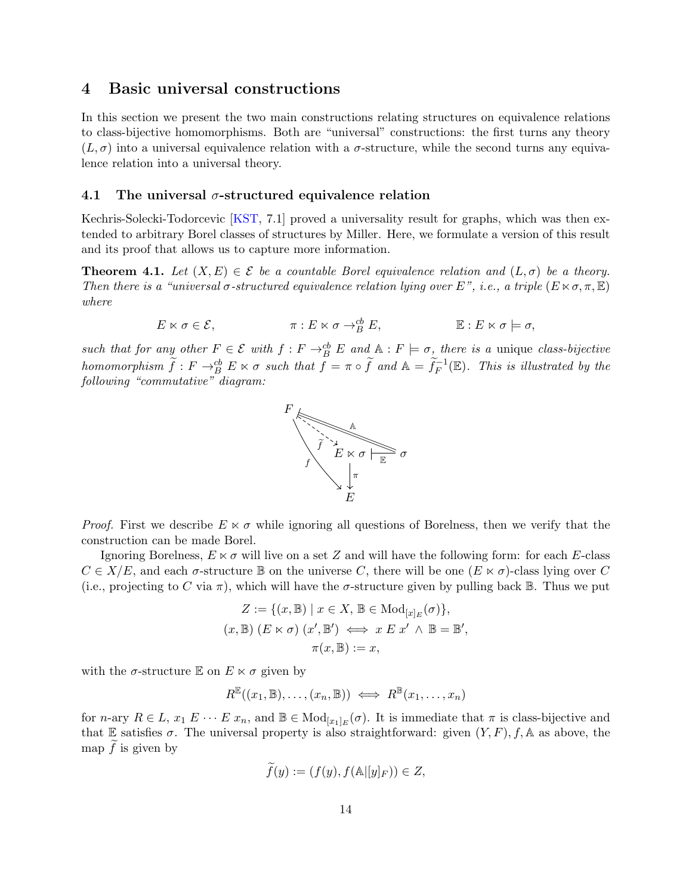## 4 Basic universal constructions

In this section we present the two main constructions relating structures on equivalence relations to class-bijective homomorphisms. Both are "universal" constructions: the first turns any theory $(L, \sigma)$ into a universal equivalence relation with a $\sigma$-structure, while the second turns any equivalence relation into a universal theory.

### 4.1 The universal $\sigma$-structured equivalence relation

Kechris-Solecki-Todorcevic [KST, 7.1] proved a universality result for graphs, which was then extended to arbitrary Borel classes of structures by Miller. Here, we formulate a version of this result and its proof that allows us to capture more information.

**Theorem 4.1.** *Let $(X, E) \in \mathcal{E}$ be a countable Borel equivalence relation and $(L, \sigma)$ be a theory. Then there is a "universal $\sigma$-structured equivalence relation lying over $E$", i.e., a triple $(E \ltimes \sigma, \pi, \mathbb{E})$ where*

$$E \ltimes \sigma \in \mathcal{E}, \qquad \pi : E \ltimes \sigma \to_B^{cb} E, \qquad \mathbb{E} : E \ltimes \sigma \models \sigma,$$

*such that for any other $F \in \mathcal{E}$ with $f : F \to_B^{cb} E$ and $\mathbb{A} : F \models \sigma$, there is a* unique *class-bijective homomorphism $\widetilde{f} : F \to_B^{cb} E \ltimes \sigma$ such that $f = \pi \circ \widetilde{f}$ and $\mathbb{A} = \widetilde{f}_F^{-1}(\mathbb{E})$. This is illustrated by the following "commutative" diagram:*

$$\begin{array}{ccc} F & \overset{\mathbb{A}}{\models} & \sigma \\ {\scriptstyle \widetilde{f}} \searrow & & \\ & E \ltimes \sigma \models_{\mathbb{E}} \sigma & \\ {\scriptstyle f} \searrow & \downarrow {\scriptstyle \pi} & \\ & E & \end{array}$$

*Proof.* First we describe $E \ltimes \sigma$ while ignoring all questions of Borelness, then we verify that the construction can be made Borel.

Ignoring Borelness, $E \ltimes \sigma$ will live on a set $Z$ and will have the following form: for each $E$-class $C \in X/E$, and each $\sigma$-structure $\mathbb{B}$ on the universe $C$, there will be one $(E \ltimes \sigma)$-class lying over $C$ (i.e., projecting to $C$ via $\pi$), which will have the $\sigma$-structure given by pulling back $\mathbb{B}$. Thus we put

$$Z := \{(x, \mathbb{B}) \mid x \in X,\ \mathbb{B} \in \mathrm{Mod}_{[x]_E}(\sigma)\},$$
$$(x, \mathbb{B})\ (E \ltimes \sigma)\ (x', \mathbb{B}') \iff x\ E\ x' \wedge \mathbb{B} = \mathbb{B}',$$
$$\pi(x, \mathbb{B}) := x,$$

with the $\sigma$-structure $\mathbb{E}$ on $E \ltimes \sigma$ given by

$$R^{\mathbb{E}}((x_1, \mathbb{B}), \dots, (x_n, \mathbb{B})) \iff R^{\mathbb{B}}(x_1, \dots, x_n)$$

for $n$-ary $R \in L$, $x_1\ E \cdots E\ x_n$, and $\mathbb{B} \in \mathrm{Mod}_{[x_1]_E}(\sigma)$. It is immediate that $\pi$ is class-bijective and that $\mathbb{E}$ satisfies $\sigma$. The universal property is also straightforward: given $(Y, F), f, \mathbb{A}$ as above, the map $\widetilde{f}$ is given by

$$\widetilde{f}(y) := (f(y), f(\mathbb{A}|[y]_F)) \in Z,$$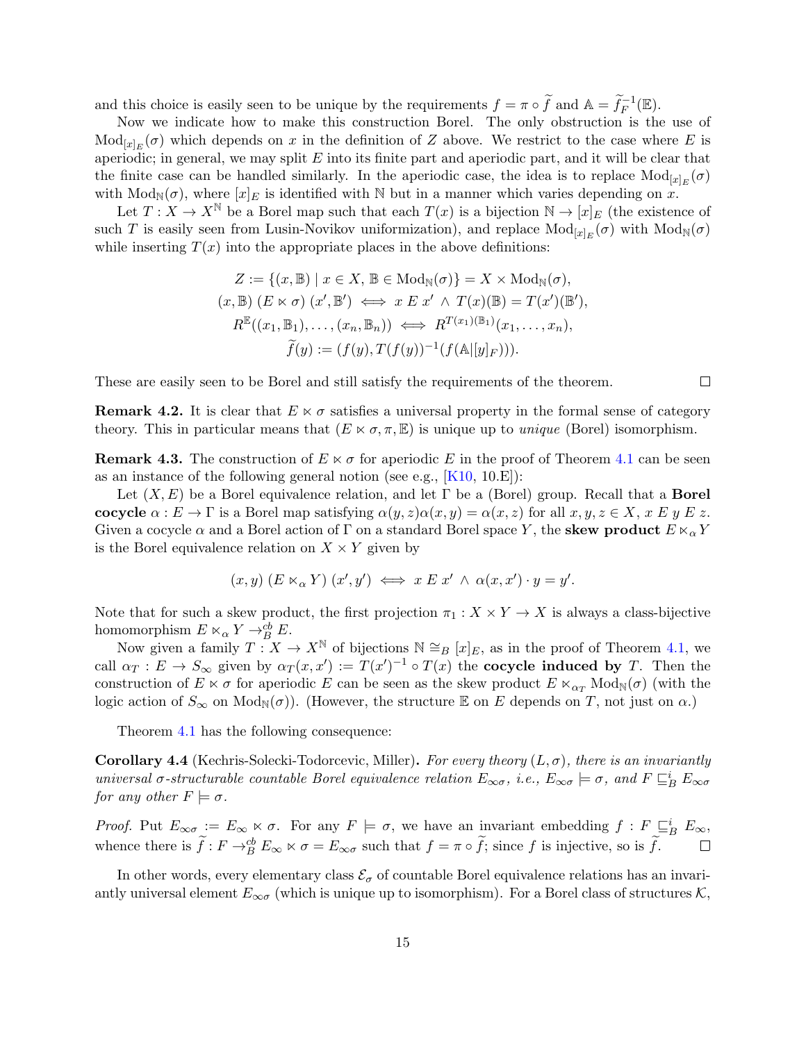and this choice is easily seen to be unique by the requirements $f = \pi \circ \widetilde{f}$ and $\mathbb{A} = \widetilde{f}_F^{-1}(\mathbb{E})$.

Now we indicate how to make this construction Borel. The only obstruction is the use of $\mathrm{Mod}_{[x]_E}(\sigma)$ which depends on $x$ in the definition of $Z$ above. We restrict to the case where $E$ is aperiodic; in general, we may split $E$ into its finite part and aperiodic part, and it will be clear that the finite case can be handled similarly. In the aperiodic case, the idea is to replace $\mathrm{Mod}_{[x]_E}(\sigma)$ with $\mathrm{Mod}_{\mathbb{N}}(\sigma)$, where $[x]_E$ is identified with $\mathbb{N}$ but in a manner which varies depending on $x$.

Let $T : X \to X^{\mathbb{N}}$ be a Borel map such that each $T(x)$ is a bijection $\mathbb{N} \to [x]_E$ (the existence of such $T$ is easily seen from Lusin-Novikov uniformization), and replace $\mathrm{Mod}_{[x]_E}(\sigma)$ with $\mathrm{Mod}_{\mathbb{N}}(\sigma)$ while inserting $T(x)$ into the appropriate places in the above definitions:

$$
\begin{aligned}
Z &:= \{(x, \mathbb{B}) \mid x \in X,\ \mathbb{B} \in \mathrm{Mod}_{\mathbb{N}}(\sigma)\} = X \times \mathrm{Mod}_{\mathbb{N}}(\sigma), \\
(x, \mathbb{B})\ (E \ltimes \sigma)\ (x', \mathbb{B}') &\iff x \mathrel{E} x' \ \wedge\ T(x)(\mathbb{B}) = T(x')(\mathbb{B}'), \\
R^{\mathbb{E}}((x_1, \mathbb{B}_1), \dots, (x_n, \mathbb{B}_n)) &\iff R^{T(x_1)(\mathbb{B}_1)}(x_1, \dots, x_n), \\
\widetilde{f}(y) &:= (f(y), T(f(y))^{-1}(f(\mathbb{A}|[y]_F))).
\end{aligned}
$$

These are easily seen to be Borel and still satisfy the requirements of the theorem. $\square$

**Remark 4.2.** It is clear that $E \ltimes \sigma$ satisfies a universal property in the formal sense of category theory. This in particular means that $(E \ltimes \sigma, \pi, \mathbb{E})$ is unique up to *unique* (Borel) isomorphism.

**Remark 4.3.** The construction of $E \ltimes \sigma$ for aperiodic $E$ in the proof of Theorem 4.1 can be seen as an instance of the following general notion (see e.g., [K10, 10.E]):

Let $(X, E)$ be a Borel equivalence relation, and let $\Gamma$ be a (Borel) group. Recall that a **Borel cocycle** $\alpha : E \to \Gamma$ is a Borel map satisfying $\alpha(y, z)\alpha(x, y) = \alpha(x, z)$ for all $x, y, z \in X$, $x \mathrel{E} y \mathrel{E} z$. Given a cocycle $\alpha$ and a Borel action of $\Gamma$ on a standard Borel space $Y$, the **skew product** $E \ltimes_\alpha Y$ is the Borel equivalence relation on $X \times Y$ given by

$$
(x, y)\ (E \ltimes_\alpha Y)\ (x', y') \iff x \mathrel{E} x' \ \wedge\ \alpha(x, x') \cdot y = y'.
$$

Note that for such a skew product, the first projection $\pi_1 : X \times Y \to X$ is always a class-bijective homomorphism $E \ltimes_\alpha Y \to_B^{cb} E$.

Now given a family $T : X \to X^{\mathbb{N}}$ of bijections $\mathbb{N} \cong_B [x]_E$, as in the proof of Theorem 4.1, we call $\alpha_T : E \to S_\infty$ given by $\alpha_T(x, x') := T(x')^{-1} \circ T(x)$ the **cocycle induced by** $T$. Then the construction of $E \ltimes \sigma$ for aperiodic $E$ can be seen as the skew product $E \ltimes_{\alpha_T} \mathrm{Mod}_{\mathbb{N}}(\sigma)$ (with the logic action of $S_\infty$ on $\mathrm{Mod}_{\mathbb{N}}(\sigma)$). (However, the structure $\mathbb{E}$ on $E$ depends on $T$, not just on $\alpha$.)

Theorem 4.1 has the following consequence:

**Corollary 4.4** (Kechris-Solecki-Todorcevic, Miller)**.** *For every theory $(L, \sigma)$, there is an invariantly universal $\sigma$-structurable countable Borel equivalence relation $E_{\infty\sigma}$, i.e., $E_{\infty\sigma} \models \sigma$, and $F \sqsubseteq_B^i E_{\infty\sigma}$ for any other $F \models \sigma$.*

*Proof.* Put $E_{\infty\sigma} := E_\infty \ltimes \sigma$. For any $F \models \sigma$, we have an invariant embedding $f : F \sqsubseteq_B^i E_\infty$, whence there is $\widetilde{f} : F \to_B^{cb} E_\infty \ltimes \sigma = E_{\infty\sigma}$ such that $f = \pi \circ \widetilde{f}$; since $f$ is injective, so is $\widetilde{f}$. $\square$

In other words, every elementary class $\mathcal{E}_\sigma$ of countable Borel equivalence relations has an invariantly universal element $E_{\infty\sigma}$ (which is unique up to isomorphism). For a Borel class of structures $\mathcal{K}$,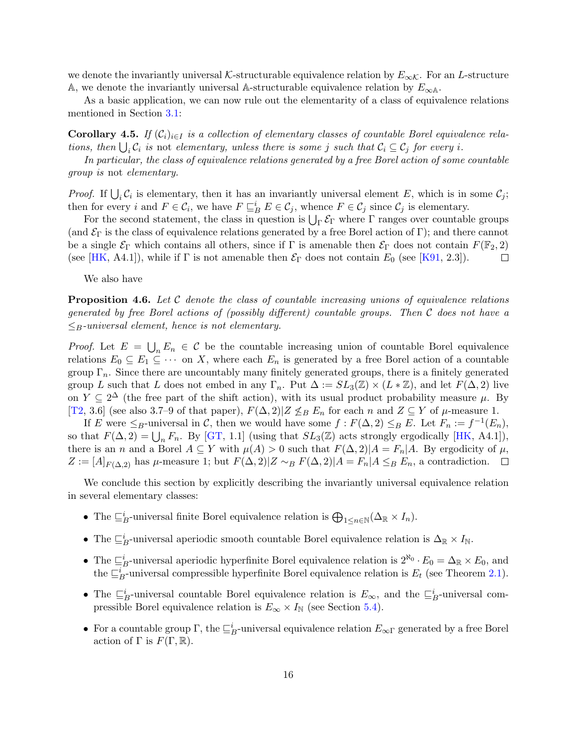we denote the invariantly universal $\mathcal{K}$-structurable equivalence relation by $E_{\infty\mathcal{K}}$. For an $L$-structure $\mathbb{A}$, we denote the invariantly universal $\mathbb{A}$-structurable equivalence relation by $E_{\infty\mathbb{A}}$.

As a basic application, we can now rule out the elementarity of a class of equivalence relations mentioned in Section 3.1:

**Corollary 4.5.** *If $(\mathcal{C}_i)_{i\in I}$ is a collection of elementary classes of countable Borel equivalence relations, then $\bigcup_i \mathcal{C}_i$ is* not *elementary, unless there is some $j$ such that $\mathcal{C}_i \subseteq \mathcal{C}_j$ for every $i$.*

*In particular, the class of equivalence relations generated by a free Borel action of some countable group is* not *elementary.*

*Proof.* If $\bigcup_i \mathcal{C}_i$ is elementary, then it has an invariantly universal element $E$, which is in some $\mathcal{C}_j$; then for every $i$ and $F \in \mathcal{C}_i$, we have $F \sqsubseteq^i_B E \in \mathcal{C}_j$, whence $F \in \mathcal{C}_j$ since $\mathcal{C}_j$ is elementary.

For the second statement, the class in question is $\bigcup_\Gamma \mathcal{E}_\Gamma$ where $\Gamma$ ranges over countable groups (and $\mathcal{E}_\Gamma$ is the class of equivalence relations generated by a free Borel action of $\Gamma$); and there cannot be a single $\mathcal{E}_\Gamma$ which contains all others, since if $\Gamma$ is amenable then $\mathcal{E}_\Gamma$ does not contain $F(\mathbb{F}_2, 2)$ (see [HK, A4.1]), while if $\Gamma$ is not amenable then $\mathcal{E}_\Gamma$ does not contain $E_0$ (see [K91, 2.3]). ☐

We also have

**Proposition 4.6.** *Let $\mathcal{C}$ denote the class of countable increasing unions of equivalence relations generated by free Borel actions of (possibly different) countable groups. Then $\mathcal{C}$ does not have a $\le_B$-universal element, hence is not elementary.*

*Proof.* Let $E = \bigcup_n E_n \in \mathcal{C}$ be the countable increasing union of countable Borel equivalence relations $E_0 \subseteq E_1 \subseteq \cdots$ on $X$, where each $E_n$ is generated by a free Borel action of a countable group $\Gamma_n$. Since there are uncountably many finitely generated groups, there is a finitely generated group $L$ such that $L$ does not embed in any $\Gamma_n$. Put $\Delta := SL_3(\mathbb{Z}) \times (L * \mathbb{Z})$, and let $F(\Delta, 2)$ live on $Y \subseteq 2^\Delta$ (the free part of the shift action), with its usual product probability measure $\mu$. By [T2, 3.6] (see also 3.7–9 of that paper), $F(\Delta, 2)|Z \not\le_B E_n$ for each $n$ and $Z \subseteq Y$ of $\mu$-measure 1.

If $E$ were $\le_B$-universal in $\mathcal{C}$, then we would have some $f : F(\Delta, 2) \le_B E$. Let $F_n := f^{-1}(E_n)$, so that $F(\Delta, 2) = \bigcup_n F_n$. By [GT, 1.1] (using that $SL_3(\mathbb{Z})$ acts strongly ergodically [HK, A4.1]), there is an $n$ and a Borel $A \subseteq Y$ with $\mu(A) > 0$ such that $F(\Delta, 2)|A = F_n|A$. By ergodicity of $\mu$, $Z := [A]_{F(\Delta,2)}$ has $\mu$-measure 1; but $F(\Delta, 2)|Z \sim_B F(\Delta, 2)|A = F_n|A \le_B E_n$, a contradiction. ☐

We conclude this section by explicitly describing the invariantly universal equivalence relation in several elementary classes:

- The $\sqsubseteq^i_B$-universal finite Borel equivalence relation is $\bigoplus_{1\le n\in\mathbb{N}}(\Delta_\mathbb{R} \times I_n)$.
- The $\sqsubseteq^i_B$-universal aperiodic smooth countable Borel equivalence relation is $\Delta_\mathbb{R} \times I_\mathbb{N}$.
- The $\sqsubseteq^i_B$-universal aperiodic hyperfinite Borel equivalence relation is $2^{\aleph_0} \cdot E_0 = \Delta_\mathbb{R} \times E_0$, and the $\sqsubseteq^i_B$-universal compressible hyperfinite Borel equivalence relation is $E_t$ (see Theorem 2.1).
- The $\sqsubseteq^i_B$-universal countable Borel equivalence relation is $E_\infty$, and the $\sqsubseteq^i_B$-universal compressible Borel equivalence relation is $E_\infty \times I_\mathbb{N}$ (see Section 5.4).
- For a countable group $\Gamma$, the $\sqsubseteq^i_B$-universal equivalence relation $E_{\infty\Gamma}$ generated by a free Borel action of $\Gamma$ is $F(\Gamma, \mathbb{R})$.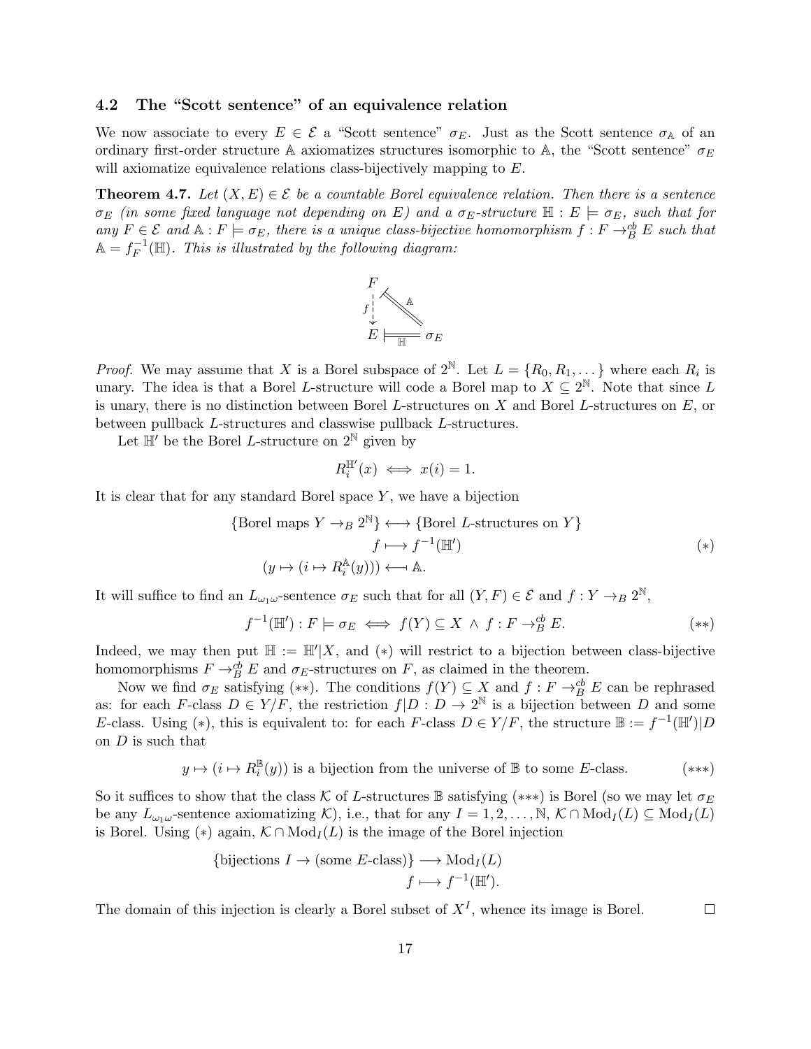### 4.2 The "Scott sentence" of an equivalence relation

We now associate to every $E \in \mathcal{E}$ a "Scott sentence" $\sigma_E$. Just as the Scott sentence $\sigma_{\mathbb{A}}$ of an ordinary first-order structure $\mathbb{A}$ axiomatizes structures isomorphic to $\mathbb{A}$, the "Scott sentence" $\sigma_E$ will axiomatize equivalence relations class-bijectively mapping to $E$.

**Theorem 4.7.** *Let $(X, E) \in \mathcal{E}$ be a countable Borel equivalence relation. Then there is a sentence $\sigma_E$ (in some fixed language not depending on $E$) and a $\sigma_E$-structure $\mathbb{H} : E \models \sigma_E$, such that for any $F \in \mathcal{E}$ and $\mathbb{A} : F \models \sigma_E$, there is a unique class-bijective homomorphism $f : F \to_B^{cb} E$ such that $\mathbb{A} = f_F^{-1}(\mathbb{H})$. This is illustrated by the following diagram:*

$$\begin{array}{ccc} F & & \\ {\scriptstyle f}\downarrow & \searrow^{\mathbb{A}} & \\ E & \underset{\mathbb{H}}{\models} & \sigma_E \end{array}$$

*Proof.* We may assume that $X$ is a Borel subspace of $2^{\mathbb{N}}$. Let $L = \{R_0, R_1, \dots\}$ where each $R_i$ is unary. The idea is that a Borel $L$-structure will code a Borel map to $X \subseteq 2^{\mathbb{N}}$. Note that since $L$ is unary, there is no distinction between Borel $L$-structures on $X$ and Borel $L$-structures on $E$, or between pullback $L$-structures and classwise pullback $L$-structures.

Let $\mathbb{H}'$ be the Borel $L$-structure on $2^{\mathbb{N}}$ given by

$$R_i^{\mathbb{H}'}(x) \iff x(i) = 1.$$

It is clear that for any standard Borel space $Y$, we have a bijection

$$\begin{aligned} \{\text{Borel maps } Y \to_B 2^{\mathbb{N}}\} &\longleftrightarrow \{\text{Borel } L\text{-structures on } Y\} \\ f &\longmapsto f^{-1}(\mathbb{H}') \\ (y \mapsto (i \mapsto R_i^{\mathbb{A}}(y))) &\longleftarrow \mathbb{A}. \end{aligned} \tag{$*$}$$

It will suffice to find an $L_{\omega_1\omega}$-sentence $\sigma_E$ such that for all $(Y, F) \in \mathcal{E}$ and $f : Y \to_B 2^{\mathbb{N}}$,

$$f^{-1}(\mathbb{H}') : F \models \sigma_E \iff f(Y) \subseteq X \wedge f : F \to_B^{cb} E. \tag{$**$}$$

Indeed, we may then put $\mathbb{H} := \mathbb{H}'|X$, and $(*)$ will restrict to a bijection between class-bijective homomorphisms $F \to_B^{cb} E$ and $\sigma_E$-structures on $F$, as claimed in the theorem.

Now we find $\sigma_E$ satisfying $(**)$. The conditions $f(Y) \subseteq X$ and $f : F \to_B^{cb} E$ can be rephrased as: for each $F$-class $D \in Y/F$, the restriction $f|D : D \to 2^{\mathbb{N}}$ is a bijection between $D$ and some $E$-class. Using $(*)$, this is equivalent to: for each $F$-class $D \in Y/F$, the structure $\mathbb{B} := f^{-1}(\mathbb{H}')|D$ on $D$ is such that

$$y \mapsto (i \mapsto R_i^{\mathbb{B}}(y)) \text{ is a bijection from the universe of } \mathbb{B} \text{ to some } E\text{-class.} \tag{$***$}$$

So it suffices to show that the class $\mathcal{K}$ of $L$-structures $\mathbb{B}$ satisfying $(***)$ is Borel (so we may let $\sigma_E$ be any $L_{\omega_1\omega}$-sentence axiomatizing $\mathcal{K}$), i.e., that for any $I = 1, 2, \dots, \mathbb{N}$, $\mathcal{K} \cap \mathrm{Mod}_I(L) \subseteq \mathrm{Mod}_I(L)$ is Borel. Using $(*)$ again, $\mathcal{K} \cap \mathrm{Mod}_I(L)$ is the image of the Borel injection

$$\begin{aligned} \{\text{bijections } I \to (\text{some } E\text{-class})\} &\longrightarrow \mathrm{Mod}_I(L) \\ f &\longmapsto f^{-1}(\mathbb{H}'). \end{aligned}$$

The domain of this injection is clearly a Borel subset of $X^I$, whence its image is Borel. $\square$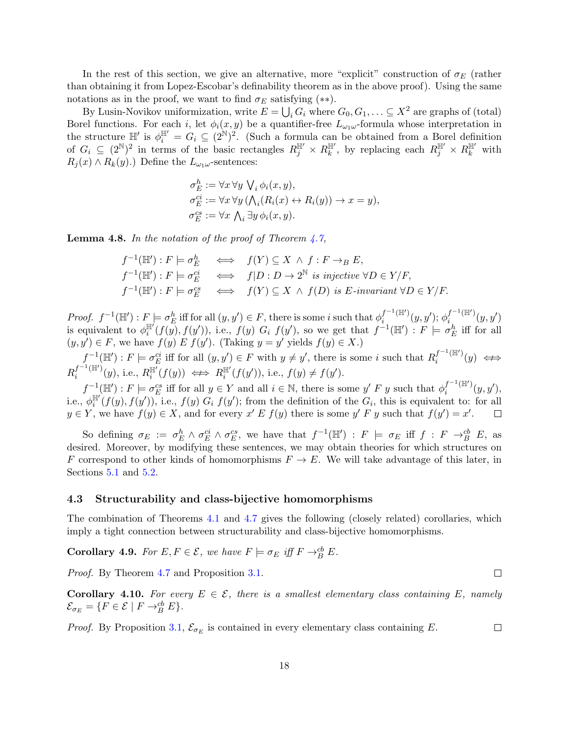In the rest of this section, we give an alternative, more "explicit" construction of $\sigma_E$ (rather than obtaining it from Lopez-Escobar's definability theorem as in the above proof). Using the same notations as in the proof, we want to find $\sigma_E$ satisfying $(**)$.

By Lusin-Novikov uniformization, write $E = \bigcup_i G_i$ where $G_0, G_1, \ldots \subseteq X^2$ are graphs of (total) Borel functions. For each $i$, let $\phi_i(x, y)$ be a quantifier-free $L_{\omega_1\omega}$-formula whose interpretation in the structure $\mathbb{H}'$ is $\phi_i^{\mathbb{H}'} = G_i \subseteq (2^{\mathbb{N}})^2$. (Such a formula can be obtained from a Borel definition of $G_i \subseteq (2^{\mathbb{N}})^2$ in terms of the basic rectangles $R_j^{\mathbb{H}'} \times R_k^{\mathbb{H}'}$, by replacing each $R_j^{\mathbb{H}'} \times R_k^{\mathbb{H}'}$ with $R_j(x) \wedge R_k(y)$.) Define the $L_{\omega_1\omega}$-sentences:

$$
\begin{aligned}
\sigma_E^h &:= \forall x\, \forall y\, \textstyle\bigvee_i \phi_i(x, y), \\
\sigma_E^{ci} &:= \forall x\, \forall y\, (\textstyle\bigwedge_i (R_i(x) \leftrightarrow R_i(y)) \to x = y), \\
\sigma_E^{cs} &:= \forall x\, \textstyle\bigwedge_i \exists y\, \phi_i(x, y).
\end{aligned}
$$

**Lemma 4.8.** *In the notation of the proof of Theorem 4.7,*

$$
\begin{aligned}
f^{-1}(\mathbb{H}') : F \models \sigma_E^h \quad &\iff \quad f(Y) \subseteq X \;\wedge\; f : F \to_B E, \\
f^{-1}(\mathbb{H}') : F \models \sigma_E^{ci} \quad &\iff \quad f|D : D \to 2^{\mathbb{N}} \text{ is injective } \forall D \in Y/F, \\
f^{-1}(\mathbb{H}') : F \models \sigma_E^{cs} \quad &\iff \quad f(Y) \subseteq X \;\wedge\; f(D) \text{ is } E\text{-invariant } \forall D \in Y/F.
\end{aligned}
$$

*Proof.* $f^{-1}(\mathbb{H}') : F \models \sigma_E^h$ iff for all $(y, y') \in F$, there is some $i$ such that $\phi_i^{f^{-1}(\mathbb{H}')}(y, y')$; $\phi_i^{f^{-1}(\mathbb{H}')}(y, y')$ is equivalent to $\phi_i^{\mathbb{H}'}(f(y), f(y'))$, i.e., $f(y)\ G_i\ f(y')$, so we get that $f^{-1}(\mathbb{H}') : F \models \sigma_E^h$ iff for all $(y, y') \in F$, we have $f(y)\ E\ f(y')$. (Taking $y = y'$ yields $f(y) \in X$.)

$f^{-1}(\mathbb{H}') : F \models \sigma_E^{ci}$ iff for all $(y, y') \in F$ with $y \neq y'$, there is some $i$ such that $R_i^{f^{-1}(\mathbb{H}')}(y) \iff\!\!\!\!\!\!/\;\; R_i^{f^{-1}(\mathbb{H}')}(y)$, i.e., $R_i^{\mathbb{H}'}(f(y)) \iff\!\!\!\!\!\!/\;\; R_i^{\mathbb{H}'}(f(y'))$, i.e., $f(y) \neq f(y')$.

$f^{-1}(\mathbb{H}') : F \models \sigma_E^{cs}$ iff for all $y \in Y$ and all $i \in \mathbb{N}$, there is some $y'\ F\ y$ such that $\phi_i^{f^{-1}(\mathbb{H}')}(y, y')$, i.e., $\phi_i^{\mathbb{H}'}(f(y), f(y'))$, i.e., $f(y)\ G_i\ f(y')$; from the definition of the $G_i$, this is equivalent to: for all $y \in Y$, we have $f(y) \in X$, and for every $x'\ E\ f(y)$ there is some $y'\ F\ y$ such that $f(y') = x'$. $\square$

So defining $\sigma_E := \sigma_E^h \wedge \sigma_E^{ci} \wedge \sigma_E^{cs}$, we have that $f^{-1}(\mathbb{H}') : F \models \sigma_E$ iff $f : F \to_B^{cb} E$, as desired. Moreover, by modifying these sentences, we may obtain theories for which structures on $F$ correspond to other kinds of homomorphisms $F \to E$. We will take advantage of this later, in Sections 5.1 and 5.2.

### 4.3 Structurability and class-bijective homomorphisms

The combination of Theorems 4.1 and 4.7 gives the following (closely related) corollaries, which imply a tight connection between structurability and class-bijective homomorphisms.

**Corollary 4.9.** *For $E, F \in \mathcal{E}$, we have $F \models \sigma_E$ iff $F \to_B^{cb} E$.*

*Proof.* By Theorem 4.7 and Proposition 3.1. $\square$

**Corollary 4.10.** *For every $E \in \mathcal{E}$, there is a smallest elementary class containing $E$, namely $\mathcal{E}_{\sigma_E} = \{F \in \mathcal{E} \mid F \to_B^{cb} E\}$.*

*Proof.* By Proposition 3.1, $\mathcal{E}_{\sigma_E}$ is contained in every elementary class containing $E$. $\square$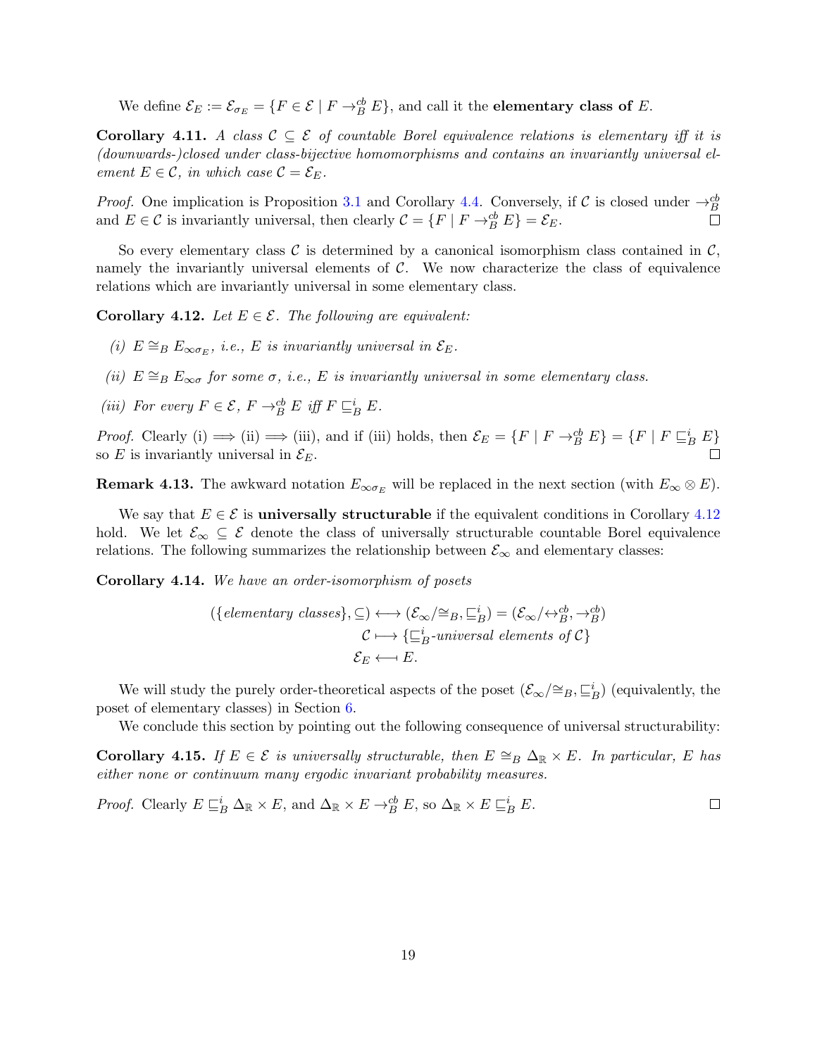We define $\mathcal{E}_E := \mathcal{E}_{\sigma_E} = \{F \in \mathcal{E} \mid F \to_B^{cb} E\}$, and call it the **elementary class of** $E$.

**Corollary 4.11.** *A class $\mathcal{C} \subseteq \mathcal{E}$ of countable Borel equivalence relations is elementary iff it is (downwards-)closed under class-bijective homomorphisms and contains an invariantly universal element $E \in \mathcal{C}$, in which case $\mathcal{C} = \mathcal{E}_E$.*

*Proof.* One implication is Proposition 3.1 and Corollary 4.4. Conversely, if $\mathcal{C}$ is closed under $\to_B^{cb}$ and $E \in \mathcal{C}$ is invariantly universal, then clearly $\mathcal{C} = \{F \mid F \to_B^{cb} E\} = \mathcal{E}_E$. $\square$

So every elementary class $\mathcal{C}$ is determined by a canonical isomorphism class contained in $\mathcal{C}$, namely the invariantly universal elements of $\mathcal{C}$. We now characterize the class of equivalence relations which are invariantly universal in some elementary class.

**Corollary 4.12.** *Let $E \in \mathcal{E}$. The following are equivalent:*

*(i) $E \cong_B E_{\infty\sigma_E}$, i.e., $E$ is invariantly universal in $\mathcal{E}_E$.*

*(ii) $E \cong_B E_{\infty\sigma}$ for some $\sigma$, i.e., $E$ is invariantly universal in some elementary class.*

*(iii) For every $F \in \mathcal{E}$, $F \to_B^{cb} E$ iff $F \sqsubseteq_B^i E$.*

*Proof.* Clearly (i) $\implies$ (ii) $\implies$ (iii), and if (iii) holds, then $\mathcal{E}_E = \{F \mid F \to_B^{cb} E\} = \{F \mid F \sqsubseteq_B^i E\}$ so $E$ is invariantly universal in $\mathcal{E}_E$. $\square$

**Remark 4.13.** The awkward notation $E_{\infty\sigma_E}$ will be replaced in the next section (with $E_\infty \otimes E$).

We say that $E \in \mathcal{E}$ is **universally structurable** if the equivalent conditions in Corollary 4.12 hold. We let $\mathcal{E}_\infty \subseteq \mathcal{E}$ denote the class of universally structurable countable Borel equivalence relations. The following summarizes the relationship between $\mathcal{E}_\infty$ and elementary classes:

**Corollary 4.14.** *We have an order-isomorphism of posets*

$$\begin{aligned}
(\{\textit{elementary classes}\}, \subseteq) &\longleftrightarrow (\mathcal{E}_\infty/{\cong_B}, \sqsubseteq_B^i) = (\mathcal{E}_\infty/{\leftrightarrow_B^{cb}}, \to_B^{cb}) \\
\mathcal{C} &\longmapsto \{\sqsubseteq_B^i\textit{-universal elements of } \mathcal{C}\} \\
\mathcal{E}_E &\longleftarrow E.
\end{aligned}$$

We will study the purely order-theoretical aspects of the poset $(\mathcal{E}_\infty/{\cong_B}, \sqsubseteq_B^i)$ (equivalently, the poset of elementary classes) in Section 6.

We conclude this section by pointing out the following consequence of universal structurability:

**Corollary 4.15.** *If $E \in \mathcal{E}$ is universally structurable, then $E \cong_B \Delta_\mathbb{R} \times E$. In particular, $E$ has either none or continuum many ergodic invariant probability measures.*

*Proof.* Clearly $E \sqsubseteq_B^i \Delta_\mathbb{R} \times E$, and $\Delta_\mathbb{R} \times E \to_B^{cb} E$, so $\Delta_\mathbb{R} \times E \sqsubseteq_B^i E$. $\square$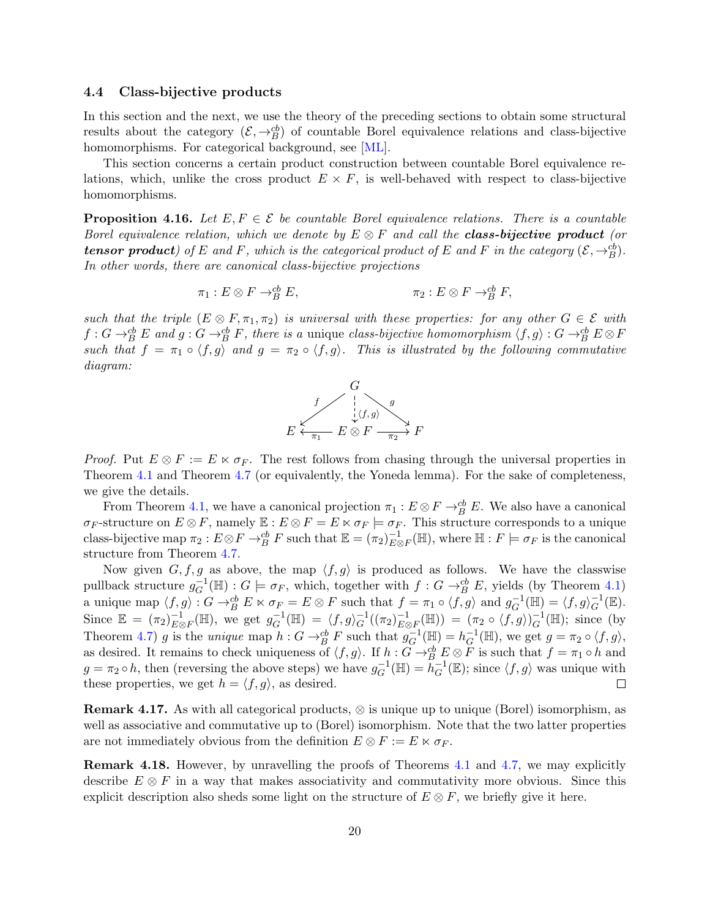### 4.4 Class-bijective products

In this section and the next, we use the theory of the preceding sections to obtain some structural results about the category $(\mathcal{E}, \to_B^{cb})$ of countable Borel equivalence relations and class-bijective homomorphisms. For categorical background, see [ML].

This section concerns a certain product construction between countable Borel equivalence relations, which, unlike the cross product $E \times F$, is well-behaved with respect to class-bijective homomorphisms.

**Proposition 4.16.** *Let $E, F \in \mathcal{E}$ be countable Borel equivalence relations. There is a countable Borel equivalence relation, which we denote by $E \otimes F$ and call the **class-bijective product** (or **tensor product**) of $E$ and $F$, which is the categorical product of $E$ and $F$ in the category $(\mathcal{E}, \to_B^{cb})$. In other words, there are canonical class-bijective projections*

$$\pi_1 : E \otimes F \to_B^{cb} E, \qquad\qquad \pi_2 : E \otimes F \to_B^{cb} F,$$

*such that the triple $(E \otimes F, \pi_1, \pi_2)$ is universal with these properties: for any other $G \in \mathcal{E}$ with $f : G \to_B^{cb} E$ and $g : G \to_B^{cb} F$, there is a unique class-bijective homomorphism $\langle f, g\rangle : G \to_B^{cb} E \otimes F$ such that $f = \pi_1 \circ \langle f, g\rangle$ and $g = \pi_2 \circ \langle f, g\rangle$. This is illustrated by the following commutative diagram:*

$$\begin{array}{ccccc} & & G & & \\ & \swarrow^{f} & \downarrow{\scriptstyle \langle f,g\rangle} & \searrow^{g} & \\ E & \xleftarrow{\pi_1} & E \otimes F & \xrightarrow{\pi_2} & F \end{array}$$

*Proof.* Put $E \otimes F := E \ltimes \sigma_F$. The rest follows from chasing through the universal properties in Theorem 4.1 and Theorem 4.7 (or equivalently, the Yoneda lemma). For the sake of completeness, we give the details.

From Theorem 4.1, we have a canonical projection $\pi_1 : E \otimes F \to_B^{cb} E$. We also have a canonical $\sigma_F$-structure on $E \otimes F$, namely $\mathbb{E} : E \otimes F = E \ltimes \sigma_F \models \sigma_F$. This structure corresponds to a unique class-bijective map $\pi_2 : E \otimes F \to_B^{cb} F$ such that $\mathbb{E} = (\pi_2)^{-1}_{E\otimes F}(\mathbb{H})$, where $\mathbb{H} : F \models \sigma_F$ is the canonical structure from Theorem 4.7.

Now given $G, f, g$ as above, the map $\langle f, g\rangle$ is produced as follows. We have the classwise pullback structure $g_G^{-1}(\mathbb{H}) : G \models \sigma_F$, which, together with $f : G \to_B^{cb} E$, yields (by Theorem 4.1) a unique map $\langle f, g\rangle : G \to_B^{cb} E \ltimes \sigma_F = E \otimes F$ such that $f = \pi_1 \circ \langle f, g\rangle$ and $g_G^{-1}(\mathbb{H}) = \langle f, g\rangle_G^{-1}(\mathbb{E})$. Since $\mathbb{E} = (\pi_2)^{-1}_{E\otimes F}(\mathbb{H})$, we get $g_G^{-1}(\mathbb{H}) = \langle f, g\rangle_G^{-1}((\pi_2)^{-1}_{E\otimes F}(\mathbb{H})) = (\pi_2 \circ \langle f, g\rangle)_G^{-1}(\mathbb{H})$; since (by Theorem 4.7) $g$ is the *unique* map $h : G \to_B^{cb} F$ such that $g_G^{-1}(\mathbb{H}) = h_G^{-1}(\mathbb{H})$, we get $g = \pi_2 \circ \langle f, g\rangle$, as desired. It remains to check uniqueness of $\langle f, g\rangle$. If $h : G \to_B^{cb} E \otimes F$ is such that $f = \pi_1 \circ h$ and $g = \pi_2 \circ h$, then (reversing the above steps) we have $g_G^{-1}(\mathbb{H}) = h_G^{-1}(\mathbb{E})$; since $\langle f, g\rangle$ was unique with these properties, we get $h = \langle f, g\rangle$, as desired. ∎

**Remark 4.17.** As with all categorical products, $\otimes$ is unique up to unique (Borel) isomorphism, as well as associative and commutative up to (Borel) isomorphism. Note that the two latter properties are not immediately obvious from the definition $E \otimes F := E \ltimes \sigma_F$.

**Remark 4.18.** However, by unravelling the proofs of Theorems 4.1 and 4.7, we may explicitly describe $E \otimes F$ in a way that makes associativity and commutativity more obvious. Since this explicit description also sheds some light on the structure of $E \otimes F$, we briefly give it here.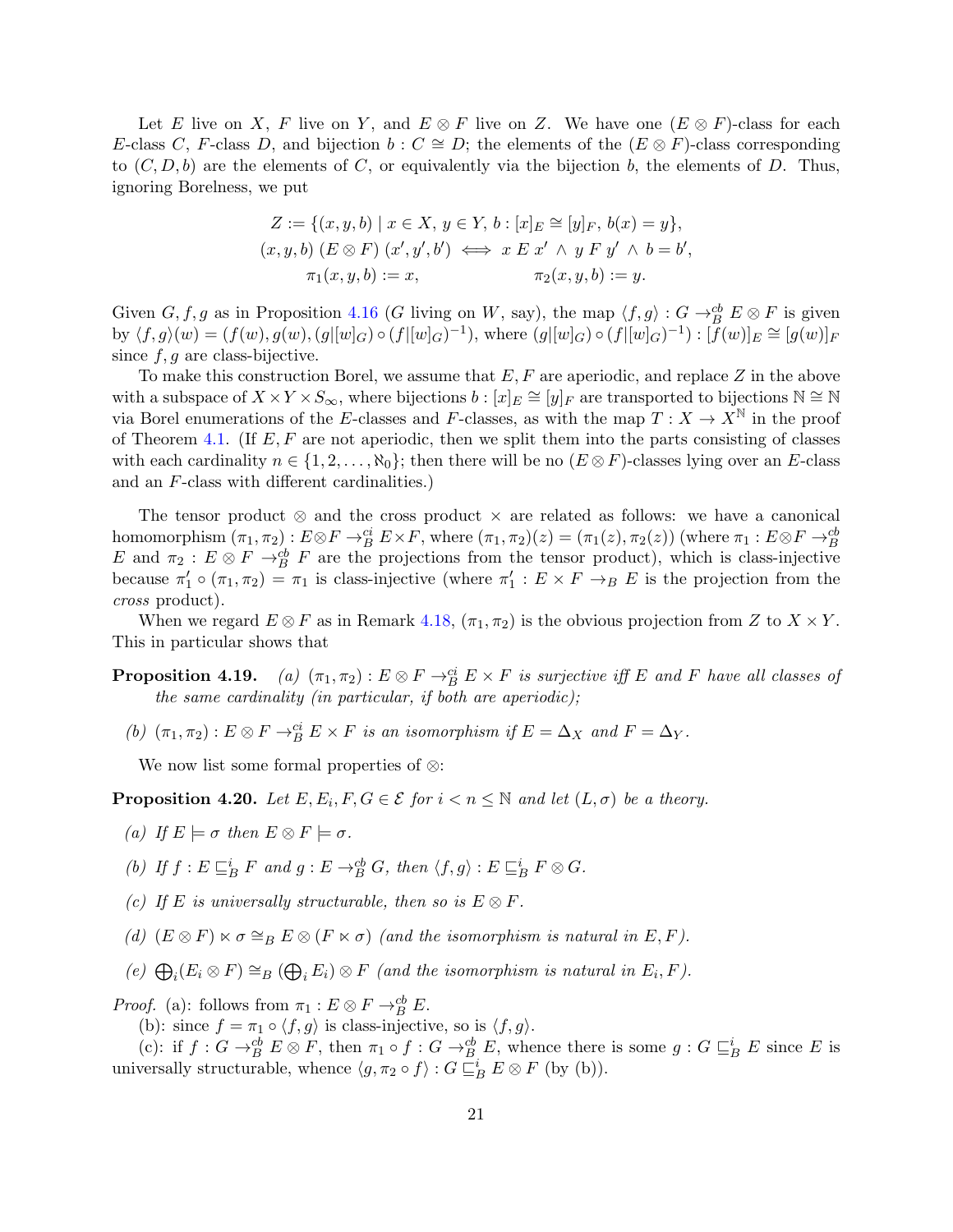Let $E$ live on $X$, $F$ live on $Y$, and $E \otimes F$ live on $Z$. We have one $(E \otimes F)$-class for each $E$-class $C$, $F$-class $D$, and bijection $b : C \cong D$; the elements of the $(E \otimes F)$-class corresponding to $(C, D, b)$ are the elements of $C$, or equivalently via the bijection $b$, the elements of $D$. Thus, ignoring Borelness, we put

$$
\begin{aligned}
Z &:= \{(x, y, b) \mid x \in X,\ y \in Y,\ b : [x]_E \cong [y]_F,\ b(x) = y\}, \\
(x, y, b)\ (E \otimes F)\ (x', y', b') &\iff x\ E\ x' \ \wedge\ y\ F\ y' \ \wedge\ b = b', \\
\pi_1(x, y, b) &:= x, \qquad\qquad \pi_2(x, y, b) := y.
\end{aligned}
$$

Given $G, f, g$ as in Proposition 4.16 ($G$ living on $W$, say), the map $\langle f, g\rangle : G \to_B^{cb} E \otimes F$ is given by $\langle f, g\rangle(w) = (f(w), g(w), (g|[w]_G) \circ (f|[w]_G)^{-1})$, where $(g|[w]_G) \circ (f|[w]_G)^{-1}) : [f(w)]_E \cong [g(w)]_F$ since $f, g$ are class-bijective.

To make this construction Borel, we assume that $E, F$ are aperiodic, and replace $Z$ in the above with a subspace of $X \times Y \times S_\infty$, where bijections $b : [x]_E \cong [y]_F$ are transported to bijections $\mathbb{N} \cong \mathbb{N}$ via Borel enumerations of the $E$-classes and $F$-classes, as with the map $T : X \to X^{\mathbb{N}}$ in the proof of Theorem 4.1. (If $E, F$ are not aperiodic, then we split them into the parts consisting of classes with each cardinality $n \in \{1, 2, \dots, \aleph_0\}$; then there will be no $(E \otimes F)$-classes lying over an $E$-class and an $F$-class with different cardinalities.)

The tensor product $\otimes$ and the cross product $\times$ are related as follows: we have a canonical homomorphism $(\pi_1, \pi_2) : E \otimes F \to_B^{ci} E \times F$, where $(\pi_1, \pi_2)(z) = (\pi_1(z), \pi_2(z))$ (where $\pi_1 : E \otimes F \to_B^{cb} E$ and $\pi_2 : E \otimes F \to_B^{cb} F$ are the projections from the tensor product), which is class-injective because $\pi'_1 \circ (\pi_1, \pi_2) = \pi_1$ is class-injective (where $\pi'_1 : E \times F \to_B E$ is the projection from the *cross* product).

When we regard $E \otimes F$ as in Remark 4.18, $(\pi_1, \pi_2)$ is the obvious projection from $Z$ to $X \times Y$. This in particular shows that

**Proposition 4.19.** *(a) $(\pi_1, \pi_2) : E \otimes F \to_B^{ci} E \times F$ is surjective iff $E$ and $F$ have all classes of the same cardinality (in particular, if both are aperiodic);*

*(b) $(\pi_1, \pi_2) : E \otimes F \to_B^{ci} E \times F$ is an isomorphism if $E = \Delta_X$ and $F = \Delta_Y$.*

We now list some formal properties of $\otimes$:

**Proposition 4.20.** *Let $E, E_i, F, G \in \mathcal{E}$ for $i < n \le \mathbb{N}$ and let $(L, \sigma)$ be a theory.*

*(a) If $E \models \sigma$ then $E \otimes F \models \sigma$.*

*(b) If $f : E \sqsubseteq_B^i F$ and $g : E \to_B^{cb} G$, then $\langle f, g\rangle : E \sqsubseteq_B^i F \otimes G$.*

*(c) If $E$ is universally structurable, then so is $E \otimes F$.*

*(d) $(E \otimes F) \ltimes \sigma \cong_B E \otimes (F \ltimes \sigma)$ (and the isomorphism is natural in $E, F$).*

*(e) $\bigoplus_i (E_i \otimes F) \cong_B (\bigoplus_i E_i) \otimes F$ (and the isomorphism is natural in $E_i, F$).*

*Proof.* (a): follows from $\pi_1 : E \otimes F \to_B^{cb} E$.

(b): since $f = \pi_1 \circ \langle f, g\rangle$ is class-injective, so is $\langle f, g\rangle$.

(c): if $f : G \to_B^{cb} E \otimes F$, then $\pi_1 \circ f : G \to_B^{cb} E$, whence there is some $g : G \sqsubseteq_B^i E$ since $E$ is universally structurable, whence $\langle g, \pi_2 \circ f\rangle : G \sqsubseteq_B^i E \otimes F$ (by (b)).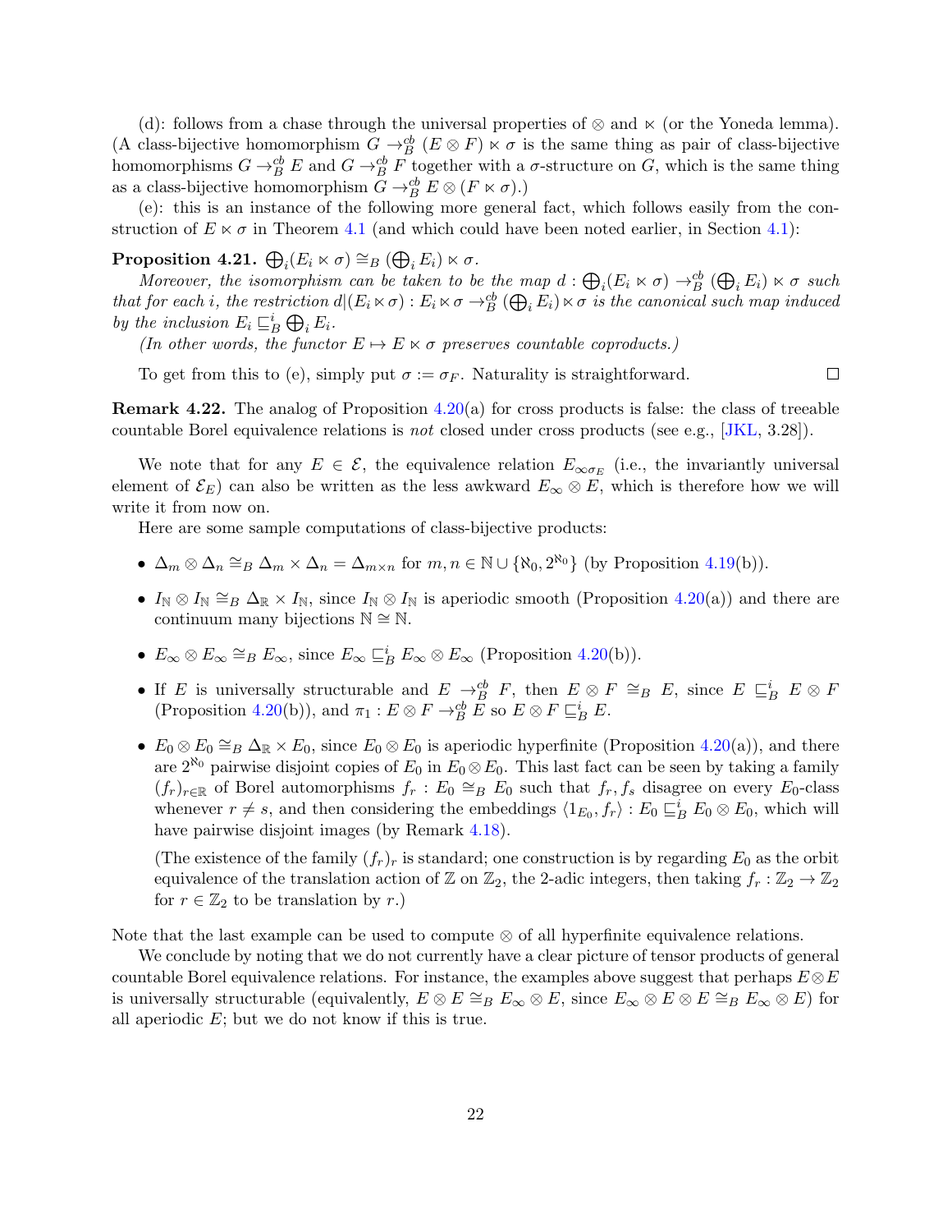(d): follows from a chase through the universal properties of $\otimes$ and $\ltimes$ (or the Yoneda lemma). (A class-bijective homomorphism $G \to_B^{cb} (E \otimes F) \ltimes \sigma$ is the same thing as pair of class-bijective homomorphisms $G \to_B^{cb} E$ and $G \to_B^{cb} F$ together with a $\sigma$-structure on $G$, which is the same thing as a class-bijective homomorphism $G \to_B^{cb} E \otimes (F \ltimes \sigma)$.)

(e): this is an instance of the following more general fact, which follows easily from the construction of $E \ltimes \sigma$ in Theorem 4.1 (and which could have been noted earlier, in Section 4.1):

**Proposition 4.21.** $\bigoplus_i (E_i \ltimes \sigma) \cong_B (\bigoplus_i E_i) \ltimes \sigma$.

*Moreover, the isomorphism can be taken to be the map* $d : \bigoplus_i (E_i \ltimes \sigma) \to_B^{cb} (\bigoplus_i E_i) \ltimes \sigma$ *such that for each* $i$*, the restriction* $d|(E_i \ltimes \sigma) : E_i \ltimes \sigma \to_B^{cb} (\bigoplus_i E_i) \ltimes \sigma$ *is the canonical such map induced by the inclusion* $E_i \sqsubseteq_B^i \bigoplus_i E_i$.

*(In other words, the functor* $E \mapsto E \ltimes \sigma$ *preserves countable coproducts.)*

To get from this to (e), simply put $\sigma := \sigma_F$. Naturality is straightforward. $\square$

**Remark 4.22.** The analog of Proposition 4.20(a) for cross products is false: the class of treeable countable Borel equivalence relations is *not* closed under cross products (see e.g., [JKL, 3.28]).

We note that for any $E \in \mathcal{E}$, the equivalence relation $E_{\infty\sigma_E}$ (i.e., the invariantly universal element of $\mathcal{E}_E$) can also be written as the less awkward $E_\infty \otimes E$, which is therefore how we will write it from now on.

Here are some sample computations of class-bijective products:

- $\Delta_m \otimes \Delta_n \cong_B \Delta_m \times \Delta_n = \Delta_{m \times n}$ for $m, n \in \mathbb{N} \cup \{\aleph_0, 2^{\aleph_0}\}$ (by Proposition 4.19(b)).
- $I_\mathbb{N} \otimes I_\mathbb{N} \cong_B \Delta_\mathbb{R} \times I_\mathbb{N}$, since $I_\mathbb{N} \otimes I_\mathbb{N}$ is aperiodic smooth (Proposition 4.20(a)) and there are continuum many bijections $\mathbb{N} \cong \mathbb{N}$.
- $E_\infty \otimes E_\infty \cong_B E_\infty$, since $E_\infty \sqsubseteq_B^i E_\infty \otimes E_\infty$ (Proposition 4.20(b)).
- If $E$ is universally structurable and $E \to_B^{cb} F$, then $E \otimes F \cong_B E$, since $E \sqsubseteq_B^i E \otimes F$ (Proposition 4.20(b)), and $\pi_1 : E \otimes F \to_B^{cb} E$ so $E \otimes F \sqsubseteq_B^i E$.
- $E_0 \otimes E_0 \cong_B \Delta_\mathbb{R} \times E_0$, since $E_0 \otimes E_0$ is aperiodic hyperfinite (Proposition 4.20(a)), and there are $2^{\aleph_0}$ pairwise disjoint copies of $E_0$ in $E_0 \otimes E_0$. This last fact can be seen by taking a family $(f_r)_{r \in \mathbb{R}}$ of Borel automorphisms $f_r : E_0 \cong_B E_0$ such that $f_r, f_s$ disagree on every $E_0$-class whenever $r \neq s$, and then considering the embeddings $\langle 1_{E_0}, f_r \rangle : E_0 \sqsubseteq_B^i E_0 \otimes E_0$, which will have pairwise disjoint images (by Remark 4.18).

  (The existence of the family $(f_r)_r$ is standard; one construction is by regarding $E_0$ as the orbit equivalence of the translation action of $\mathbb{Z}$ on $\mathbb{Z}_2$, the 2-adic integers, then taking $f_r : \mathbb{Z}_2 \to \mathbb{Z}_2$ for $r \in \mathbb{Z}_2$ to be translation by $r$.)

Note that the last example can be used to compute $\otimes$ of all hyperfinite equivalence relations.

We conclude by noting that we do not currently have a clear picture of tensor products of general countable Borel equivalence relations. For instance, the examples above suggest that perhaps $E \otimes E$ is universally structurable (equivalently, $E \otimes E \cong_B E_\infty \otimes E$, since $E_\infty \otimes E \otimes E \cong_B E_\infty \otimes E$) for all aperiodic $E$; but we do not know if this is true.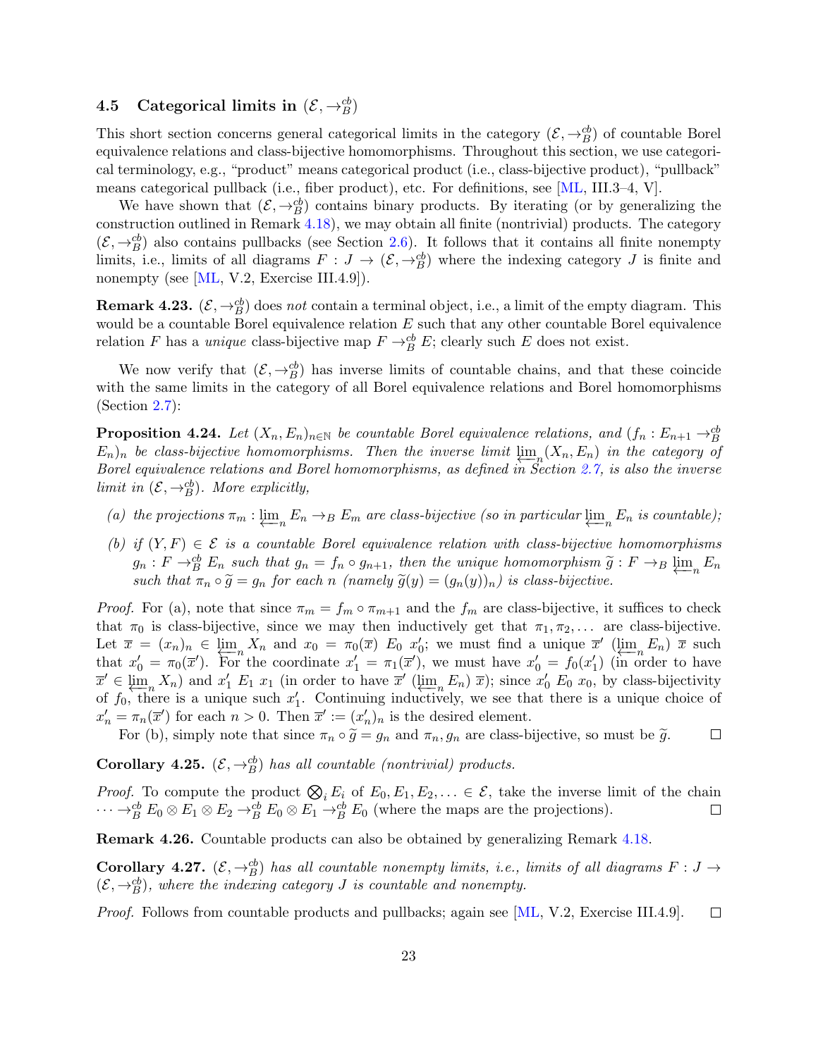### 4.5 Categorical limits in $(\mathcal{E}, \to_B^{cb})$

This short section concerns general categorical limits in the category $(\mathcal{E}, \to_B^{cb})$ of countable Borel equivalence relations and class-bijective homomorphisms. Throughout this section, we use categorical terminology, e.g., "product" means categorical product (i.e., class-bijective product), "pullback" means categorical pullback (i.e., fiber product), etc. For definitions, see [ML, III.3–4, V].

We have shown that $(\mathcal{E}, \to_B^{cb})$ contains binary products. By iterating (or by generalizing the construction outlined in Remark 4.18), we may obtain all finite (nontrivial) products. The category $(\mathcal{E}, \to_B^{cb})$ also contains pullbacks (see Section 2.6). It follows that it contains all finite nonempty limits, i.e., limits of all diagrams $F : J \to (\mathcal{E}, \to_B^{cb})$ where the indexing category $J$ is finite and nonempty (see [ML, V.2, Exercise III.4.9]).

**Remark 4.23.** $(\mathcal{E}, \to_B^{cb})$ does *not* contain a terminal object, i.e., a limit of the empty diagram. This would be a countable Borel equivalence relation $E$ such that any other countable Borel equivalence relation $F$ has a *unique* class-bijective map $F \to_B^{cb} E$; clearly such $E$ does not exist.

We now verify that $(\mathcal{E}, \to_B^{cb})$ has inverse limits of countable chains, and that these coincide with the same limits in the category of all Borel equivalence relations and Borel homomorphisms (Section 2.7):

**Proposition 4.24.** *Let $(X_n, E_n)_{n \in \mathbb{N}}$ be countable Borel equivalence relations, and $(f_n : E_{n+1} \to_B^{cb} E_n)_n$ be class-bijective homomorphisms. Then the inverse limit $\varprojlim_n (X_n, E_n)$ in the category of Borel equivalence relations and Borel homomorphisms, as defined in Section 2.7, is also the inverse limit in $(\mathcal{E}, \to_B^{cb})$. More explicitly,*

*(a) the projections $\pi_m : \varprojlim_n E_n \to_B E_m$ are class-bijective (so in particular $\varprojlim_n E_n$ is countable);*

*(b) if $(Y, F) \in \mathcal{E}$ is a countable Borel equivalence relation with class-bijective homomorphisms $g_n : F \to_B^{cb} E_n$ such that $g_n = f_n \circ g_{n+1}$, then the unique homomorphism $\widetilde{g} : F \to_B \varprojlim_n E_n$ such that $\pi_n \circ \widetilde{g} = g_n$ for each $n$ (namely $\widetilde{g}(y) = (g_n(y))_n$) is class-bijective.*

*Proof.* For (a), note that since $\pi_m = f_m \circ \pi_{m+1}$ and the $f_m$ are class-bijective, it suffices to check that $\pi_0$ is class-bijective, since we may then inductively get that $\pi_1, \pi_2, \dots$ are class-bijective. Let $\overline{x} = (x_n)_n \in \varprojlim_n X_n$ and $x_0 = \pi_0(\overline{x}) \; E_0 \; x_0'$; we must find a unique $\overline{x}' \; (\varprojlim_n E_n) \; \overline{x}$ such that $x_0' = \pi_0(\overline{x}')$. For the coordinate $x_1' = \pi_1(\overline{x}')$, we must have $x_0' = f_0(x_1')$ (in order to have $\overline{x}' \in \varprojlim_n X_n$) and $x_1' \; E_1 \; x_1$ (in order to have $\overline{x}' \; (\varprojlim_n E_n) \; \overline{x}$); since $x_0' \; E_0 \; x_0$, by class-bijectivity of $f_0$, there is a unique such $x_1'$. Continuing inductively, we see that there is a unique choice of $x_n' = \pi_n(\overline{x}')$ for each $n > 0$. Then $\overline{x}' := (x_n')_n$ is the desired element.

For (b), simply note that since $\pi_n \circ \widetilde{g} = g_n$ and $\pi_n, g_n$ are class-bijective, so must be $\widetilde{g}$. $\square$

**Corollary 4.25.** *$(\mathcal{E}, \to_B^{cb})$ has all countable (nontrivial) products.*

*Proof.* To compute the product $\bigotimes_i E_i$ of $E_0, E_1, E_2, \dots \in \mathcal{E}$, take the inverse limit of the chain $\cdots \to_B^{cb} E_0 \otimes E_1 \otimes E_2 \to_B^{cb} E_0 \otimes E_1 \to_B^{cb} E_0$ (where the maps are the projections). $\square$

**Remark 4.26.** Countable products can also be obtained by generalizing Remark 4.18.

**Corollary 4.27.** *$(\mathcal{E}, \to_B^{cb})$ has all countable nonempty limits, i.e., limits of all diagrams $F : J \to (\mathcal{E}, \to_B^{cb})$, where the indexing category $J$ is countable and nonempty.*

*Proof.* Follows from countable products and pullbacks; again see [ML, V.2, Exercise III.4.9]. $\square$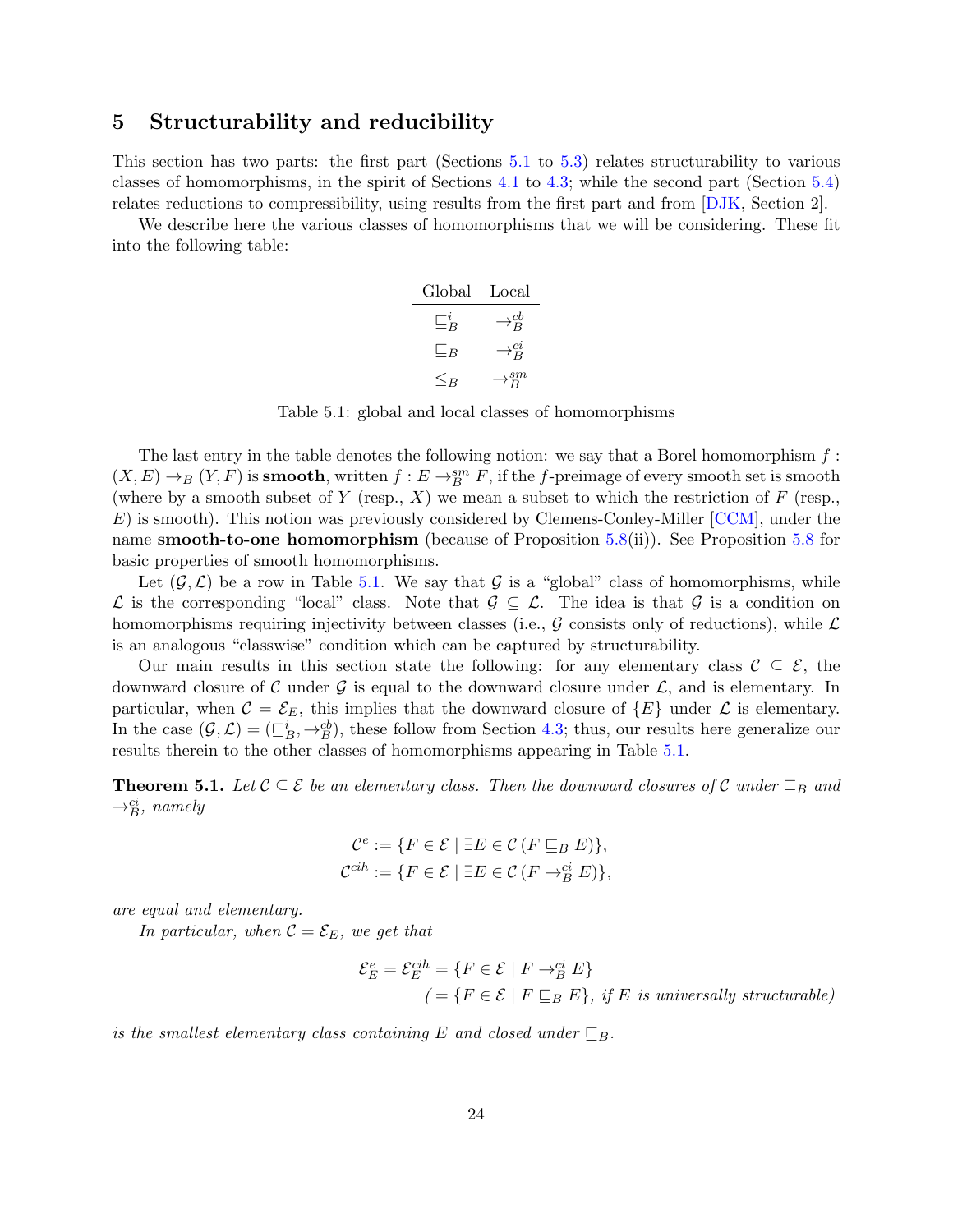## 5 Structurability and reducibility

This section has two parts: the first part (Sections 5.1 to 5.3) relates structurability to various classes of homomorphisms, in the spirit of Sections 4.1 to 4.3; while the second part (Section 5.4) relates reductions to compressibility, using results from the first part and from [DJK, Section 2].

We describe here the various classes of homomorphisms that we will be considering. These fit into the following table:

| Global | Local |
| --- | --- |
| $\sqsubseteq_B^i$ | $\to_B^{cb}$ |
| $\sqsubseteq_B$ | $\to_B^{ci}$ |
| $\leq_B$ | $\to_B^{sm}$ |

Table 5.1: global and local classes of homomorphisms

The last entry in the table denotes the following notion: we say that a Borel homomorphism $f : (X, E) \to_B (Y, F)$ is **smooth**, written $f : E \to_B^{sm} F$, if the $f$-preimage of every smooth set is smooth (where by a smooth subset of $Y$ (resp., $X$) we mean a subset to which the restriction of $F$ (resp., $E$) is smooth). This notion was previously considered by Clemens-Conley-Miller [CCM], under the name **smooth-to-one homomorphism** (because of Proposition 5.8(ii)). See Proposition 5.8 for basic properties of smooth homomorphisms.

Let $(\mathcal{G}, \mathcal{L})$ be a row in Table 5.1. We say that $\mathcal{G}$ is a "global" class of homomorphisms, while $\mathcal{L}$ is the corresponding "local" class. Note that $\mathcal{G} \subseteq \mathcal{L}$. The idea is that $\mathcal{G}$ is a condition on homomorphisms requiring injectivity between classes (i.e., $\mathcal{G}$ consists only of reductions), while $\mathcal{L}$ is an analogous "classwise" condition which can be captured by structurability.

Our main results in this section state the following: for any elementary class $\mathcal{C} \subseteq \mathcal{E}$, the downward closure of $\mathcal{C}$ under $\mathcal{G}$ is equal to the downward closure under $\mathcal{L}$, and is elementary. In particular, when $\mathcal{C} = \mathcal{E}_E$, this implies that the downward closure of $\{E\}$ under $\mathcal{L}$ is elementary. In the case $(\mathcal{G}, \mathcal{L}) = (\sqsubseteq_B^i, \to_B^{cb})$, these follow from Section 4.3; thus, our results here generalize our results therein to the other classes of homomorphisms appearing in Table 5.1.

**Theorem 5.1.** *Let $\mathcal{C} \subseteq \mathcal{E}$ be an elementary class. Then the downward closures of $\mathcal{C}$ under $\sqsubseteq_B$ and $\to_B^{ci}$, namely*

$$\mathcal{C}^e := \{F \in \mathcal{E} \mid \exists E \in \mathcal{C}\, (F \sqsubseteq_B E)\},$$
$$\mathcal{C}^{cih} := \{F \in \mathcal{E} \mid \exists E \in \mathcal{C}\, (F \to_B^{ci} E)\},$$

*are equal and elementary.*

*In particular, when $\mathcal{C} = \mathcal{E}_E$, we get that*

$$\mathcal{E}_E^e = \mathcal{E}_E^{cih} = \{F \in \mathcal{E} \mid F \to_B^{ci} E\}$$
$$(= \{F \in \mathcal{E} \mid F \sqsubseteq_B E\}, \text{ if } E \text{ is universally structurable})$$

*is the smallest elementary class containing $E$ and closed under $\sqsubseteq_B$.*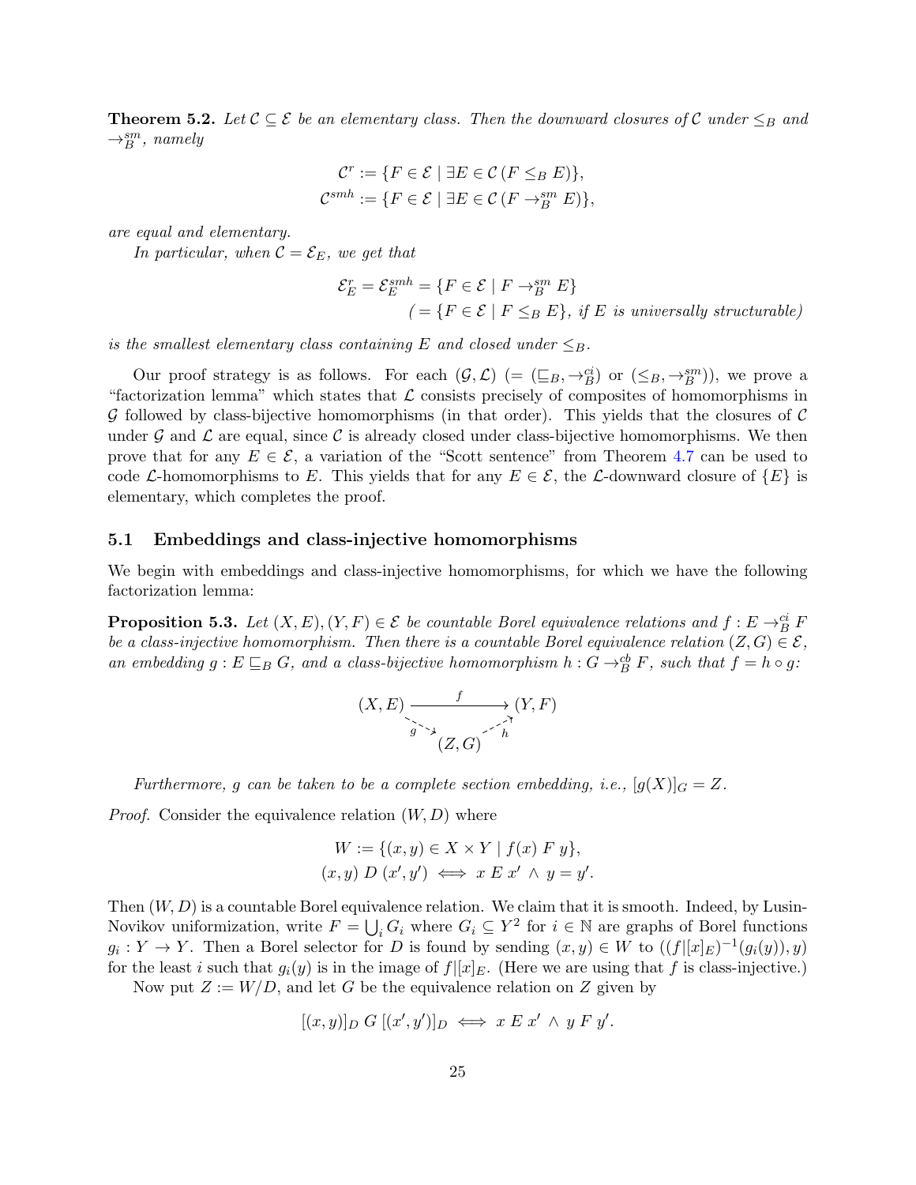**Theorem 5.2.** *Let $\mathcal{C} \subseteq \mathcal{E}$ be an elementary class. Then the downward closures of $\mathcal{C}$ under $\leq_B$ and $\to_B^{sm}$, namely*

$$\mathcal{C}^r := \{F \in \mathcal{E} \mid \exists E \in \mathcal{C}\,(F \leq_B E)\},$$
$$\mathcal{C}^{smh} := \{F \in \mathcal{E} \mid \exists E \in \mathcal{C}\,(F \to_B^{sm} E)\},$$

*are equal and elementary.*

*In particular, when $\mathcal{C} = \mathcal{E}_E$, we get that*

$$\mathcal{E}_E^r = \mathcal{E}_E^{smh} = \{F \in \mathcal{E} \mid F \to_B^{sm} E\}$$
$$(= \{F \in \mathcal{E} \mid F \leq_B E\}, \text{ if } E \text{ is universally structurable})$$

*is the smallest elementary class containing $E$ and closed under $\leq_B$.*

Our proof strategy is as follows. For each $(\mathcal{G}, \mathcal{L})$ $(= (\sqsubseteq_B, \to_B^{ci})$ or $(\leq_B, \to_B^{sm}))$, we prove a "factorization lemma" which states that $\mathcal{L}$ consists precisely of composites of homomorphisms in $\mathcal{G}$ followed by class-bijective homomorphisms (in that order). This yields that the closures of $\mathcal{C}$ under $\mathcal{G}$ and $\mathcal{L}$ are equal, since $\mathcal{C}$ is already closed under class-bijective homomorphisms. We then prove that for any $E \in \mathcal{E}$, a variation of the "Scott sentence" from Theorem 4.7 can be used to code $\mathcal{L}$-homomorphisms to $E$. This yields that for any $E \in \mathcal{E}$, the $\mathcal{L}$-downward closure of $\{E\}$ is elementary, which completes the proof.

## 5.1 Embeddings and class-injective homomorphisms

We begin with embeddings and class-injective homomorphisms, for which we have the following factorization lemma:

**Proposition 5.3.** *Let $(X, E), (Y, F) \in \mathcal{E}$ be countable Borel equivalence relations and $f : E \to_B^{ci} F$ be a class-injective homomorphism. Then there is a countable Borel equivalence relation $(Z, G) \in \mathcal{E}$, an embedding $g : E \sqsubseteq_B G$, and a class-bijective homomorphism $h : G \to_B^{cb} F$, such that $f = h \circ g$:*

$$\begin{array}{ccc} (X,E) & \xrightarrow{\quad f \quad} & (Y,F) \\ & {\scriptstyle g} \searrow \quad \nearrow {\scriptstyle h} & \\ & (Z,G) & \end{array}$$

*Furthermore, $g$ can be taken to be a complete section embedding, i.e., $[g(X)]_G = Z$.*

*Proof.* Consider the equivalence relation $(W, D)$ where

$$W := \{(x, y) \in X \times Y \mid f(x)\ F\ y\},$$
$$(x, y)\ D\ (x', y') \iff x\ E\ x' \wedge y = y'.$$

Then $(W, D)$ is a countable Borel equivalence relation. We claim that it is smooth. Indeed, by Lusin-Novikov uniformization, write $F = \bigcup_i G_i$ where $G_i \subseteq Y^2$ for $i \in \mathbb{N}$ are graphs of Borel functions $g_i : Y \to Y$. Then a Borel selector for $D$ is found by sending $(x, y) \in W$ to $((f|[x]_E)^{-1}(g_i(y)), y)$ for the least $i$ such that $g_i(y)$ is in the image of $f|[x]_E$. (Here we are using that $f$ is class-injective.)

Now put $Z := W/D$, and let $G$ be the equivalence relation on $Z$ given by

$$[(x, y)]_D\ G\ [(x', y')]_D \iff x\ E\ x' \wedge y\ F\ y'.$$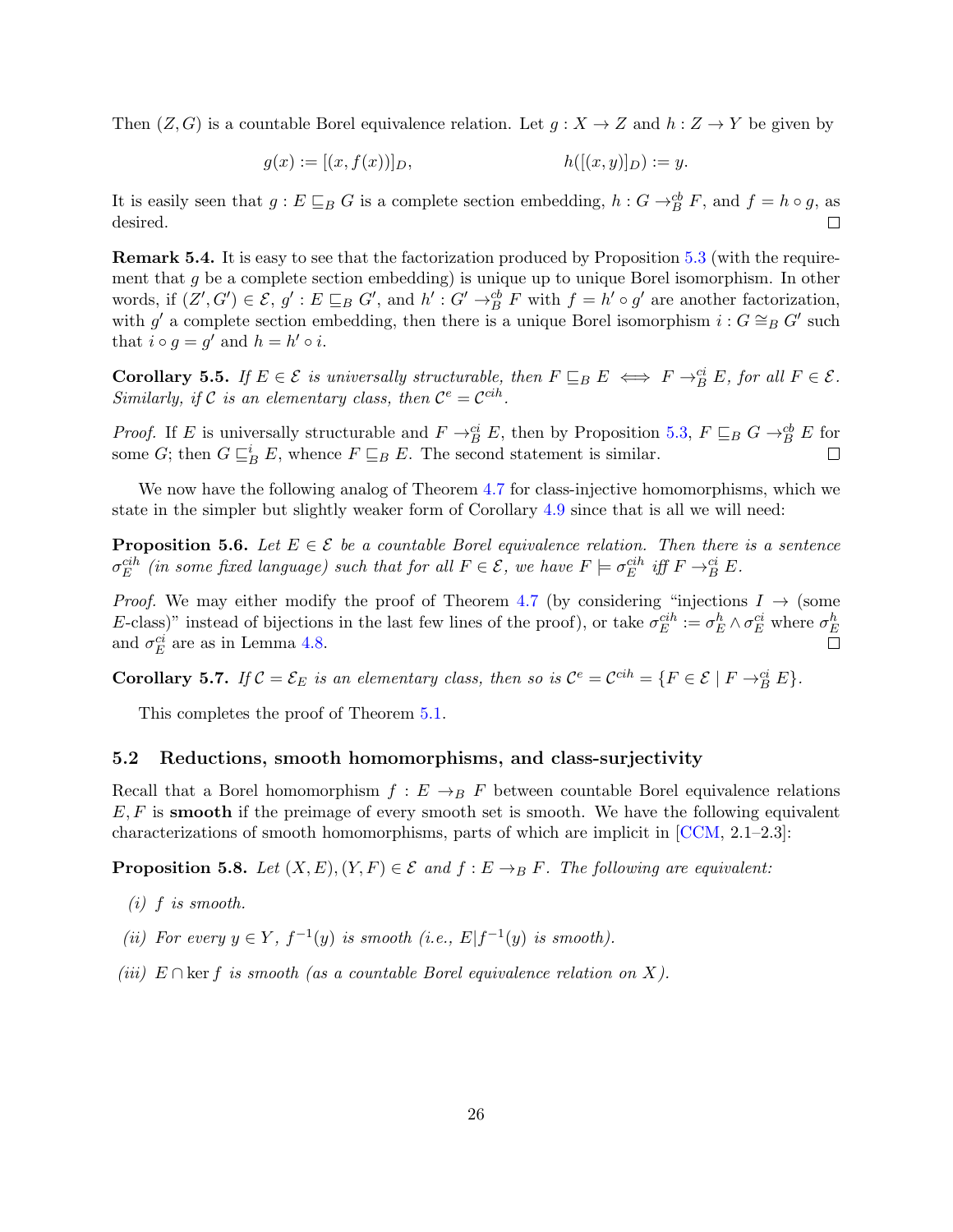Then $(Z, G)$ is a countable Borel equivalence relation. Let $g : X \to Z$ and $h : Z \to Y$ be given by

$$g(x) := [(x, f(x))]_D, \qquad\qquad h([(x, y)]_D) := y.$$

It is easily seen that $g : E \sqsubseteq_B G$ is a complete section embedding, $h : G \to_B^{cb} F$, and $f = h \circ g$, as desired. ∎

**Remark 5.4.** It is easy to see that the factorization produced by Proposition 5.3 (with the requirement that $g$ be a complete section embedding) is unique up to unique Borel isomorphism. In other words, if $(Z', G') \in \mathcal{E}$, $g' : E \sqsubseteq_B G'$, and $h' : G' \to_B^{cb} F$ with $f = h' \circ g'$ are another factorization, with $g'$ a complete section embedding, then there is a unique Borel isomorphism $i : G \cong_B G'$ such that $i \circ g = g'$ and $h = h' \circ i$.

**Corollary 5.5.** *If $E \in \mathcal{E}$ is universally structurable, then $F \sqsubseteq_B E \iff F \to_B^{ci} E$, for all $F \in \mathcal{E}$. Similarly, if $\mathcal{C}$ is an elementary class, then $\mathcal{C}^e = \mathcal{C}^{cih}$.*

*Proof.* If $E$ is universally structurable and $F \to_B^{ci} E$, then by Proposition 5.3, $F \sqsubseteq_B G \to_B^{cb} E$ for some $G$; then $G \sqsubseteq_B^i E$, whence $F \sqsubseteq_B E$. The second statement is similar. ∎

We now have the following analog of Theorem 4.7 for class-injective homomorphisms, which we state in the simpler but slightly weaker form of Corollary 4.9 since that is all we will need:

**Proposition 5.6.** *Let $E \in \mathcal{E}$ be a countable Borel equivalence relation. Then there is a sentence $\sigma_E^{cih}$ (in some fixed language) such that for all $F \in \mathcal{E}$, we have $F \models \sigma_E^{cih}$ iff $F \to_B^{ci} E$.*

*Proof.* We may either modify the proof of Theorem 4.7 (by considering "injections $I \to$ (some $E$-class)" instead of bijections in the last few lines of the proof), or take $\sigma_E^{cih} := \sigma_E^h \wedge \sigma_E^{ci}$ where $\sigma_E^h$ and $\sigma_E^{ci}$ are as in Lemma 4.8. ∎

**Corollary 5.7.** *If $\mathcal{C} = \mathcal{E}_E$ is an elementary class, then so is $\mathcal{C}^e = \mathcal{C}^{cih} = \{F \in \mathcal{E} \mid F \to_B^{ci} E\}$.*

This completes the proof of Theorem 5.1.

### 5.2 Reductions, smooth homomorphisms, and class-surjectivity

Recall that a Borel homomorphism $f : E \to_B F$ between countable Borel equivalence relations $E, F$ is **smooth** if the preimage of every smooth set is smooth. We have the following equivalent characterizations of smooth homomorphisms, parts of which are implicit in [CCM, 2.1–2.3]:

**Proposition 5.8.** *Let $(X, E), (Y, F) \in \mathcal{E}$ and $f : E \to_B F$. The following are equivalent:*

*(i) $f$ is smooth.*

*(ii) For every $y \in Y$, $f^{-1}(y)$ is smooth (i.e., $E|f^{-1}(y)$ is smooth).*

*(iii) $E \cap \ker f$ is smooth (as a countable Borel equivalence relation on $X$).*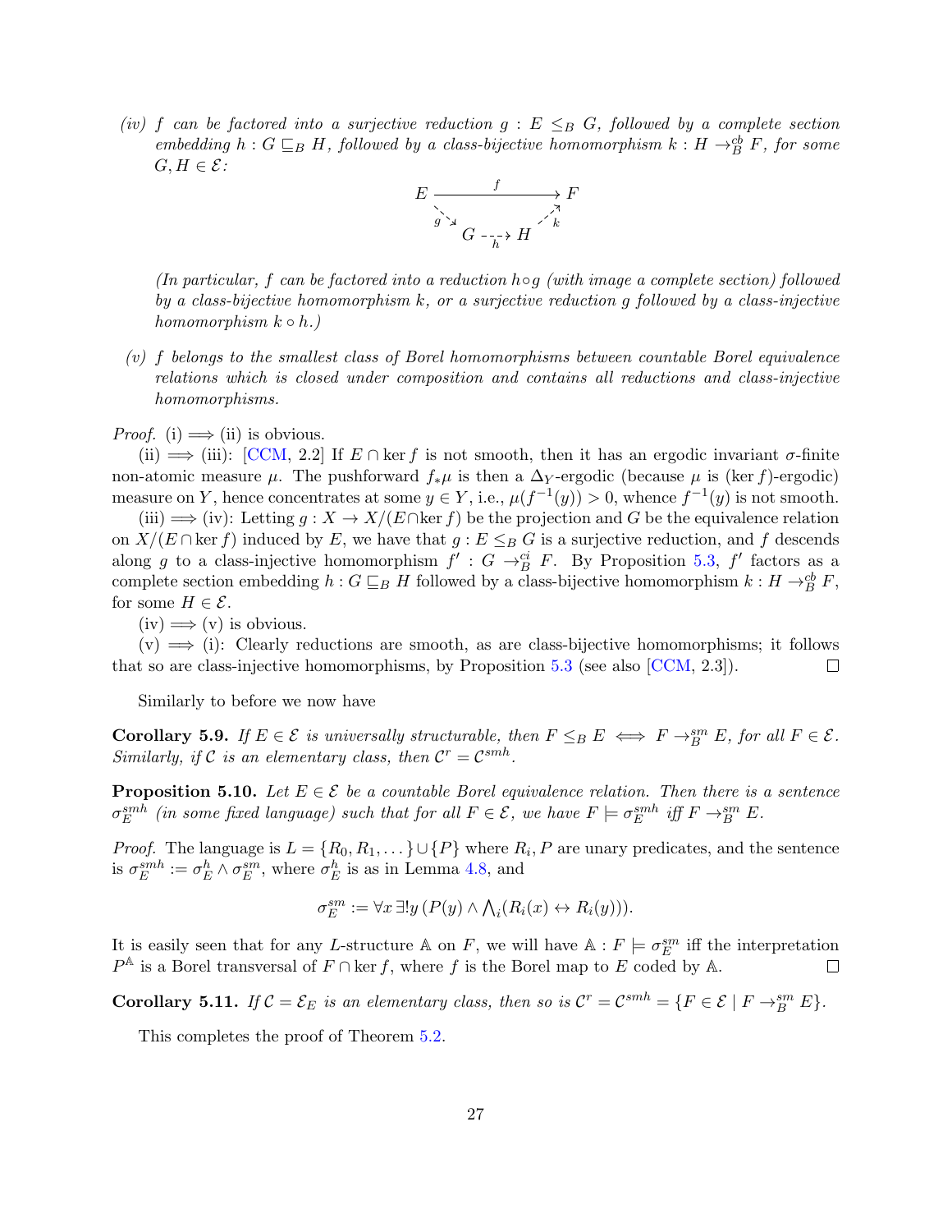*(iv) $f$ can be factored into a surjective reduction $g : E \leq_B G$, followed by a complete section embedding $h : G \sqsubseteq_B H$, followed by a class-bijective homomorphism $k : H \to_B^{cb} F$, for some $G, H \in \mathcal{E}$:*

$$\begin{array}{ccc} E & \xrightarrow{\quad f \quad} & F \\ & {\scriptstyle g}\searrow \qquad \nearrow{\scriptstyle k} & \\ & G \xrightarrow{h} H & \end{array}$$

*(In particular, $f$ can be factored into a reduction $h \circ g$ (with image a complete section) followed by a class-bijective homomorphism $k$, or a surjective reduction $g$ followed by a class-injective homomorphism $k \circ h$.)*

*(v) $f$ belongs to the smallest class of Borel homomorphisms between countable Borel equivalence relations which is closed under composition and contains all reductions and class-injective homomorphisms.*

*Proof.* (i) $\Longrightarrow$ (ii) is obvious.

(ii) $\Longrightarrow$ (iii): [CCM, 2.2] If $E \cap \ker f$ is not smooth, then it has an ergodic invariant $\sigma$-finite non-atomic measure $\mu$. The pushforward $f_*\mu$ is then a $\Delta_Y$-ergodic (because $\mu$ is $(\ker f)$-ergodic) measure on $Y$, hence concentrates at some $y \in Y$, i.e., $\mu(f^{-1}(y)) > 0$, whence $f^{-1}(y)$ is not smooth.

(iii) $\Longrightarrow$ (iv): Letting $g : X \to X/(E \cap \ker f)$ be the projection and $G$ be the equivalence relation on $X/(E \cap \ker f)$ induced by $E$, we have that $g : E \leq_B G$ is a surjective reduction, and $f$ descends along $g$ to a class-injective homomorphism $f' : G \to_B^{ci} F$. By Proposition 5.3, $f'$ factors as a complete section embedding $h : G \sqsubseteq_B H$ followed by a class-bijective homomorphism $k : H \to_B^{cb} F$, for some $H \in \mathcal{E}$.

(iv) $\Longrightarrow$ (v) is obvious.

(v) $\Longrightarrow$ (i): Clearly reductions are smooth, as are class-bijective homomorphisms; it follows that so are class-injective homomorphisms, by Proposition 5.3 (see also [CCM, 2.3]). $\square$

Similarly to before we now have

**Corollary 5.9.** *If $E \in \mathcal{E}$ is universally structurable, then $F \leq_B E \iff F \to_B^{sm} E$, for all $F \in \mathcal{E}$. Similarly, if $\mathcal{C}$ is an elementary class, then $\mathcal{C}^r = \mathcal{C}^{smh}$.*

**Proposition 5.10.** *Let $E \in \mathcal{E}$ be a countable Borel equivalence relation. Then there is a sentence $\sigma_E^{smh}$ (in some fixed language) such that for all $F \in \mathcal{E}$, we have $F \models \sigma_E^{smh}$ iff $F \to_B^{sm} E$.*

*Proof.* The language is $L = \{R_0, R_1, \dots\} \cup \{P\}$ where $R_i, P$ are unary predicates, and the sentence is $\sigma_E^{smh} := \sigma_E^h \wedge \sigma_E^{sm}$, where $\sigma_E^h$ is as in Lemma 4.8, and

$$\sigma_E^{sm} := \forall x \, \exists! y \, (P(y) \wedge \textstyle\bigwedge_i (R_i(x) \leftrightarrow R_i(y))).$$

It is easily seen that for any $L$-structure $\mathbb{A}$ on $F$, we will have $\mathbb{A} : F \models \sigma_E^{sm}$ iff the interpretation $P^{\mathbb{A}}$ is a Borel transversal of $F \cap \ker f$, where $f$ is the Borel map to $E$ coded by $\mathbb{A}$. $\square$

**Corollary 5.11.** *If $\mathcal{C} = \mathcal{E}_E$ is an elementary class, then so is $\mathcal{C}^r = \mathcal{C}^{smh} = \{F \in \mathcal{E} \mid F \to_B^{sm} E\}$.*

This completes the proof of Theorem 5.2.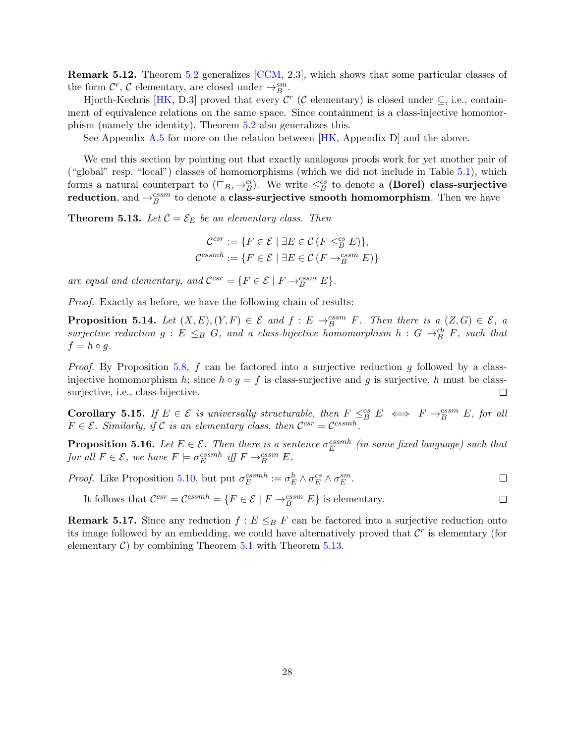**Remark 5.12.** Theorem 5.2 generalizes [CCM, 2.3], which shows that some particular classes of the form $\mathcal{C}^r$, $\mathcal{C}$ elementary, are closed under $\rightarrow^{sm}_B$.

Hjorth-Kechris [HK, D.3] proved that every $\mathcal{C}^r$ ($\mathcal{C}$ elementary) is closed under $\subseteq$, i.e., containment of equivalence relations on the same space. Since containment is a class-injective homomorphism (namely the identity), Theorem 5.2 also generalizes this.

See Appendix A.5 for more on the relation between [HK, Appendix D] and the above.

We end this section by pointing out that exactly analogous proofs work for yet another pair of ("global" resp. "local") classes of homomorphisms (which we did not include in Table 5.1), which forms a natural counterpart to $(\sqsubseteq_B, \rightarrow^{ci}_B)$. We write $\leq^{cs}_B$ to denote a **(Borel) class-surjective reduction**, and $\rightarrow^{cssm}_B$ to denote a **class-surjective smooth homomorphism**. Then we have

**Theorem 5.13.** *Let $\mathcal{C} = \mathcal{E}_E$ be an elementary class. Then*

$$\mathcal{C}^{csr} := \{F \in \mathcal{E} \mid \exists E \in \mathcal{C}\, (F \leq^{cs}_B E)\},$$
$$\mathcal{C}^{cssmh} := \{F \in \mathcal{E} \mid \exists E \in \mathcal{C}\, (F \rightarrow^{cssm}_B E)\}$$

*are equal and elementary, and $\mathcal{C}^{csr} = \{F \in \mathcal{E} \mid F \rightarrow^{cssm}_B E\}$.*

*Proof.* Exactly as before, we have the following chain of results:

**Proposition 5.14.** *Let $(X, E), (Y, F) \in \mathcal{E}$ and $f : E \rightarrow^{cssm}_B F$. Then there is a $(Z, G) \in \mathcal{E}$, a surjective reduction $g : E \leq_B G$, and a class-bijective homomorphism $h : G \rightarrow^{cb}_B F$, such that $f = h \circ g$.*

*Proof.* By Proposition 5.8, $f$ can be factored into a surjective reduction $g$ followed by a class-injective homomorphism $h$; since $h \circ g = f$ is class-surjective and $g$ is surjective, $h$ must be class-surjective, i.e., class-bijective. □

**Corollary 5.15.** *If $E \in \mathcal{E}$ is universally structurable, then $F \leq^{cs}_B E \iff F \rightarrow^{cssm}_B E$, for all $F \in \mathcal{E}$. Similarly, if $\mathcal{C}$ is an elementary class, then $\mathcal{C}^{csr} = \mathcal{C}^{cssmh}$.*

**Proposition 5.16.** *Let $E \in \mathcal{E}$. Then there is a sentence $\sigma^{cssmh}_E$ (in some fixed language) such that for all $F \in \mathcal{E}$, we have $F \models \sigma^{cssmh}_E$ iff $F \rightarrow^{cssm}_B E$.*

*Proof.* Like Proposition 5.10, but put $\sigma^{cssmh}_E := \sigma^h_E \wedge \sigma^{cs}_E \wedge \sigma^{sm}_E$. □

It follows that $\mathcal{C}^{csr} = \mathcal{C}^{cssmh} = \{F \in \mathcal{E} \mid F \rightarrow^{cssm}_B E\}$ is elementary. □

**Remark 5.17.** Since any reduction $f : E \leq_B F$ can be factored into a surjective reduction onto its image followed by an embedding, we could have alternatively proved that $\mathcal{C}^r$ is elementary (for elementary $\mathcal{C}$) by combining Theorem 5.1 with Theorem 5.13.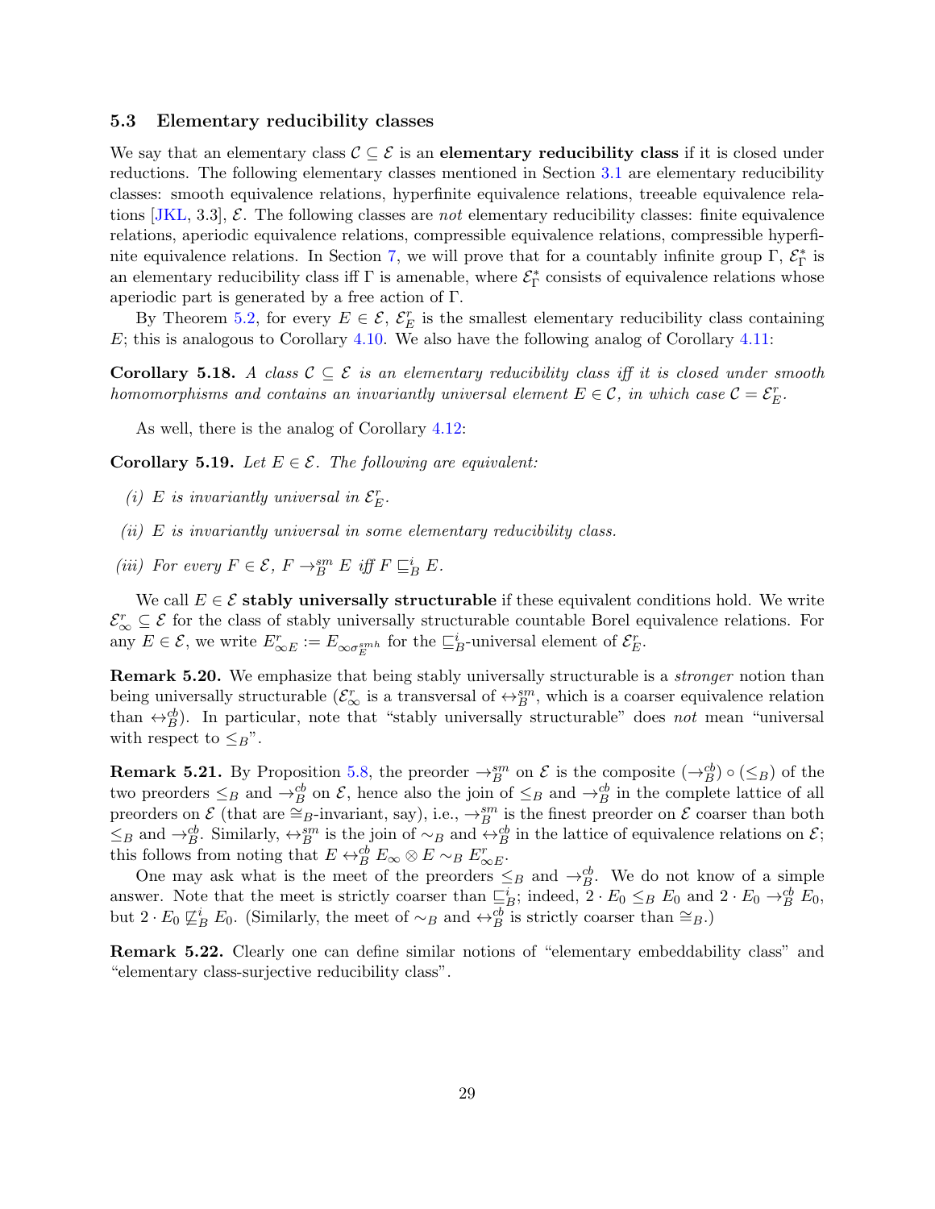### 5.3 Elementary reducibility classes

We say that an elementary class $\mathcal{C} \subseteq \mathcal{E}$ is an **elementary reducibility class** if it is closed under reductions. The following elementary classes mentioned in Section 3.1 are elementary reducibility classes: smooth equivalence relations, hyperfinite equivalence relations, treeable equivalence relations [JKL, 3.3], $\mathcal{E}$. The following classes are *not* elementary reducibility classes: finite equivalence relations, aperiodic equivalence relations, compressible equivalence relations, compressible hyperfinite equivalence relations. In Section 7, we will prove that for a countably infinite group $\Gamma$, $\mathcal{E}^*_\Gamma$ is an elementary reducibility class iff $\Gamma$ is amenable, where $\mathcal{E}^*_\Gamma$ consists of equivalence relations whose aperiodic part is generated by a free action of $\Gamma$.

By Theorem 5.2, for every $E \in \mathcal{E}$, $\mathcal{E}^r_E$ is the smallest elementary reducibility class containing $E$; this is analogous to Corollary 4.10. We also have the following analog of Corollary 4.11:

**Corollary 5.18.** *A class $\mathcal{C} \subseteq \mathcal{E}$ is an elementary reducibility class iff it is closed under smooth homomorphisms and contains an invariantly universal element $E \in \mathcal{C}$, in which case $\mathcal{C} = \mathcal{E}^r_E$.*

As well, there is the analog of Corollary 4.12:

**Corollary 5.19.** *Let $E \in \mathcal{E}$. The following are equivalent:*

*(i) $E$ is invariantly universal in $\mathcal{E}^r_E$.*

*(ii) $E$ is invariantly universal in some elementary reducibility class.*

*(iii) For every $F \in \mathcal{E}$, $F \to^{sm}_B E$ iff $F \sqsubseteq^i_B E$.*

We call $E \in \mathcal{E}$ **stably universally structurable** if these equivalent conditions hold. We write $\mathcal{E}^r_\infty \subseteq \mathcal{E}$ for the class of stably universally structurable countable Borel equivalence relations. For any $E \in \mathcal{E}$, we write $E^r_{\infty E} := E_{\infty\sigma^{smh}_E}$ for the $\sqsubseteq^i_B$-universal element of $\mathcal{E}^r_E$.

**Remark 5.20.** We emphasize that being stably universally structurable is a *stronger* notion than being universally structurable ($\mathcal{E}^r_\infty$ is a transversal of $\leftrightarrow^{sm}_B$, which is a coarser equivalence relation than $\leftrightarrow^{cb}_B$). In particular, note that "stably universally structurable" does *not* mean "universal with respect to $\leq_B$".

**Remark 5.21.** By Proposition 5.8, the preorder $\to^{sm}_B$ on $\mathcal{E}$ is the composite $(\to^{cb}_B) \circ (\leq_B)$ of the two preorders $\leq_B$ and $\to^{cb}_B$ on $\mathcal{E}$, hence also the join of $\leq_B$ and $\to^{cb}_B$ in the complete lattice of all preorders on $\mathcal{E}$ (that are $\cong_B$-invariant, say), i.e., $\to^{sm}_B$ is the finest preorder on $\mathcal{E}$ coarser than both $\leq_B$ and $\to^{cb}_B$. Similarly, $\leftrightarrow^{sm}_B$ is the join of $\sim_B$ and $\leftrightarrow^{cb}_B$ in the lattice of equivalence relations on $\mathcal{E}$; this follows from noting that $E \leftrightarrow^{cb}_B E_\infty \otimes E \sim_B E^r_{\infty E}$.

One may ask what is the meet of the preorders $\leq_B$ and $\to^{cb}_B$. We do not know of a simple answer. Note that the meet is strictly coarser than $\sqsubseteq^i_B$; indeed, $2 \cdot E_0 \leq_B E_0$ and $2 \cdot E_0 \to^{cb}_B E_0$, but $2 \cdot E_0 \not\sqsubseteq^i_B E_0$. (Similarly, the meet of $\sim_B$ and $\leftrightarrow^{cb}_B$ is strictly coarser than $\cong_B$.)

**Remark 5.22.** Clearly one can define similar notions of "elementary embeddability class" and "elementary class-surjective reducibility class".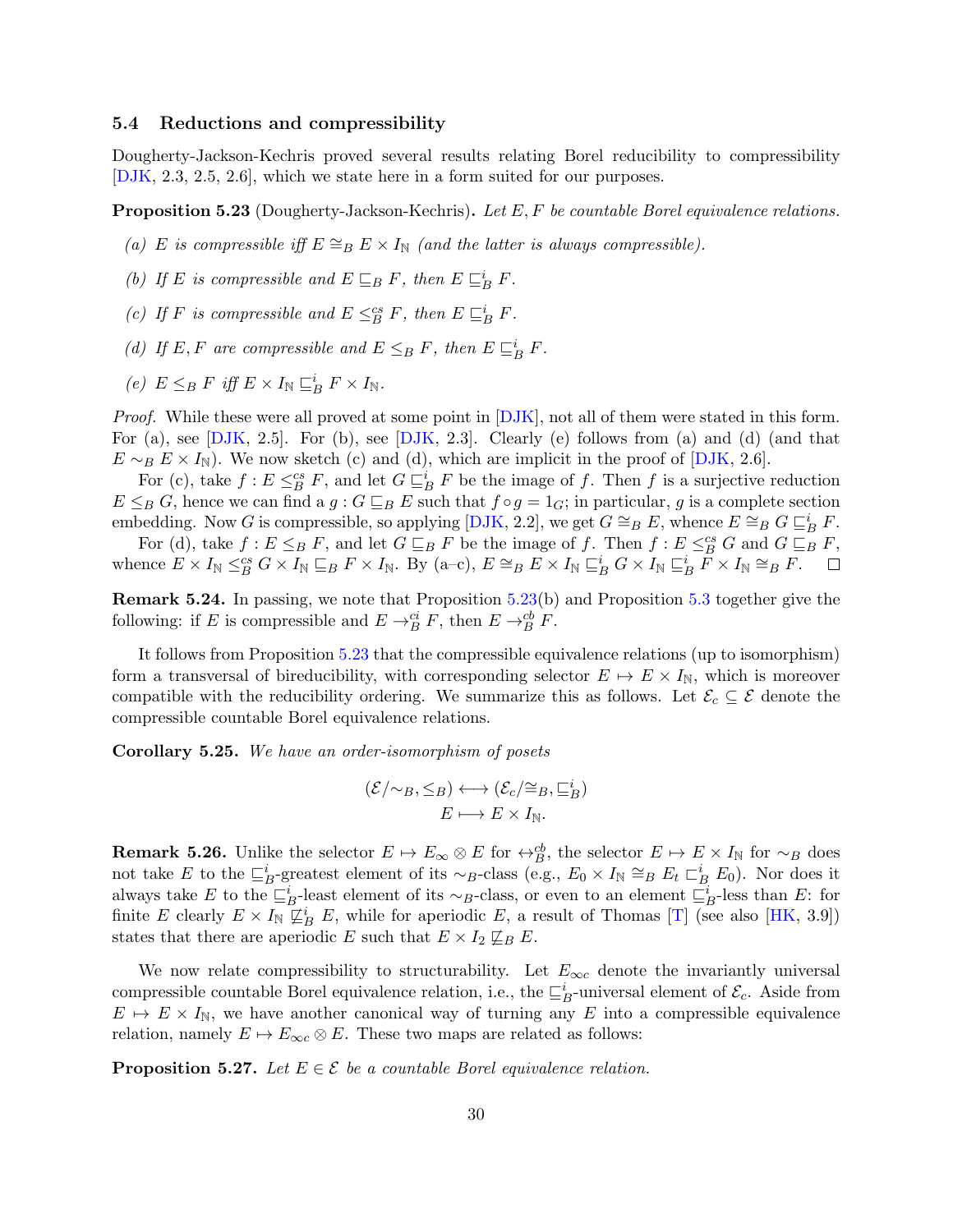### 5.4 Reductions and compressibility

Dougherty-Jackson-Kechris proved several results relating Borel reducibility to compressibility [DJK, 2.3, 2.5, 2.6], which we state here in a form suited for our purposes.

**Proposition 5.23** (Dougherty-Jackson-Kechris)**.** *Let $E, F$ be countable Borel equivalence relations.*

*(a) $E$ is compressible iff $E \cong_B E \times I_{\mathbb{N}}$ (and the latter is always compressible).*

*(b) If $E$ is compressible and $E \sqsubseteq_B F$, then $E \sqsubseteq_B^i F$.*

*(c) If $F$ is compressible and $E \leq_B^{cs} F$, then $E \sqsubseteq_B^i F$.*

*(d) If $E, F$ are compressible and $E \leq_B F$, then $E \sqsubseteq_B^i F$.*

*(e) $E \leq_B F$ iff $E \times I_{\mathbb{N}} \sqsubseteq_B^i F \times I_{\mathbb{N}}$.*

*Proof.* While these were all proved at some point in [DJK], not all of them were stated in this form. For (a), see [DJK, 2.5]. For (b), see [DJK, 2.3]. Clearly (e) follows from (a) and (d) (and that $E \sim_B E \times I_{\mathbb{N}}$). We now sketch (c) and (d), which are implicit in the proof of [DJK, 2.6].

For (c), take $f : E \leq_B^{cs} F$, and let $G \sqsubseteq_B^i F$ be the image of $f$. Then $f$ is a surjective reduction $E \leq_B G$, hence we can find a $g : G \sqsubseteq_B E$ such that $f \circ g = 1_G$; in particular, $g$ is a complete section embedding. Now $G$ is compressible, so applying [DJK, 2.2], we get $G \cong_B E$, whence $E \cong_B G \sqsubseteq_B^i F$.

For (d), take $f : E \leq_B F$, and let $G \sqsubseteq_B F$ be the image of $f$. Then $f : E \leq_B^{cs} G$ and $G \sqsubseteq_B F$, whence $E \times I_{\mathbb{N}} \leq_B^{cs} G \times I_{\mathbb{N}} \sqsubseteq_B F \times I_{\mathbb{N}}$. By (a–c), $E \cong_B E \times I_{\mathbb{N}} \sqsubseteq_B^i G \times I_{\mathbb{N}} \sqsubseteq_B^i F \times I_{\mathbb{N}} \cong_B F$. $\square$

**Remark 5.24.** In passing, we note that Proposition 5.23(b) and Proposition 5.3 together give the following: if $E$ is compressible and $E \to_B^{ci} F$, then $E \to_B^{cb} F$.

It follows from Proposition 5.23 that the compressible equivalence relations (up to isomorphism) form a transversal of bireducibility, with corresponding selector $E \mapsto E \times I_{\mathbb{N}}$, which is moreover compatible with the reducibility ordering. We summarize this as follows. Let $\mathcal{E}_c \subseteq \mathcal{E}$ denote the compressible countable Borel equivalence relations.

**Corollary 5.25.** *We have an order-isomorphism of posets*

$$(\mathcal{E}/{\sim_B}, \leq_B) \longleftrightarrow (\mathcal{E}_c/{\cong_B}, \sqsubseteq_B^i)$$
$$E \longmapsto E \times I_{\mathbb{N}}.$$

**Remark 5.26.** Unlike the selector $E \mapsto E_\infty \otimes E$ for $\leftrightarrow_B^{cb}$, the selector $E \mapsto E \times I_{\mathbb{N}}$ for $\sim_B$ does not take $E$ to the $\sqsubseteq_B^i$-greatest element of its $\sim_B$-class (e.g., $E_0 \times I_{\mathbb{N}} \cong_B E_t \sqsubset_B^i E_0$). Nor does it always take $E$ to the $\sqsubseteq_B^i$-least element of its $\sim_B$-class, or even to an element $\sqsubseteq_B^i$-less than $E$: for finite $E$ clearly $E \times I_{\mathbb{N}} \not\sqsubseteq_B^i E$, while for aperiodic $E$, a result of Thomas [T] (see also [HK, 3.9]) states that there are aperiodic $E$ such that $E \times I_2 \not\sqsubseteq_B E$.

We now relate compressibility to structurability. Let $E_{\infty c}$ denote the invariantly universal compressible countable Borel equivalence relation, i.e., the $\sqsubseteq_B^i$-universal element of $\mathcal{E}_c$. Aside from $E \mapsto E \times I_{\mathbb{N}}$, we have another canonical way of turning any $E$ into a compressible equivalence relation, namely $E \mapsto E_{\infty c} \otimes E$. These two maps are related as follows:

**Proposition 5.27.** *Let $E \in \mathcal{E}$ be a countable Borel equivalence relation.*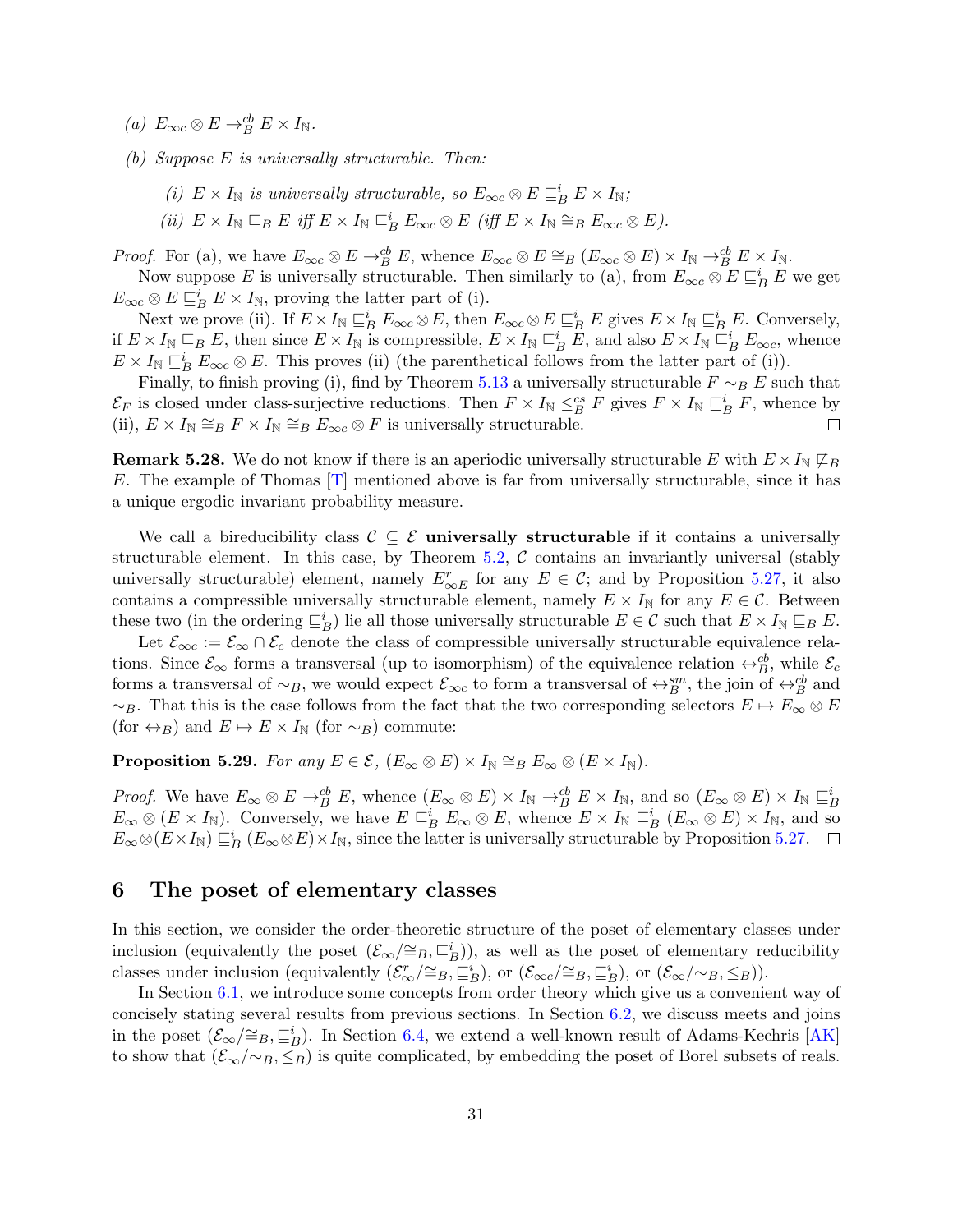(a) $E_{\infty c} \otimes E \to_B^{cb} E \times I_{\mathbb{N}}$.

(b) *Suppose $E$ is universally structurable. Then:*

(i) *$E \times I_{\mathbb{N}}$ is universally structurable, so $E_{\infty c} \otimes E \sqsubseteq_B^i E \times I_{\mathbb{N}}$;*

(ii) *$E \times I_{\mathbb{N}} \sqsubseteq_B E$ iff $E \times I_{\mathbb{N}} \sqsubseteq_B^i E_{\infty c} \otimes E$ (iff $E \times I_{\mathbb{N}} \cong_B E_{\infty c} \otimes E$).*

*Proof.* For (a), we have $E_{\infty c} \otimes E \to_B^{cb} E$, whence $E_{\infty c} \otimes E \cong_B (E_{\infty c} \otimes E) \times I_{\mathbb{N}} \to_B^{cb} E \times I_{\mathbb{N}}$.

Now suppose $E$ is universally structurable. Then similarly to (a), from $E_{\infty c} \otimes E \sqsubseteq_B^i E$ we get $E_{\infty c} \otimes E \sqsubseteq_B^i E \times I_{\mathbb{N}}$, proving the latter part of (i).

Next we prove (ii). If $E \times I_{\mathbb{N}} \sqsubseteq_B^i E_{\infty c} \otimes E$, then $E_{\infty c} \otimes E \sqsubseteq_B^i E$ gives $E \times I_{\mathbb{N}} \sqsubseteq_B^i E$. Conversely, if $E \times I_{\mathbb{N}} \sqsubseteq_B E$, then since $E \times I_{\mathbb{N}}$ is compressible, $E \times I_{\mathbb{N}} \sqsubseteq_B^i E$, and also $E \times I_{\mathbb{N}} \sqsubseteq_B^i E_{\infty c}$, whence $E \times I_{\mathbb{N}} \sqsubseteq_B^i E_{\infty c} \otimes E$. This proves (ii) (the parenthetical follows from the latter part of (i)).

Finally, to finish proving (i), find by Theorem 5.13 a universally structurable $F \sim_B E$ such that $\mathcal{E}_F$ is closed under class-surjective reductions. Then $F \times I_{\mathbb{N}} \leq_B^{cs} F$ gives $F \times I_{\mathbb{N}} \sqsubseteq_B^i F$, whence by (ii), $E \times I_{\mathbb{N}} \cong_B F \times I_{\mathbb{N}} \cong_B E_{\infty c} \otimes F$ is universally structurable. ☐

**Remark 5.28.** We do not know if there is an aperiodic universally structurable $E$ with $E \times I_{\mathbb{N}} \not\sqsubseteq_B E$. The example of Thomas [T] mentioned above is far from universally structurable, since it has a unique ergodic invariant probability measure.

We call a bireducibility class $\mathcal{C} \subseteq \mathcal{E}$ **universally structurable** if it contains a universally structurable element. In this case, by Theorem 5.2, $\mathcal{C}$ contains an invariantly universal (stably universally structurable) element, namely $E_{\infty E}^r$ for any $E \in \mathcal{C}$; and by Proposition 5.27, it also contains a compressible universally structurable element, namely $E \times I_{\mathbb{N}}$ for any $E \in \mathcal{C}$. Between these two (in the ordering $\sqsubseteq_B^i$) lie all those universally structurable $E \in \mathcal{C}$ such that $E \times I_{\mathbb{N}} \sqsubseteq_B E$.

Let $\mathcal{E}_{\infty c} := \mathcal{E}_\infty \cap \mathcal{E}_c$ denote the class of compressible universally structurable equivalence relations. Since $\mathcal{E}_\infty$ forms a transversal (up to isomorphism) of the equivalence relation $\leftrightarrow_B^{cb}$, while $\mathcal{E}_c$ forms a transversal of $\sim_B$, we would expect $\mathcal{E}_{\infty c}$ to form a transversal of $\leftrightarrow_B^{sm}$, the join of $\leftrightarrow_B^{cb}$ and $\sim_B$. That this is the case follows from the fact that the two corresponding selectors $E \mapsto E_\infty \otimes E$ (for $\leftrightarrow_B$) and $E \mapsto E \times I_{\mathbb{N}}$ (for $\sim_B$) commute:

**Proposition 5.29.** *For any $E \in \mathcal{E}$, $(E_\infty \otimes E) \times I_{\mathbb{N}} \cong_B E_\infty \otimes (E \times I_{\mathbb{N}})$.*

*Proof.* We have $E_\infty \otimes E \to_B^{cb} E$, whence $(E_\infty \otimes E) \times I_{\mathbb{N}} \to_B^{cb} E \times I_{\mathbb{N}}$, and so $(E_\infty \otimes E) \times I_{\mathbb{N}} \sqsubseteq_B^i E_\infty \otimes (E \times I_{\mathbb{N}})$. Conversely, we have $E \sqsubseteq_B^i E_\infty \otimes E$, whence $E \times I_{\mathbb{N}} \sqsubseteq_B^i (E_\infty \otimes E) \times I_{\mathbb{N}}$, and so $E_\infty \otimes (E \times I_{\mathbb{N}}) \sqsubseteq_B^i (E_\infty \otimes E) \times I_{\mathbb{N}}$, since the latter is universally structurable by Proposition 5.27. ☐

## 6 The poset of elementary classes

In this section, we consider the order-theoretic structure of the poset of elementary classes under inclusion (equivalently the poset $(\mathcal{E}_\infty/\cong_B, \sqsubseteq_B^i)$), as well as the poset of elementary reducibility classes under inclusion (equivalently $(\mathcal{E}_\infty^r/\cong_B, \sqsubseteq_B^i)$, or $(\mathcal{E}_{\infty c}/\cong_B, \sqsubseteq_B^i)$, or $(\mathcal{E}_\infty/\sim_B, \leq_B)$).

In Section 6.1, we introduce some concepts from order theory which give us a convenient way of concisely stating several results from previous sections. In Section 6.2, we discuss meets and joins in the poset $(\mathcal{E}_\infty/\cong_B, \sqsubseteq_B^i)$. In Section 6.4, we extend a well-known result of Adams-Kechris [AK] to show that $(\mathcal{E}_\infty/\sim_B, \leq_B)$ is quite complicated, by embedding the poset of Borel subsets of reals.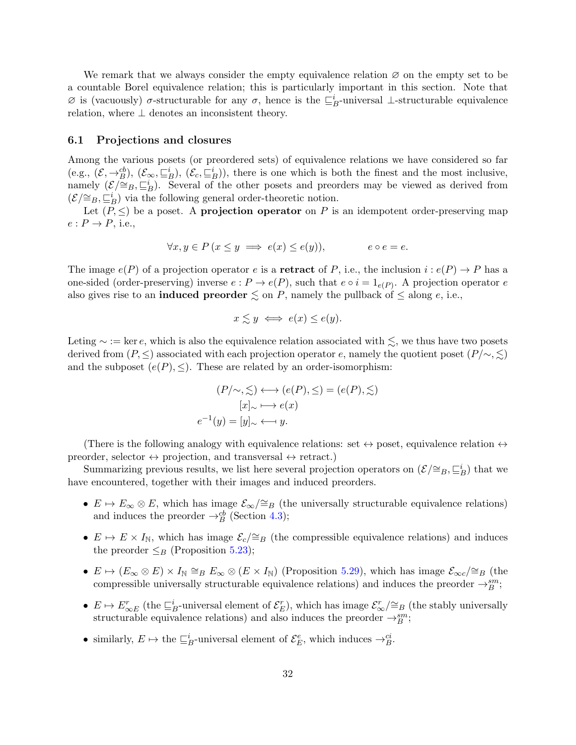We remark that we always consider the empty equivalence relation $\varnothing$ on the empty set to be a countable Borel equivalence relation; this is particularly important in this section. Note that $\varnothing$ is (vacuously) $\sigma$-structurable for any $\sigma$, hence is the $\sqsubseteq^i_B$-universal $\bot$-structurable equivalence relation, where $\bot$ denotes an inconsistent theory.

### 6.1 Projections and closures

Among the various posets (or preordered sets) of equivalence relations we have considered so far (e.g., $(\mathcal{E}, \to^{cb}_B)$, $(\mathcal{E}_\infty, \sqsubseteq^i_B)$, $(\mathcal{E}_c, \sqsubseteq^i_B)$), there is one which is both the finest and the most inclusive, namely $(\mathcal{E}/{\cong_B}, \sqsubseteq^i_B)$. Several of the other posets and preorders may be viewed as derived from $(\mathcal{E}/{\cong_B}, \sqsubseteq^i_B)$ via the following general order-theoretic notion.

Let $(P, \le)$ be a poset. A **projection operator** on $P$ is an idempotent order-preserving map $e : P \to P$, i.e.,

$$\forall x, y \in P\, (x \le y \implies e(x) \le e(y)), \qquad\qquad e \circ e = e.$$

The image $e(P)$ of a projection operator $e$ is a **retract** of $P$, i.e., the inclusion $i : e(P) \to P$ has a one-sided (order-preserving) inverse $e : P \to e(P)$, such that $e \circ i = 1_{e(P)}$. A projection operator $e$ also gives rise to an **induced preorder** $\lesssim$ on $P$, namely the pullback of $\le$ along $e$, i.e.,

$$x \lesssim y \iff e(x) \le e(y).$$

Leting $\sim := \ker e$, which is also the equivalence relation associated with $\lesssim$, we thus have two posets derived from $(P, \le)$ associated with each projection operator $e$, namely the quotient poset $(P/{\sim}, \lesssim)$ and the subposet $(e(P), \le)$. These are related by an order-isomorphism:

$$\begin{aligned}
(P/{\sim}, \lesssim) &\longleftrightarrow (e(P), \le) = (e(P), \lesssim) \\
[x]_\sim &\longmapsto e(x) \\
e^{-1}(y) = [y]_\sim &\longleftarrow y.
\end{aligned}$$

(There is the following analogy with equivalence relations: set $\leftrightarrow$ poset, equivalence relation $\leftrightarrow$ preorder, selector $\leftrightarrow$ projection, and transversal $\leftrightarrow$ retract.)

Summarizing previous results, we list here several projection operators on $(\mathcal{E}/{\cong_B}, \sqsubseteq^i_B)$ that we have encountered, together with their images and induced preorders.

- $E \mapsto E_\infty \otimes E$, which has image $\mathcal{E}_\infty/{\cong_B}$ (the universally structurable equivalence relations) and induces the preorder $\to^{cb}_B$ (Section 4.3);
- $E \mapsto E \times I_\mathbb{N}$, which has image $\mathcal{E}_c/{\cong_B}$ (the compressible equivalence relations) and induces the preorder $\le_B$ (Proposition 5.23);
- $E \mapsto (E_\infty \otimes E) \times I_\mathbb{N} \cong_B E_\infty \otimes (E \times I_\mathbb{N})$ (Proposition 5.29), which has image $\mathcal{E}_{\infty c}/{\cong_B}$ (the compressible universally structurable equivalence relations) and induces the preorder $\to^{sm}_B$;
- $E \mapsto E^r_{\infty E}$ (the $\sqsubseteq^i_B$-universal element of $\mathcal{E}^r_E$), which has image $\mathcal{E}^r_\infty/{\cong_B}$ (the stably universally structurable equivalence relations) and also induces the preorder $\to^{sm}_B$;
- similarly, $E \mapsto$ the $\sqsubseteq^i_B$-universal element of $\mathcal{E}^e_E$, which induces $\to^{ci}_B$.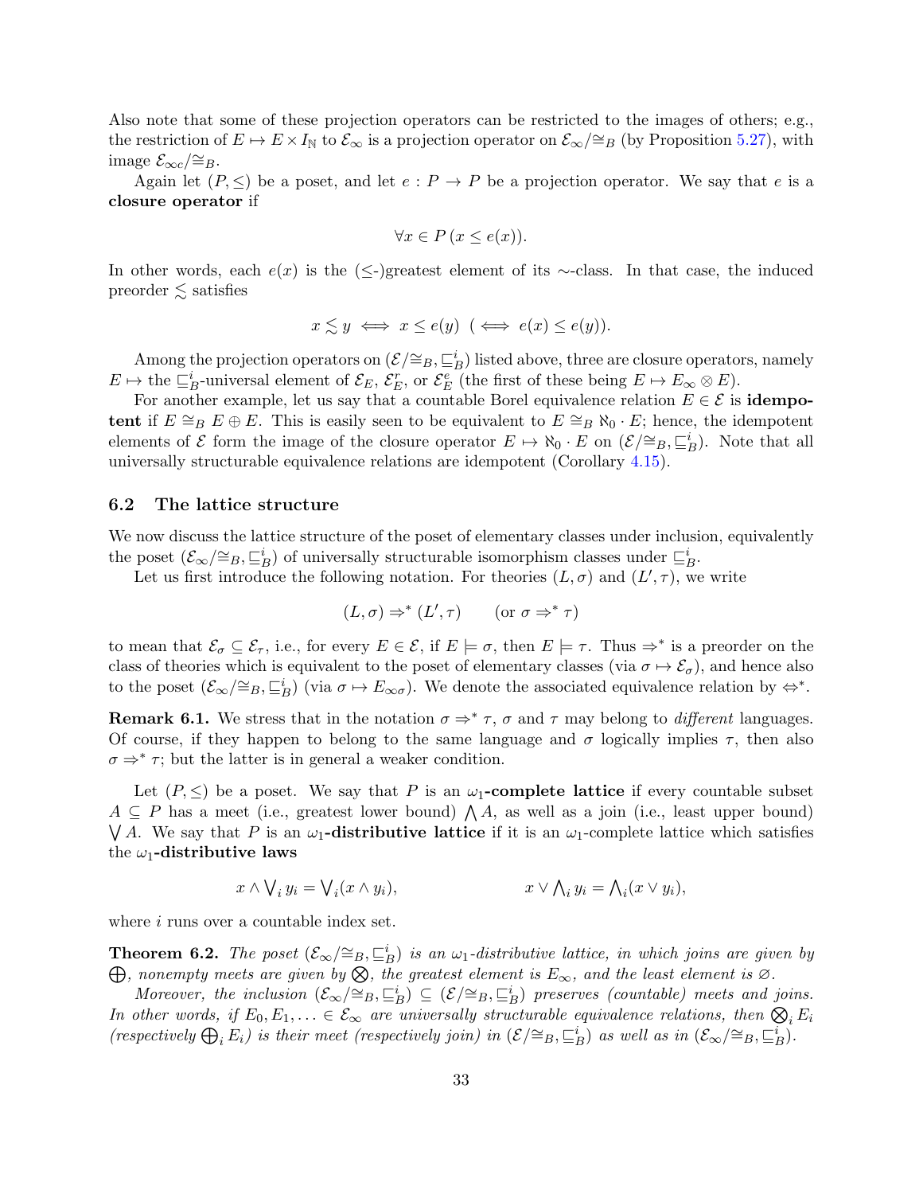Also note that some of these projection operators can be restricted to the images of others; e.g., the restriction of $E \mapsto E \times I_{\mathbb{N}}$ to $\mathcal{E}_\infty$ is a projection operator on $\mathcal{E}_\infty/{\cong_B}$ (by Proposition 5.27), with image $\mathcal{E}_{\infty c}/{\cong_B}$.

Again let $(P, \le)$ be a poset, and let $e : P \to P$ be a projection operator. We say that $e$ is a **closure operator** if

$$\forall x \in P\, (x \le e(x)).$$

In other words, each $e(x)$ is the ($\le$-)greatest element of its $\sim$-class. In that case, the induced preorder $\lesssim$ satisfies

$$x \lesssim y \iff x \le e(y) \;\; (\iff e(x) \le e(y)).$$

Among the projection operators on $(\mathcal{E}/{\cong_B}, \sqsubseteq_B^i)$ listed above, three are closure operators, namely $E \mapsto$ the $\sqsubseteq_B^i$-universal element of $\mathcal{E}_E$, $\mathcal{E}_E^r$, or $\mathcal{E}_E^e$ (the first of these being $E \mapsto E_\infty \otimes E$).

For another example, let us say that a countable Borel equivalence relation $E \in \mathcal{E}$ is **idempotent** if $E \cong_B E \oplus E$. This is easily seen to be equivalent to $E \cong_B \aleph_0 \cdot E$; hence, the idempotent elements of $\mathcal{E}$ form the image of the closure operator $E \mapsto \aleph_0 \cdot E$ on $(\mathcal{E}/{\cong_B}, \sqsubseteq_B^i)$. Note that all universally structurable equivalence relations are idempotent (Corollary 4.15).

## 6.2 The lattice structure

We now discuss the lattice structure of the poset of elementary classes under inclusion, equivalently the poset $(\mathcal{E}_\infty/{\cong_B}, \sqsubseteq_B^i)$ of universally structurable isomorphism classes under $\sqsubseteq_B^i$.

Let us first introduce the following notation. For theories $(L, \sigma)$ and $(L', \tau)$, we write

$$(L, \sigma) \Rightarrow^* (L', \tau) \qquad (\text{or } \sigma \Rightarrow^* \tau)$$

to mean that $\mathcal{E}_\sigma \subseteq \mathcal{E}_\tau$, i.e., for every $E \in \mathcal{E}$, if $E \models \sigma$, then $E \models \tau$. Thus $\Rightarrow^*$ is a preorder on the class of theories which is equivalent to the poset of elementary classes (via $\sigma \mapsto \mathcal{E}_\sigma$), and hence also to the poset $(\mathcal{E}_\infty/{\cong_B}, \sqsubseteq_B^i)$ (via $\sigma \mapsto E_{\infty\sigma}$). We denote the associated equivalence relation by $\Leftrightarrow^*$.

**Remark 6.1.** We stress that in the notation $\sigma \Rightarrow^* \tau$, $\sigma$ and $\tau$ may belong to *different* languages. Of course, if they happen to belong to the same language and $\sigma$ logically implies $\tau$, then also $\sigma \Rightarrow^* \tau$; but the latter is in general a weaker condition.

Let $(P, \le)$ be a poset. We say that $P$ is an **$\omega_1$-complete lattice** if every countable subset $A \subseteq P$ has a meet (i.e., greatest lower bound) $\bigwedge A$, as well as a join (i.e., least upper bound) $\bigvee A$. We say that $P$ is an **$\omega_1$-distributive lattice** if it is an $\omega_1$-complete lattice which satisfies the **$\omega_1$-distributive laws**

$$x \wedge \textstyle\bigvee_i y_i = \bigvee_i (x \wedge y_i), \qquad\qquad x \vee \bigwedge_i y_i = \bigwedge_i (x \vee y_i),$$

where $i$ runs over a countable index set.

**Theorem 6.2.** *The poset $(\mathcal{E}_\infty/{\cong_B}, \sqsubseteq_B^i)$ is an $\omega_1$-distributive lattice, in which joins are given by $\bigoplus$, nonempty meets are given by $\bigotimes$, the greatest element is $E_\infty$, and the least element is $\varnothing$.*

*Moreover, the inclusion $(\mathcal{E}_\infty/{\cong_B}, \sqsubseteq_B^i) \subseteq (\mathcal{E}/{\cong_B}, \sqsubseteq_B^i)$ preserves (countable) meets and joins. In other words, if $E_0, E_1, \ldots \in \mathcal{E}_\infty$ are universally structurable equivalence relations, then $\bigotimes_i E_i$ (respectively $\bigoplus_i E_i$) is their meet (respectively join) in $(\mathcal{E}/{\cong_B}, \sqsubseteq_B^i)$ as well as in $(\mathcal{E}_\infty/{\cong_B}, \sqsubseteq_B^i)$.*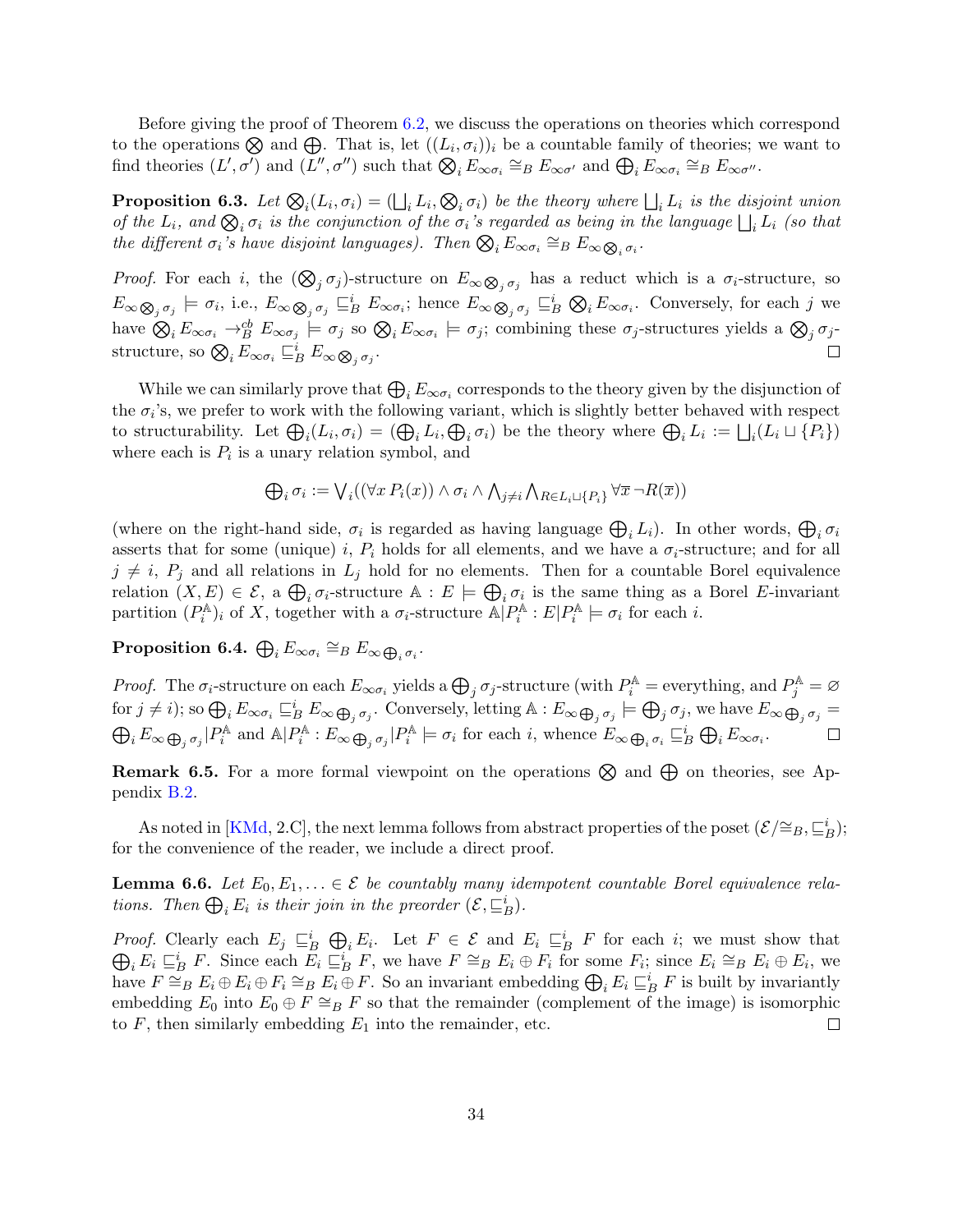Before giving the proof of Theorem 6.2, we discuss the operations on theories which correspond to the operations $\bigotimes$ and $\bigoplus$. That is, let $((L_i, \sigma_i))_i$ be a countable family of theories; we want to find theories $(L', \sigma')$ and $(L'', \sigma'')$ such that $\bigotimes_i E_{\infty\sigma_i} \cong_B E_{\infty\sigma'}$ and $\bigoplus_i E_{\infty\sigma_i} \cong_B E_{\infty\sigma''}$.

**Proposition 6.3.** *Let $\bigotimes_i(L_i, \sigma_i) = (\bigsqcup_i L_i, \bigotimes_i \sigma_i)$ be the theory where $\bigsqcup_i L_i$ is the disjoint union of the $L_i$, and $\bigotimes_i \sigma_i$ is the conjunction of the $\sigma_i$'s regarded as being in the language $\bigsqcup_i L_i$ (so that the different $\sigma_i$'s have disjoint languages). Then $\bigotimes_i E_{\infty\sigma_i} \cong_B E_{\infty \bigotimes_i \sigma_i}$.*

*Proof.* For each $i$, the $(\bigotimes_j \sigma_j)$-structure on $E_{\infty\bigotimes_j \sigma_j}$ has a reduct which is a $\sigma_i$-structure, so $E_{\infty\bigotimes_j \sigma_j} \models \sigma_i$, i.e., $E_{\infty\bigotimes_j \sigma_j} \sqsubseteq_B^i E_{\infty\sigma_i}$; hence $E_{\infty\bigotimes_j \sigma_j} \sqsubseteq_B^i \bigotimes_i E_{\infty\sigma_i}$. Conversely, for each $j$ we have $\bigotimes_i E_{\infty\sigma_i} \to_B^{cb} E_{\infty\sigma_j} \models \sigma_j$ so $\bigotimes_i E_{\infty\sigma_i} \models \sigma_j$; combining these $\sigma_j$-structures yields a $\bigotimes_j \sigma_j$-structure, so $\bigotimes_i E_{\infty\sigma_i} \sqsubseteq_B^i E_{\infty\bigotimes_j \sigma_j}$. ◻

While we can similarly prove that $\bigoplus_i E_{\infty\sigma_i}$ corresponds to the theory given by the disjunction of the $\sigma_i$'s, we prefer to work with the following variant, which is slightly better behaved with respect to structurability. Let $\bigoplus_i(L_i, \sigma_i) = (\bigoplus_i L_i, \bigoplus_i \sigma_i)$ be the theory where $\bigoplus_i L_i := \bigsqcup_i (L_i \sqcup \{P_i\})$ where each is $P_i$ is a unary relation symbol, and

$$\textstyle\bigoplus_i \sigma_i := \bigvee_i ((\forall x\, P_i(x)) \wedge \sigma_i \wedge \bigwedge_{j \neq i} \bigwedge_{R \in L_i \sqcup \{P_i\}} \forall \overline{x}\, \neg R(\overline{x}))$$

(where on the right-hand side, $\sigma_i$ is regarded as having language $\bigoplus_i L_i$). In other words, $\bigoplus_i \sigma_i$ asserts that for some (unique) $i$, $P_i$ holds for all elements, and we have a $\sigma_i$-structure; and for all $j \neq i$, $P_j$ and all relations in $L_j$ hold for no elements. Then for a countable Borel equivalence relation $(X, E) \in \mathcal{E}$, a $\bigoplus_i \sigma_i$-structure $\mathbb{A} : E \models \bigoplus_i \sigma_i$ is the same thing as a Borel $E$-invariant partition $(P_i^{\mathbb{A}})_i$ of $X$, together with a $\sigma_i$-structure $\mathbb{A}|P_i^{\mathbb{A}} : E|P_i^{\mathbb{A}} \models \sigma_i$ for each $i$.

**Proposition 6.4.** $\bigoplus_i E_{\infty\sigma_i} \cong_B E_{\infty \bigoplus_i \sigma_i}$.

*Proof.* The $\sigma_i$-structure on each $E_{\infty\sigma_i}$ yields a $\bigoplus_j \sigma_j$-structure (with $P_i^{\mathbb{A}} =$ everything, and $P_j^{\mathbb{A}} = \varnothing$ for $j \neq i$); so $\bigoplus_i E_{\infty\sigma_i} \sqsubseteq_B^i E_{\infty\bigoplus_j \sigma_j}$. Conversely, letting $\mathbb{A} : E_{\infty\bigoplus_j \sigma_j} \models \bigoplus_j \sigma_j$, we have $E_{\infty\bigoplus_j \sigma_j} = \bigoplus_i E_{\infty\bigoplus_j \sigma_j}|P_i^{\mathbb{A}}$ and $\mathbb{A}|P_i^{\mathbb{A}} : E_{\infty\bigoplus_j \sigma_j}|P_i^{\mathbb{A}} \models \sigma_i$ for each $i$, whence $E_{\infty\bigoplus_i \sigma_i} \sqsubseteq_B^i \bigoplus_i E_{\infty\sigma_i}$. ◻

**Remark 6.5.** For a more formal viewpoint on the operations $\bigotimes$ and $\bigoplus$ on theories, see Appendix B.2.

As noted in [KMd, 2.C], the next lemma follows from abstract properties of the poset $(\mathcal{E}/{\cong_B}, \sqsubseteq_B^i)$; for the convenience of the reader, we include a direct proof.

**Lemma 6.6.** *Let $E_0, E_1, \ldots \in \mathcal{E}$ be countably many idempotent countable Borel equivalence relations. Then $\bigoplus_i E_i$ is their join in the preorder $(\mathcal{E}, \sqsubseteq_B^i)$.*

*Proof.* Clearly each $E_j \sqsubseteq_B^i \bigoplus_i E_i$. Let $F \in \mathcal{E}$ and $E_i \sqsubseteq_B^i F$ for each $i$; we must show that $\bigoplus_i E_i \sqsubseteq_B^i F$. Since each $E_i \sqsubseteq_B^i F$, we have $F \cong_B E_i \oplus F_i$ for some $F_i$; since $E_i \cong_B E_i \oplus E_i$, we have $F \cong_B E_i \oplus E_i \oplus F_i \cong_B E_i \oplus F$. So an invariant embedding $\bigoplus_i E_i \sqsubseteq_B^i F$ is built by invariantly embedding $E_0$ into $E_0 \oplus F \cong_B F$ so that the remainder (complement of the image) is isomorphic to $F$, then similarly embedding $E_1$ into the remainder, etc. ◻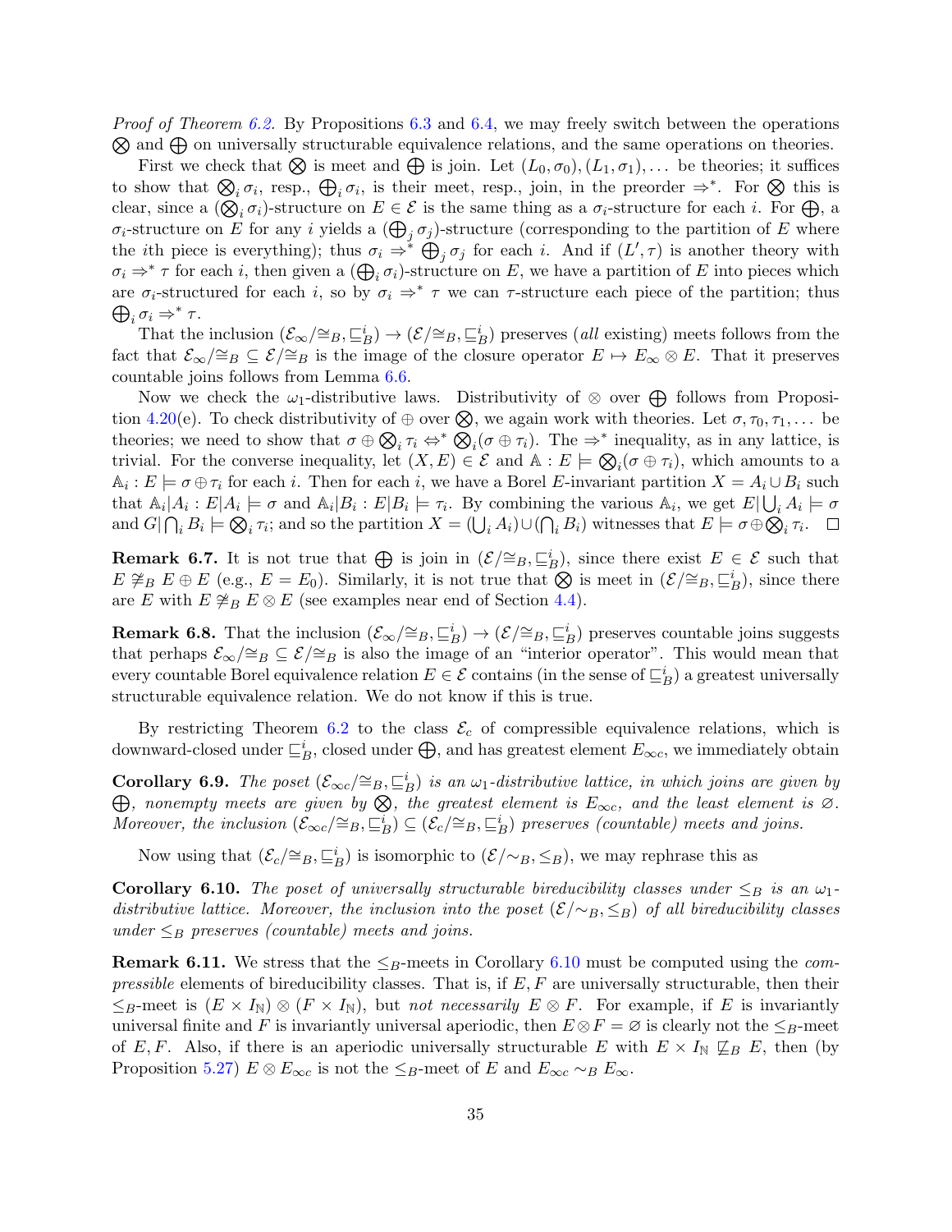*Proof of Theorem 6.2.* By Propositions 6.3 and 6.4, we may freely switch between the operations $\bigotimes$ and $\bigoplus$ on universally structurable equivalence relations, and the same operations on theories.

First we check that $\bigotimes$ is meet and $\bigoplus$ is join. Let $(L_0, \sigma_0), (L_1, \sigma_1), \dots$ be theories; it suffices to show that $\bigotimes_i \sigma_i$, resp., $\bigoplus_i \sigma_i$, is their meet, resp., join, in the preorder $\Rightarrow^*$. For $\bigotimes$ this is clear, since a $(\bigotimes_i \sigma_i)$-structure on $E \in \mathcal{E}$ is the same thing as a $\sigma_i$-structure for each $i$. For $\bigoplus$, a $\sigma_i$-structure on $E$ for any $i$ yields a $(\bigoplus_j \sigma_j)$-structure (corresponding to the partition of $E$ where the $i$th piece is everything); thus $\sigma_i \Rightarrow^* \bigoplus_j \sigma_j$ for each $i$. And if $(L', \tau)$ is another theory with $\sigma_i \Rightarrow^* \tau$ for each $i$, then given a $(\bigoplus_i \sigma_i)$-structure on $E$, we have a partition of $E$ into pieces which are $\sigma_i$-structured for each $i$, so by $\sigma_i \Rightarrow^* \tau$ we can $\tau$-structure each piece of the partition; thus $\bigoplus_i \sigma_i \Rightarrow^* \tau$.

That the inclusion $(\mathcal{E}_\infty/{\cong_B}, \sqsubseteq_B^i) \to (\mathcal{E}/{\cong_B}, \sqsubseteq_B^i)$ preserves (*all* existing) meets follows from the fact that $\mathcal{E}_\infty/{\cong_B} \subseteq \mathcal{E}/{\cong_B}$ is the image of the closure operator $E \mapsto E_\infty \otimes E$. That it preserves countable joins follows from Lemma 6.6.

Now we check the $\omega_1$-distributive laws. Distributivity of $\otimes$ over $\bigoplus$ follows from Proposition 4.20(e). To check distributivity of $\oplus$ over $\bigotimes$, we again work with theories. Let $\sigma, \tau_0, \tau_1, \dots$ be theories; we need to show that $\sigma \oplus \bigotimes_i \tau_i \Leftrightarrow^* \bigotimes_i (\sigma \oplus \tau_i)$. The $\Rightarrow^*$ inequality, as in any lattice, is trivial. For the converse inequality, let $(X, E) \in \mathcal{E}$ and $\mathbb{A} : E \models \bigotimes_i (\sigma \oplus \tau_i)$, which amounts to a $\mathbb{A}_i : E \models \sigma \oplus \tau_i$ for each $i$. Then for each $i$, we have a Borel $E$-invariant partition $X = A_i \cup B_i$ such that $\mathbb{A}_i|A_i : E|A_i \models \sigma$ and $\mathbb{A}_i|B_i : E|B_i \models \tau_i$. By combining the various $\mathbb{A}_i$, we get $E|\bigcup_i A_i \models \sigma$ and $G|\bigcap_i B_i \models \bigotimes_i \tau_i$; and so the partition $X = (\bigcup_i A_i) \cup (\bigcap_i B_i)$ witnesses that $E \models \sigma \oplus \bigotimes_i \tau_i$. $\square$

**Remark 6.7.** It is not true that $\bigoplus$ is join in $(\mathcal{E}/{\cong_B}, \sqsubseteq_B^i)$, since there exist $E \in \mathcal{E}$ such that $E \ncong_B E \oplus E$ (e.g., $E = E_0$). Similarly, it is not true that $\bigotimes$ is meet in $(\mathcal{E}/{\cong_B}, \sqsubseteq_B^i)$, since there are $E$ with $E \ncong_B E \otimes E$ (see examples near end of Section 4.4).

**Remark 6.8.** That the inclusion $(\mathcal{E}_\infty/{\cong_B}, \sqsubseteq_B^i) \to (\mathcal{E}/{\cong_B}, \sqsubseteq_B^i)$ preserves countable joins suggests that perhaps $\mathcal{E}_\infty/{\cong_B} \subseteq \mathcal{E}/{\cong_B}$ is also the image of an "interior operator". This would mean that every countable Borel equivalence relation $E \in \mathcal{E}$ contains (in the sense of $\sqsubseteq_B^i$) a greatest universally structurable equivalence relation. We do not know if this is true.

By restricting Theorem 6.2 to the class $\mathcal{E}_c$ of compressible equivalence relations, which is downward-closed under $\sqsubseteq_B^i$, closed under $\bigoplus$, and has greatest element $E_{\infty c}$, we immediately obtain

**Corollary 6.9.** *The poset $(\mathcal{E}_{\infty c}/{\cong_B}, \sqsubseteq_B^i)$ is an $\omega_1$-distributive lattice, in which joins are given by $\bigoplus$, nonempty meets are given by $\bigotimes$, the greatest element is $E_{\infty c}$, and the least element is $\varnothing$. Moreover, the inclusion $(\mathcal{E}_{\infty c}/{\cong_B}, \sqsubseteq_B^i) \subseteq (\mathcal{E}_c/{\cong_B}, \sqsubseteq_B^i)$ preserves (countable) meets and joins.*

Now using that $(\mathcal{E}_c/{\cong_B}, \sqsubseteq_B^i)$ is isomorphic to $(\mathcal{E}/{\sim_B}, \leq_B)$, we may rephrase this as

**Corollary 6.10.** *The poset of universally structurable bireducibility classes under $\leq_B$ is an $\omega_1$-distributive lattice. Moreover, the inclusion into the poset $(\mathcal{E}/{\sim_B}, \leq_B)$ of all bireducibility classes under $\leq_B$ preserves (countable) meets and joins.*

**Remark 6.11.** We stress that the $\leq_B$-meets in Corollary 6.10 must be computed using the *compressible* elements of bireducibility classes. That is, if $E, F$ are universally structurable, then their $\leq_B$-meet is $(E \times I_\mathbb{N}) \otimes (F \times I_\mathbb{N})$, but *not necessarily* $E \otimes F$. For example, if $E$ is invariantly universal finite and $F$ is invariantly universal aperiodic, then $E \otimes F = \varnothing$ is clearly not the $\leq_B$-meet of $E, F$. Also, if there is an aperiodic universally structurable $E$ with $E \times I_\mathbb{N} \not\sqsubseteq_B E$, then (by Proposition 5.27) $E \otimes E_{\infty c}$ is not the $\leq_B$-meet of $E$ and $E_{\infty c} \sim_B E_\infty$.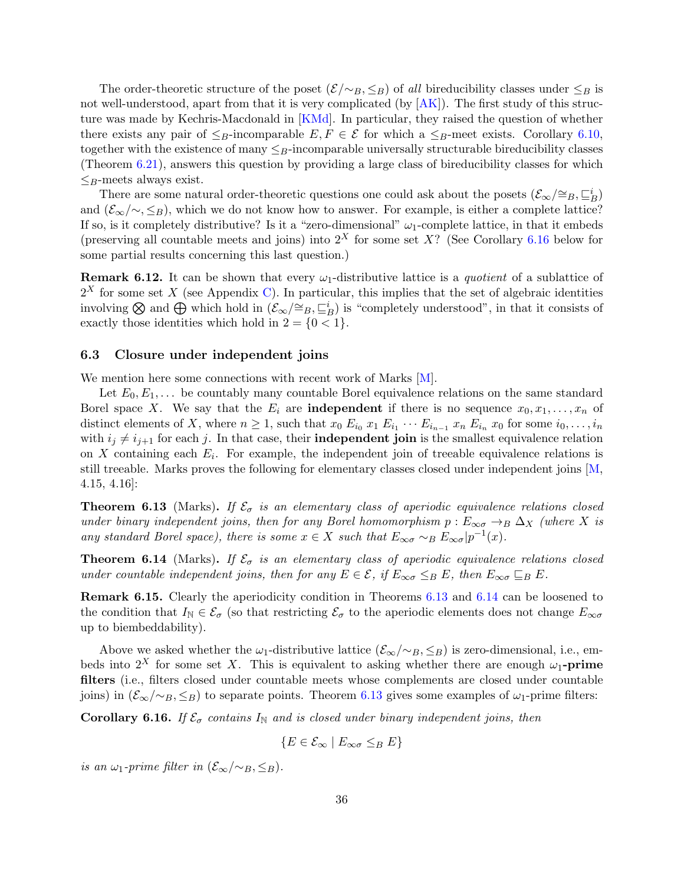The order-theoretic structure of the poset $(\mathcal{E}/{\sim_B}, \leq_B)$ of *all* bireducibility classes under $\leq_B$ is not well-understood, apart from that it is very complicated (by [AK]). The first study of this structure was made by Kechris-Macdonald in [KMd]. In particular, they raised the question of whether there exists any pair of $\leq_B$-incomparable $E, F \in \mathcal{E}$ for which a $\leq_B$-meet exists. Corollary 6.10, together with the existence of many $\leq_B$-incomparable universally structurable bireducibility classes (Theorem 6.21), answers this question by providing a large class of bireducibility classes for which $\leq_B$-meets always exist.

There are some natural order-theoretic questions one could ask about the posets $(\mathcal{E}_\infty/{\cong_B}, \sqsubseteq_B^i)$ and $(\mathcal{E}_\infty/{\sim}, \leq_B)$, which we do not know how to answer. For example, is either a complete lattice? If so, is it completely distributive? Is it a "zero-dimensional" $\omega_1$-complete lattice, in that it embeds (preserving all countable meets and joins) into $2^X$ for some set $X$? (See Corollary 6.16 below for some partial results concerning this last question.)

**Remark 6.12.** It can be shown that every $\omega_1$-distributive lattice is a *quotient* of a sublattice of $2^X$ for some set $X$ (see Appendix C). In particular, this implies that the set of algebraic identities involving $\bigotimes$ and $\bigoplus$ which hold in $(\mathcal{E}_\infty/{\cong_B}, \sqsubseteq_B^i)$ is "completely understood", in that it consists of exactly those identities which hold in $2 = \{0 < 1\}$.

### 6.3 Closure under independent joins

We mention here some connections with recent work of Marks [M].

Let $E_0, E_1, \dots$ be countably many countable Borel equivalence relations on the same standard Borel space $X$. We say that the $E_i$ are **independent** if there is no sequence $x_0, x_1, \dots, x_n$ of distinct elements of $X$, where $n \geq 1$, such that $x_0 \; E_{i_0} \; x_1 \; E_{i_1} \cdots E_{i_{n-1}} \; x_n \; E_{i_n} \; x_0$ for some $i_0, \dots, i_n$ with $i_j \neq i_{j+1}$ for each $j$. In that case, their **independent join** is the smallest equivalence relation on $X$ containing each $E_i$. For example, the independent join of treeable equivalence relations is still treeable. Marks proves the following for elementary classes closed under independent joins [M, 4.15, 4.16]:

**Theorem 6.13** (Marks)**.** *If $\mathcal{E}_\sigma$ is an elementary class of aperiodic equivalence relations closed under binary independent joins, then for any Borel homomorphism $p : E_{\infty\sigma} \to_B \Delta_X$ (where $X$ is any standard Borel space), there is some $x \in X$ such that $E_{\infty\sigma} \sim_B E_{\infty\sigma}|p^{-1}(x)$.*

**Theorem 6.14** (Marks)**.** *If $\mathcal{E}_\sigma$ is an elementary class of aperiodic equivalence relations closed under countable independent joins, then for any $E \in \mathcal{E}$, if $E_{\infty\sigma} \leq_B E$, then $E_{\infty\sigma} \sqsubseteq_B E$.*

**Remark 6.15.** Clearly the aperiodicity condition in Theorems 6.13 and 6.14 can be loosened to the condition that $I_{\mathbb{N}} \in \mathcal{E}_\sigma$ (so that restricting $\mathcal{E}_\sigma$ to the aperiodic elements does not change $E_{\infty\sigma}$ up to biembeddability).

Above we asked whether the $\omega_1$-distributive lattice $(\mathcal{E}_\infty/{\sim_B}, \leq_B)$ is zero-dimensional, i.e., embeds into $2^X$ for some set $X$. This is equivalent to asking whether there are enough $\omega_1$**-prime filters** (i.e., filters closed under countable meets whose complements are closed under countable joins) in $(\mathcal{E}_\infty/{\sim_B}, \leq_B)$ to separate points. Theorem 6.13 gives some examples of $\omega_1$-prime filters:

**Corollary 6.16.** *If $\mathcal{E}_\sigma$ contains $I_{\mathbb{N}}$ and is closed under binary independent joins, then*

$$\{E \in \mathcal{E}_\infty \mid E_{\infty\sigma} \leq_B E\}$$

*is an $\omega_1$-prime filter in $(\mathcal{E}_\infty/{\sim_B}, \leq_B)$.*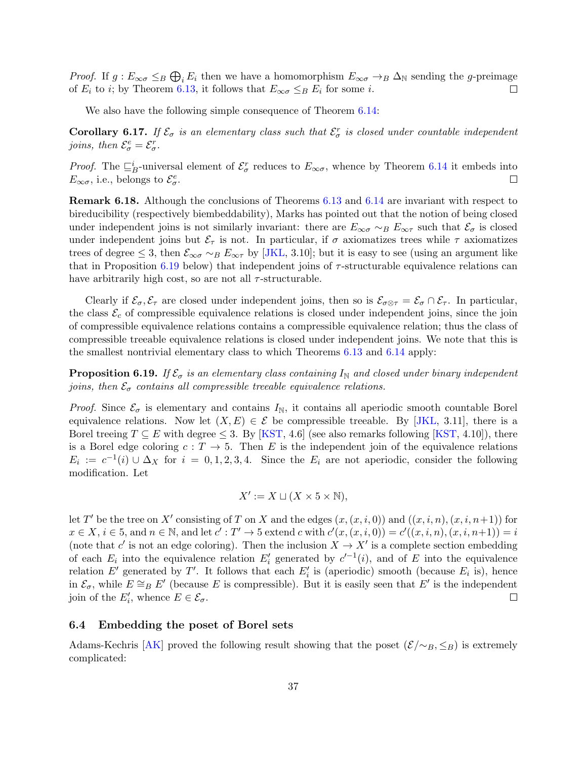*Proof.* If $g : E_{\infty\sigma} \leq_B \bigoplus_i E_i$ then we have a homomorphism $E_{\infty\sigma} \to_B \Delta_{\mathbb{N}}$ sending the $g$-preimage of $E_i$ to $i$; by Theorem 6.13, it follows that $E_{\infty\sigma} \leq_B E_i$ for some $i$. □

We also have the following simple consequence of Theorem 6.14:

**Corollary 6.17.** *If $\mathcal{E}_\sigma$ is an elementary class such that $\mathcal{E}_\sigma^r$ is closed under countable independent joins, then $\mathcal{E}_\sigma^e = \mathcal{E}_\sigma^r$.*

*Proof.* The $\sqsubseteq_B^i$-universal element of $\mathcal{E}_\sigma^r$ reduces to $E_{\infty\sigma}$, whence by Theorem 6.14 it embeds into $E_{\infty\sigma}$, i.e., belongs to $\mathcal{E}_\sigma^e$. □

**Remark 6.18.** Although the conclusions of Theorems 6.13 and 6.14 are invariant with respect to bireducibility (respectively biembeddability), Marks has pointed out that the notion of being closed under independent joins is not similarly invariant: there are $E_{\infty\sigma} \sim_B E_{\infty\tau}$ such that $\mathcal{E}_\sigma$ is closed under independent joins but $\mathcal{E}_\tau$ is not. In particular, if $\sigma$ axiomatizes trees while $\tau$ axiomatizes trees of degree $\leq 3$, then $\mathcal{E}_{\infty\sigma} \sim_B E_{\infty\tau}$ by [JKL, 3.10]; but it is easy to see (using an argument like that in Proposition 6.19 below) that independent joins of $\tau$-structurable equivalence relations can have arbitrarily high cost, so are not all $\tau$-structurable.

Clearly if $\mathcal{E}_\sigma, \mathcal{E}_\tau$ are closed under independent joins, then so is $\mathcal{E}_{\sigma\otimes\tau} = \mathcal{E}_\sigma \cap \mathcal{E}_\tau$. In particular, the class $\mathcal{E}_c$ of compressible equivalence relations is closed under independent joins, since the join of compressible equivalence relations contains a compressible equivalence relation; thus the class of compressible treeable equivalence relations is closed under independent joins. We note that this is the smallest nontrivial elementary class to which Theorems 6.13 and 6.14 apply:

**Proposition 6.19.** *If $\mathcal{E}_\sigma$ is an elementary class containing $I_{\mathbb{N}}$ and closed under binary independent joins, then $\mathcal{E}_\sigma$ contains all compressible treeable equivalence relations.*

*Proof.* Since $\mathcal{E}_\sigma$ is elementary and contains $I_{\mathbb{N}}$, it contains all aperiodic smooth countable Borel equivalence relations. Now let $(X, E) \in \mathcal{E}$ be compressible treeable. By [JKL, 3.11], there is a Borel treeing $T \subseteq E$ with degree $\leq 3$. By [KST, 4.6] (see also remarks following [KST, 4.10]), there is a Borel edge coloring $c : T \to 5$. Then $E$ is the independent join of the equivalence relations $E_i := c^{-1}(i) \cup \Delta_X$ for $i = 0, 1, 2, 3, 4$. Since the $E_i$ are not aperiodic, consider the following modification. Let

$$X' := X \sqcup (X \times 5 \times \mathbb{N}),$$

let $T'$ be the tree on $X'$ consisting of $T$ on $X$ and the edges $(x, (x, i, 0))$ and $((x, i, n), (x, i, n+1))$ for $x \in X$, $i \in 5$, and $n \in \mathbb{N}$, and let $c' : T' \to 5$ extend $c$ with $c'(x, (x, i, 0)) = c'((x, i, n), (x, i, n+1)) = i$ (note that $c'$ is not an edge coloring). Then the inclusion $X \to X'$ is a complete section embedding of each $E_i$ into the equivalence relation $E_i'$ generated by $c'^{-1}(i)$, and of $E$ into the equivalence relation $E'$ generated by $T'$. It follows that each $E_i'$ is (aperiodic) smooth (because $E_i$ is), hence in $\mathcal{E}_\sigma$, while $E \cong_B E'$ (because $E$ is compressible). But it is easily seen that $E'$ is the independent join of the $E_i'$, whence $E \in \mathcal{E}_\sigma$. □

### 6.4 Embedding the poset of Borel sets

Adams-Kechris [AK] proved the following result showing that the poset $(\mathcal{E}/{\sim_B}, \leq_B)$ is extremely complicated: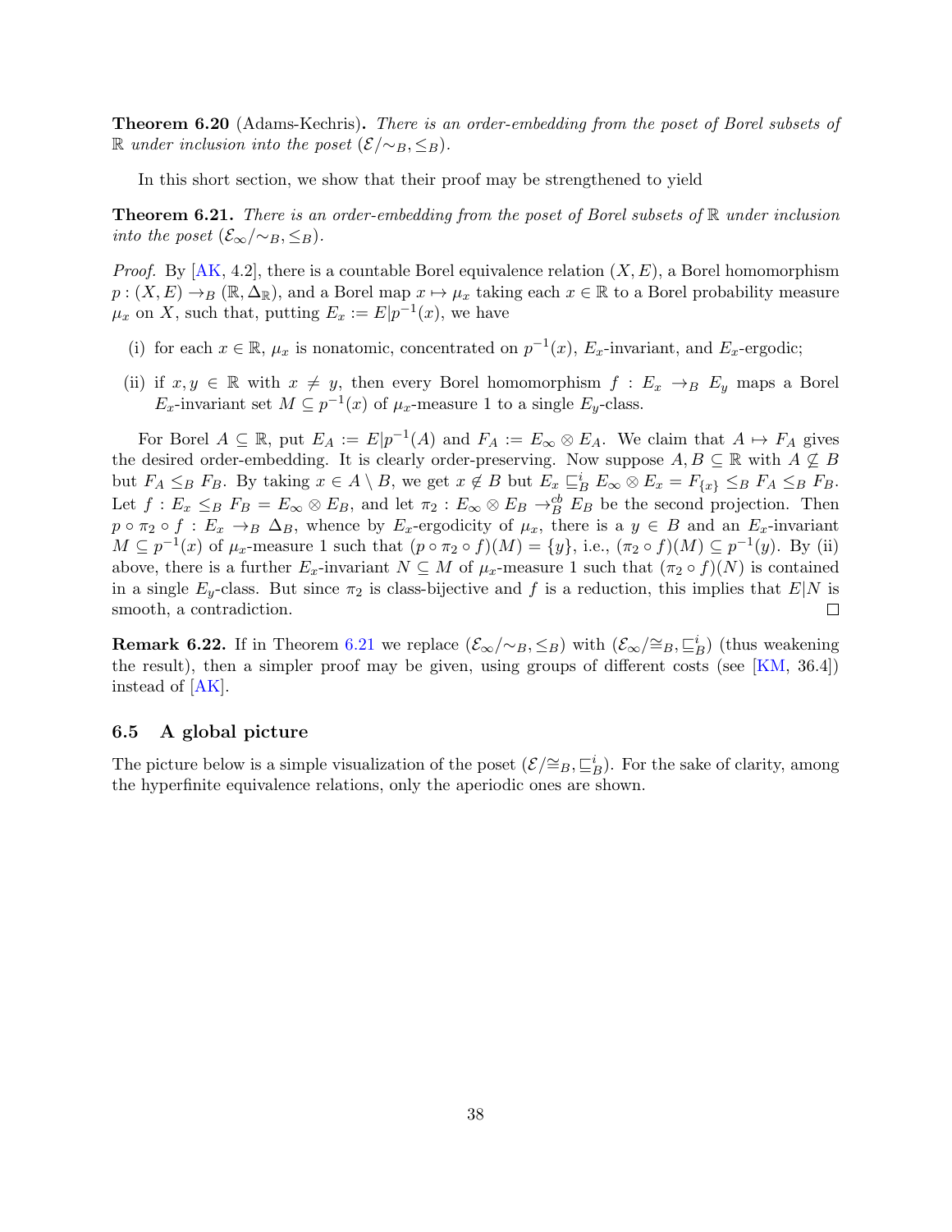**Theorem 6.20** (Adams-Kechris)**.** *There is an order-embedding from the poset of Borel subsets of* $\mathbb{R}$ *under inclusion into the poset* $(\mathcal{E}/{\sim_B}, \leq_B)$*.*

In this short section, we show that their proof may be strengthened to yield

**Theorem 6.21.** *There is an order-embedding from the poset of Borel subsets of* $\mathbb{R}$ *under inclusion into the poset* $(\mathcal{E}_\infty/{\sim_B}, \leq_B)$*.*

*Proof.* By [AK, 4.2], there is a countable Borel equivalence relation $(X, E)$, a Borel homomorphism $p : (X, E) \to_B (\mathbb{R}, \Delta_\mathbb{R})$, and a Borel map $x \mapsto \mu_x$ taking each $x \in \mathbb{R}$ to a Borel probability measure $\mu_x$ on $X$, such that, putting $E_x := E|p^{-1}(x)$, we have

(i) for each $x \in \mathbb{R}$, $\mu_x$ is nonatomic, concentrated on $p^{-1}(x)$, $E_x$-invariant, and $E_x$-ergodic;

(ii) if $x, y \in \mathbb{R}$ with $x \neq y$, then every Borel homomorphism $f : E_x \to_B E_y$ maps a Borel $E_x$-invariant set $M \subseteq p^{-1}(x)$ of $\mu_x$-measure 1 to a single $E_y$-class.

For Borel $A \subseteq \mathbb{R}$, put $E_A := E|p^{-1}(A)$ and $F_A := E_\infty \otimes E_A$. We claim that $A \mapsto F_A$ gives the desired order-embedding. It is clearly order-preserving. Now suppose $A, B \subseteq \mathbb{R}$ with $A \not\subseteq B$ but $F_A \leq_B F_B$. By taking $x \in A \setminus B$, we get $x \notin B$ but $E_x \sqsubseteq^i_B E_\infty \otimes E_x = F_{\{x\}} \leq_B F_A \leq_B F_B$. Let $f : E_x \leq_B F_B = E_\infty \otimes E_B$, and let $\pi_2 : E_\infty \otimes E_B \to^{cb}_B E_B$ be the second projection. Then $p \circ \pi_2 \circ f : E_x \to_B \Delta_B$, whence by $E_x$-ergodicity of $\mu_x$, there is a $y \in B$ and an $E_x$-invariant $M \subseteq p^{-1}(x)$ of $\mu_x$-measure 1 such that $(p \circ \pi_2 \circ f)(M) = \{y\}$, i.e., $(\pi_2 \circ f)(M) \subseteq p^{-1}(y)$. By (ii) above, there is a further $E_x$-invariant $N \subseteq M$ of $\mu_x$-measure 1 such that $(\pi_2 \circ f)(N)$ is contained in a single $E_y$-class. But since $\pi_2$ is class-bijective and $f$ is a reduction, this implies that $E|N$ is smooth, a contradiction. $\square$

**Remark 6.22.** If in Theorem 6.21 we replace $(\mathcal{E}_\infty/{\sim_B}, \leq_B)$ with $(\mathcal{E}_\infty/{\cong_B}, \sqsubseteq^i_B)$ (thus weakening the result), then a simpler proof may be given, using groups of different costs (see [KM, 36.4]) instead of [AK].

### 6.5 A global picture

The picture below is a simple visualization of the poset $(\mathcal{E}/{\cong_B}, \sqsubseteq^i_B)$. For the sake of clarity, among the hyperfinite equivalence relations, only the aperiodic ones are shown.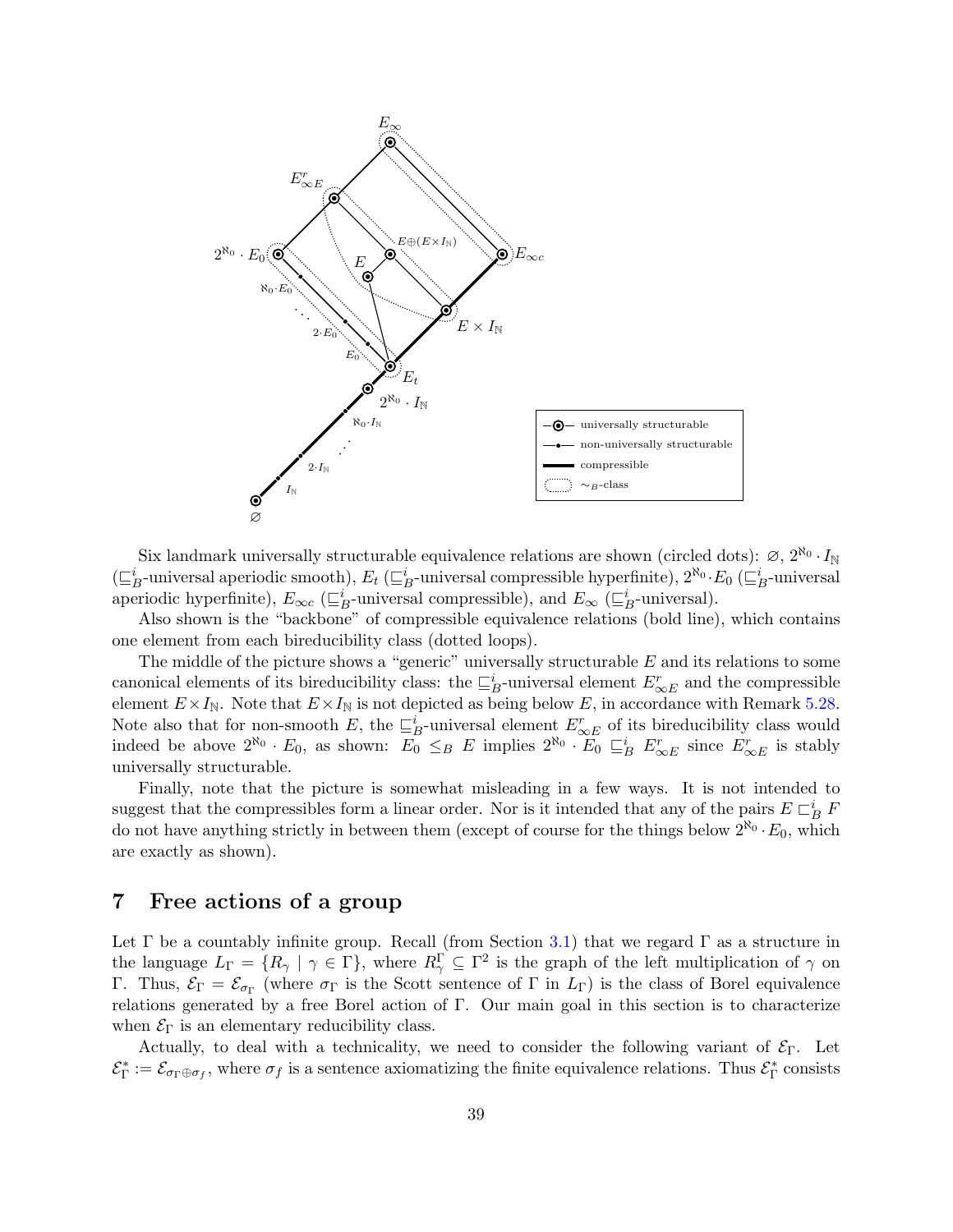$E_\infty$

$E^r_{\infty E}$

$E \oplus (E \times I_{\mathbb{N}})$

$2^{\aleph_0} \cdot E_0$

$E$

$E_{\infty c}$

$\aleph_0 \cdot E_0$

$E \times I_{\mathbb{N}}$

$2 \cdot E_0$

$E_0$

$E_t$

$2^{\aleph_0} \cdot I_{\mathbb{N}}$

$\aleph_0 \cdot I_{\mathbb{N}}$

$2 \cdot I_{\mathbb{N}}$

$I_{\mathbb{N}}$

$\varnothing$

universally structurable

non-universally structurable

compressible

$\sim_B$-class

Six landmark universally structurable equivalence relations are shown (circled dots): $\varnothing$, $2^{\aleph_0} \cdot I_{\mathbb{N}}$ ($\sqsubseteq^i_B$-universal aperiodic smooth), $E_t$ ($\sqsubseteq^i_B$-universal compressible hyperfinite), $2^{\aleph_0} \cdot E_0$ ($\sqsubseteq^i_B$-universal aperiodic hyperfinite), $E_{\infty c}$ ($\sqsubseteq^i_B$-universal compressible), and $E_\infty$ ($\sqsubseteq^i_B$-universal).

Also shown is the "backbone" of compressible equivalence relations (bold line), which contains one element from each bireducibility class (dotted loops).

The middle of the picture shows a "generic" universally structurable $E$ and its relations to some canonical elements of its bireducibility class: the $\sqsubseteq^i_B$-universal element $E^r_{\infty E}$ and the compressible element $E \times I_{\mathbb{N}}$. Note that $E \times I_{\mathbb{N}}$ is not depicted as being below $E$, in accordance with Remark 5.28. Note also that for non-smooth $E$, the $\sqsubseteq^i_B$-universal element $E^r_{\infty E}$ of its bireducibility class would indeed be above $2^{\aleph_0} \cdot E_0$, as shown: $E_0 \leq_B E$ implies $2^{\aleph_0} \cdot E_0 \sqsubseteq^i_B E^r_{\infty E}$ since $E^r_{\infty E}$ is stably universally structurable.

Finally, note that the picture is somewhat misleading in a few ways. It is not intended to suggest that the compressibles form a linear order. Nor is it intended that any of the pairs $E \sqsubset^i_B F$ do not have anything strictly in between them (except of course for the things below $2^{\aleph_0} \cdot E_0$, which are exactly as shown).

## 7 Free actions of a group

Let $\Gamma$ be a countably infinite group. Recall (from Section 3.1) that we regard $\Gamma$ as a structure in the language $L_\Gamma = \{R_\gamma \mid \gamma \in \Gamma\}$, where $R^\Gamma_\gamma \subseteq \Gamma^2$ is the graph of the left multiplication of $\gamma$ on $\Gamma$. Thus, $\mathcal{E}_\Gamma = \mathcal{E}_{\sigma_\Gamma}$ (where $\sigma_\Gamma$ is the Scott sentence of $\Gamma$ in $L_\Gamma$) is the class of Borel equivalence relations generated by a free Borel action of $\Gamma$. Our main goal in this section is to characterize when $\mathcal{E}_\Gamma$ is an elementary reducibility class.

Actually, to deal with a technicality, we need to consider the following variant of $\mathcal{E}_\Gamma$. Let $\mathcal{E}^*_\Gamma := \mathcal{E}_{\sigma_\Gamma \oplus \sigma_f}$, where $\sigma_f$ is a sentence axiomatizing the finite equivalence relations. Thus $\mathcal{E}^*_\Gamma$ consists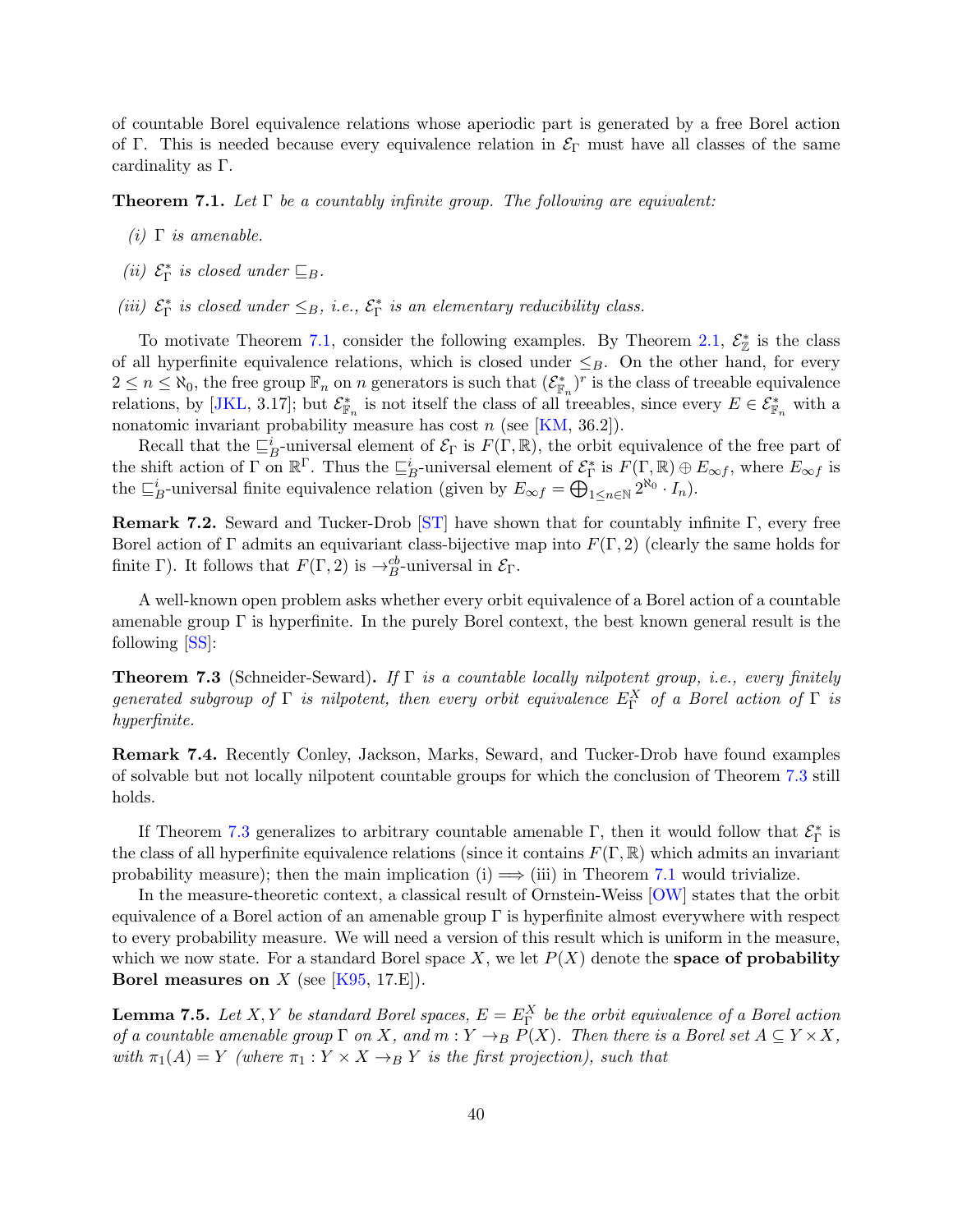of countable Borel equivalence relations whose aperiodic part is generated by a free Borel action of $\Gamma$. This is needed because every equivalence relation in $\mathcal{E}_\Gamma$ must have all classes of the same cardinality as $\Gamma$.

**Theorem 7.1.** *Let $\Gamma$ be a countably infinite group. The following are equivalent:*

*(i) $\Gamma$ is amenable.*

*(ii) $\mathcal{E}_\Gamma^*$ is closed under $\sqsubseteq_B$.*

*(iii) $\mathcal{E}_\Gamma^*$ is closed under $\leq_B$, i.e., $\mathcal{E}_\Gamma^*$ is an elementary reducibility class.*

To motivate Theorem 7.1, consider the following examples. By Theorem 2.1, $\mathcal{E}_\mathbb{Z}^*$ is the class of all hyperfinite equivalence relations, which is closed under $\leq_B$. On the other hand, for every $2 \leq n \leq \aleph_0$, the free group $\mathbb{F}_n$ on $n$ generators is such that $(\mathcal{E}_{\mathbb{F}_n}^*)^r$ is the class of treeable equivalence relations, by [JKL, 3.17]; but $\mathcal{E}_{\mathbb{F}_n}^*$ is not itself the class of all treeables, since every $E \in \mathcal{E}_{\mathbb{F}_n}^*$ with a nonatomic invariant probability measure has cost $n$ (see [KM, 36.2]).

Recall that the $\sqsubseteq_B^i$-universal element of $\mathcal{E}_\Gamma$ is $F(\Gamma, \mathbb{R})$, the orbit equivalence of the free part of the shift action of $\Gamma$ on $\mathbb{R}^\Gamma$. Thus the $\sqsubseteq_B^i$-universal element of $\mathcal{E}_\Gamma^*$ is $F(\Gamma, \mathbb{R}) \oplus E_{\infty f}$, where $E_{\infty f}$ is the $\sqsubseteq_B^i$-universal finite equivalence relation (given by $E_{\infty f} = \bigoplus_{1 \leq n \in \mathbb{N}} 2^{\aleph_0} \cdot I_n$).

**Remark 7.2.** Seward and Tucker-Drob [ST] have shown that for countably infinite $\Gamma$, every free Borel action of $\Gamma$ admits an equivariant class-bijective map into $F(\Gamma, 2)$ (clearly the same holds for finite $\Gamma$). It follows that $F(\Gamma, 2)$ is $\to_B^{cb}$-universal in $\mathcal{E}_\Gamma$.

A well-known open problem asks whether every orbit equivalence of a Borel action of a countable amenable group $\Gamma$ is hyperfinite. In the purely Borel context, the best known general result is the following [SS]:

**Theorem 7.3** (Schneider-Seward)**.** *If $\Gamma$ is a countable locally nilpotent group, i.e., every finitely generated subgroup of $\Gamma$ is nilpotent, then every orbit equivalence $E_\Gamma^X$ of a Borel action of $\Gamma$ is hyperfinite.*

**Remark 7.4.** Recently Conley, Jackson, Marks, Seward, and Tucker-Drob have found examples of solvable but not locally nilpotent countable groups for which the conclusion of Theorem 7.3 still holds.

If Theorem 7.3 generalizes to arbitrary countable amenable $\Gamma$, then it would follow that $\mathcal{E}_\Gamma^*$ is the class of all hyperfinite equivalence relations (since it contains $F(\Gamma, \mathbb{R})$ which admits an invariant probability measure); then the main implication (i) $\implies$ (iii) in Theorem 7.1 would trivialize.

In the measure-theoretic context, a classical result of Ornstein-Weiss [OW] states that the orbit equivalence of a Borel action of an amenable group $\Gamma$ is hyperfinite almost everywhere with respect to every probability measure. We will need a version of this result which is uniform in the measure, which we now state. For a standard Borel space $X$, we let $P(X)$ denote the **space of probability Borel measures on** $X$ (see [K95, 17.E]).

**Lemma 7.5.** *Let $X, Y$ be standard Borel spaces, $E = E_\Gamma^X$ be the orbit equivalence of a Borel action of a countable amenable group $\Gamma$ on $X$, and $m : Y \to_B P(X)$. Then there is a Borel set $A \subseteq Y \times X$, with $\pi_1(A) = Y$ (where $\pi_1 : Y \times X \to_B Y$ is the first projection), such that*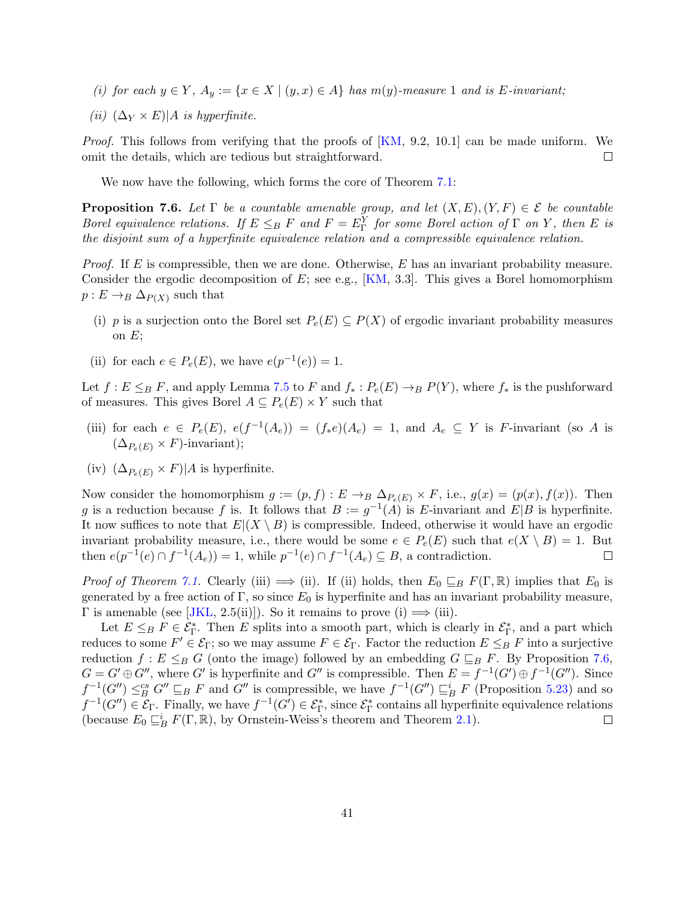*(i) for each $y \in Y$, $A_y := \{x \in X \mid (y, x) \in A\}$ has $m(y)$-measure 1 and is $E$-invariant;*

*(ii) $(\Delta_Y \times E)|A$ is hyperfinite.*

*Proof.* This follows from verifying that the proofs of [KM, 9.2, 10.1] can be made uniform. We omit the details, which are tedious but straightforward. $\square$

We now have the following, which forms the core of Theorem 7.1:

**Proposition 7.6.** *Let $\Gamma$ be a countable amenable group, and let $(X, E), (Y, F) \in \mathcal{E}$ be countable Borel equivalence relations. If $E \leq_B F$ and $F = E_\Gamma^Y$ for some Borel action of $\Gamma$ on $Y$, then $E$ is the disjoint sum of a hyperfinite equivalence relation and a compressible equivalence relation.*

*Proof.* If $E$ is compressible, then we are done. Otherwise, $E$ has an invariant probability measure. Consider the ergodic decomposition of $E$; see e.g., [KM, 3.3]. This gives a Borel homomorphism $p : E \to_B \Delta_{P(X)}$ such that

(i) $p$ is a surjection onto the Borel set $P_e(E) \subseteq P(X)$ of ergodic invariant probability measures on $E$;

(ii) for each $e \in P_e(E)$, we have $e(p^{-1}(e)) = 1$.

Let $f : E \leq_B F$, and apply Lemma 7.5 to $F$ and $f_* : P_e(E) \to_B P(Y)$, where $f_*$ is the pushforward of measures. This gives Borel $A \subseteq P_e(E) \times Y$ such that

(iii) for each $e \in P_e(E)$, $e(f^{-1}(A_e)) = (f_* e)(A_e) = 1$, and $A_e \subseteq Y$ is $F$-invariant (so $A$ is $(\Delta_{P_e(E)} \times F)$-invariant);

(iv) $(\Delta_{P_e(E)} \times F)|A$ is hyperfinite.

Now consider the homomorphism $g := (p, f) : E \to_B \Delta_{P_e(E)} \times F$, i.e., $g(x) = (p(x), f(x))$. Then $g$ is a reduction because $f$ is. It follows that $B := g^{-1}(A)$ is $E$-invariant and $E|B$ is hyperfinite. It now suffices to note that $E|(X \setminus B)$ is compressible. Indeed, otherwise it would have an ergodic invariant probability measure, i.e., there would be some $e \in P_e(E)$ such that $e(X \setminus B) = 1$. But then $e(p^{-1}(e) \cap f^{-1}(A_e)) = 1$, while $p^{-1}(e) \cap f^{-1}(A_e) \subseteq B$, a contradiction. $\square$

*Proof of Theorem 7.1.* Clearly (iii) $\implies$ (ii). If (ii) holds, then $E_0 \sqsubseteq_B F(\Gamma, \mathbb{R})$ implies that $E_0$ is generated by a free action of $\Gamma$, so since $E_0$ is hyperfinite and has an invariant probability measure, $\Gamma$ is amenable (see [JKL, 2.5(ii)]). So it remains to prove (i) $\implies$ (iii).

Let $E \leq_B F \in \mathcal{E}_\Gamma^*$. Then $E$ splits into a smooth part, which is clearly in $\mathcal{E}_\Gamma^*$, and a part which reduces to some $F' \in \mathcal{E}_\Gamma$; so we may assume $F \in \mathcal{E}_\Gamma$. Factor the reduction $E \leq_B F$ into a surjective reduction $f : E \leq_B G$ (onto the image) followed by an embedding $G \sqsubseteq_B F$. By Proposition 7.6, $G = G' \oplus G''$, where $G'$ is hyperfinite and $G''$ is compressible. Then $E = f^{-1}(G') \oplus f^{-1}(G'')$. Since $f^{-1}(G'') \leq_B^{cs} G'' \sqsubseteq_B F$ and $G''$ is compressible, we have $f^{-1}(G'') \sqsubseteq_B^i F$ (Proposition 5.23) and so $f^{-1}(G'') \in \mathcal{E}_\Gamma$. Finally, we have $f^{-1}(G') \in \mathcal{E}_\Gamma^*$, since $\mathcal{E}_\Gamma^*$ contains all hyperfinite equivalence relations (because $E_0 \sqsubseteq_B^i F(\Gamma, \mathbb{R})$, by Ornstein-Weiss's theorem and Theorem 2.1). $\square$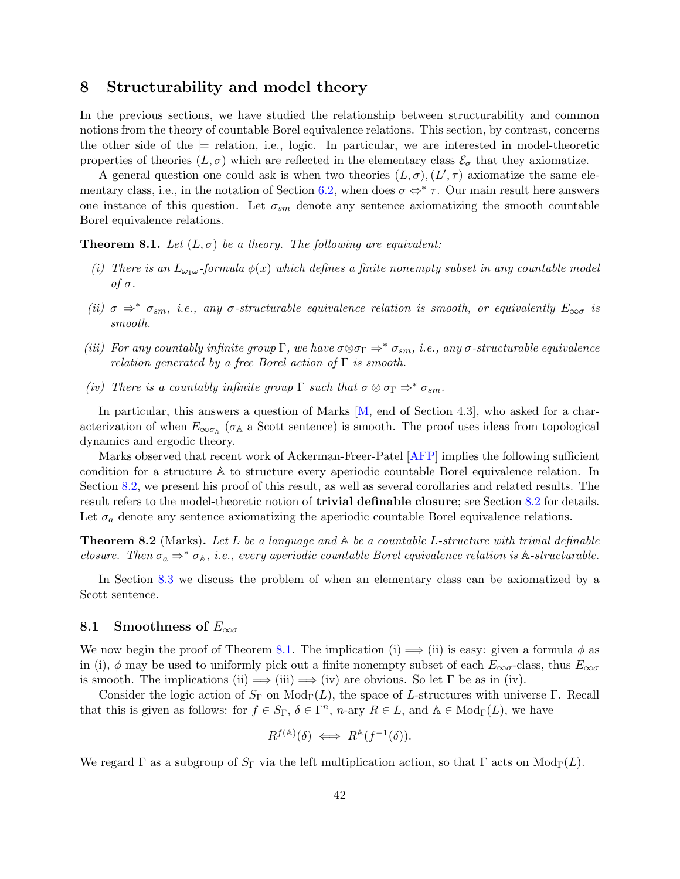# 8 Structurability and model theory

In the previous sections, we have studied the relationship between structurability and common notions from the theory of countable Borel equivalence relations. This section, by contrast, concerns the other side of the $\models$ relation, i.e., logic. In particular, we are interested in model-theoretic properties of theories $(L, \sigma)$ which are reflected in the elementary class $\mathcal{E}_\sigma$ that they axiomatize.

A general question one could ask is when two theories $(L, \sigma), (L', \tau)$ axiomatize the same elementary class, i.e., in the notation of Section 6.2, when does $\sigma \Leftrightarrow^* \tau$. Our main result here answers one instance of this question. Let $\sigma_{sm}$ denote any sentence axiomatizing the smooth countable Borel equivalence relations.

**Theorem 8.1.** *Let $(L, \sigma)$ be a theory. The following are equivalent:*

*(i) There is an $L_{\omega_1\omega}$-formula $\phi(x)$ which defines a finite nonempty subset in any countable model of $\sigma$.*

*(ii) $\sigma \Rightarrow^* \sigma_{sm}$, i.e., any $\sigma$-structurable equivalence relation is smooth, or equivalently $E_{\infty\sigma}$ is smooth.*

*(iii) For any countably infinite group $\Gamma$, we have $\sigma \otimes \sigma_\Gamma \Rightarrow^* \sigma_{sm}$, i.e., any $\sigma$-structurable equivalence relation generated by a free Borel action of $\Gamma$ is smooth.*

*(iv) There is a countably infinite group $\Gamma$ such that $\sigma \otimes \sigma_\Gamma \Rightarrow^* \sigma_{sm}$.*

In particular, this answers a question of Marks [M, end of Section 4.3], who asked for a characterization of when $E_{\infty\sigma_{\mathbb{A}}}$ ($\sigma_{\mathbb{A}}$ a Scott sentence) is smooth. The proof uses ideas from topological dynamics and ergodic theory.

Marks observed that recent work of Ackerman-Freer-Patel [AFP] implies the following sufficient condition for a structure $\mathbb{A}$ to structure every aperiodic countable Borel equivalence relation. In Section 8.2, we present his proof of this result, as well as several corollaries and related results. The result refers to the model-theoretic notion of **trivial definable closure**; see Section 8.2 for details. Let $\sigma_a$ denote any sentence axiomatizing the aperiodic countable Borel equivalence relations.

**Theorem 8.2** (Marks)**.** *Let $L$ be a language and $\mathbb{A}$ be a countable $L$-structure with trivial definable closure. Then $\sigma_a \Rightarrow^* \sigma_{\mathbb{A}}$, i.e., every aperiodic countable Borel equivalence relation is $\mathbb{A}$-structurable.*

In Section 8.3 we discuss the problem of when an elementary class can be axiomatized by a Scott sentence.

## 8.1 Smoothness of $E_{\infty\sigma}$

We now begin the proof of Theorem 8.1. The implication (i) $\Longrightarrow$ (ii) is easy: given a formula $\phi$ as in (i), $\phi$ may be used to uniformly pick out a finite nonempty subset of each $E_{\infty\sigma}$-class, thus $E_{\infty\sigma}$ is smooth. The implications (ii) $\Longrightarrow$ (iii) $\Longrightarrow$ (iv) are obvious. So let $\Gamma$ be as in (iv).

Consider the logic action of $S_\Gamma$ on $\mathrm{Mod}_\Gamma(L)$, the space of $L$-structures with universe $\Gamma$. Recall that this is given as follows: for $f \in S_\Gamma$, $\overline{\delta} \in \Gamma^n$, $n$-ary $R \in L$, and $\mathbb{A} \in \mathrm{Mod}_\Gamma(L)$, we have

$$R^{f(\mathbb{A})}(\overline{\delta}) \iff R^{\mathbb{A}}(f^{-1}(\overline{\delta})).$$

We regard $\Gamma$ as a subgroup of $S_\Gamma$ via the left multiplication action, so that $\Gamma$ acts on $\mathrm{Mod}_\Gamma(L)$.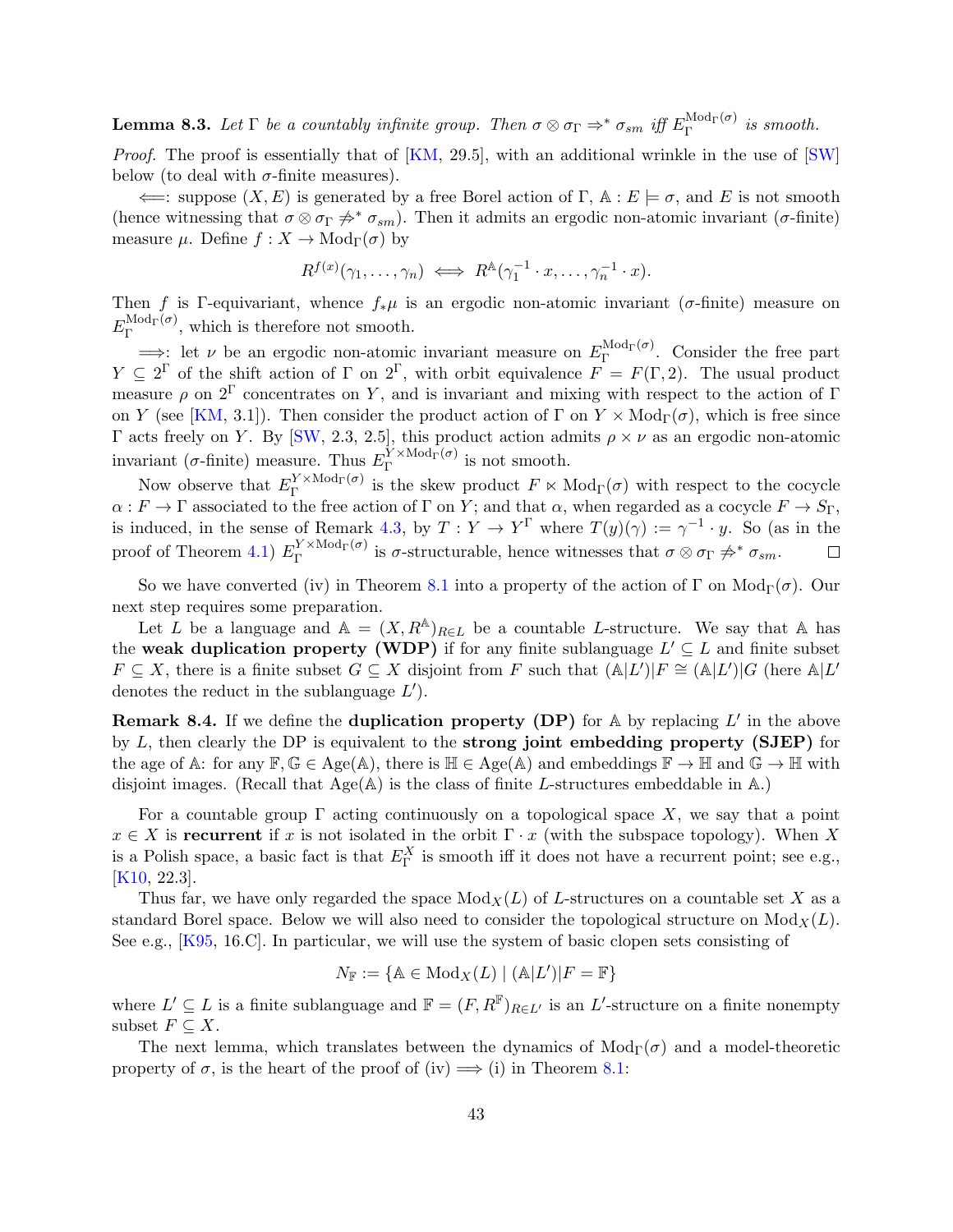**Lemma 8.3.** *Let $\Gamma$ be a countably infinite group. Then $\sigma \otimes \sigma_\Gamma \Rightarrow^* \sigma_{sm}$ iff $E_\Gamma^{\mathrm{Mod}_\Gamma(\sigma)}$ is smooth.*

*Proof.* The proof is essentially that of [KM, 29.5], with an additional wrinkle in the use of [SW] below (to deal with $\sigma$-finite measures).

$\Longleftarrow$: suppose $(X, E)$ is generated by a free Borel action of $\Gamma$, $\mathbb{A} : E \models \sigma$, and $E$ is not smooth (hence witnessing that $\sigma \otimes \sigma_\Gamma \not\Rightarrow^* \sigma_{sm}$). Then it admits an ergodic non-atomic invariant ($\sigma$-finite) measure $\mu$. Define $f : X \to \mathrm{Mod}_\Gamma(\sigma)$ by

$$R^{f(x)}(\gamma_1, \ldots, \gamma_n) \iff R^{\mathbb{A}}(\gamma_1^{-1} \cdot x, \ldots, \gamma_n^{-1} \cdot x).$$

Then $f$ is $\Gamma$-equivariant, whence $f_*\mu$ is an ergodic non-atomic invariant ($\sigma$-finite) measure on $E_\Gamma^{\mathrm{Mod}_\Gamma(\sigma)}$, which is therefore not smooth.

$\Longrightarrow$: let $\nu$ be an ergodic non-atomic invariant measure on $E_\Gamma^{\mathrm{Mod}_\Gamma(\sigma)}$. Consider the free part $Y \subseteq 2^\Gamma$ of the shift action of $\Gamma$ on $2^\Gamma$, with orbit equivalence $F = F(\Gamma, 2)$. The usual product measure $\rho$ on $2^\Gamma$ concentrates on $Y$, and is invariant and mixing with respect to the action of $\Gamma$ on $Y$ (see [KM, 3.1]). Then consider the product action of $\Gamma$ on $Y \times \mathrm{Mod}_\Gamma(\sigma)$, which is free since $\Gamma$ acts freely on $Y$. By [SW, 2.3, 2.5], this product action admits $\rho \times \nu$ as an ergodic non-atomic invariant ($\sigma$-finite) measure. Thus $E_\Gamma^{Y \times \mathrm{Mod}_\Gamma(\sigma)}$ is not smooth.

Now observe that $E_\Gamma^{Y \times \mathrm{Mod}_\Gamma(\sigma)}$ is the skew product $F \ltimes \mathrm{Mod}_\Gamma(\sigma)$ with respect to the cocycle $\alpha : F \to \Gamma$ associated to the free action of $\Gamma$ on $Y$; and that $\alpha$, when regarded as a cocycle $F \to S_\Gamma$, is induced, in the sense of Remark 4.3, by $T : Y \to Y^\Gamma$ where $T(y)(\gamma) := \gamma^{-1} \cdot y$. So (as in the proof of Theorem 4.1) $E_\Gamma^{Y \times \mathrm{Mod}_\Gamma(\sigma)}$ is $\sigma$-structurable, hence witnesses that $\sigma \otimes \sigma_\Gamma \not\Rightarrow^* \sigma_{sm}$. $\square$

So we have converted (iv) in Theorem 8.1 into a property of the action of $\Gamma$ on $\mathrm{Mod}_\Gamma(\sigma)$. Our next step requires some preparation.

Let $L$ be a language and $\mathbb{A} = (X, R^{\mathbb{A}})_{R \in L}$ be a countable $L$-structure. We say that $\mathbb{A}$ has the **weak duplication property (WDP)** if for any finite sublanguage $L' \subseteq L$ and finite subset $F \subseteq X$, there is a finite subset $G \subseteq X$ disjoint from $F$ such that $(\mathbb{A}|L')|F \cong (\mathbb{A}|L')|G$ (here $\mathbb{A}|L'$ denotes the reduct in the sublanguage $L'$).

**Remark 8.4.** If we define the **duplication property (DP)** for $\mathbb{A}$ by replacing $L'$ in the above by $L$, then clearly the DP is equivalent to the **strong joint embedding property (SJEP)** for the age of $\mathbb{A}$: for any $\mathbb{F}, \mathbb{G} \in \mathrm{Age}(\mathbb{A})$, there is $\mathbb{H} \in \mathrm{Age}(\mathbb{A})$ and embeddings $\mathbb{F} \to \mathbb{H}$ and $\mathbb{G} \to \mathbb{H}$ with disjoint images. (Recall that $\mathrm{Age}(\mathbb{A})$ is the class of finite $L$-structures embeddable in $\mathbb{A}$.)

For a countable group $\Gamma$ acting continuously on a topological space $X$, we say that a point $x \in X$ is **recurrent** if $x$ is not isolated in the orbit $\Gamma \cdot x$ (with the subspace topology). When $X$ is a Polish space, a basic fact is that $E_\Gamma^X$ is smooth iff it does not have a recurrent point; see e.g., [K10, 22.3].

Thus far, we have only regarded the space $\mathrm{Mod}_X(L)$ of $L$-structures on a countable set $X$ as a standard Borel space. Below we will also need to consider the topological structure on $\mathrm{Mod}_X(L)$. See e.g., [K95, 16.C]. In particular, we will use the system of basic clopen sets consisting of

$$N_{\mathbb{F}} := \{\mathbb{A} \in \mathrm{Mod}_X(L) \mid (\mathbb{A}|L')|F = \mathbb{F}\}$$

where $L' \subseteq L$ is a finite sublanguage and $\mathbb{F} = (F, R^{\mathbb{F}})_{R \in L'}$ is an $L'$-structure on a finite nonempty subset $F \subseteq X$.

The next lemma, which translates between the dynamics of $\mathrm{Mod}_\Gamma(\sigma)$ and a model-theoretic property of $\sigma$, is the heart of the proof of (iv) $\Longrightarrow$ (i) in Theorem 8.1: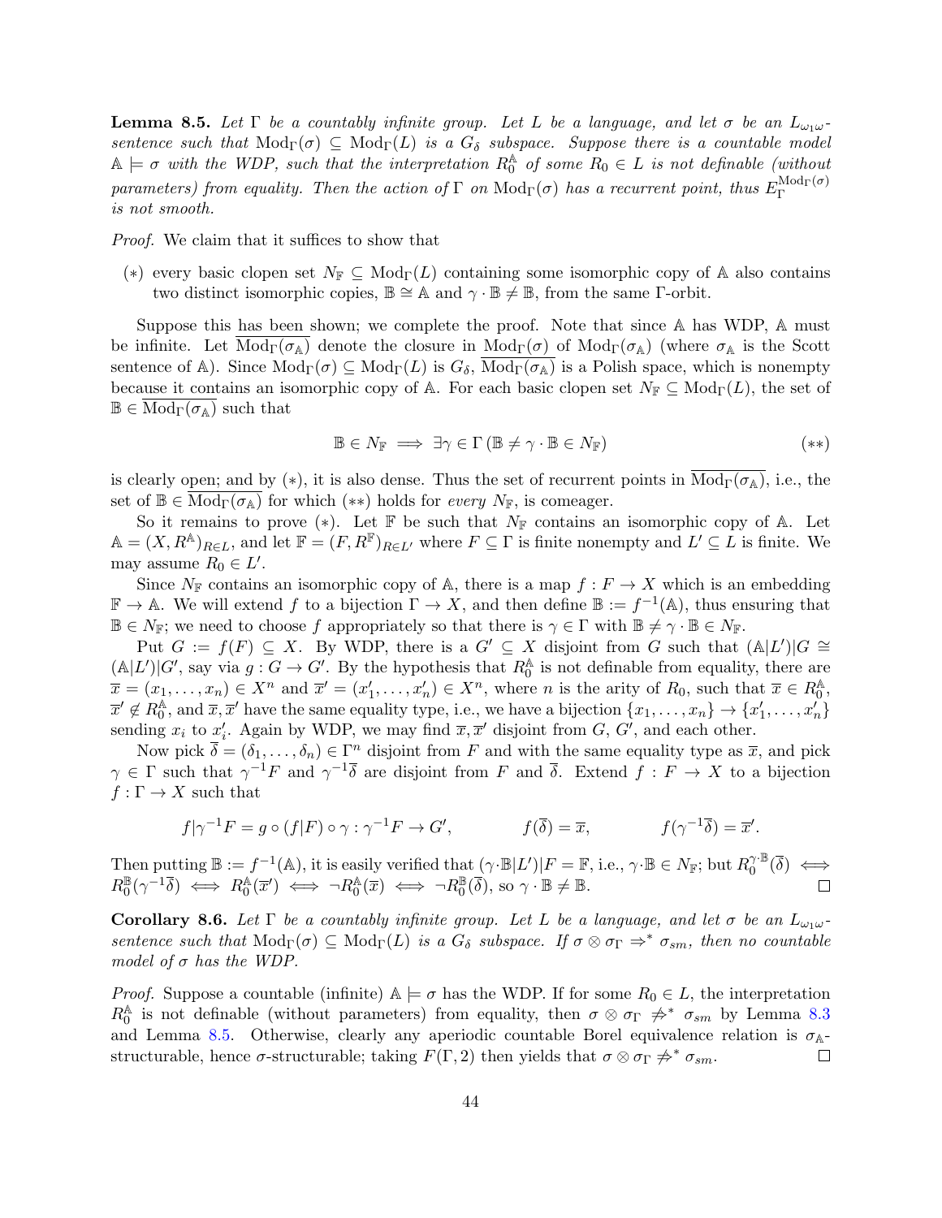**Lemma 8.5.** *Let $\Gamma$ be a countably infinite group. Let $L$ be a language, and let $\sigma$ be an $L_{\omega_1\omega}$-sentence such that $\mathrm{Mod}_\Gamma(\sigma) \subseteq \mathrm{Mod}_\Gamma(L)$ is a $G_\delta$ subspace. Suppose there is a countable model $\mathbb{A} \models \sigma$ with the WDP, such that the interpretation $R_0^{\mathbb{A}}$ of some $R_0 \in L$ is not definable (without parameters) from equality. Then the action of $\Gamma$ on $\mathrm{Mod}_\Gamma(\sigma)$ has a recurrent point, thus $E_\Gamma^{\mathrm{Mod}_\Gamma(\sigma)}$ is not smooth.*

*Proof.* We claim that it suffices to show that

(∗) every basic clopen set $N_{\mathbb{F}} \subseteq \mathrm{Mod}_\Gamma(L)$ containing some isomorphic copy of $\mathbb{A}$ also contains two distinct isomorphic copies, $\mathbb{B} \cong \mathbb{A}$ and $\gamma \cdot \mathbb{B} \neq \mathbb{B}$, from the same $\Gamma$-orbit.

Suppose this has been shown; we complete the proof. Note that since $\mathbb{A}$ has WDP, $\mathbb{A}$ must be infinite. Let $\overline{\mathrm{Mod}_\Gamma(\sigma_{\mathbb{A}})}$ denote the closure in $\mathrm{Mod}_\Gamma(\sigma)$ of $\mathrm{Mod}_\Gamma(\sigma_{\mathbb{A}})$ (where $\sigma_{\mathbb{A}}$ is the Scott sentence of $\mathbb{A}$). Since $\mathrm{Mod}_\Gamma(\sigma) \subseteq \mathrm{Mod}_\Gamma(L)$ is $G_\delta$, $\overline{\mathrm{Mod}_\Gamma(\sigma_{\mathbb{A}})}$ is a Polish space, which is nonempty because it contains an isomorphic copy of $\mathbb{A}$. For each basic clopen set $N_{\mathbb{F}} \subseteq \mathrm{Mod}_\Gamma(L)$, the set of $\mathbb{B} \in \overline{\mathrm{Mod}_\Gamma(\sigma_{\mathbb{A}})}$ such that

$$\mathbb{B} \in N_{\mathbb{F}} \implies \exists \gamma \in \Gamma\, (\mathbb{B} \neq \gamma \cdot \mathbb{B} \in N_{\mathbb{F}}) \tag{∗∗}$$

is clearly open; and by (∗), it is also dense. Thus the set of recurrent points in $\overline{\mathrm{Mod}_\Gamma(\sigma_{\mathbb{A}})}$, i.e., the set of $\mathbb{B} \in \overline{\mathrm{Mod}_\Gamma(\sigma_{\mathbb{A}})}$ for which (∗∗) holds for *every* $N_{\mathbb{F}}$, is comeager.

So it remains to prove (∗). Let $\mathbb{F}$ be such that $N_{\mathbb{F}}$ contains an isomorphic copy of $\mathbb{A}$. Let $\mathbb{A} = (X, R^{\mathbb{A}})_{R \in L}$, and let $\mathbb{F} = (F, R^{\mathbb{F}})_{R \in L'}$ where $F \subseteq \Gamma$ is finite nonempty and $L' \subseteq L$ is finite. We may assume $R_0 \in L'$.

Since $N_{\mathbb{F}}$ contains an isomorphic copy of $\mathbb{A}$, there is a map $f : F \to X$ which is an embedding $\mathbb{F} \to \mathbb{A}$. We will extend $f$ to a bijection $\Gamma \to X$, and then define $\mathbb{B} := f^{-1}(\mathbb{A})$, thus ensuring that $\mathbb{B} \in N_{\mathbb{F}}$; we need to choose $f$ appropriately so that there is $\gamma \in \Gamma$ with $\mathbb{B} \neq \gamma \cdot \mathbb{B} \in N_{\mathbb{F}}$.

Put $G := f(F) \subseteq X$. By WDP, there is a $G' \subseteq X$ disjoint from $G$ such that $(\mathbb{A}|L')|G \cong (\mathbb{A}|L')|G'$, say via $g : G \to G'$. By the hypothesis that $R_0^{\mathbb{A}}$ is not definable from equality, there are $\overline{x} = (x_1, \dots, x_n) \in X^n$ and $\overline{x}' = (x_1', \dots, x_n') \in X^n$, where $n$ is the arity of $R_0$, such that $\overline{x} \in R_0^{\mathbb{A}}$, $\overline{x}' \notin R_0^{\mathbb{A}}$, and $\overline{x}, \overline{x}'$ have the same equality type, i.e., we have a bijection $\{x_1, \dots, x_n\} \to \{x_1', \dots, x_n'\}$ sending $x_i$ to $x_i'$. Again by WDP, we may find $\overline{x}, \overline{x}'$ disjoint from $G$, $G'$, and each other.

Now pick $\overline{\delta} = (\delta_1, \dots, \delta_n) \in \Gamma^n$ disjoint from $F$ and with the same equality type as $\overline{x}$, and pick $\gamma \in \Gamma$ such that $\gamma^{-1}F$ and $\gamma^{-1}\overline{\delta}$ are disjoint from $F$ and $\overline{\delta}$. Extend $f : F \to X$ to a bijection $f : \Gamma \to X$ such that

$$f|\gamma^{-1}F = g \circ (f|F) \circ \gamma : \gamma^{-1}F \to G', \qquad f(\overline{\delta}) = \overline{x}, \qquad f(\gamma^{-1}\overline{\delta}) = \overline{x}'.$$

Then putting $\mathbb{B} := f^{-1}(\mathbb{A})$, it is easily verified that $(\gamma \cdot \mathbb{B}|L')|F = \mathbb{F}$, i.e., $\gamma \cdot \mathbb{B} \in N_{\mathbb{F}}$; but $R_0^{\gamma \cdot \mathbb{B}}(\overline{\delta}) \iff R_0^{\mathbb{B}}(\gamma^{-1}\overline{\delta}) \iff R_0^{\mathbb{A}}(\overline{x}') \iff \neg R_0^{\mathbb{A}}(\overline{x}) \iff \neg R_0^{\mathbb{B}}(\overline{\delta})$, so $\gamma \cdot \mathbb{B} \neq \mathbb{B}$. □

**Corollary 8.6.** *Let $\Gamma$ be a countably infinite group. Let $L$ be a language, and let $\sigma$ be an $L_{\omega_1\omega}$-sentence such that $\mathrm{Mod}_\Gamma(\sigma) \subseteq \mathrm{Mod}_\Gamma(L)$ is a $G_\delta$ subspace. If $\sigma \otimes \sigma_\Gamma \Rightarrow^* \sigma_{sm}$, then no countable model of $\sigma$ has the WDP.*

*Proof.* Suppose a countable (infinite) $\mathbb{A} \models \sigma$ has the WDP. If for some $R_0 \in L$, the interpretation $R_0^{\mathbb{A}}$ is not definable (without parameters) from equality, then $\sigma \otimes \sigma_\Gamma \not\Rightarrow^* \sigma_{sm}$ by Lemma 8.3 and Lemma 8.5. Otherwise, clearly any aperiodic countable Borel equivalence relation is $\sigma_{\mathbb{A}}$-structurable, hence $\sigma$-structurable; taking $F(\Gamma, 2)$ then yields that $\sigma \otimes \sigma_\Gamma \not\Rightarrow^* \sigma_{sm}$. □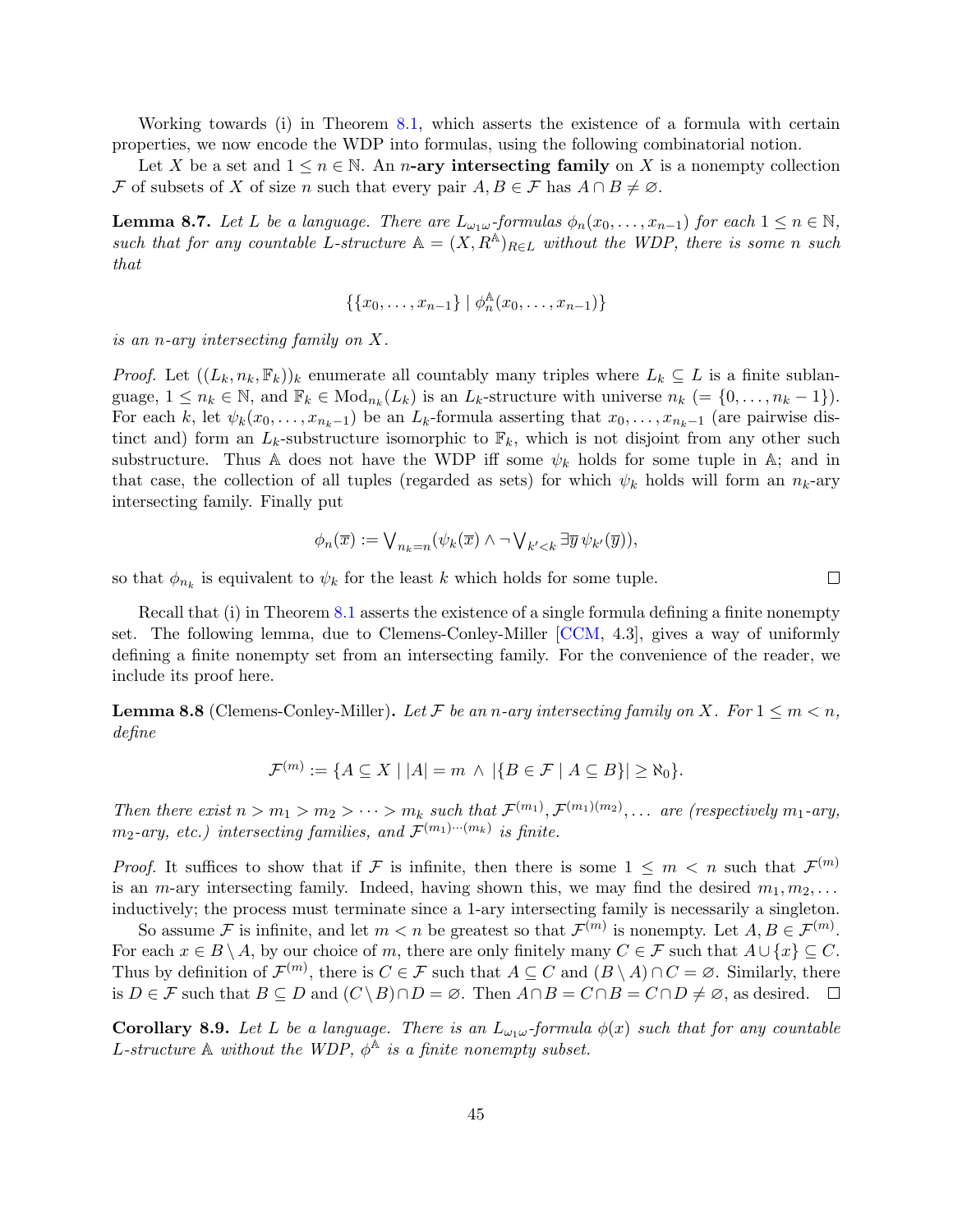Working towards (i) in Theorem 8.1, which asserts the existence of a formula with certain properties, we now encode the WDP into formulas, using the following combinatorial notion.

Let $X$ be a set and $1 \le n \in \mathbb{N}$. An **$n$-ary intersecting family** on $X$ is a nonempty collection $\mathcal{F}$ of subsets of $X$ of size $n$ such that every pair $A, B \in \mathcal{F}$ has $A \cap B \neq \varnothing$.

**Lemma 8.7.** *Let $L$ be a language. There are $L_{\omega_1\omega}$-formulas $\phi_n(x_0, \dots, x_{n-1})$ for each $1 \le n \in \mathbb{N}$, such that for any countable $L$-structure $\mathbb{A} = (X, R^{\mathbb{A}})_{R \in L}$ without the WDP, there is some $n$ such that*

$$\{\{x_0, \dots, x_{n-1}\} \mid \phi_n^{\mathbb{A}}(x_0, \dots, x_{n-1})\}$$

*is an $n$-ary intersecting family on $X$.*

*Proof.* Let $((L_k, n_k, \mathbb{F}_k))_k$ enumerate all countably many triples where $L_k \subseteq L$ is a finite sublanguage, $1 \le n_k \in \mathbb{N}$, and $\mathbb{F}_k \in \mathrm{Mod}_{n_k}(L_k)$ is an $L_k$-structure with universe $n_k$ $(= \{0, \dots, n_k - 1\})$. For each $k$, let $\psi_k(x_0, \dots, x_{n_k-1})$ be an $L_k$-formula asserting that $x_0, \dots, x_{n_k-1}$ (are pairwise distinct and) form an $L_k$-substructure isomorphic to $\mathbb{F}_k$, which is not disjoint from any other such substructure. Thus $\mathbb{A}$ does not have the WDP iff some $\psi_k$ holds for some tuple in $\mathbb{A}$; and in that case, the collection of all tuples (regarded as sets) for which $\psi_k$ holds will form an $n_k$-ary intersecting family. Finally put

$$\phi_n(\overline{x}) := \bigvee_{n_k = n} (\psi_k(\overline{x}) \wedge \neg \bigvee_{k' < k} \exists \overline{y}\, \psi_{k'}(\overline{y})),$$

so that $\phi_{n_k}$ is equivalent to $\psi_k$ for the least $k$ which holds for some tuple. $\square$

Recall that (i) in Theorem 8.1 asserts the existence of a single formula defining a finite nonempty set. The following lemma, due to Clemens-Conley-Miller [CCM, 4.3], gives a way of uniformly defining a finite nonempty set from an intersecting family. For the convenience of the reader, we include its proof here.

**Lemma 8.8** (Clemens-Conley-Miller)**.** *Let $\mathcal{F}$ be an $n$-ary intersecting family on $X$. For $1 \le m < n$, define*

$$\mathcal{F}^{(m)} := \{A \subseteq X \mid |A| = m \wedge |\{B \in \mathcal{F} \mid A \subseteq B\}| \ge \aleph_0\}.$$

*Then there exist $n > m_1 > m_2 > \cdots > m_k$ such that $\mathcal{F}^{(m_1)}, \mathcal{F}^{(m_1)(m_2)}, \dots$ are (respectively $m_1$-ary, $m_2$-ary, etc.) intersecting families, and $\mathcal{F}^{(m_1)\cdots(m_k)}$ is finite.*

*Proof.* It suffices to show that if $\mathcal{F}$ is infinite, then there is some $1 \le m < n$ such that $\mathcal{F}^{(m)}$ is an $m$-ary intersecting family. Indeed, having shown this, we may find the desired $m_1, m_2, \dots$ inductively; the process must terminate since a 1-ary intersecting family is necessarily a singleton.

So assume $\mathcal{F}$ is infinite, and let $m < n$ be greatest so that $\mathcal{F}^{(m)}$ is nonempty. Let $A, B \in \mathcal{F}^{(m)}$. For each $x \in B \setminus A$, by our choice of $m$, there are only finitely many $C \in \mathcal{F}$ such that $A \cup \{x\} \subseteq C$. Thus by definition of $\mathcal{F}^{(m)}$, there is $C \in \mathcal{F}$ such that $A \subseteq C$ and $(B \setminus A) \cap C = \varnothing$. Similarly, there is $D \in \mathcal{F}$ such that $B \subseteq D$ and $(C \setminus B) \cap D = \varnothing$. Then $A \cap B = C \cap B = C \cap D \neq \varnothing$, as desired. $\square$

**Corollary 8.9.** *Let $L$ be a language. There is an $L_{\omega_1\omega}$-formula $\phi(x)$ such that for any countable $L$-structure $\mathbb{A}$ without the WDP, $\phi^{\mathbb{A}}$ is a finite nonempty subset.*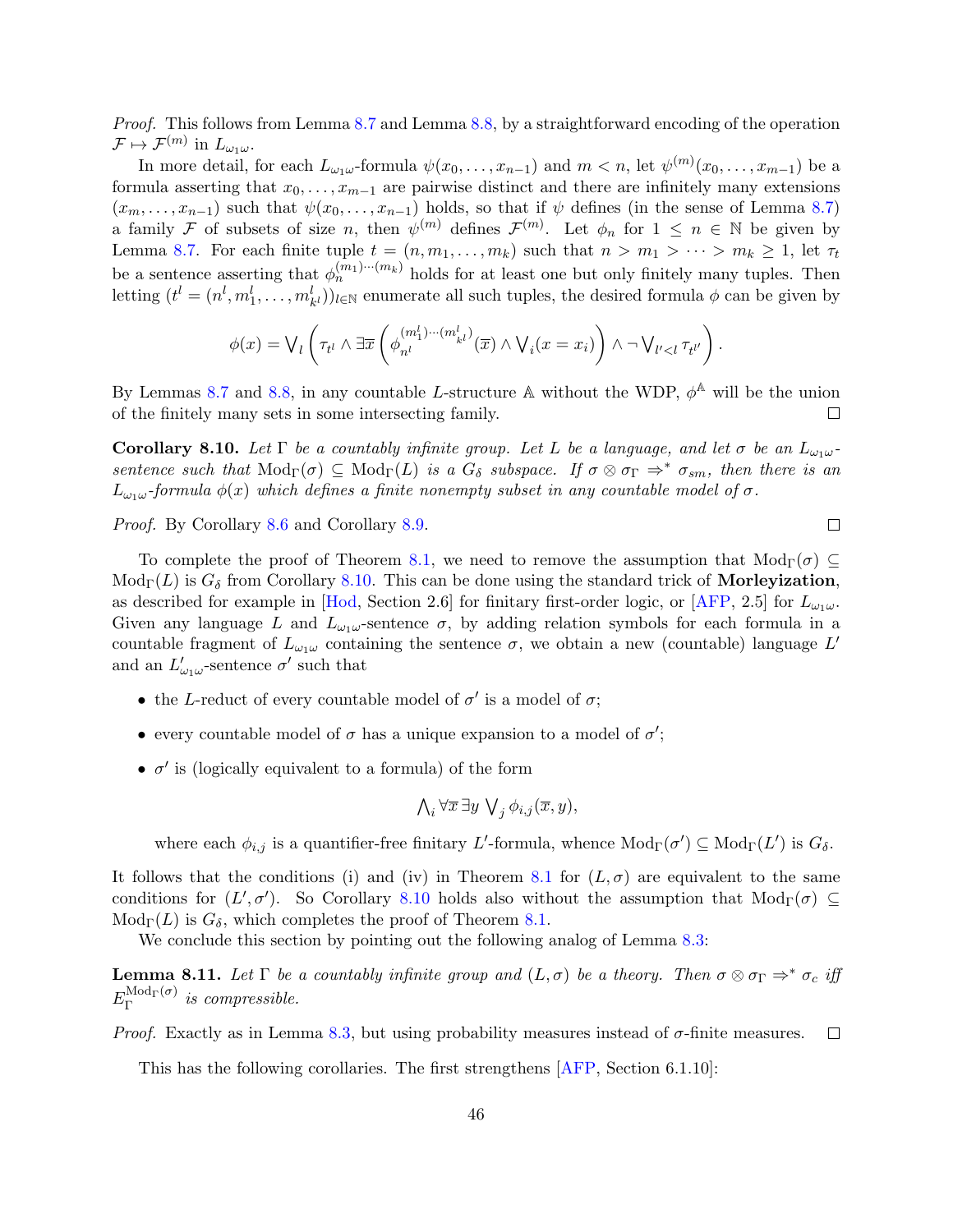*Proof.* This follows from Lemma 8.7 and Lemma 8.8, by a straightforward encoding of the operation $\mathcal{F} \mapsto \mathcal{F}^{(m)}$ in $L_{\omega_1\omega}$.

In more detail, for each $L_{\omega_1\omega}$-formula $\psi(x_0, \dots, x_{n-1})$ and $m < n$, let $\psi^{(m)}(x_0, \dots, x_{m-1})$ be a formula asserting that $x_0, \dots, x_{m-1}$ are pairwise distinct and there are infinitely many extensions $(x_m, \dots, x_{n-1})$ such that $\psi(x_0, \dots, x_{n-1})$ holds, so that if $\psi$ defines (in the sense of Lemma 8.7) a family $\mathcal{F}$ of subsets of size $n$, then $\psi^{(m)}$ defines $\mathcal{F}^{(m)}$. Let $\phi_n$ for $1 \le n \in \mathbb{N}$ be given by Lemma 8.7. For each finite tuple $t = (n, m_1, \dots, m_k)$ such that $n > m_1 > \dots > m_k \ge 1$, let $\tau_t$ be a sentence asserting that $\phi_n^{(m_1)\cdots(m_k)}$ holds for at least one but only finitely many tuples. Then letting $(t^l = (n^l, m_1^l, \dots, m_{k^l}^l))_{l \in \mathbb{N}}$ enumerate all such tuples, the desired formula $\phi$ can be given by

$$\phi(x) = \bigvee\nolimits_l \left( \tau_{t^l} \wedge \exists \overline{x} \left( \phi_{n^l}^{(m_1^l)\cdots(m_{k^l}^l)}(\overline{x}) \wedge \bigvee\nolimits_i (x = x_i) \right) \wedge \neg \bigvee\nolimits_{l' < l} \tau_{t^{l'}} \right).$$

By Lemmas 8.7 and 8.8, in any countable $L$-structure $\mathbb{A}$ without the WDP, $\phi^{\mathbb{A}}$ will be the union of the finitely many sets in some intersecting family. $\square$

**Corollary 8.10.** *Let $\Gamma$ be a countably infinite group. Let $L$ be a language, and let $\sigma$ be an $L_{\omega_1\omega}$-sentence such that $\mathrm{Mod}_\Gamma(\sigma) \subseteq \mathrm{Mod}_\Gamma(L)$ is a $G_\delta$ subspace. If $\sigma \otimes \sigma_\Gamma \Rightarrow^* \sigma_{sm}$, then there is an $L_{\omega_1\omega}$-formula $\phi(x)$ which defines a finite nonempty subset in any countable model of $\sigma$.*

*Proof.* By Corollary 8.6 and Corollary 8.9. $\square$

To complete the proof of Theorem 8.1, we need to remove the assumption that $\mathrm{Mod}_\Gamma(\sigma) \subseteq \mathrm{Mod}_\Gamma(L)$ is $G_\delta$ from Corollary 8.10. This can be done using the standard trick of **Morleyization**, as described for example in [Hod, Section 2.6] for finitary first-order logic, or [AFP, 2.5] for $L_{\omega_1\omega}$. Given any language $L$ and $L_{\omega_1\omega}$-sentence $\sigma$, by adding relation symbols for each formula in a countable fragment of $L_{\omega_1\omega}$ containing the sentence $\sigma$, we obtain a new (countable) language $L'$ and an $L'_{\omega_1\omega}$-sentence $\sigma'$ such that

- the $L$-reduct of every countable model of $\sigma'$ is a model of $\sigma$;
- every countable model of $\sigma$ has a unique expansion to a model of $\sigma'$;
- $\sigma'$ is (logically equivalent to a formula) of the form

$$\bigwedge\nolimits_i \forall \overline{x}\, \exists y \bigvee\nolimits_j \phi_{i,j}(\overline{x}, y),$$

  where each $\phi_{i,j}$ is a quantifier-free finitary $L'$-formula, whence $\mathrm{Mod}_\Gamma(\sigma') \subseteq \mathrm{Mod}_\Gamma(L')$ is $G_\delta$.

It follows that the conditions (i) and (iv) in Theorem 8.1 for $(L, \sigma)$ are equivalent to the same conditions for $(L', \sigma')$. So Corollary 8.10 holds also without the assumption that $\mathrm{Mod}_\Gamma(\sigma) \subseteq \mathrm{Mod}_\Gamma(L)$ is $G_\delta$, which completes the proof of Theorem 8.1.

We conclude this section by pointing out the following analog of Lemma 8.3:

**Lemma 8.11.** *Let $\Gamma$ be a countably infinite group and $(L, \sigma)$ be a theory. Then $\sigma \otimes \sigma_\Gamma \Rightarrow^* \sigma_c$ iff $E_\Gamma^{\mathrm{Mod}_\Gamma(\sigma)}$ is compressible.*

*Proof.* Exactly as in Lemma 8.3, but using probability measures instead of $\sigma$-finite measures. $\square$

This has the following corollaries. The first strengthens [AFP, Section 6.1.10]: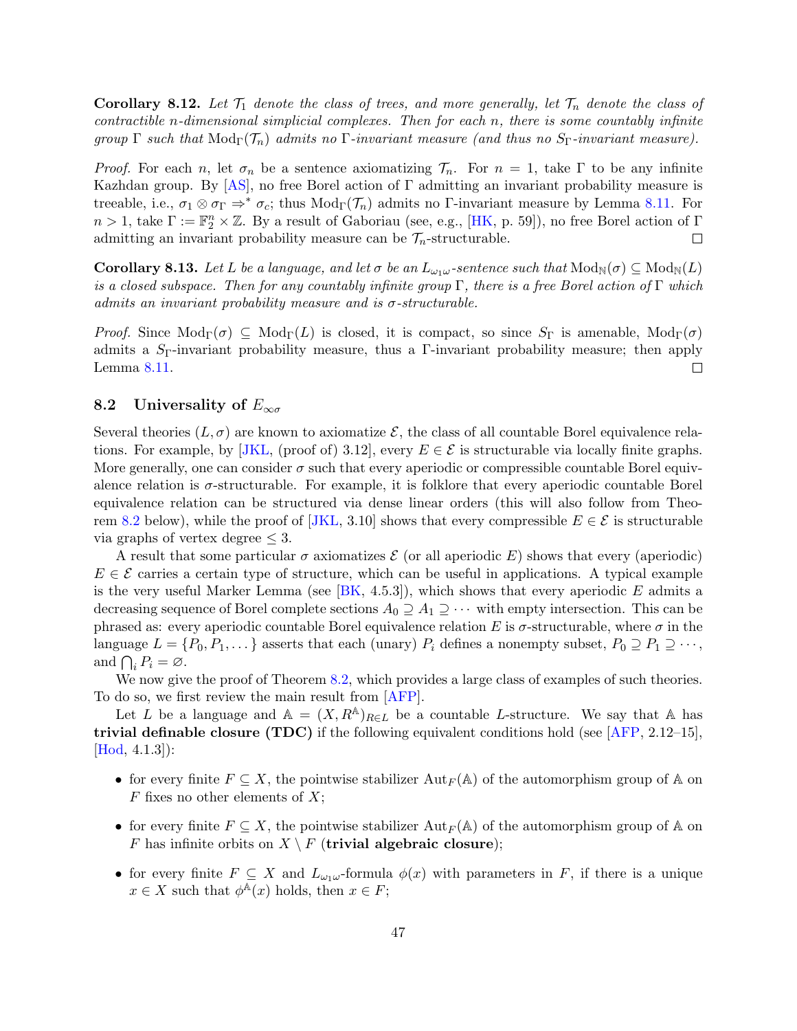**Corollary 8.12.** *Let $\mathcal{T}_1$ denote the class of trees, and more generally, let $\mathcal{T}_n$ denote the class of contractible $n$-dimensional simplicial complexes. Then for each $n$, there is some countably infinite group $\Gamma$ such that $\mathrm{Mod}_\Gamma(\mathcal{T}_n)$ admits no $\Gamma$-invariant measure (and thus no $S_\Gamma$-invariant measure).*

*Proof.* For each $n$, let $\sigma_n$ be a sentence axiomatizing $\mathcal{T}_n$. For $n = 1$, take $\Gamma$ to be any infinite Kazhdan group. By [AS], no free Borel action of $\Gamma$ admitting an invariant probability measure is treeable, i.e., $\sigma_1 \otimes \sigma_\Gamma \Rightarrow^* \sigma_c$; thus $\mathrm{Mod}_\Gamma(\mathcal{T}_n)$ admits no $\Gamma$-invariant measure by Lemma 8.11. For $n > 1$, take $\Gamma := \mathbb{F}_2^n \times \mathbb{Z}$. By a result of Gaboriau (see, e.g., [HK, p. 59]), no free Borel action of $\Gamma$ admitting an invariant probability measure can be $\mathcal{T}_n$-structurable. $\square$

**Corollary 8.13.** *Let $L$ be a language, and let $\sigma$ be an $L_{\omega_1\omega}$-sentence such that $\mathrm{Mod}_\mathbb{N}(\sigma) \subseteq \mathrm{Mod}_\mathbb{N}(L)$ is a closed subspace. Then for any countably infinite group $\Gamma$, there is a free Borel action of $\Gamma$ which admits an invariant probability measure and is $\sigma$-structurable.*

*Proof.* Since $\mathrm{Mod}_\Gamma(\sigma) \subseteq \mathrm{Mod}_\Gamma(L)$ is closed, it is compact, so since $S_\Gamma$ is amenable, $\mathrm{Mod}_\Gamma(\sigma)$ admits a $S_\Gamma$-invariant probability measure, thus a $\Gamma$-invariant probability measure; then apply Lemma 8.11. $\square$

## 8.2 Universality of $E_{\infty\sigma}$

Several theories $(L, \sigma)$ are known to axiomatize $\mathcal{E}$, the class of all countable Borel equivalence relations. For example, by [JKL, (proof of) 3.12], every $E \in \mathcal{E}$ is structurable via locally finite graphs. More generally, one can consider $\sigma$ such that every aperiodic or compressible countable Borel equivalence relation is $\sigma$-structurable. For example, it is folklore that every aperiodic countable Borel equivalence relation can be structured via dense linear orders (this will also follow from Theorem 8.2 below), while the proof of [JKL, 3.10] shows that every compressible $E \in \mathcal{E}$ is structurable via graphs of vertex degree $\leq 3$.

A result that some particular $\sigma$ axiomatizes $\mathcal{E}$ (or all aperiodic $E$) shows that every (aperiodic) $E \in \mathcal{E}$ carries a certain type of structure, which can be useful in applications. A typical example is the very useful Marker Lemma (see [BK, 4.5.3]), which shows that every aperiodic $E$ admits a decreasing sequence of Borel complete sections $A_0 \supseteq A_1 \supseteq \cdots$ with empty intersection. This can be phrased as: every aperiodic countable Borel equivalence relation $E$ is $\sigma$-structurable, where $\sigma$ in the language $L = \{P_0, P_1, \dots\}$ asserts that each (unary) $P_i$ defines a nonempty subset, $P_0 \supseteq P_1 \supseteq \cdots$, and $\bigcap_i P_i = \varnothing$.

We now give the proof of Theorem 8.2, which provides a large class of examples of such theories. To do so, we first review the main result from [AFP].

Let $L$ be a language and $\mathbb{A} = (X, R^\mathbb{A})_{R \in L}$ be a countable $L$-structure. We say that $\mathbb{A}$ has **trivial definable closure (TDC)** if the following equivalent conditions hold (see [AFP, 2.12–15], [Hod, 4.1.3]):

- for every finite $F \subseteq X$, the pointwise stabilizer $\mathrm{Aut}_F(\mathbb{A})$ of the automorphism group of $\mathbb{A}$ on $F$ fixes no other elements of $X$;
- for every finite $F \subseteq X$, the pointwise stabilizer $\mathrm{Aut}_F(\mathbb{A})$ of the automorphism group of $\mathbb{A}$ on $F$ has infinite orbits on $X \setminus F$ (**trivial algebraic closure**);
- for every finite $F \subseteq X$ and $L_{\omega_1\omega}$-formula $\phi(x)$ with parameters in $F$, if there is a unique $x \in X$ such that $\phi^\mathbb{A}(x)$ holds, then $x \in F$;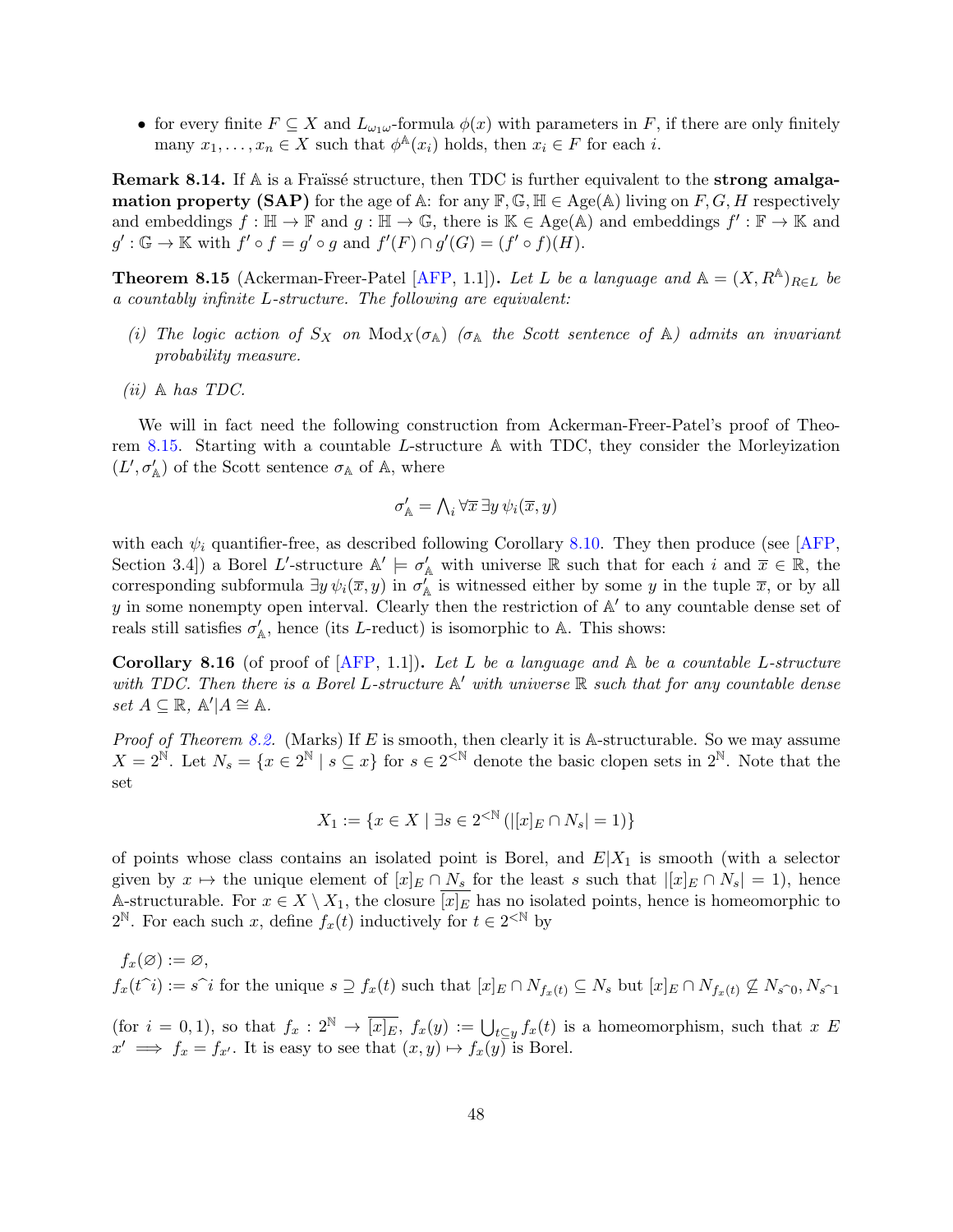- for every finite $F \subseteq X$ and $L_{\omega_1\omega}$-formula $\phi(x)$ with parameters in $F$, if there are only finitely many $x_1, \dots, x_n \in X$ such that $\phi^{\mathbb{A}}(x_i)$ holds, then $x_i \in F$ for each $i$.

**Remark 8.14.** If $\mathbb{A}$ is a Fraïssé structure, then TDC is further equivalent to the **strong amalgamation property (SAP)** for the age of $\mathbb{A}$: for any $\mathbb{F}, \mathbb{G}, \mathbb{H} \in \mathrm{Age}(\mathbb{A})$ living on $F, G, H$ respectively and embeddings $f : \mathbb{H} \to \mathbb{F}$ and $g : \mathbb{H} \to \mathbb{G}$, there is $\mathbb{K} \in \mathrm{Age}(\mathbb{A})$ and embeddings $f' : \mathbb{F} \to \mathbb{K}$ and $g' : \mathbb{G} \to \mathbb{K}$ with $f' \circ f = g' \circ g$ and $f'(F) \cap g'(G) = (f' \circ f)(H)$.

**Theorem 8.15** (Ackerman-Freer-Patel [AFP, 1.1])**.** *Let $L$ be a language and $\mathbb{A} = (X, R^{\mathbb{A}})_{R \in L}$ be a countably infinite $L$-structure. The following are equivalent:*

*(i) The logic action of $S_X$ on $\mathrm{Mod}_X(\sigma_{\mathbb{A}})$ ($\sigma_{\mathbb{A}}$ the Scott sentence of $\mathbb{A}$) admits an invariant probability measure.*

*(ii) $\mathbb{A}$ has TDC.*

We will in fact need the following construction from Ackerman-Freer-Patel's proof of Theorem 8.15. Starting with a countable $L$-structure $\mathbb{A}$ with TDC, they consider the Morleyization $(L', \sigma'_{\mathbb{A}})$ of the Scott sentence $\sigma_{\mathbb{A}}$ of $\mathbb{A}$, where

$$\sigma'_{\mathbb{A}} = \bigwedge\nolimits_i \forall \overline{x}\, \exists y\, \psi_i(\overline{x}, y)$$

with each $\psi_i$ quantifier-free, as described following Corollary 8.10. They then produce (see [AFP, Section 3.4]) a Borel $L'$-structure $\mathbb{A}' \models \sigma'_{\mathbb{A}}$ with universe $\mathbb{R}$ such that for each $i$ and $\overline{x} \in \mathbb{R}$, the corresponding subformula $\exists y\, \psi_i(\overline{x}, y)$ in $\sigma'_{\mathbb{A}}$ is witnessed either by some $y$ in the tuple $\overline{x}$, or by all $y$ in some nonempty open interval. Clearly then the restriction of $\mathbb{A}'$ to any countable dense set of reals still satisfies $\sigma'_{\mathbb{A}}$, hence (its $L$-reduct) is isomorphic to $\mathbb{A}$. This shows:

**Corollary 8.16** (of proof of [AFP, 1.1])**.** *Let $L$ be a language and $\mathbb{A}$ be a countable $L$-structure with TDC. Then there is a Borel $L$-structure $\mathbb{A}'$ with universe $\mathbb{R}$ such that for any countable dense set $A \subseteq \mathbb{R}$, $\mathbb{A}'|A \cong \mathbb{A}$.*

*Proof of Theorem 8.2.* (Marks) If $E$ is smooth, then clearly it is $\mathbb{A}$-structurable. So we may assume $X = 2^{\mathbb{N}}$. Let $N_s = \{x \in 2^{\mathbb{N}} \mid s \subseteq x\}$ for $s \in 2^{<\mathbb{N}}$ denote the basic clopen sets in $2^{\mathbb{N}}$. Note that the set

$$X_1 := \{x \in X \mid \exists s \in 2^{<\mathbb{N}}\, (|[x]_E \cap N_s| = 1)\}$$

of points whose class contains an isolated point is Borel, and $E|X_1$ is smooth (with a selector given by $x \mapsto$ the unique element of $[x]_E \cap N_s$ for the least $s$ such that $|[x]_E \cap N_s| = 1$), hence $\mathbb{A}$-structurable. For $x \in X \setminus X_1$, the closure $\overline{[x]_E}$ has no isolated points, hence is homeomorphic to $2^{\mathbb{N}}$. For each such $x$, define $f_x(t)$ inductively for $t \in 2^{<\mathbb{N}}$ by

$f_x(\varnothing) := \varnothing$,
$f_x(t^\frown i) := s^\frown i$ for the unique $s \supseteq f_x(t)$ such that $[x]_E \cap N_{f_x(t)} \subseteq N_s$ but $[x]_E \cap N_{f_x(t)} \not\subseteq N_{s^\frown 0}, N_{s^\frown 1}$

(for $i = 0, 1$), so that $f_x : 2^{\mathbb{N}} \to \overline{[x]_E}$, $f_x(y) := \bigcup_{t \subseteq y} f_x(t)$ is a homeomorphism, such that $x \mathrel{E} x' \implies f_x = f_{x'}$. It is easy to see that $(x, y) \mapsto f_x(y)$ is Borel.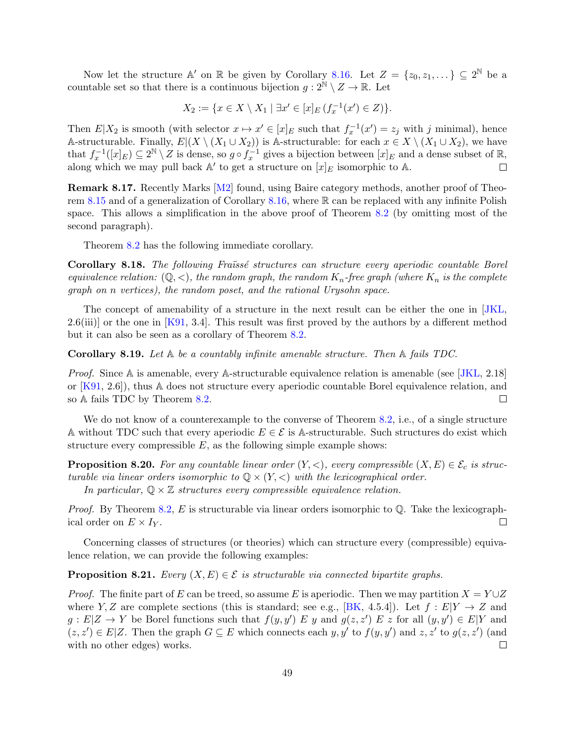Now let the structure $\mathbb{A}'$ on $\mathbb{R}$ be given by Corollary 8.16. Let $Z = \{z_0, z_1, \dots\} \subseteq 2^{\mathbb{N}}$ be a countable set so that there is a continuous bijection $g : 2^{\mathbb{N}} \setminus Z \to \mathbb{R}$. Let

$$X_2 := \{x \in X \setminus X_1 \mid \exists x' \in [x]_E \, (f_x^{-1}(x') \in Z)\}.$$

Then $E|X_2$ is smooth (with selector $x \mapsto x' \in [x]_E$ such that $f_x^{-1}(x') = z_j$ with $j$ minimal), hence $\mathbb{A}$-structurable. Finally, $E|(X \setminus (X_1 \cup X_2))$ is $\mathbb{A}$-structurable: for each $x \in X \setminus (X_1 \cup X_2)$, we have that $f_x^{-1}([x]_E) \subseteq 2^{\mathbb{N}} \setminus Z$ is dense, so $g \circ f_x^{-1}$ gives a bijection between $[x]_E$ and a dense subset of $\mathbb{R}$, along which we may pull back $\mathbb{A}'$ to get a structure on $[x]_E$ isomorphic to $\mathbb{A}$. ∎

**Remark 8.17.** Recently Marks [M2] found, using Baire category methods, another proof of Theorem 8.15 and of a generalization of Corollary 8.16, where $\mathbb{R}$ can be replaced with any infinite Polish space. This allows a simplification in the above proof of Theorem 8.2 (by omitting most of the second paragraph).

Theorem 8.2 has the following immediate corollary.

**Corollary 8.18.** *The following Fraïssé structures can structure every aperiodic countable Borel equivalence relation: $(\mathbb{Q}, <)$, the random graph, the random $K_n$-free graph (where $K_n$ is the complete graph on $n$ vertices), the random poset, and the rational Urysohn space.*

The concept of amenability of a structure in the next result can be either the one in [JKL, 2.6(iii)] or the one in [K91, 3.4]. This result was first proved by the authors by a different method but it can also be seen as a corollary of Theorem 8.2.

**Corollary 8.19.** *Let $\mathbb{A}$ be a countably infinite amenable structure. Then $\mathbb{A}$ fails TDC.*

*Proof.* Since $\mathbb{A}$ is amenable, every $\mathbb{A}$-structurable equivalence relation is amenable (see [JKL, 2.18] or [K91, 2.6]), thus $\mathbb{A}$ does not structure every aperiodic countable Borel equivalence relation, and so $\mathbb{A}$ fails TDC by Theorem 8.2. ∎

We do not know of a counterexample to the converse of Theorem 8.2, i.e., of a single structure $\mathbb{A}$ without TDC such that every aperiodic $E \in \mathcal{E}$ is $\mathbb{A}$-structurable. Such structures do exist which structure every compressible $E$, as the following simple example shows:

**Proposition 8.20.** *For any countable linear order $(Y, <)$, every compressible $(X, E) \in \mathcal{E}_c$ is structurable via linear orders isomorphic to $\mathbb{Q} \times (Y, <)$ with the lexicographical order.*

*In particular, $\mathbb{Q} \times \mathbb{Z}$ structures every compressible equivalence relation.*

*Proof.* By Theorem 8.2, $E$ is structurable via linear orders isomorphic to $\mathbb{Q}$. Take the lexicographical order on $E \times I_Y$. ∎

Concerning classes of structures (or theories) which can structure every (compressible) equivalence relation, we can provide the following examples:

**Proposition 8.21.** *Every $(X, E) \in \mathcal{E}$ is structurable via connected bipartite graphs.*

*Proof.* The finite part of $E$ can be treed, so assume $E$ is aperiodic. Then we may partition $X = Y \cup Z$ where $Y, Z$ are complete sections (this is standard; see e.g., [BK, 4.5.4]). Let $f : E|Y \to Z$ and $g : E|Z \to Y$ be Borel functions such that $f(y, y') \mathrel{E} y$ and $g(z, z') \mathrel{E} z$ for all $(y, y') \in E|Y$ and $(z, z') \in E|Z$. Then the graph $G \subseteq E$ which connects each $y, y'$ to $f(y, y')$ and $z, z'$ to $g(z, z')$ (and with no other edges) works. ∎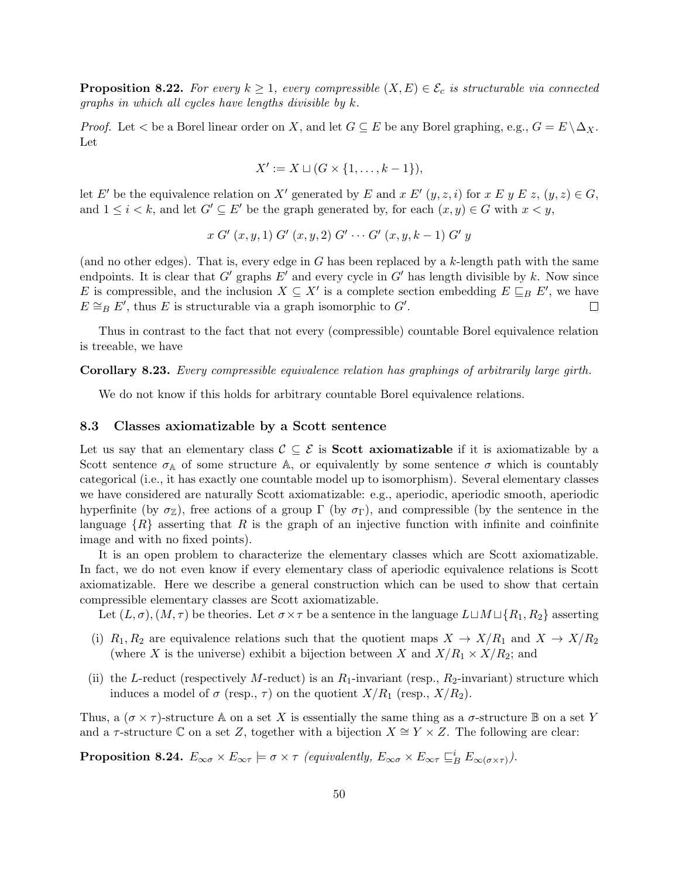**Proposition 8.22.** *For every $k \geq 1$, every compressible $(X, E) \in \mathcal{E}_c$ is structurable via connected graphs in which all cycles have lengths divisible by $k$.*

*Proof.* Let $<$ be a Borel linear order on $X$, and let $G \subseteq E$ be any Borel graphing, e.g., $G = E \setminus \Delta_X$. Let

$$X' := X \sqcup (G \times \{1, \dots, k-1\}),$$

let $E'$ be the equivalence relation on $X'$ generated by $E$ and $x \mathrel{E'} (y, z, i)$ for $x \mathrel{E} y \mathrel{E} z$, $(y, z) \in G$, and $1 \leq i < k$, and let $G' \subseteq E'$ be the graph generated by, for each $(x, y) \in G$ with $x < y$,

$$x \mathrel{G'} (x, y, 1) \mathrel{G'} (x, y, 2) \mathrel{G'} \cdots \mathrel{G'} (x, y, k-1) \mathrel{G'} y$$

(and no other edges). That is, every edge in $G$ has been replaced by a $k$-length path with the same endpoints. It is clear that $G'$ graphs $E'$ and every cycle in $G'$ has length divisible by $k$. Now since $E$ is compressible, and the inclusion $X \subseteq X'$ is a complete section embedding $E \sqsubseteq_B E'$, we have $E \cong_B E'$, thus $E$ is structurable via a graph isomorphic to $G'$. $\square$

Thus in contrast to the fact that not every (compressible) countable Borel equivalence relation is treeable, we have

**Corollary 8.23.** *Every compressible equivalence relation has graphings of arbitrarily large girth.*

We do not know if this holds for arbitrary countable Borel equivalence relations.

### 8.3 Classes axiomatizable by a Scott sentence

Let us say that an elementary class $\mathcal{C} \subseteq \mathcal{E}$ is **Scott axiomatizable** if it is axiomatizable by a Scott sentence $\sigma_{\mathbb{A}}$ of some structure $\mathbb{A}$, or equivalently by some sentence $\sigma$ which is countably categorical (i.e., it has exactly one countable model up to isomorphism). Several elementary classes we have considered are naturally Scott axiomatizable: e.g., aperiodic, aperiodic smooth, aperiodic hyperfinite (by $\sigma_{\mathbb{Z}}$), free actions of a group $\Gamma$ (by $\sigma_\Gamma$), and compressible (by the sentence in the language $\{R\}$ asserting that $R$ is the graph of an injective function with infinite and coinfinite image and with no fixed points).

It is an open problem to characterize the elementary classes which are Scott axiomatizable. In fact, we do not even know if every elementary class of aperiodic equivalence relations is Scott axiomatizable. Here we describe a general construction which can be used to show that certain compressible elementary classes are Scott axiomatizable.

Let $(L, \sigma), (M, \tau)$ be theories. Let $\sigma \times \tau$ be a sentence in the language $L \sqcup M \sqcup \{R_1, R_2\}$ asserting

(i) $R_1, R_2$ are equivalence relations such that the quotient maps $X \to X/R_1$ and $X \to X/R_2$ (where $X$ is the universe) exhibit a bijection between $X$ and $X/R_1 \times X/R_2$; and

(ii) the $L$-reduct (respectively $M$-reduct) is an $R_1$-invariant (resp., $R_2$-invariant) structure which induces a model of $\sigma$ (resp., $\tau$) on the quotient $X/R_1$ (resp., $X/R_2$).

Thus, a $(\sigma \times \tau)$-structure $\mathbb{A}$ on a set $X$ is essentially the same thing as a $\sigma$-structure $\mathbb{B}$ on a set $Y$ and a $\tau$-structure $\mathbb{C}$ on a set $Z$, together with a bijection $X \cong Y \times Z$. The following are clear:

**Proposition 8.24.** *$E_{\infty\sigma} \times E_{\infty\tau} \models \sigma \times \tau$ (equivalently, $E_{\infty\sigma} \times E_{\infty\tau} \sqsubseteq_B^i E_{\infty(\sigma\times\tau)}$).*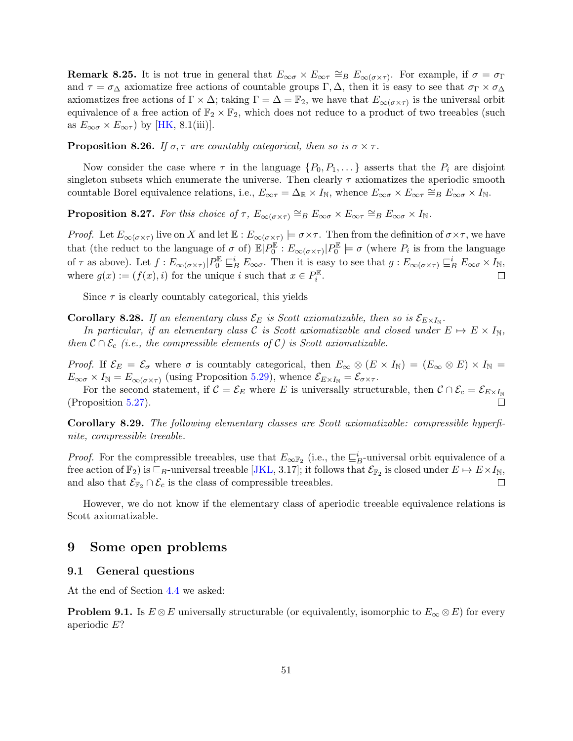**Remark 8.25.** It is not true in general that $E_{\infty\sigma} \times E_{\infty\tau} \cong_B E_{\infty(\sigma\times\tau)}$. For example, if $\sigma = \sigma_\Gamma$ and $\tau = \sigma_\Delta$ axiomatize free actions of countable groups $\Gamma, \Delta$, then it is easy to see that $\sigma_\Gamma \times \sigma_\Delta$ axiomatizes free actions of $\Gamma \times \Delta$; taking $\Gamma = \Delta = \mathbb{F}_2$, we have that $E_{\infty(\sigma\times\tau)}$ is the universal orbit equivalence of a free action of $\mathbb{F}_2 \times \mathbb{F}_2$, which does not reduce to a product of two treeables (such as $E_{\infty\sigma} \times E_{\infty\tau}$) by [HK, 8.1(iii)].

**Proposition 8.26.** *If $\sigma, \tau$ are countably categorical, then so is $\sigma \times \tau$.*

Now consider the case where $\tau$ in the language $\{P_0, P_1, \dots\}$ asserts that the $P_i$ are disjoint singleton subsets which enumerate the universe. Then clearly $\tau$ axiomatizes the aperiodic smooth countable Borel equivalence relations, i.e., $E_{\infty\tau} = \Delta_\mathbb{R} \times I_\mathbb{N}$, whence $E_{\infty\sigma} \times E_{\infty\tau} \cong_B E_{\infty\sigma} \times I_\mathbb{N}$.

**Proposition 8.27.** *For this choice of $\tau$, $E_{\infty(\sigma\times\tau)} \cong_B E_{\infty\sigma} \times E_{\infty\tau} \cong_B E_{\infty\sigma} \times I_\mathbb{N}$.*

*Proof.* Let $E_{\infty(\sigma\times\tau)}$ live on $X$ and let $\mathbb{E} : E_{\infty(\sigma\times\tau)} \models \sigma\times\tau$. Then from the definition of $\sigma\times\tau$, we have that (the reduct to the language of $\sigma$ of) $\mathbb{E}|P_0^\mathbb{E} : E_{\infty(\sigma\times\tau)}|P_0^\mathbb{E} \models \sigma$ (where $P_i$ is from the language of $\tau$ as above). Let $f : E_{\infty(\sigma\times\tau)}|P_0^\mathbb{E} \sqsubseteq_B^i E_{\infty\sigma}$. Then it is easy to see that $g : E_{\infty(\sigma\times\tau)} \sqsubseteq_B^i E_{\infty\sigma} \times I_\mathbb{N}$, where $g(x) := (f(x), i)$ for the unique $i$ such that $x \in P_i^\mathbb{E}$. ∎

Since $\tau$ is clearly countably categorical, this yields

**Corollary 8.28.** *If an elementary class $\mathcal{E}_E$ is Scott axiomatizable, then so is $\mathcal{E}_{E\times I_\mathbb{N}}$.*

*In particular, if an elementary class $\mathcal{C}$ is Scott axiomatizable and closed under $E \mapsto E \times I_\mathbb{N}$, then $\mathcal{C} \cap \mathcal{E}_c$ (i.e., the compressible elements of $\mathcal{C}$) is Scott axiomatizable.*

*Proof.* If $\mathcal{E}_E = \mathcal{E}_\sigma$ where $\sigma$ is countably categorical, then $E_\infty \otimes (E \times I_\mathbb{N}) = (E_\infty \otimes E) \times I_\mathbb{N} = E_{\infty\sigma} \times I_\mathbb{N} = E_{\infty(\sigma\times\tau)}$ (using Proposition 5.29), whence $\mathcal{E}_{E\times I_\mathbb{N}} = \mathcal{E}_{\sigma\times\tau}$.

For the second statement, if $\mathcal{C} = \mathcal{E}_E$ where $E$ is universally structurable, then $\mathcal{C} \cap \mathcal{E}_c = \mathcal{E}_{E\times I_\mathbb{N}}$ (Proposition 5.27). ∎

**Corollary 8.29.** *The following elementary classes are Scott axiomatizable: compressible hyperfinite, compressible treeable.*

*Proof.* For the compressible treeables, use that $E_{\infty\mathbb{F}_2}$ (i.e., the $\sqsubseteq_B^i$-universal orbit equivalence of a free action of $\mathbb{F}_2$) is $\sqsubseteq_B$-universal treeable [JKL, 3.17]; it follows that $\mathcal{E}_{\mathbb{F}_2}$ is closed under $E \mapsto E \times I_\mathbb{N}$, and also that $\mathcal{E}_{\mathbb{F}_2} \cap \mathcal{E}_c$ is the class of compressible treeables. ∎

However, we do not know if the elementary class of aperiodic treeable equivalence relations is Scott axiomatizable.

# 9 Some open problems

## 9.1 General questions

At the end of Section 4.4 we asked:

**Problem 9.1.** Is $E \otimes E$ universally structurable (or equivalently, isomorphic to $E_\infty \otimes E$) for every aperiodic $E$?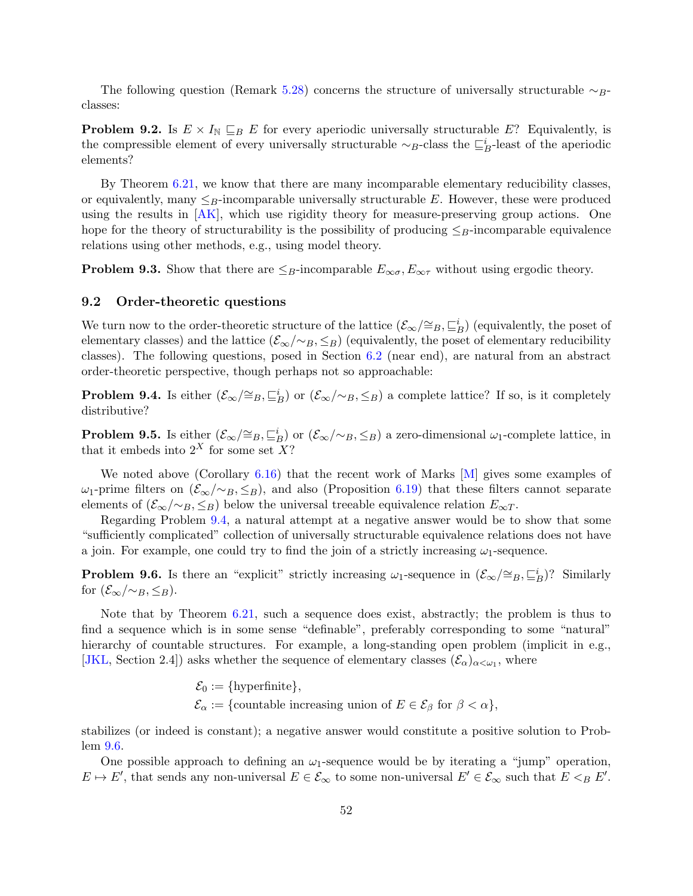The following question (Remark 5.28) concerns the structure of universally structurable $\sim_B$-classes:

**Problem 9.2.** Is $E \times I_{\mathbb{N}} \sqsubseteq_B E$ for every aperiodic universally structurable $E$? Equivalently, is the compressible element of every universally structurable $\sim_B$-class the $\sqsubseteq_B^i$-least of the aperiodic elements?

By Theorem 6.21, we know that there are many incomparable elementary reducibility classes, or equivalently, many $\leq_B$-incomparable universally structurable $E$. However, these were produced using the results in [AK], which use rigidity theory for measure-preserving group actions. One hope for the theory of structurability is the possibility of producing $\leq_B$-incomparable equivalence relations using other methods, e.g., using model theory.

**Problem 9.3.** Show that there are $\leq_B$-incomparable $E_{\infty\sigma}, E_{\infty\tau}$ without using ergodic theory.

## 9.2 Order-theoretic questions

We turn now to the order-theoretic structure of the lattice $(\mathcal{E}_\infty/\cong_B, \sqsubseteq_B^i)$ (equivalently, the poset of elementary classes) and the lattice $(\mathcal{E}_\infty/\sim_B, \leq_B)$ (equivalently, the poset of elementary reducibility classes). The following questions, posed in Section 6.2 (near end), are natural from an abstract order-theoretic perspective, though perhaps not so approachable:

**Problem 9.4.** Is either $(\mathcal{E}_\infty/\cong_B, \sqsubseteq_B^i)$ or $(\mathcal{E}_\infty/\sim_B, \leq_B)$ a complete lattice? If so, is it completely distributive?

**Problem 9.5.** Is either $(\mathcal{E}_\infty/\cong_B, \sqsubseteq_B^i)$ or $(\mathcal{E}_\infty/\sim_B, \leq_B)$ a zero-dimensional $\omega_1$-complete lattice, in that it embeds into $2^X$ for some set $X$?

We noted above (Corollary 6.16) that the recent work of Marks [M] gives some examples of $\omega_1$-prime filters on $(\mathcal{E}_\infty/\sim_B, \leq_B)$, and also (Proposition 6.19) that these filters cannot separate elements of $(\mathcal{E}_\infty/\sim_B, \leq_B)$ below the universal treeable equivalence relation $E_{\infty T}$.

Regarding Problem 9.4, a natural attempt at a negative answer would be to show that some "sufficiently complicated" collection of universally structurable equivalence relations does not have a join. For example, one could try to find the join of a strictly increasing $\omega_1$-sequence.

**Problem 9.6.** Is there an "explicit" strictly increasing $\omega_1$-sequence in $(\mathcal{E}_\infty/\cong_B, \sqsubseteq_B^i)$? Similarly for $(\mathcal{E}_\infty/\sim_B, \leq_B)$.

Note that by Theorem 6.21, such a sequence does exist, abstractly; the problem is thus to find a sequence which is in some sense "definable", preferably corresponding to some "natural" hierarchy of countable structures. For example, a long-standing open problem (implicit in e.g., [JKL, Section 2.4]) asks whether the sequence of elementary classes $(\mathcal{E}_\alpha)_{\alpha<\omega_1}$, where

$$
\begin{aligned}
\mathcal{E}_0 &:= \{\text{hyperfinite}\}, \\
\mathcal{E}_\alpha &:= \{\text{countable increasing union of } E \in \mathcal{E}_\beta \text{ for } \beta < \alpha\},
\end{aligned}
$$

stabilizes (or indeed is constant); a negative answer would constitute a positive solution to Problem 9.6.

One possible approach to defining an $\omega_1$-sequence would be by iterating a "jump" operation, $E \mapsto E'$, that sends any non-universal $E \in \mathcal{E}_\infty$ to some non-universal $E' \in \mathcal{E}_\infty$ such that $E <_B E'$.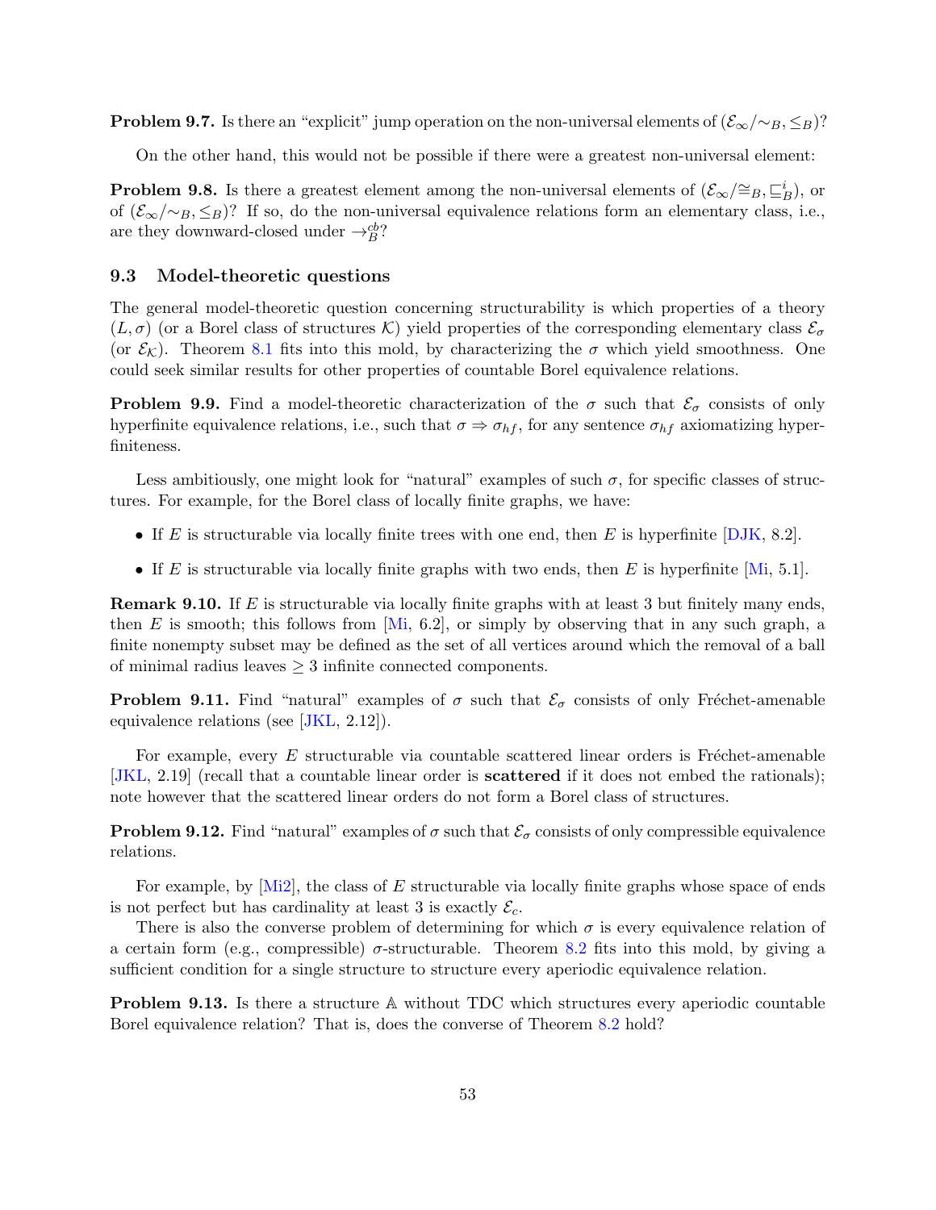**Problem 9.7.** Is there an "explicit" jump operation on the non-universal elements of $(\mathcal{E}_\infty/{\sim_B}, \leq_B)$?

On the other hand, this would not be possible if there were a greatest non-universal element:

**Problem 9.8.** Is there a greatest element among the non-universal elements of $(\mathcal{E}_\infty/{\cong_B}, \sqsubseteq_B^i)$, or of $(\mathcal{E}_\infty/{\sim_B}, \leq_B)$? If so, do the non-universal equivalence relations form an elementary class, i.e., are they downward-closed under $\to_B^{cb}$?

### 9.3 Model-theoretic questions

The general model-theoretic question concerning structurability is which properties of a theory $(L, \sigma)$ (or a Borel class of structures $\mathcal{K}$) yield properties of the corresponding elementary class $\mathcal{E}_\sigma$ (or $\mathcal{E}_\mathcal{K}$). Theorem 8.1 fits into this mold, by characterizing the $\sigma$ which yield smoothness. One could seek similar results for other properties of countable Borel equivalence relations.

**Problem 9.9.** Find a model-theoretic characterization of the $\sigma$ such that $\mathcal{E}_\sigma$ consists of only hyperfinite equivalence relations, i.e., such that $\sigma \Rightarrow \sigma_{hf}$, for any sentence $\sigma_{hf}$ axiomatizing hyperfiniteness.

Less ambitiously, one might look for "natural" examples of such $\sigma$, for specific classes of structures. For example, for the Borel class of locally finite graphs, we have:

- If $E$ is structurable via locally finite trees with one end, then $E$ is hyperfinite [DJK, 8.2].
- If $E$ is structurable via locally finite graphs with two ends, then $E$ is hyperfinite [Mi, 5.1].

**Remark 9.10.** If $E$ is structurable via locally finite graphs with at least 3 but finitely many ends, then $E$ is smooth; this follows from [Mi, 6.2], or simply by observing that in any such graph, a finite nonempty subset may be defined as the set of all vertices around which the removal of a ball of minimal radius leaves $\geq 3$ infinite connected components.

**Problem 9.11.** Find "natural" examples of $\sigma$ such that $\mathcal{E}_\sigma$ consists of only Fréchet-amenable equivalence relations (see [JKL, 2.12]).

For example, every $E$ structurable via countable scattered linear orders is Fréchet-amenable [JKL, 2.19] (recall that a countable linear order is **scattered** if it does not embed the rationals); note however that the scattered linear orders do not form a Borel class of structures.

**Problem 9.12.** Find "natural" examples of $\sigma$ such that $\mathcal{E}_\sigma$ consists of only compressible equivalence relations.

For example, by [Mi2], the class of $E$ structurable via locally finite graphs whose space of ends is not perfect but has cardinality at least 3 is exactly $\mathcal{E}_c$.

There is also the converse problem of determining for which $\sigma$ is every equivalence relation of a certain form (e.g., compressible) $\sigma$-structurable. Theorem 8.2 fits into this mold, by giving a sufficient condition for a single structure to structure every aperiodic equivalence relation.

**Problem 9.13.** Is there a structure $\mathbb{A}$ without TDC which structures every aperiodic countable Borel equivalence relation? That is, does the converse of Theorem 8.2 hold?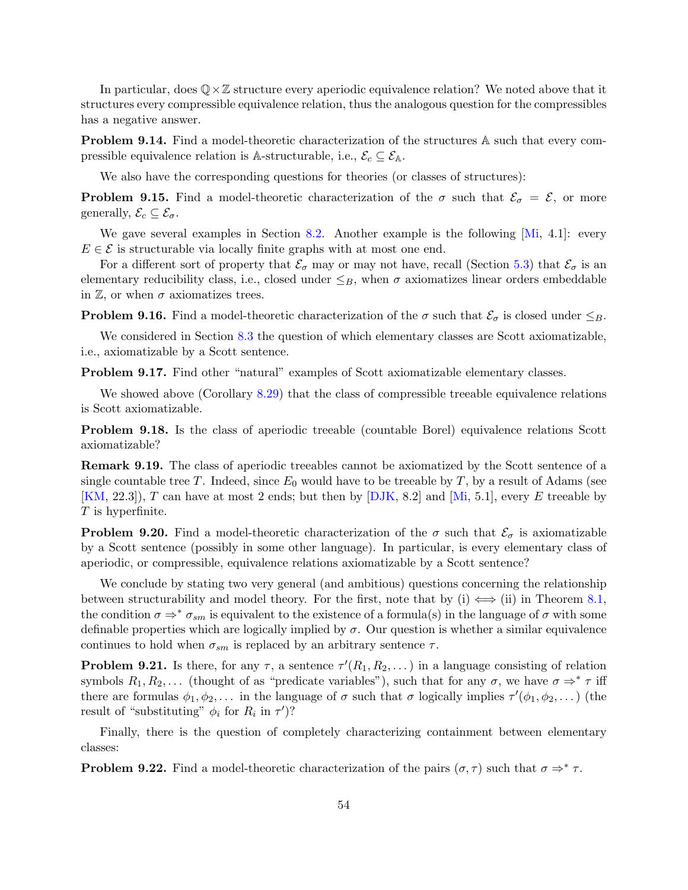In particular, does $\mathbb{Q} \times \mathbb{Z}$ structure every aperiodic equivalence relation? We noted above that it structures every compressible equivalence relation, thus the analogous question for the compressibles has a negative answer.

**Problem 9.14.** Find a model-theoretic characterization of the structures $\mathbb{A}$ such that every compressible equivalence relation is $\mathbb{A}$-structurable, i.e., $\mathcal{E}_c \subseteq \mathcal{E}_{\mathbb{A}}$.

We also have the corresponding questions for theories (or classes of structures):

**Problem 9.15.** Find a model-theoretic characterization of the $\sigma$ such that $\mathcal{E}_\sigma = \mathcal{E}$, or more generally, $\mathcal{E}_c \subseteq \mathcal{E}_\sigma$.

We gave several examples in Section 8.2. Another example is the following [Mi, 4.1]: every $E \in \mathcal{E}$ is structurable via locally finite graphs with at most one end.

For a different sort of property that $\mathcal{E}_\sigma$ may or may not have, recall (Section 5.3) that $\mathcal{E}_\sigma$ is an elementary reducibility class, i.e., closed under $\leq_B$, when $\sigma$ axiomatizes linear orders embeddable in $\mathbb{Z}$, or when $\sigma$ axiomatizes trees.

**Problem 9.16.** Find a model-theoretic characterization of the $\sigma$ such that $\mathcal{E}_\sigma$ is closed under $\leq_B$.

We considered in Section 8.3 the question of which elementary classes are Scott axiomatizable, i.e., axiomatizable by a Scott sentence.

**Problem 9.17.** Find other "natural" examples of Scott axiomatizable elementary classes.

We showed above (Corollary 8.29) that the class of compressible treeable equivalence relations is Scott axiomatizable.

**Problem 9.18.** Is the class of aperiodic treeable (countable Borel) equivalence relations Scott axiomatizable?

**Remark 9.19.** The class of aperiodic treeables cannot be axiomatized by the Scott sentence of a single countable tree $T$. Indeed, since $E_0$ would have to be treeable by $T$, by a result of Adams (see [KM, 22.3]), $T$ can have at most 2 ends; but then by [DJK, 8.2] and [Mi, 5.1], every $E$ treeable by $T$ is hyperfinite.

**Problem 9.20.** Find a model-theoretic characterization of the $\sigma$ such that $\mathcal{E}_\sigma$ is axiomatizable by a Scott sentence (possibly in some other language). In particular, is every elementary class of aperiodic, or compressible, equivalence relations axiomatizable by a Scott sentence?

We conclude by stating two very general (and ambitious) questions concerning the relationship between structurability and model theory. For the first, note that by (i) $\iff$ (ii) in Theorem 8.1, the condition $\sigma \Rightarrow^* \sigma_{sm}$ is equivalent to the existence of a formula(s) in the language of $\sigma$ with some definable properties which are logically implied by $\sigma$. Our question is whether a similar equivalence continues to hold when $\sigma_{sm}$ is replaced by an arbitrary sentence $\tau$.

**Problem 9.21.** Is there, for any $\tau$, a sentence $\tau'(R_1, R_2, \dots)$ in a language consisting of relation symbols $R_1, R_2, \dots$ (thought of as "predicate variables"), such that for any $\sigma$, we have $\sigma \Rightarrow^* \tau$ iff there are formulas $\phi_1, \phi_2, \dots$ in the language of $\sigma$ such that $\sigma$ logically implies $\tau'(\phi_1, \phi_2, \dots)$ (the result of "substituting" $\phi_i$ for $R_i$ in $\tau'$)?

Finally, there is the question of completely characterizing containment between elementary classes:

**Problem 9.22.** Find a model-theoretic characterization of the pairs $(\sigma, \tau)$ such that $\sigma \Rightarrow^* \tau$.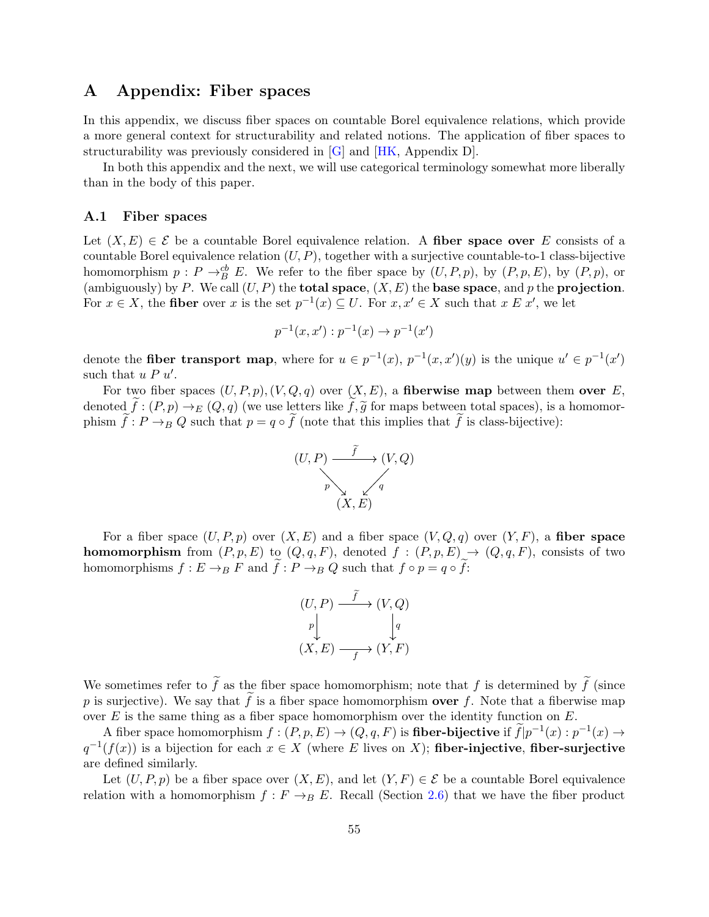# A Appendix: Fiber spaces

In this appendix, we discuss fiber spaces on countable Borel equivalence relations, which provide a more general context for structurability and related notions. The application of fiber spaces to structurability was previously considered in [G] and [HK, Appendix D].

In both this appendix and the next, we will use categorical terminology somewhat more liberally than in the body of this paper.

## A.1 Fiber spaces

Let $(X, E) \in \mathcal{E}$ be a countable Borel equivalence relation. A **fiber space over** $E$ consists of a countable Borel equivalence relation $(U, P)$, together with a surjective countable-to-1 class-bijective homomorphism $p : P \to_B^{cb} E$. We refer to the fiber space by $(U, P, p)$, by $(P, p, E)$, by $(P, p)$, or (ambiguously) by $P$. We call $(U, P)$ the **total space**, $(X, E)$ the **base space**, and $p$ the **projection**. For $x \in X$, the **fiber** over $x$ is the set $p^{-1}(x) \subseteq U$. For $x, x' \in X$ such that $x \mathrel{E} x'$, we let

$$p^{-1}(x, x') : p^{-1}(x) \to p^{-1}(x')$$

denote the **fiber transport map**, where for $u \in p^{-1}(x)$, $p^{-1}(x, x')(y)$ is the unique $u' \in p^{-1}(x')$ such that $u \mathrel{P} u'$.

For two fiber spaces $(U, P, p), (V, Q, q)$ over $(X, E)$, a **fiberwise map** between them **over** $E$, denoted $\widetilde{f} : (P, p) \to_E (Q, q)$ (we use letters like $\widetilde{f}, \widetilde{g}$ for maps between total spaces), is a homomorphism $\widetilde{f} : P \to_B Q$ such that $p = q \circ \widetilde{f}$ (note that this implies that $\widetilde{f}$ is class-bijective):

$$\begin{array}{ccc} (U, P) & \xrightarrow{\widetilde{f}} & (V, Q) \\ & {\scriptstyle p}\searrow \quad \swarrow{\scriptstyle q} & \\ & (X, E) & \end{array}$$

For a fiber space $(U, P, p)$ over $(X, E)$ and a fiber space $(V, Q, q)$ over $(Y, F)$, a **fiber space homomorphism** from $(P, p, E)$ to $(Q, q, F)$, denoted $f : (P, p, E) \to (Q, q, F)$, consists of two homomorphisms $f : E \to_B F$ and $\widetilde{f} : P \to_B Q$ such that $f \circ p = q \circ \widetilde{f}$:

$$\begin{array}{ccc} (U, P) & \xrightarrow{\widetilde{f}} & (V, Q) \\ {\scriptstyle p}\downarrow & & \downarrow{\scriptstyle q} \\ (X, E) & \xrightarrow[f]{} & (Y, F) \end{array}$$

We sometimes refer to $\widetilde{f}$ as the fiber space homomorphism; note that $f$ is determined by $\widetilde{f}$ (since $p$ is surjective). We say that $\widetilde{f}$ is a fiber space homomorphism **over** $f$. Note that a fiberwise map over $E$ is the same thing as a fiber space homomorphism over the identity function on $E$.

A fiber space homomorphism $f : (P, p, E) \to (Q, q, F)$ is **fiber-bijective** if $\widetilde{f}|p^{-1}(x) : p^{-1}(x) \to q^{-1}(f(x))$ is a bijection for each $x \in X$ (where $E$ lives on $X$); **fiber-injective**, **fiber-surjective** are defined similarly.

Let $(U, P, p)$ be a fiber space over $(X, E)$, and let $(Y, F) \in \mathcal{E}$ be a countable Borel equivalence relation with a homomorphism $f : F \to_B E$. Recall (Section 2.6) that we have the fiber product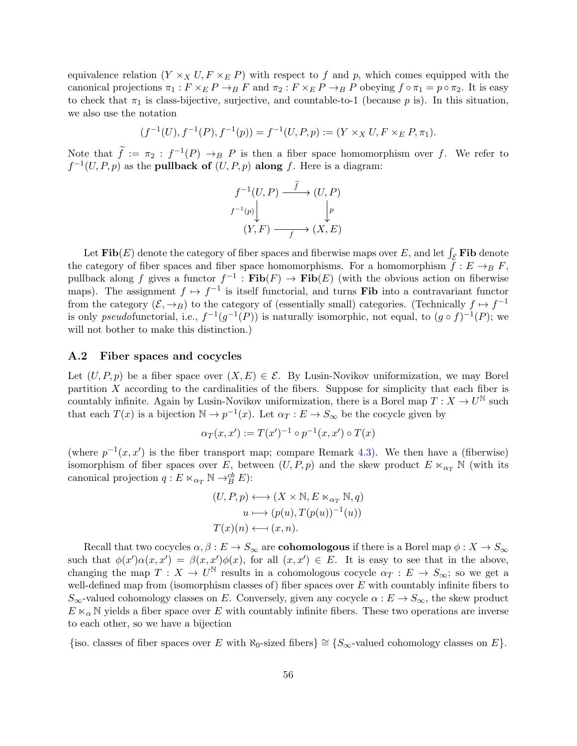equivalence relation $(Y \times_X U, F \times_E P)$ with respect to $f$ and $p$, which comes equipped with the canonical projections $\pi_1 : F \times_E P \to_B F$ and $\pi_2 : F \times_E P \to_B P$ obeying $f \circ \pi_1 = p \circ \pi_2$. It is easy to check that $\pi_1$ is class-bijective, surjective, and countable-to-1 (because $p$ is). In this situation, we also use the notation

$$(f^{-1}(U), f^{-1}(P), f^{-1}(p)) = f^{-1}(U, P, p) := (Y \times_X U, F \times_E P, \pi_1).$$

Note that $\widetilde{f} := \pi_2 : f^{-1}(P) \to_B P$ is then a fiber space homomorphism over $f$. We refer to $f^{-1}(U, P, p)$ as the **pullback of** $(U, P, p)$ **along** $f$. Here is a diagram:

$$\begin{array}{ccc} f^{-1}(U,P) & \xrightarrow{\widetilde{f}} & (U,P) \\ {\scriptstyle f^{-1}(p)}\downarrow & & \downarrow{\scriptstyle p} \\ (Y,F) & \xrightarrow[f]{} & (X,E) \end{array}$$

Let $\mathbf{Fib}(E)$ denote the category of fiber spaces and fiberwise maps over $E$, and let $\int_{\mathcal{E}} \mathbf{Fib}$ denote the category of fiber spaces and fiber space homomorphisms. For a homomorphism $f : E \to_B F$, pullback along $f$ gives a functor $f^{-1} : \mathbf{Fib}(F) \to \mathbf{Fib}(E)$ (with the obvious action on fiberwise maps). The assignment $f \mapsto f^{-1}$ is itself functorial, and turns $\mathbf{Fib}$ into a contravariant functor from the category $(\mathcal{E}, \to_B)$ to the category of (essentially small) categories. (Technically $f \mapsto f^{-1}$ is only *pseudo*functorial, i.e., $f^{-1}(g^{-1}(P))$ is naturally isomorphic, not equal, to $(g \circ f)^{-1}(P)$; we will not bother to make this distinction.)

## A.2 Fiber spaces and cocycles

Let $(U, P, p)$ be a fiber space over $(X, E) \in \mathcal{E}$. By Lusin-Novikov uniformization, we may Borel partition $X$ according to the cardinalities of the fibers. Suppose for simplicity that each fiber is countably infinite. Again by Lusin-Novikov uniformization, there is a Borel map $T : X \to U^{\mathbb{N}}$ such that each $T(x)$ is a bijection $\mathbb{N} \to p^{-1}(x)$. Let $\alpha_T : E \to S_\infty$ be the cocycle given by

$$\alpha_T(x, x') := T(x')^{-1} \circ p^{-1}(x, x') \circ T(x)$$

(where $p^{-1}(x, x')$ is the fiber transport map; compare Remark 4.3). We then have a (fiberwise) isomorphism of fiber spaces over $E$, between $(U, P, p)$ and the skew product $E \ltimes_{\alpha_T} \mathbb{N}$ (with its canonical projection $q : E \ltimes_{\alpha_T} \mathbb{N} \to_B^{cb} E$):

$$\begin{aligned} (U, P, p) &\longleftrightarrow (X \times \mathbb{N}, E \ltimes_{\alpha_T} \mathbb{N}, q) \\ u &\longmapsto (p(u), T(p(u))^{-1}(u)) \\ T(x)(n) &\longleftarrow (x, n). \end{aligned}$$

Recall that two cocycles $\alpha, \beta : E \to S_\infty$ are **cohomologous** if there is a Borel map $\phi : X \to S_\infty$ such that $\phi(x')\alpha(x, x') = \beta(x, x')\phi(x)$, for all $(x, x') \in E$. It is easy to see that in the above, changing the map $T : X \to U^{\mathbb{N}}$ results in a cohomologous cocycle $\alpha_T : E \to S_\infty$; so we get a well-defined map from (isomorphism classes of) fiber spaces over $E$ with countably infinite fibers to $S_\infty$-valued cohomology classes on $E$. Conversely, given any cocycle $\alpha : E \to S_\infty$, the skew product $E \ltimes_\alpha \mathbb{N}$ yields a fiber space over $E$ with countably infinite fibers. These two operations are inverse to each other, so we have a bijection

$$\{\text{iso. classes of fiber spaces over } E \text{ with } \aleph_0\text{-sized fibers}\} \cong \{S_\infty\text{-valued cohomology classes on } E\}.$$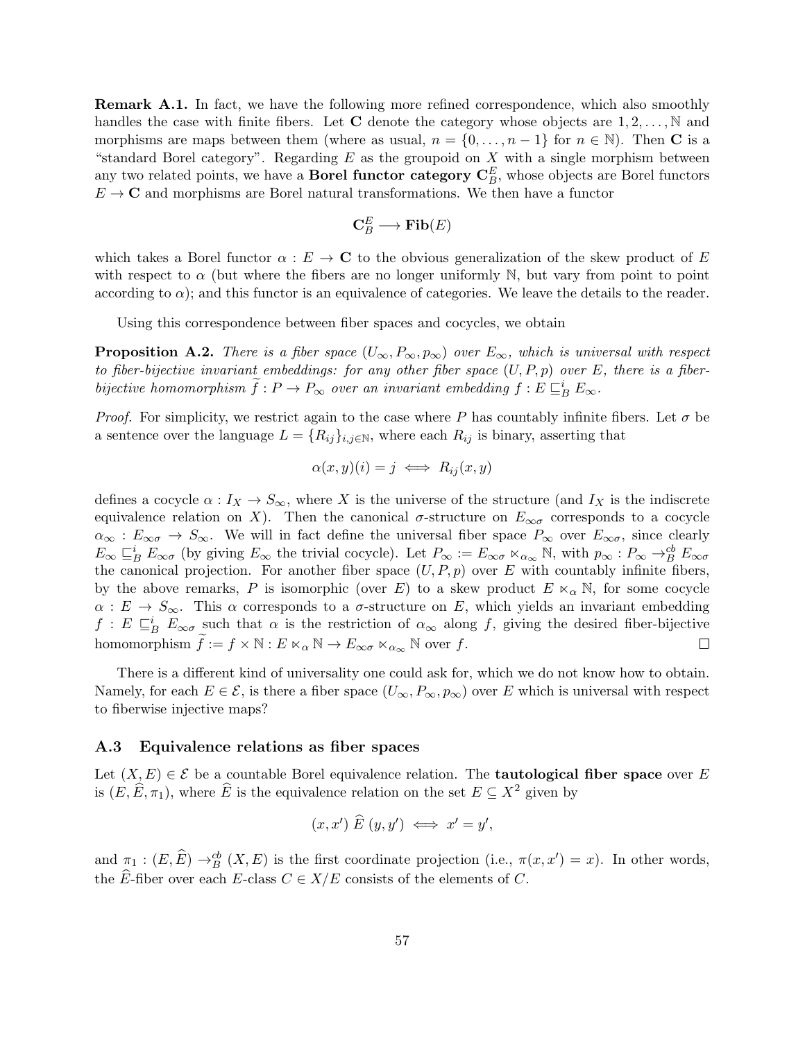**Remark A.1.** In fact, we have the following more refined correspondence, which also smoothly handles the case with finite fibers. Let $\mathbf{C}$ denote the category whose objects are $1, 2, \ldots, \mathbb{N}$ and morphisms are maps between them (where as usual, $n = \{0, \ldots, n-1\}$ for $n \in \mathbb{N}$). Then $\mathbf{C}$ is a "standard Borel category". Regarding $E$ as the groupoid on $X$ with a single morphism between any two related points, we have a **Borel functor category** $\mathbf{C}_B^E$, whose objects are Borel functors $E \to \mathbf{C}$ and morphisms are Borel natural transformations. We then have a functor

$$\mathbf{C}_B^E \longrightarrow \mathbf{Fib}(E)$$

which takes a Borel functor $\alpha : E \to \mathbf{C}$ to the obvious generalization of the skew product of $E$ with respect to $\alpha$ (but where the fibers are no longer uniformly $\mathbb{N}$, but vary from point to point according to $\alpha$); and this functor is an equivalence of categories. We leave the details to the reader.

Using this correspondence between fiber spaces and cocycles, we obtain

**Proposition A.2.** *There is a fiber space $(U_\infty, P_\infty, p_\infty)$ over $E_\infty$, which is universal with respect to fiber-bijective invariant embeddings: for any other fiber space $(U, P, p)$ over $E$, there is a fiber-bijective homomorphism $\widetilde{f} : P \to P_\infty$ over an invariant embedding $f : E \sqsubseteq_B^i E_\infty$.*

*Proof.* For simplicity, we restrict again to the case where $P$ has countably infinite fibers. Let $\sigma$ be a sentence over the language $L = \{R_{ij}\}_{i,j \in \mathbb{N}}$, where each $R_{ij}$ is binary, asserting that

$$\alpha(x, y)(i) = j \iff R_{ij}(x, y)$$

defines a cocycle $\alpha : I_X \to S_\infty$, where $X$ is the universe of the structure (and $I_X$ is the indiscrete equivalence relation on $X$). Then the canonical $\sigma$-structure on $E_{\infty\sigma}$ corresponds to a cocycle $\alpha_\infty : E_{\infty\sigma} \to S_\infty$. We will in fact define the universal fiber space $P_\infty$ over $E_{\infty\sigma}$, since clearly $E_\infty \sqsubseteq_B^i E_{\infty\sigma}$ (by giving $E_\infty$ the trivial cocycle). Let $P_\infty := E_{\infty\sigma} \ltimes_{\alpha_\infty} \mathbb{N}$, with $p_\infty : P_\infty \to_B^{cb} E_{\infty\sigma}$ the canonical projection. For another fiber space $(U, P, p)$ over $E$ with countably infinite fibers, by the above remarks, $P$ is isomorphic (over $E$) to a skew product $E \ltimes_\alpha \mathbb{N}$, for some cocycle $\alpha : E \to S_\infty$. This $\alpha$ corresponds to a $\sigma$-structure on $E$, which yields an invariant embedding $f : E \sqsubseteq_B^i E_{\infty\sigma}$ such that $\alpha$ is the restriction of $\alpha_\infty$ along $f$, giving the desired fiber-bijective homomorphism $\widetilde{f} := f \times \mathbb{N} : E \ltimes_\alpha \mathbb{N} \to E_{\infty\sigma} \ltimes_{\alpha_\infty} \mathbb{N}$ over $f$. $\square$

There is a different kind of universality one could ask for, which we do not know how to obtain. Namely, for each $E \in \mathcal{E}$, is there a fiber space $(U_\infty, P_\infty, p_\infty)$ over $E$ which is universal with respect to fiberwise injective maps?

### A.3 Equivalence relations as fiber spaces

Let $(X, E) \in \mathcal{E}$ be a countable Borel equivalence relation. The **tautological fiber space** over $E$ is $(E, \widehat{E}, \pi_1)$, where $\widehat{E}$ is the equivalence relation on the set $E \subseteq X^2$ given by

$$(x, x') \; \widehat{E} \; (y, y') \iff x' = y',$$

and $\pi_1 : (E, \widehat{E}) \to_B^{cb} (X, E)$ is the first coordinate projection (i.e., $\pi(x, x') = x$). In other words, the $\widehat{E}$-fiber over each $E$-class $C \in X/E$ consists of the elements of $C$.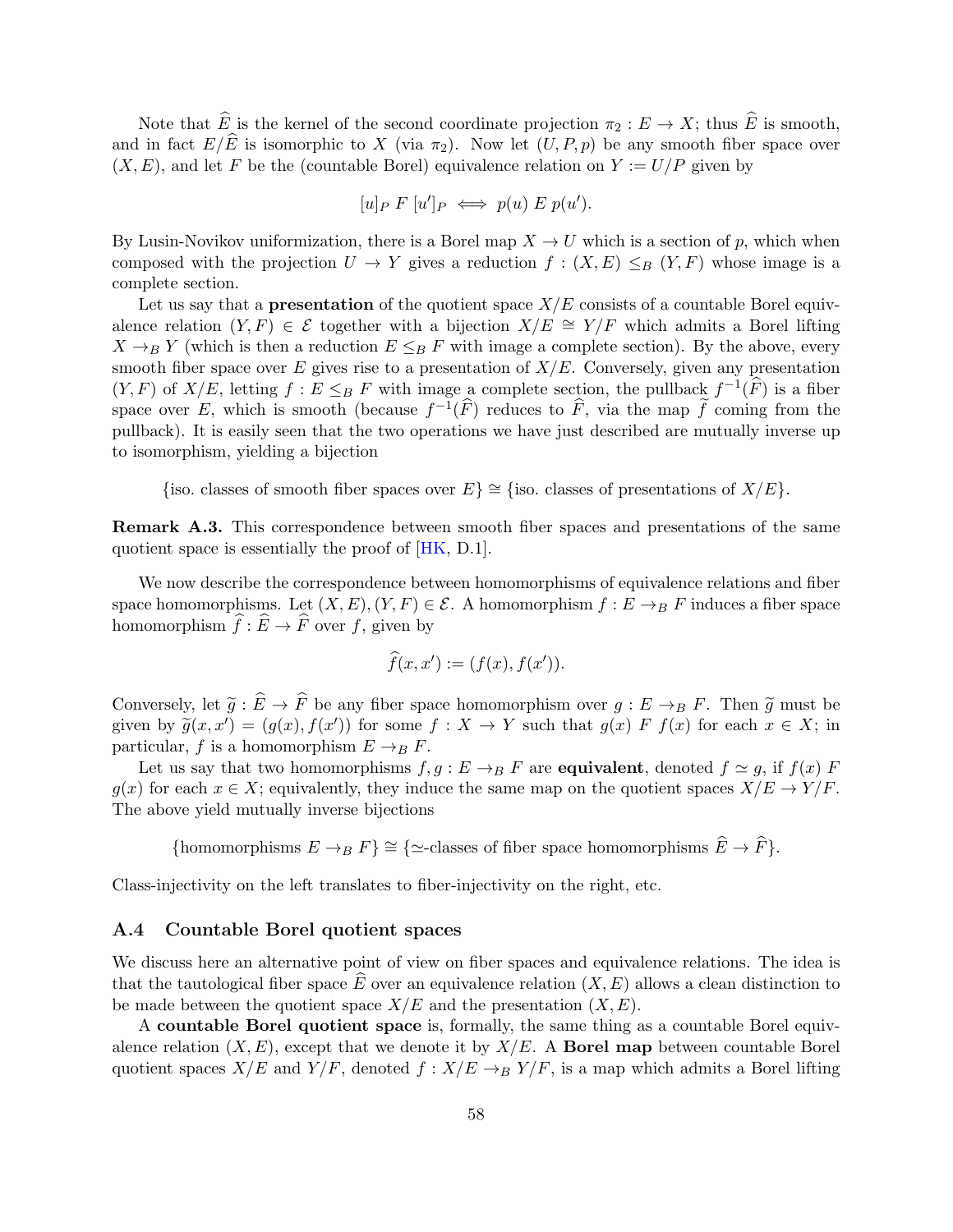Note that $\widehat{E}$ is the kernel of the second coordinate projection $\pi_2 : E \to X$; thus $\widehat{E}$ is smooth, and in fact $E/\widehat{E}$ is isomorphic to $X$ (via $\pi_2$). Now let $(U, P, p)$ be any smooth fiber space over $(X, E)$, and let $F$ be the (countable Borel) equivalence relation on $Y := U/P$ given by

$$[u]_P \; F \; [u']_P \iff p(u) \; E \; p(u').$$

By Lusin-Novikov uniformization, there is a Borel map $X \to U$ which is a section of $p$, which when composed with the projection $U \to Y$ gives a reduction $f : (X, E) \leq_B (Y, F)$ whose image is a complete section.

Let us say that a **presentation** of the quotient space $X/E$ consists of a countable Borel equivalence relation $(Y, F) \in \mathcal{E}$ together with a bijection $X/E \cong Y/F$ which admits a Borel lifting $X \to_B Y$ (which is then a reduction $E \leq_B F$ with image a complete section). By the above, every smooth fiber space over $E$ gives rise to a presentation of $X/E$. Conversely, given any presentation $(Y, F)$ of $X/E$, letting $f : E \leq_B F$ with image a complete section, the pullback $f^{-1}(\widehat{F})$ is a fiber space over $E$, which is smooth (because $f^{-1}(\widehat{F})$ reduces to $\widehat{F}$, via the map $\widetilde{f}$ coming from the pullback). It is easily seen that the two operations we have just described are mutually inverse up to isomorphism, yielding a bijection

$$\{\text{iso. classes of smooth fiber spaces over } E\} \cong \{\text{iso. classes of presentations of } X/E\}.$$

**Remark A.3.** This correspondence between smooth fiber spaces and presentations of the same quotient space is essentially the proof of [HK, D.1].

We now describe the correspondence between homomorphisms of equivalence relations and fiber space homomorphisms. Let $(X, E), (Y, F) \in \mathcal{E}$. A homomorphism $f : E \to_B F$ induces a fiber space homomorphism $\widehat{f} : \widehat{E} \to \widehat{F}$ over $f$, given by

$$\widehat{f}(x, x') := (f(x), f(x')).$$

Conversely, let $\widetilde{g} : \widehat{E} \to \widehat{F}$ be any fiber space homomorphism over $g : E \to_B F$. Then $\widetilde{g}$ must be given by $\widetilde{g}(x, x') = (g(x), f(x'))$ for some $f : X \to Y$ such that $g(x) \; F \; f(x)$ for each $x \in X$; in particular, $f$ is a homomorphism $E \to_B F$.

Let us say that two homomorphisms $f, g : E \to_B F$ are **equivalent**, denoted $f \simeq g$, if $f(x) \; F \; g(x)$ for each $x \in X$; equivalently, they induce the same map on the quotient spaces $X/E \to Y/F$. The above yield mutually inverse bijections

$$\{\text{homomorphisms } E \to_B F\} \cong \{\simeq\text{-classes of fiber space homomorphisms } \widehat{E} \to \widehat{F}\}.$$

Class-injectivity on the left translates to fiber-injectivity on the right, etc.

### A.4 Countable Borel quotient spaces

We discuss here an alternative point of view on fiber spaces and equivalence relations. The idea is that the tautological fiber space $\widehat{E}$ over an equivalence relation $(X, E)$ allows a clean distinction to be made between the quotient space $X/E$ and the presentation $(X, E)$.

A **countable Borel quotient space** is, formally, the same thing as a countable Borel equivalence relation $(X, E)$, except that we denote it by $X/E$. A **Borel map** between countable Borel quotient spaces $X/E$ and $Y/F$, denoted $f : X/E \to_B Y/F$, is a map which admits a Borel lifting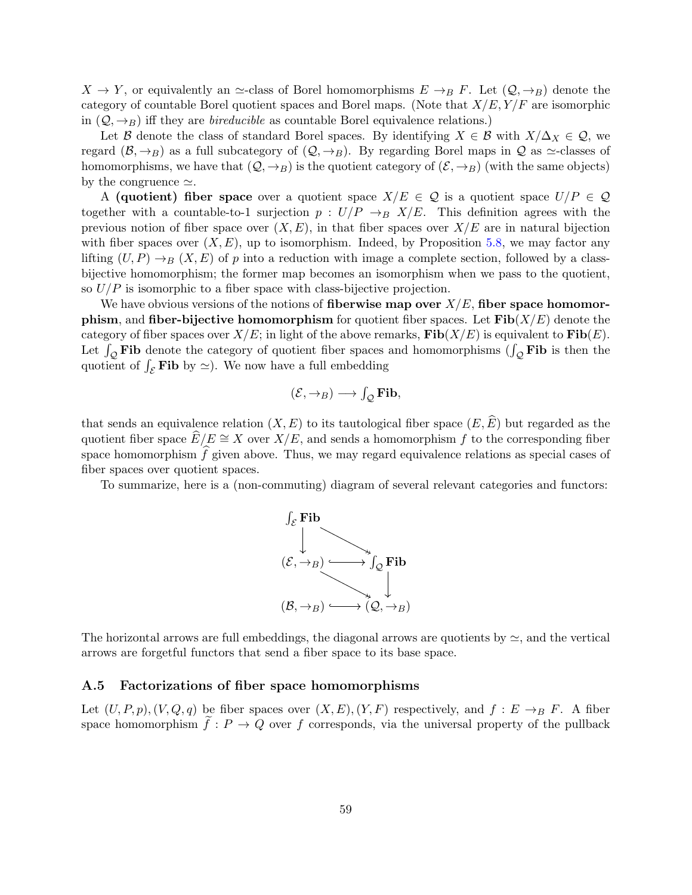$X \to Y$, or equivalently an $\simeq$-class of Borel homomorphisms $E \to_B F$. Let $(\mathcal{Q}, \to_B)$ denote the category of countable Borel quotient spaces and Borel maps. (Note that $X/E, Y/F$ are isomorphic in $(\mathcal{Q}, \to_B)$ iff they are *bireducible* as countable Borel equivalence relations.)

Let $\mathcal{B}$ denote the class of standard Borel spaces. By identifying $X \in \mathcal{B}$ with $X/\Delta_X \in \mathcal{Q}$, we regard $(\mathcal{B}, \to_B)$ as a full subcategory of $(\mathcal{Q}, \to_B)$. By regarding Borel maps in $\mathcal{Q}$ as $\simeq$-classes of homomorphisms, we have that $(\mathcal{Q}, \to_B)$ is the quotient category of $(\mathcal{E}, \to_B)$ (with the same objects) by the congruence $\simeq$.

A **(quotient) fiber space** over a quotient space $X/E \in \mathcal{Q}$ is a quotient space $U/P \in \mathcal{Q}$ together with a countable-to-1 surjection $p : U/P \to_B X/E$. This definition agrees with the previous notion of fiber space over $(X, E)$, in that fiber spaces over $X/E$ are in natural bijection with fiber spaces over $(X, E)$, up to isomorphism. Indeed, by Proposition 5.8, we may factor any lifting $(U, P) \to_B (X, E)$ of $p$ into a reduction with image a complete section, followed by a class-bijective homomorphism; the former map becomes an isomorphism when we pass to the quotient, so $U/P$ is isomorphic to a fiber space with class-bijective projection.

We have obvious versions of the notions of **fiberwise map over** $X/E$, **fiber space homomorphism**, and **fiber-bijective homomorphism** for quotient fiber spaces. Let $\mathbf{Fib}(X/E)$ denote the category of fiber spaces over $X/E$; in light of the above remarks, $\mathbf{Fib}(X/E)$ is equivalent to $\mathbf{Fib}(E)$. Let $\int_{\mathcal{Q}} \mathbf{Fib}$ denote the category of quotient fiber spaces and homomorphisms ($\int_{\mathcal{Q}} \mathbf{Fib}$ is then the quotient of $\int_{\mathcal{E}} \mathbf{Fib}$ by $\simeq$). We now have a full embedding

$$(\mathcal{E}, \to_B) \longrightarrow \textstyle\int_{\mathcal{Q}} \mathbf{Fib},$$

that sends an equivalence relation $(X, E)$ to its tautological fiber space $(E, \widehat{E})$ but regarded as the quotient fiber space $\widehat{E}/E \cong X$ over $X/E$, and sends a homomorphism $f$ to the corresponding fiber space homomorphism $\widehat{f}$ given above. Thus, we may regard equivalence relations as special cases of fiber spaces over quotient spaces.

To summarize, here is a (non-commuting) diagram of several relevant categories and functors:

$$\begin{array}{ccc}
\int_{\mathcal{E}} \mathbf{Fib} & & \\
\downarrow & \searrow & \\
(\mathcal{E}, \to_B) & \hookrightarrow & \int_{\mathcal{Q}} \mathbf{Fib} \\
& \searrow & \downarrow \\
(\mathcal{B}, \to_B) & \hookrightarrow & (\mathcal{Q}, \to_B)
\end{array}$$

The horizontal arrows are full embeddings, the diagonal arrows are quotients by $\simeq$, and the vertical arrows are forgetful functors that send a fiber space to its base space.

### A.5 Factorizations of fiber space homomorphisms

Let $(U, P, p), (V, Q, q)$ be fiber spaces over $(X, E), (Y, F)$ respectively, and $f : E \to_B F$. A fiber space homomorphism $\widetilde{f} : P \to Q$ over $f$ corresponds, via the universal property of the pullback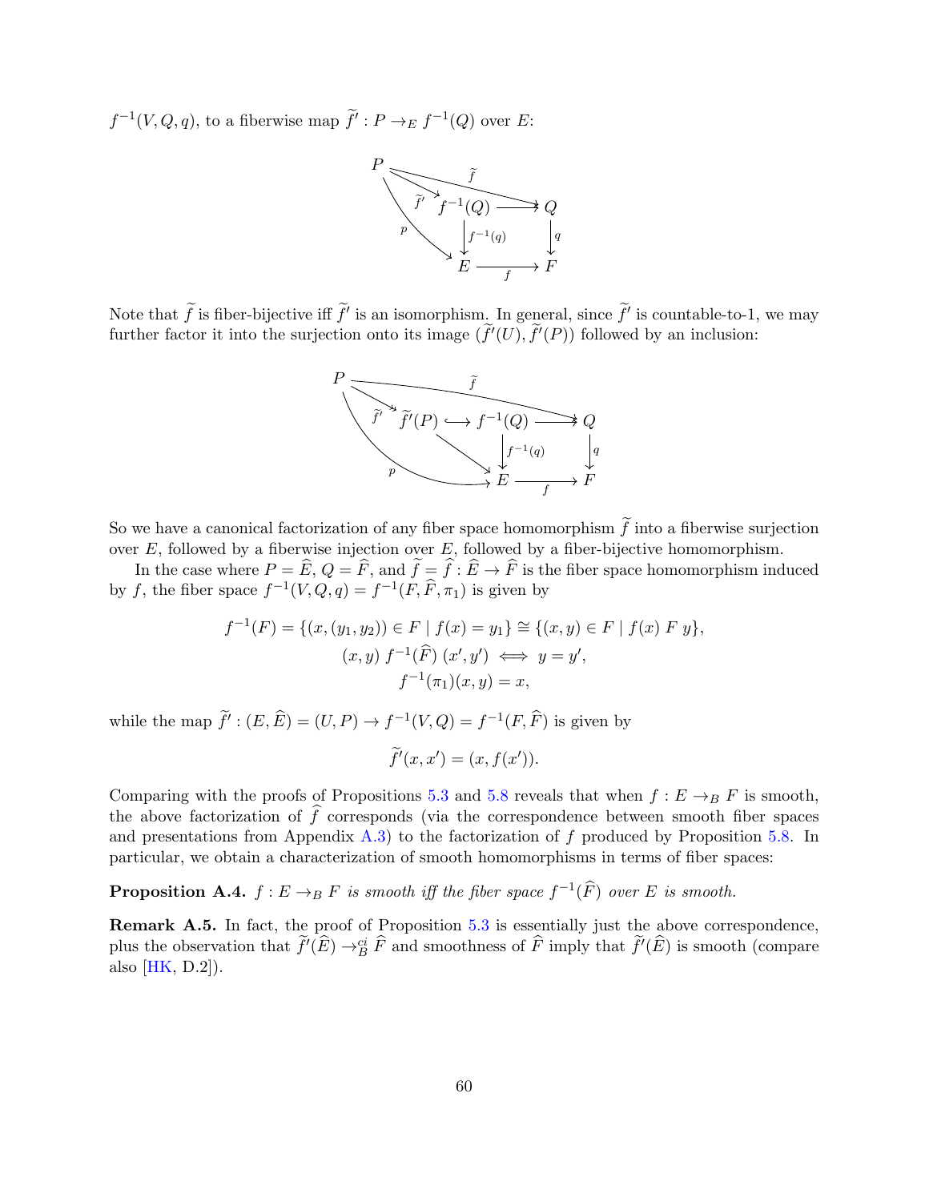$f^{-1}(V, Q, q)$, to a fiberwise map $\widetilde{f}' : P \to_E f^{-1}(Q)$ over $E$:

$$\begin{array}{ccccc}
P & & \xrightarrow{\quad\widetilde{f}\quad} & & Q \\
& \searrow^{\widetilde{f}'} & & & \\
& & f^{-1}(Q) & \longrightarrow & Q \\
& {\scriptstyle p} \searrow & \downarrow {\scriptstyle f^{-1}(q)} & & \downarrow {\scriptstyle q} \\
& & E & \xrightarrow{\ f\ } & F
\end{array}$$

Note that $\widetilde{f}$ is fiber-bijective iff $\widetilde{f}'$ is an isomorphism. In general, since $\widetilde{f}'$ is countable-to-1, we may further factor it into the surjection onto its image $(\widetilde{f}'(U), \widetilde{f}'(P))$ followed by an inclusion:

$$\begin{array}{ccccccc}
P & & & \xrightarrow{\quad\widetilde{f}\quad} & & & Q \\
& \searrow^{\widetilde{f}'} & & & & & \\
& & \widetilde{f}'(P) & \hookrightarrow & f^{-1}(Q) & \longrightarrow & Q \\
& & & \searrow & \downarrow {\scriptstyle f^{-1}(q)} & & \downarrow {\scriptstyle q} \\
& {\scriptstyle p} & & & E & \xrightarrow{\ f\ } & F
\end{array}$$

So we have a canonical factorization of any fiber space homomorphism $\widetilde{f}$ into a fiberwise surjection over $E$, followed by a fiberwise injection over $E$, followed by a fiber-bijective homomorphism.

In the case where $P = \widehat{E}$, $Q = \widehat{F}$, and $\widetilde{f} = \widehat{f} : \widehat{E} \to \widehat{F}$ is the fiber space homomorphism induced by $f$, the fiber space $f^{-1}(V, Q, q) = f^{-1}(F, \widehat{F}, \pi_1)$ is given by

$$\begin{gathered}
f^{-1}(F) = \{(x, (y_1, y_2)) \in F \mid f(x) = y_1\} \cong \{(x, y) \in F \mid f(x) \; F \; y\}, \\
(x, y) \; f^{-1}(\widehat{F}) \; (x', y') \iff y = y', \\
f^{-1}(\pi_1)(x, y) = x,
\end{gathered}$$

while the map $\widetilde{f}' : (E, \widehat{E}) = (U, P) \to f^{-1}(V, Q) = f^{-1}(F, \widehat{F})$ is given by

$$\widetilde{f}'(x, x') = (x, f(x')).$$

Comparing with the proofs of Propositions 5.3 and 5.8 reveals that when $f : E \to_B F$ is smooth, the above factorization of $\widehat{f}$ corresponds (via the correspondence between smooth fiber spaces and presentations from Appendix A.3) to the factorization of $f$ produced by Proposition 5.8. In particular, we obtain a characterization of smooth homomorphisms in terms of fiber spaces:

**Proposition A.4.** *$f : E \to_B F$ is smooth iff the fiber space $f^{-1}(\widehat{F})$ over $E$ is smooth.*

**Remark A.5.** In fact, the proof of Proposition 5.3 is essentially just the above correspondence, plus the observation that $\widetilde{f}'(\widehat{E}) \to_B^{ci} \widehat{F}$ and smoothness of $\widehat{F}$ imply that $\widetilde{f}'(\widehat{E})$ is smooth (compare also [HK, D.2]).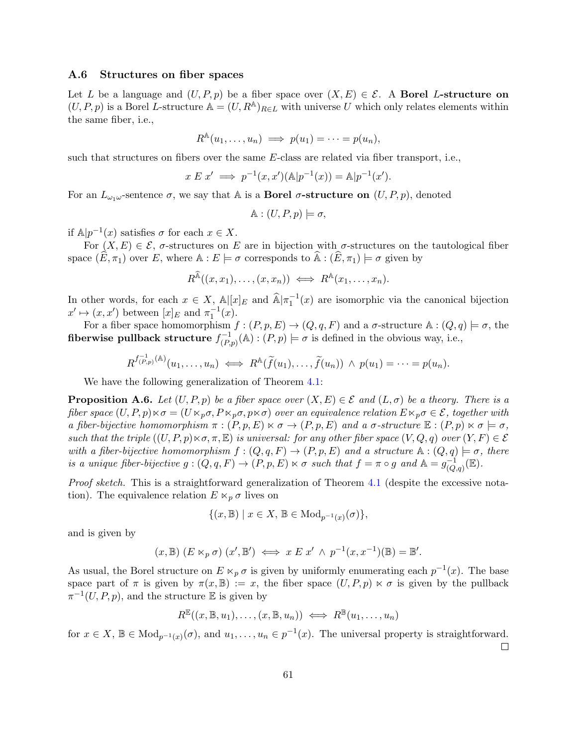### A.6 Structures on fiber spaces

Let $L$ be a language and $(U, P, p)$ be a fiber space over $(X, E) \in \mathcal{E}$. A **Borel $L$-structure on** $(U, P, p)$ is a Borel $L$-structure $\mathbb{A} = (U, R^{\mathbb{A}})_{R \in L}$ with universe $U$ which only relates elements within the same fiber, i.e.,

$$R^{\mathbb{A}}(u_1, \dots, u_n) \implies p(u_1) = \dots = p(u_n),$$

such that structures on fibers over the same $E$-class are related via fiber transport, i.e.,

$$x \mathrel{E} x' \implies p^{-1}(x, x')(\mathbb{A}|p^{-1}(x)) = \mathbb{A}|p^{-1}(x').$$

For an $L_{\omega_1\omega}$-sentence $\sigma$, we say that $\mathbb{A}$ is a **Borel $\sigma$-structure on** $(U, P, p)$, denoted

$$\mathbb{A} : (U, P, p) \models \sigma,$$

if $\mathbb{A}|p^{-1}(x)$ satisfies $\sigma$ for each $x \in X$.

For $(X, E) \in \mathcal{E}$, $\sigma$-structures on $E$ are in bijection with $\sigma$-structures on the tautological fiber space $(\widehat{E}, \pi_1)$ over $E$, where $\mathbb{A} : E \models \sigma$ corresponds to $\widehat{\mathbb{A}} : (\widehat{E}, \pi_1) \models \sigma$ given by

$$R^{\widehat{\mathbb{A}}}((x, x_1), \dots, (x, x_n)) \iff R^{\mathbb{A}}(x_1, \dots, x_n).$$

In other words, for each $x \in X$, $\mathbb{A}|[x]_E$ and $\widehat{\mathbb{A}}|\pi_1^{-1}(x)$ are isomorphic via the canonical bijection $x' \mapsto (x, x')$ between $[x]_E$ and $\pi_1^{-1}(x)$.

For a fiber space homomorphism $f : (P, p, E) \to (Q, q, F)$ and a $\sigma$-structure $\mathbb{A} : (Q, q) \models \sigma$, the **fiberwise pullback structure** $f^{-1}_{(P,p)}(\mathbb{A}) : (P, p) \models \sigma$ is defined in the obvious way, i.e.,

$$R^{f^{-1}_{(P,p)}(\mathbb{A})}(u_1, \dots, u_n) \iff R^{\mathbb{A}}(\widetilde{f}(u_1), \dots, \widetilde{f}(u_n)) \wedge p(u_1) = \dots = p(u_n).$$

We have the following generalization of Theorem 4.1:

**Proposition A.6.** *Let $(U, P, p)$ be a fiber space over $(X, E) \in \mathcal{E}$ and $(L, \sigma)$ be a theory. There is a fiber space $(U, P, p) \ltimes \sigma = (U \ltimes_p \sigma, P \ltimes_p \sigma, p \ltimes \sigma)$ over an equivalence relation $E \ltimes_p \sigma \in \mathcal{E}$, together with a fiber-bijective homomorphism $\pi : (P, p, E) \ltimes \sigma \to (P, p, E)$ and a $\sigma$-structure $\mathbb{E} : (P, p) \ltimes \sigma \models \sigma$, such that the triple $((U, P, p) \ltimes \sigma, \pi, \mathbb{E})$ is universal: for any other fiber space $(V, Q, q)$ over $(Y, F) \in \mathcal{E}$ with a fiber-bijective homomorphism $f : (Q, q, F) \to (P, p, E)$ and a structure $\mathbb{A} : (Q, q) \models \sigma$, there is a unique fiber-bijective $g : (Q, q, F) \to (P, p, E) \ltimes \sigma$ such that $f = \pi \circ g$ and $\mathbb{A} = g^{-1}_{(Q,q)}(\mathbb{E})$.*

*Proof sketch.* This is a straightforward generalization of Theorem 4.1 (despite the excessive notation). The equivalence relation $E \ltimes_p \sigma$ lives on

$$\{(x, \mathbb{B}) \mid x \in X, \mathbb{B} \in \mathrm{Mod}_{p^{-1}(x)}(\sigma)\},$$

and is given by

$$(x, \mathbb{B}) \; (E \ltimes_p \sigma) \; (x', \mathbb{B}') \iff x \mathrel{E} x' \wedge p^{-1}(x, x^{-1})(\mathbb{B}) = \mathbb{B}'.$$

As usual, the Borel structure on $E \ltimes_p \sigma$ is given by uniformly enumerating each $p^{-1}(x)$. The base space part of $\pi$ is given by $\pi(x, \mathbb{B}) := x$, the fiber space $(U, P, p) \ltimes \sigma$ is given by the pullback $\pi^{-1}(U, P, p)$, and the structure $\mathbb{E}$ is given by

$$R^{\mathbb{E}}((x, \mathbb{B}, u_1), \dots, (x, \mathbb{B}, u_n)) \iff R^{\mathbb{B}}(u_1, \dots, u_n)$$

for $x \in X$, $\mathbb{B} \in \mathrm{Mod}_{p^{-1}(x)}(\sigma)$, and $u_1, \dots, u_n \in p^{-1}(x)$. The universal property is straightforward. $\square$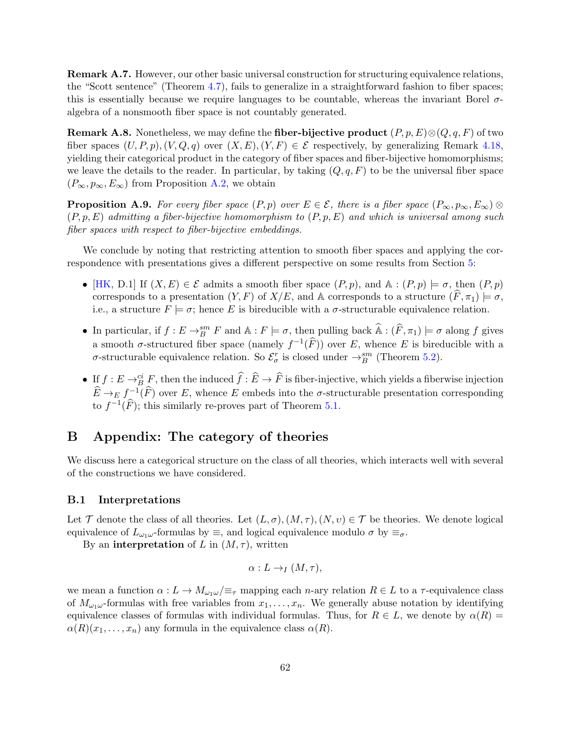**Remark A.7.** However, our other basic universal construction for structuring equivalence relations, the "Scott sentence" (Theorem 4.7), fails to generalize in a straightforward fashion to fiber spaces; this is essentially because we require languages to be countable, whereas the invariant Borel $\sigma$-algebra of a nonsmooth fiber space is not countably generated.

**Remark A.8.** Nonetheless, we may define the **fiber-bijective product** $(P, p, E) \otimes (Q, q, F)$ of two fiber spaces $(U, P, p), (V, Q, q)$ over $(X, E), (Y, F) \in \mathcal{E}$ respectively, by generalizing Remark 4.18, yielding their categorical product in the category of fiber spaces and fiber-bijective homomorphisms; we leave the details to the reader. In particular, by taking $(Q, q, F)$ to be the universal fiber space $(P_\infty, p_\infty, E_\infty)$ from Proposition A.2, we obtain

**Proposition A.9.** *For every fiber space $(P, p)$ over $E \in \mathcal{E}$, there is a fiber space $(P_\infty, p_\infty, E_\infty) \otimes (P, p, E)$ admitting a fiber-bijective homomorphism to $(P, p, E)$ and which is universal among such fiber spaces with respect to fiber-bijective embeddings.*

We conclude by noting that restricting attention to smooth fiber spaces and applying the correspondence with presentations gives a different perspective on some results from Section 5:

- [HK, D.1] If $(X, E) \in \mathcal{E}$ admits a smooth fiber space $(P, p)$, and $\mathbb{A} : (P, p) \models \sigma$, then $(P, p)$ corresponds to a presentation $(Y, F)$ of $X/E$, and $\mathbb{A}$ corresponds to a structure $(\widehat{F}, \pi_1) \models \sigma$, i.e., a structure $F \models \sigma$; hence $E$ is bireducible with a $\sigma$-structurable equivalence relation.
- In particular, if $f : E \to_B^{sm} F$ and $\mathbb{A} : F \models \sigma$, then pulling back $\widehat{\mathbb{A}} : (\widehat{F}, \pi_1) \models \sigma$ along $f$ gives a smooth $\sigma$-structured fiber space (namely $f^{-1}(\widehat{F})$) over $E$, whence $E$ is bireducible with a $\sigma$-structurable equivalence relation. So $\mathcal{E}_\sigma^r$ is closed under $\to_B^{sm}$ (Theorem 5.2).
- If $f : E \to_B^{ci} F$, then the induced $\widehat{f} : \widehat{E} \to \widehat{F}$ is fiber-injective, which yields a fiberwise injection $\widehat{E} \to_E f^{-1}(\widehat{F})$ over $E$, whence $E$ embeds into the $\sigma$-structurable presentation corresponding to $f^{-1}(\widehat{F})$; this similarly re-proves part of Theorem 5.1.

# B Appendix: The category of theories

We discuss here a categorical structure on the class of all theories, which interacts well with several of the constructions we have considered.

## B.1 Interpretations

Let $\mathcal{T}$ denote the class of all theories. Let $(L, \sigma), (M, \tau), (N, \upsilon) \in \mathcal{T}$ be theories. We denote logical equivalence of $L_{\omega_1\omega}$-formulas by $\equiv$, and logical equivalence modulo $\sigma$ by $\equiv_\sigma$.

By an **interpretation** of $L$ in $(M, \tau)$, written

$$\alpha : L \to_I (M, \tau),$$

we mean a function $\alpha : L \to M_{\omega_1\omega}/{\equiv_\tau}$ mapping each $n$-ary relation $R \in L$ to a $\tau$-equivalence class of $M_{\omega_1\omega}$-formulas with free variables from $x_1, \ldots, x_n$. We generally abuse notation by identifying equivalence classes of formulas with individual formulas. Thus, for $R \in L$, we denote by $\alpha(R) = \alpha(R)(x_1, \ldots, x_n)$ any formula in the equivalence class $\alpha(R)$.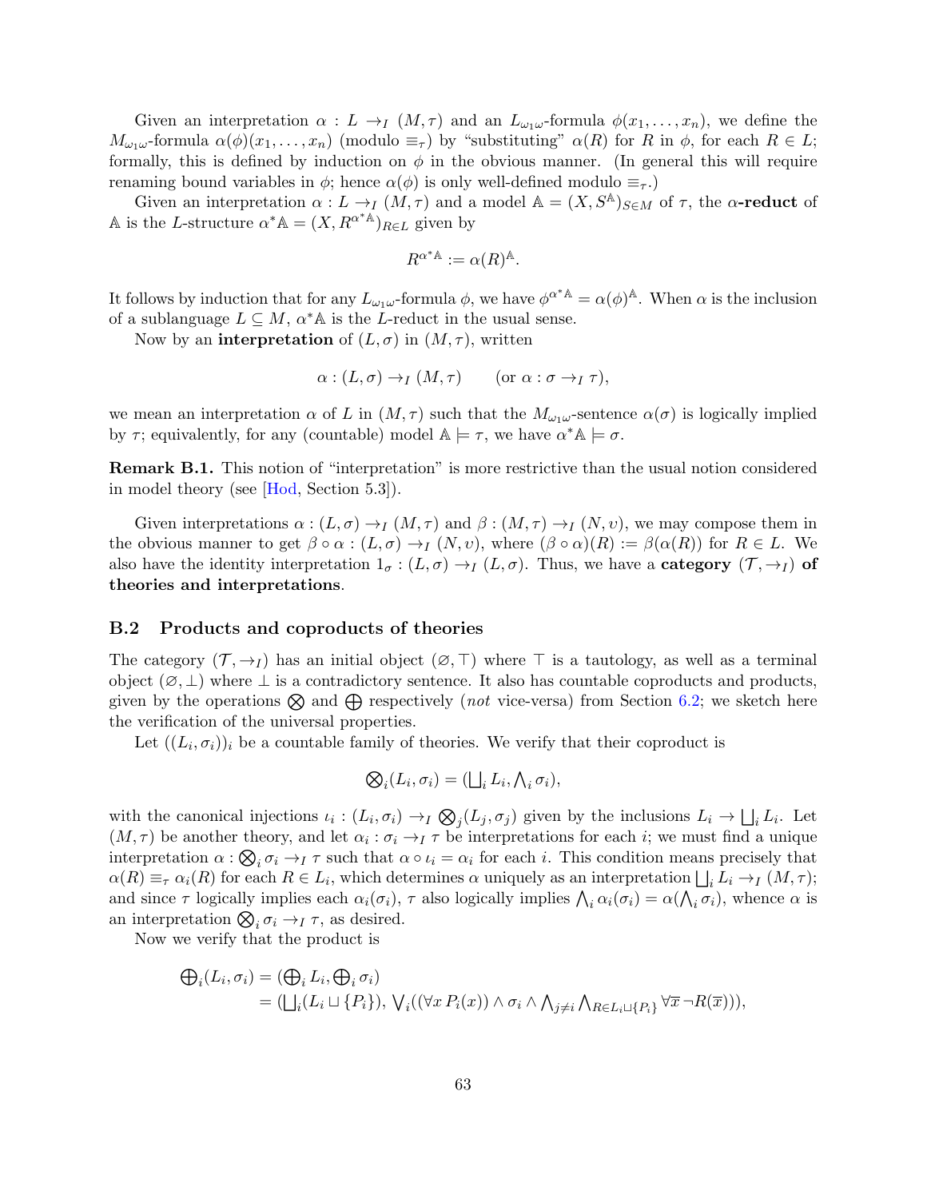Given an interpretation $\alpha : L \to_I (M, \tau)$ and an $L_{\omega_1\omega}$-formula $\phi(x_1, \dots, x_n)$, we define the $M_{\omega_1\omega}$-formula $\alpha(\phi)(x_1, \dots, x_n)$ (modulo $\equiv_\tau$) by "substituting" $\alpha(R)$ for $R$ in $\phi$, for each $R \in L$; formally, this is defined by induction on $\phi$ in the obvious manner. (In general this will require renaming bound variables in $\phi$; hence $\alpha(\phi)$ is only well-defined modulo $\equiv_\tau$.)

Given an interpretation $\alpha : L \to_I (M, \tau)$ and a model $\mathbb{A} = (X, S^{\mathbb{A}})_{S \in M}$ of $\tau$, the **$\alpha$-reduct** of $\mathbb{A}$ is the $L$-structure $\alpha^*\mathbb{A} = (X, R^{\alpha^*\mathbb{A}})_{R \in L}$ given by

$$R^{\alpha^*\mathbb{A}} := \alpha(R)^{\mathbb{A}}.$$

It follows by induction that for any $L_{\omega_1\omega}$-formula $\phi$, we have $\phi^{\alpha^*\mathbb{A}} = \alpha(\phi)^{\mathbb{A}}$. When $\alpha$ is the inclusion of a sublanguage $L \subseteq M$, $\alpha^*\mathbb{A}$ is the $L$-reduct in the usual sense.

Now by an **interpretation** of $(L, \sigma)$ in $(M, \tau)$, written

$$\alpha : (L, \sigma) \to_I (M, \tau) \qquad (\text{or } \alpha : \sigma \to_I \tau),$$

we mean an interpretation $\alpha$ of $L$ in $(M, \tau)$ such that the $M_{\omega_1\omega}$-sentence $\alpha(\sigma)$ is logically implied by $\tau$; equivalently, for any (countable) model $\mathbb{A} \models \tau$, we have $\alpha^*\mathbb{A} \models \sigma$.

**Remark B.1.** This notion of "interpretation" is more restrictive than the usual notion considered in model theory (see [Hod, Section 5.3]).

Given interpretations $\alpha : (L, \sigma) \to_I (M, \tau)$ and $\beta : (M, \tau) \to_I (N, \upsilon)$, we may compose them in the obvious manner to get $\beta \circ \alpha : (L, \sigma) \to_I (N, \upsilon)$, where $(\beta \circ \alpha)(R) := \beta(\alpha(R))$ for $R \in L$. We also have the identity interpretation $1_\sigma : (L, \sigma) \to_I (L, \sigma)$. Thus, we have a **category $(\mathcal{T}, \to_I)$ of theories and interpretations**.

### B.2 Products and coproducts of theories

The category $(\mathcal{T}, \to_I)$ has an initial object $(\varnothing, \top)$ where $\top$ is a tautology, as well as a terminal object $(\varnothing, \bot)$ where $\bot$ is a contradictory sentence. It also has countable coproducts and products, given by the operations $\bigotimes$ and $\bigoplus$ respectively (*not* vice-versa) from Section 6.2; we sketch here the verification of the universal properties.

Let $((L_i, \sigma_i))_i$ be a countable family of theories. We verify that their coproduct is

$$\textstyle\bigotimes_i (L_i, \sigma_i) = (\bigsqcup_i L_i, \bigwedge_i \sigma_i),$$

with the canonical injections $\iota_i : (L_i, \sigma_i) \to_I \bigotimes_j (L_j, \sigma_j)$ given by the inclusions $L_i \to \bigsqcup_i L_i$. Let $(M, \tau)$ be another theory, and let $\alpha_i : \sigma_i \to_I \tau$ be interpretations for each $i$; we must find a unique interpretation $\alpha : \bigotimes_i \sigma_i \to_I \tau$ such that $\alpha \circ \iota_i = \alpha_i$ for each $i$. This condition means precisely that $\alpha(R) \equiv_\tau \alpha_i(R)$ for each $R \in L_i$, which determines $\alpha$ uniquely as an interpretation $\bigsqcup_i L_i \to_I (M, \tau)$; and since $\tau$ logically implies each $\alpha_i(\sigma_i)$, $\tau$ also logically implies $\bigwedge_i \alpha_i(\sigma_i) = \alpha(\bigwedge_i \sigma_i)$, whence $\alpha$ is an interpretation $\bigotimes_i \sigma_i \to_I \tau$, as desired.

Now we verify that the product is

$$\begin{aligned}\textstyle\bigoplus_i (L_i, \sigma_i) &= \textstyle(\bigoplus_i L_i, \bigoplus_i \sigma_i) \\ &= \textstyle(\bigsqcup_i (L_i \sqcup \{P_i\}), \bigvee_i ((\forall x\, P_i(x)) \wedge \sigma_i \wedge \bigwedge_{j \neq i} \bigwedge_{R \in L_i \sqcup \{P_i\}} \forall \overline{x}\, \neg R(\overline{x}))),\end{aligned}$$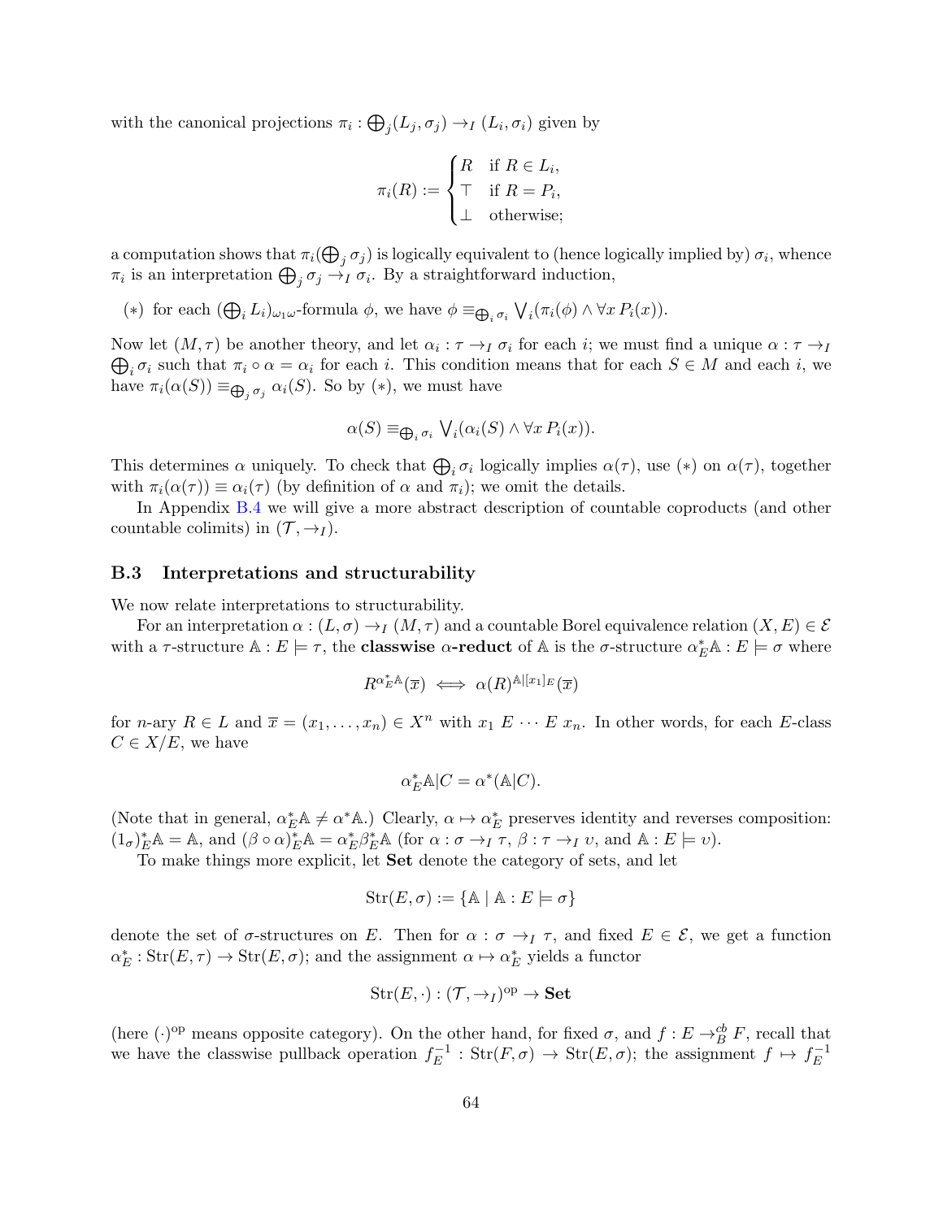with the canonical projections $\pi_i : \bigoplus_j (L_j, \sigma_j) \to_I (L_i, \sigma_i)$ given by

$$\pi_i(R) := \begin{cases} R & \text{if } R \in L_i, \\ \top & \text{if } R = P_i, \\ \bot & \text{otherwise;} \end{cases}$$

a computation shows that $\pi_i(\bigoplus_j \sigma_j)$ is logically equivalent to (hence logically implied by) $\sigma_i$, whence $\pi_i$ is an interpretation $\bigoplus_j \sigma_j \to_I \sigma_i$. By a straightforward induction,

(∗) for each $(\bigoplus_i L_i)_{\omega_1\omega}$-formula $\phi$, we have $\phi \equiv_{\bigoplus_i \sigma_i} \bigvee_i (\pi_i(\phi) \wedge \forall x\, P_i(x))$.

Now let $(M, \tau)$ be another theory, and let $\alpha_i : \tau \to_I \sigma_i$ for each $i$; we must find a unique $\alpha : \tau \to_I \bigoplus_i \sigma_i$ such that $\pi_i \circ \alpha = \alpha_i$ for each $i$. This condition means that for each $S \in M$ and each $i$, we have $\pi_i(\alpha(S)) \equiv_{\bigoplus_j \sigma_j} \alpha_i(S)$. So by (∗), we must have

$$\alpha(S) \equiv_{\bigoplus_i \sigma_i} \bigvee_i (\alpha_i(S) \wedge \forall x\, P_i(x)).$$

This determines $\alpha$ uniquely. To check that $\bigoplus_i \sigma_i$ logically implies $\alpha(\tau)$, use (∗) on $\alpha(\tau)$, together with $\pi_i(\alpha(\tau)) \equiv \alpha_i(\tau)$ (by definition of $\alpha$ and $\pi_i$); we omit the details.

In Appendix B.4 we will give a more abstract description of countable coproducts (and other countable colimits) in $(\mathcal{T}, \to_I)$.

### B.3 Interpretations and structurability

We now relate interpretations to structurability.

For an interpretation $\alpha : (L, \sigma) \to_I (M, \tau)$ and a countable Borel equivalence relation $(X, E) \in \mathcal{E}$ with a $\tau$-structure $\mathbb{A} : E \models \tau$, the **classwise $\alpha$-reduct** of $\mathbb{A}$ is the $\sigma$-structure $\alpha^*_E \mathbb{A} : E \models \sigma$ where

$$R^{\alpha^*_E \mathbb{A}}(\overline{x}) \iff \alpha(R)^{\mathbb{A}|[x_1]_E}(\overline{x})$$

for $n$-ary $R \in L$ and $\overline{x} = (x_1, \dots, x_n) \in X^n$ with $x_1 \mathrel{E} \cdots \mathrel{E} x_n$. In other words, for each $E$-class $C \in X/E$, we have

$$\alpha^*_E \mathbb{A}|C = \alpha^*(\mathbb{A}|C).$$

(Note that in general, $\alpha^*_E \mathbb{A} \neq \alpha^* \mathbb{A}$.) Clearly, $\alpha \mapsto \alpha^*_E$ preserves identity and reverses composition: $(1_\sigma)^*_E \mathbb{A} = \mathbb{A}$, and $(\beta \circ \alpha)^*_E \mathbb{A} = \alpha^*_E \beta^*_E \mathbb{A}$ (for $\alpha : \sigma \to_I \tau$, $\beta : \tau \to_I \upsilon$, and $\mathbb{A} : E \models \upsilon$).

To make things more explicit, let **Set** denote the category of sets, and let

$$\mathrm{Str}(E, \sigma) := \{\mathbb{A} \mid \mathbb{A} : E \models \sigma\}$$

denote the set of $\sigma$-structures on $E$. Then for $\alpha : \sigma \to_I \tau$, and fixed $E \in \mathcal{E}$, we get a function $\alpha^*_E : \mathrm{Str}(E, \tau) \to \mathrm{Str}(E, \sigma)$; and the assignment $\alpha \mapsto \alpha^*_E$ yields a functor

$$\mathrm{Str}(E, \cdot) : (\mathcal{T}, \to_I)^{\mathrm{op}} \to \mathbf{Set}$$

(here $(\cdot)^{\mathrm{op}}$ means opposite category). On the other hand, for fixed $\sigma$, and $f : E \to^{cb}_B F$, recall that we have the classwise pullback operation $f^{-1}_E : \mathrm{Str}(F, \sigma) \to \mathrm{Str}(E, \sigma)$; the assignment $f \mapsto f^{-1}_E$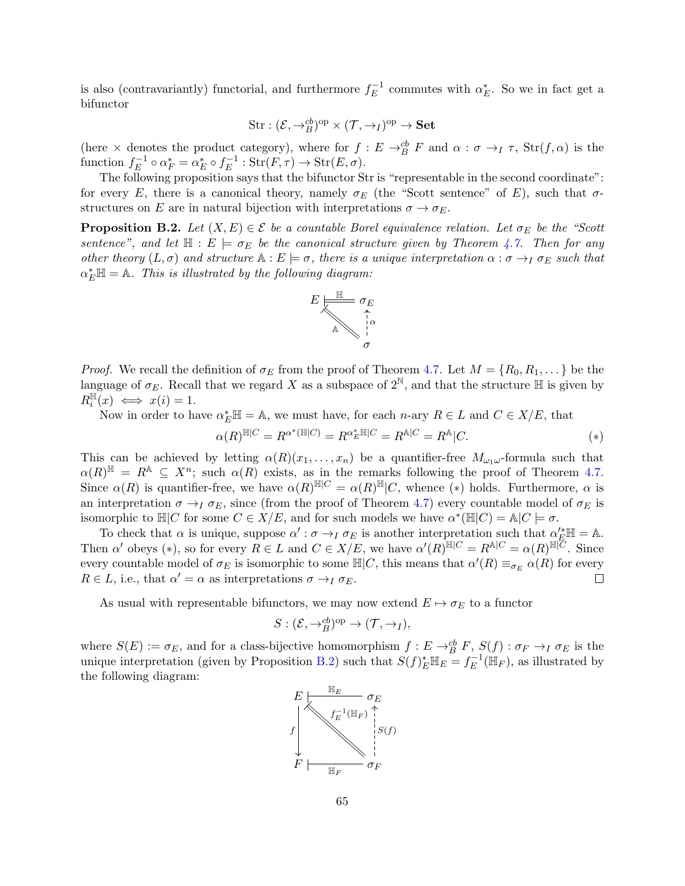is also (contravariantly) functorial, and furthermore $f_E^{-1}$ commutes with $\alpha_E^*$. So we in fact get a bifunctor

$$\mathrm{Str} : (\mathcal{E}, \to_B^{cb})^{\mathrm{op}} \times (\mathcal{T}, \to_I)^{\mathrm{op}} \to \mathbf{Set}$$

(here $\times$ denotes the product category), where for $f : E \to_B^{cb} F$ and $\alpha : \sigma \to_I \tau$, $\mathrm{Str}(f, \alpha)$ is the function $f_E^{-1} \circ \alpha_F^* = \alpha_E^* \circ f_E^{-1} : \mathrm{Str}(F, \tau) \to \mathrm{Str}(E, \sigma)$.

The following proposition says that the bifunctor Str is "representable in the second coordinate": for every $E$, there is a canonical theory, namely $\sigma_E$ (the "Scott sentence" of $E$), such that $\sigma$-structures on $E$ are in natural bijection with interpretations $\sigma \to \sigma_E$.

**Proposition B.2.** *Let $(X, E) \in \mathcal{E}$ be a countable Borel equivalence relation. Let $\sigma_E$ be the "Scott sentence", and let $\mathbb{H} : E \models \sigma_E$ be the canonical structure given by Theorem 4.7. Then for any other theory $(L, \sigma)$ and structure $\mathbb{A} : E \models \sigma$, there is a unique interpretation $\alpha : \sigma \to_I \sigma_E$ such that $\alpha_E^* \mathbb{H} = \mathbb{A}$. This is illustrated by the following diagram:*

$$\begin{array}{ccc} E & \overset{\mathbb{H}}{\models\!=\!=} & \sigma_E \\ & {}_{\mathbb{A}}\!\diagdown\!\!\diagdown & \uparrow \alpha \\ & & \sigma \end{array}$$

*Proof.* We recall the definition of $\sigma_E$ from the proof of Theorem 4.7. Let $M = \{R_0, R_1, \dots\}$ be the language of $\sigma_E$. Recall that we regard $X$ as a subspace of $2^{\mathbb{N}}$, and that the structure $\mathbb{H}$ is given by $R_i^{\mathbb{H}}(x) \iff x(i) = 1$.

Now in order to have $\alpha_E^* \mathbb{H} = \mathbb{A}$, we must have, for each $n$-ary $R \in L$ and $C \in X/E$, that

$$\alpha(R)^{\mathbb{H}|C} = R^{\alpha^*(\mathbb{H}|C)} = R^{\alpha_E^* \mathbb{H}|C} = R^{\mathbb{A}|C} = R^{\mathbb{A}}|C. \tag{$*$}$$

This can be achieved by letting $\alpha(R)(x_1, \dots, x_n)$ be a quantifier-free $M_{\omega_1\omega}$-formula such that $\alpha(R)^{\mathbb{H}} = R^{\mathbb{A}} \subseteq X^n$; such $\alpha(R)$ exists, as in the remarks following the proof of Theorem 4.7. Since $\alpha(R)$ is quantifier-free, we have $\alpha(R)^{\mathbb{H}|C} = \alpha(R)^{\mathbb{H}}|C$, whence $(*)$ holds. Furthermore, $\alpha$ is an interpretation $\sigma \to_I \sigma_E$, since (from the proof of Theorem 4.7) every countable model of $\sigma_E$ is isomorphic to $\mathbb{H}|C$ for some $C \in X/E$, and for such models we have $\alpha^*(\mathbb{H}|C) = \mathbb{A}|C \models \sigma$.

To check that $\alpha$ is unique, suppose $\alpha' : \sigma \to_I \sigma_E$ is another interpretation such that $\alpha'^*_E \mathbb{H} = \mathbb{A}$. Then $\alpha'$ obeys $(*)$, so for every $R \in L$ and $C \in X/E$, we have $\alpha'(R)^{\mathbb{H}|C} = R^{\mathbb{A}|C} = \alpha(R)^{\mathbb{H}|C}$. Since every countable model of $\sigma_E$ is isomorphic to some $\mathbb{H}|C$, this means that $\alpha'(R) \equiv_{\sigma_E} \alpha(R)$ for every $R \in L$, i.e., that $\alpha' = \alpha$ as interpretations $\sigma \to_I \sigma_E$. $\square$

As usual with representable bifunctors, we may now extend $E \mapsto \sigma_E$ to a functor

$$S : (\mathcal{E}, \to_B^{cb})^{\mathrm{op}} \to (\mathcal{T}, \to_I),$$

where $S(E) := \sigma_E$, and for a class-bijective homomorphism $f : E \to_B^{cb} F$, $S(f) : \sigma_F \to_I \sigma_E$ is the unique interpretation (given by Proposition B.2) such that $S(f)_E^* \mathbb{H}_E = f_E^{-1}(\mathbb{H}_F)$, as illustrated by the following diagram:

$$\begin{array}{ccc} E & \overset{\mathbb{H}_E}{\models\!\!-\!\!-} & \sigma_E \\ {\scriptstyle f}\downarrow & {}^{f_E^{-1}(\mathbb{H}_F)}\!\diagdown\!\!\diagdown & \uparrow S(f) \\ F & \underset{\mathbb{H}_F}{\models\!\!-\!\!-} & \sigma_F \end{array}$$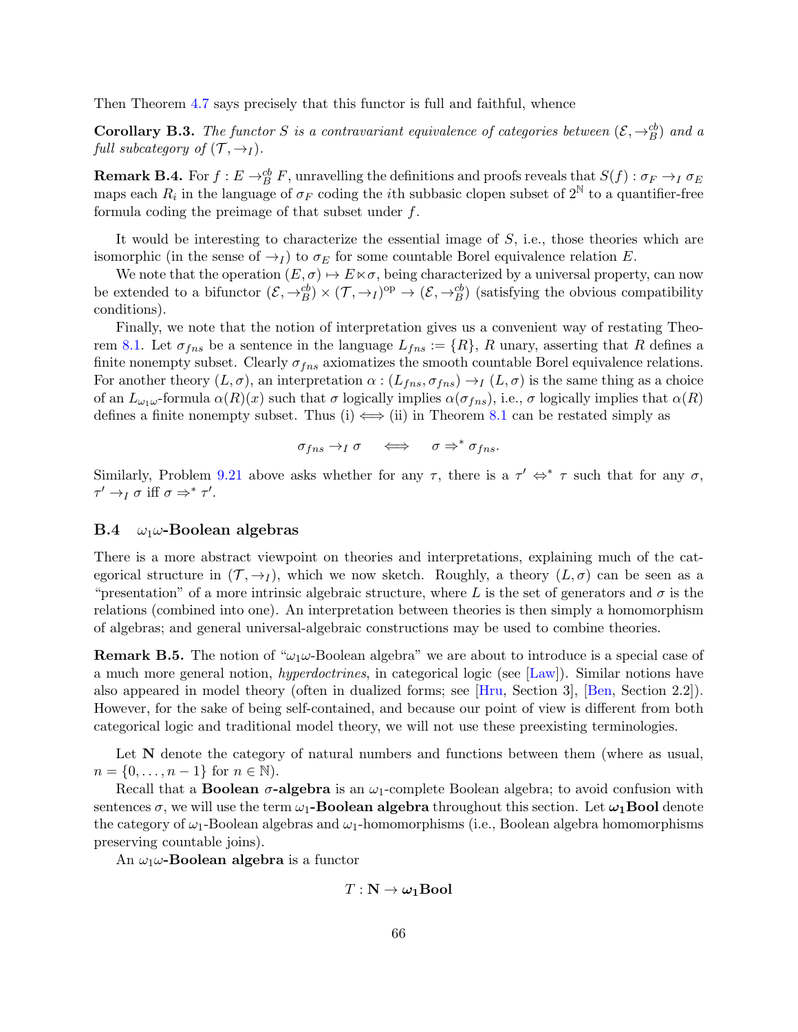Then Theorem 4.7 says precisely that this functor is full and faithful, whence

**Corollary B.3.** *The functor $S$ is a contravariant equivalence of categories between $(\mathcal{E}, \to_B^{cb})$ and a full subcategory of $(\mathcal{T}, \to_I)$.*

**Remark B.4.** For $f : E \to_B^{cb} F$, unravelling the definitions and proofs reveals that $S(f) : \sigma_F \to_I \sigma_E$ maps each $R_i$ in the language of $\sigma_F$ coding the $i$th subbasic clopen subset of $2^{\mathbb{N}}$ to a quantifier-free formula coding the preimage of that subset under $f$.

It would be interesting to characterize the essential image of $S$, i.e., those theories which are isomorphic (in the sense of $\to_I$) to $\sigma_E$ for some countable Borel equivalence relation $E$.

We note that the operation $(E, \sigma) \mapsto E \ltimes \sigma$, being characterized by a universal property, can now be extended to a bifunctor $(\mathcal{E}, \to_B^{cb}) \times (\mathcal{T}, \to_I)^{\mathrm{op}} \to (\mathcal{E}, \to_B^{cb})$ (satisfying the obvious compatibility conditions).

Finally, we note that the notion of interpretation gives us a convenient way of restating Theorem 8.1. Let $\sigma_{fns}$ be a sentence in the language $L_{fns} := \{R\}$, $R$ unary, asserting that $R$ defines a finite nonempty subset. Clearly $\sigma_{fns}$ axiomatizes the smooth countable Borel equivalence relations. For another theory $(L, \sigma)$, an interpretation $\alpha : (L_{fns}, \sigma_{fns}) \to_I (L, \sigma)$ is the same thing as a choice of an $L_{\omega_1\omega}$-formula $\alpha(R)(x)$ such that $\sigma$ logically implies $\alpha(\sigma_{fns})$, i.e., $\sigma$ logically implies that $\alpha(R)$ defines a finite nonempty subset. Thus (i) $\iff$ (ii) in Theorem 8.1 can be restated simply as

$$\sigma_{fns} \to_I \sigma \quad \iff \quad \sigma \Rightarrow^* \sigma_{fns}.$$

Similarly, Problem 9.21 above asks whether for any $\tau$, there is a $\tau' \Leftrightarrow^* \tau$ such that for any $\sigma$, $\tau' \to_I \sigma$ iff $\sigma \Rightarrow^* \tau'$.

### B.4 $\omega_1\omega$-Boolean algebras

There is a more abstract viewpoint on theories and interpretations, explaining much of the categorical structure in $(\mathcal{T}, \to_I)$, which we now sketch. Roughly, a theory $(L, \sigma)$ can be seen as a "presentation" of a more intrinsic algebraic structure, where $L$ is the set of generators and $\sigma$ is the relations (combined into one). An interpretation between theories is then simply a homomorphism of algebras; and general universal-algebraic constructions may be used to combine theories.

**Remark B.5.** The notion of "$\omega_1\omega$-Boolean algebra" we are about to introduce is a special case of a much more general notion, *hyperdoctrines*, in categorical logic (see [Law]). Similar notions have also appeared in model theory (often in dualized forms; see [Hru, Section 3], [Ben, Section 2.2]). However, for the sake of being self-contained, and because our point of view is different from both categorical logic and traditional model theory, we will not use these preexisting terminologies.

Let $\mathbf{N}$ denote the category of natural numbers and functions between them (where as usual, $n = \{0, \dots, n-1\}$ for $n \in \mathbb{N}$).

Recall that a **Boolean $\sigma$-algebra** is an $\omega_1$-complete Boolean algebra; to avoid confusion with sentences $\sigma$, we will use the term **$\omega_1$-Boolean algebra** throughout this section. Let $\boldsymbol{\omega_1}\mathbf{Bool}$ denote the category of $\omega_1$-Boolean algebras and $\omega_1$-homomorphisms (i.e., Boolean algebra homomorphisms preserving countable joins).

An **$\omega_1\omega$-Boolean algebra** is a functor

$$T : \mathbf{N} \to \boldsymbol{\omega_1}\mathbf{Bool}$$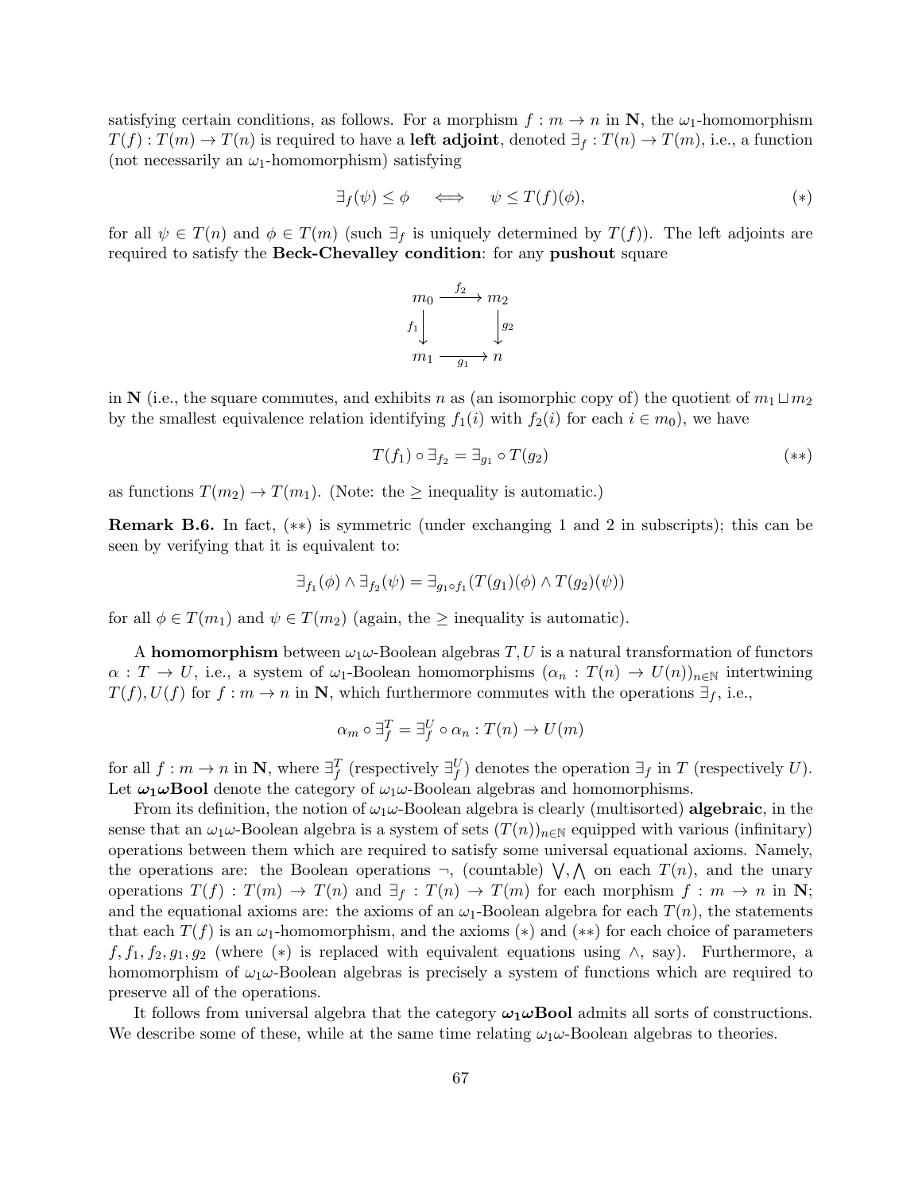satisfying certain conditions, as follows. For a morphism $f : m \to n$ in $\mathbf{N}$, the $\omega_1$-homomorphism $T(f) : T(m) \to T(n)$ is required to have a **left adjoint**, denoted $\exists_f : T(n) \to T(m)$, i.e., a function (not necessarily an $\omega_1$-homomorphism) satisfying

$$\exists_f(\psi) \leq \phi \quad \iff \quad \psi \leq T(f)(\phi), \tag{$*$}$$

for all $\psi \in T(n)$ and $\phi \in T(m)$ (such $\exists_f$ is uniquely determined by $T(f)$). The left adjoints are required to satisfy the **Beck-Chevalley condition**: for any **pushout** square

$$\begin{array}{ccc} m_0 & \xrightarrow{f_2} & m_2 \\ {\scriptstyle f_1}\downarrow & & \downarrow{\scriptstyle g_2} \\ m_1 & \xrightarrow[g_1]{} & n \end{array}$$

in $\mathbf{N}$ (i.e., the square commutes, and exhibits $n$ as (an isomorphic copy of) the quotient of $m_1 \sqcup m_2$ by the smallest equivalence relation identifying $f_1(i)$ with $f_2(i)$ for each $i \in m_0$), we have

$$T(f_1) \circ \exists_{f_2} = \exists_{g_1} \circ T(g_2) \tag{$**$}$$

as functions $T(m_2) \to T(m_1)$. (Note: the $\geq$ inequality is automatic.)

**Remark B.6.** In fact, $(**)$ is symmetric (under exchanging 1 and 2 in subscripts); this can be seen by verifying that it is equivalent to:

$$\exists_{f_1}(\phi) \wedge \exists_{f_2}(\psi) = \exists_{g_1 \circ f_1}(T(g_1)(\phi) \wedge T(g_2)(\psi))$$

for all $\phi \in T(m_1)$ and $\psi \in T(m_2)$ (again, the $\geq$ inequality is automatic).

A **homomorphism** between $\omega_1\omega$-Boolean algebras $T, U$ is a natural transformation of functors $\alpha : T \to U$, i.e., a system of $\omega_1$-Boolean homomorphisms $(\alpha_n : T(n) \to U(n))_{n \in \mathbb{N}}$ intertwining $T(f), U(f)$ for $f : m \to n$ in $\mathbf{N}$, which furthermore commutes with the operations $\exists_f$, i.e.,

$$\alpha_m \circ \exists_f^T = \exists_f^U \circ \alpha_n : T(n) \to U(m)$$

for all $f : m \to n$ in $\mathbf{N}$, where $\exists_f^T$ (respectively $\exists_f^U$) denotes the operation $\exists_f$ in $T$ (respectively $U$). Let $\boldsymbol{\omega_1\omega}\mathbf{Bool}$ denote the category of $\omega_1\omega$-Boolean algebras and homomorphisms.

From its definition, the notion of $\omega_1\omega$-Boolean algebra is clearly (multisorted) **algebraic**, in the sense that an $\omega_1\omega$-Boolean algebra is a system of sets $(T(n))_{n \in \mathbb{N}}$ equipped with various (infinitary) operations between them which are required to satisfy some universal equational axioms. Namely, the operations are: the Boolean operations $\neg$, (countable) $\bigvee, \bigwedge$ on each $T(n)$, and the unary operations $T(f) : T(m) \to T(n)$ and $\exists_f : T(n) \to T(m)$ for each morphism $f : m \to n$ in $\mathbf{N}$; and the equational axioms are: the axioms of an $\omega_1$-Boolean algebra for each $T(n)$, the statements that each $T(f)$ is an $\omega_1$-homomorphism, and the axioms $(*)$ and $(**)$ for each choice of parameters $f, f_1, f_2, g_1, g_2$ (where $(*)$ is replaced with equivalent equations using $\wedge$, say). Furthermore, a homomorphism of $\omega_1\omega$-Boolean algebras is precisely a system of functions which are required to preserve all of the operations.

It follows from universal algebra that the category $\boldsymbol{\omega_1\omega}\mathbf{Bool}$ admits all sorts of constructions. We describe some of these, while at the same time relating $\omega_1\omega$-Boolean algebras to theories.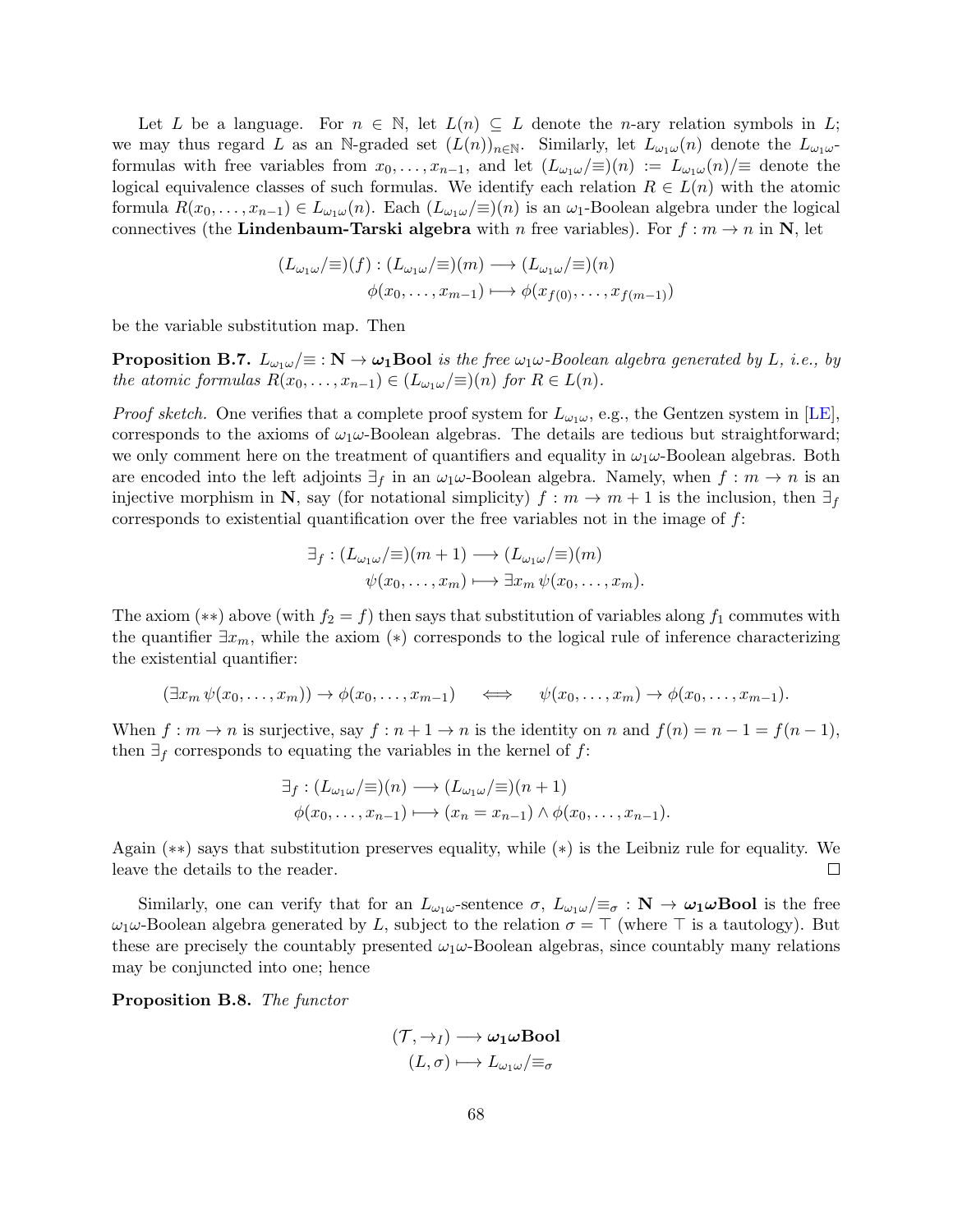Let $L$ be a language. For $n \in \mathbb{N}$, let $L(n) \subseteq L$ denote the $n$-ary relation symbols in $L$; we may thus regard $L$ as an $\mathbb{N}$-graded set $(L(n))_{n\in\mathbb{N}}$. Similarly, let $L_{\omega_1\omega}(n)$ denote the $L_{\omega_1\omega}$-formulas with free variables from $x_0, \dots, x_{n-1}$, and let $(L_{\omega_1\omega}/{\equiv})(n) := L_{\omega_1\omega}(n)/{\equiv}$ denote the logical equivalence classes of such formulas. We identify each relation $R \in L(n)$ with the atomic formula $R(x_0, \dots, x_{n-1}) \in L_{\omega_1\omega}(n)$. Each $(L_{\omega_1\omega}/{\equiv})(n)$ is an $\omega_1$-Boolean algebra under the logical connectives (the **Lindenbaum-Tarski algebra** with $n$ free variables). For $f : m \to n$ in $\mathbf{N}$, let

$$
\begin{aligned}
(L_{\omega_1\omega}/{\equiv})(f) : (L_{\omega_1\omega}/{\equiv})(m) &\longrightarrow (L_{\omega_1\omega}/{\equiv})(n)\\
\phi(x_0, \dots, x_{m-1}) &\longmapsto \phi(x_{f(0)}, \dots, x_{f(m-1)})
\end{aligned}
$$

be the variable substitution map. Then

**Proposition B.7.** *$L_{\omega_1\omega}/{\equiv} : \mathbf{N} \to \boldsymbol{\omega_1\omega}\mathbf{Bool}$ is the free $\omega_1\omega$-Boolean algebra generated by $L$, i.e., by the atomic formulas $R(x_0, \dots, x_{n-1}) \in (L_{\omega_1\omega}/{\equiv})(n)$ for $R \in L(n)$.*

*Proof sketch.* One verifies that a complete proof system for $L_{\omega_1\omega}$, e.g., the Gentzen system in [LE], corresponds to the axioms of $\omega_1\omega$-Boolean algebras. The details are tedious but straightforward; we only comment here on the treatment of quantifiers and equality in $\omega_1\omega$-Boolean algebras. Both are encoded into the left adjoints $\exists_f$ in an $\omega_1\omega$-Boolean algebra. Namely, when $f : m \to n$ is an injective morphism in $\mathbf{N}$, say (for notational simplicity) $f : m \to m+1$ is the inclusion, then $\exists_f$ corresponds to existential quantification over the free variables not in the image of $f$:

$$
\begin{aligned}
\exists_f : (L_{\omega_1\omega}/{\equiv})(m+1) &\longrightarrow (L_{\omega_1\omega}/{\equiv})(m)\\
\psi(x_0, \dots, x_m) &\longmapsto \exists x_m\, \psi(x_0, \dots, x_m).
\end{aligned}
$$

The axiom $(**)$ above (with $f_2 = f$) then says that substitution of variables along $f_1$ commutes with the quantifier $\exists x_m$, while the axiom $(*)$ corresponds to the logical rule of inference characterizing the existential quantifier:

$$
(\exists x_m\, \psi(x_0, \dots, x_m)) \to \phi(x_0, \dots, x_{m-1}) \quad \iff \quad \psi(x_0, \dots, x_m) \to \phi(x_0, \dots, x_{m-1}).
$$

When $f : m \to n$ is surjective, say $f : n+1 \to n$ is the identity on $n$ and $f(n) = n-1 = f(n-1)$, then $\exists_f$ corresponds to equating the variables in the kernel of $f$:

$$
\begin{aligned}
\exists_f : (L_{\omega_1\omega}/{\equiv})(n) &\longrightarrow (L_{\omega_1\omega}/{\equiv})(n+1)\\
\phi(x_0, \dots, x_{n-1}) &\longmapsto (x_n = x_{n-1}) \wedge \phi(x_0, \dots, x_{n-1}).
\end{aligned}
$$

Again $(**)$ says that substitution preserves equality, while $(*)$ is the Leibniz rule for equality. We leave the details to the reader. $\square$

Similarly, one can verify that for an $L_{\omega_1\omega}$-sentence $\sigma$, $L_{\omega_1\omega}/{\equiv_\sigma} : \mathbf{N} \to \boldsymbol{\omega_1\omega}\mathbf{Bool}$ is the free $\omega_1\omega$-Boolean algebra generated by $L$, subject to the relation $\sigma = \top$ (where $\top$ is a tautology). But these are precisely the countably presented $\omega_1\omega$-Boolean algebras, since countably many relations may be conjuncted into one; hence

**Proposition B.8.** *The functor*

$$
\begin{aligned}
(\mathcal{T}, \to_I) &\longrightarrow \boldsymbol{\omega_1\omega}\mathbf{Bool}\\
(L, \sigma) &\longmapsto L_{\omega_1\omega}/{\equiv_\sigma}
\end{aligned}
$$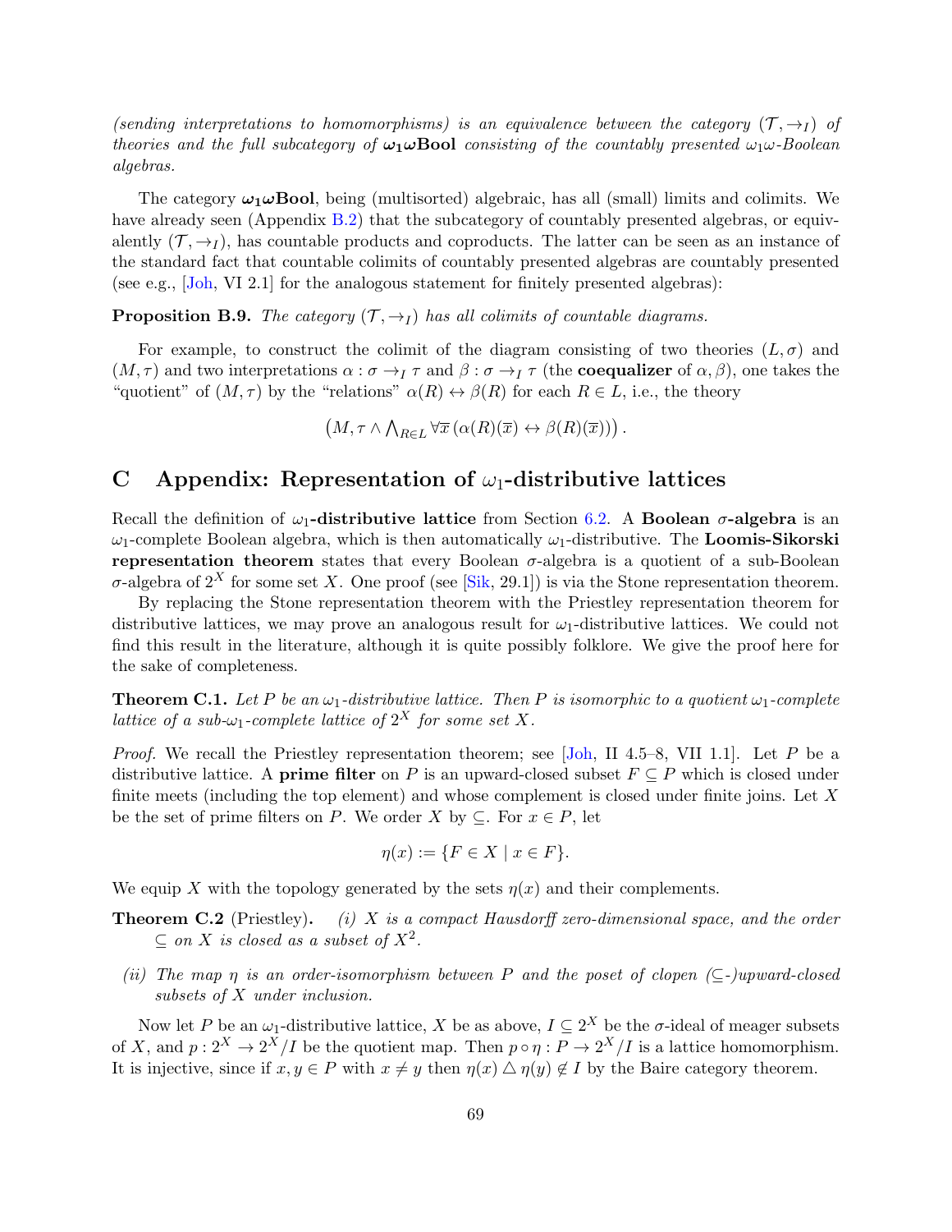*(sending interpretations to homomorphisms) is an equivalence between the category $(\mathcal{T}, \to_I)$ of theories and the full subcategory of $\boldsymbol{\omega_1\omega}$**Bool** consisting of the countably presented $\omega_1\omega$-Boolean algebras.*

The category $\boldsymbol{\omega_1\omega}$**Bool**, being (multisorted) algebraic, has all (small) limits and colimits. We have already seen (Appendix B.2) that the subcategory of countably presented algebras, or equivalently $(\mathcal{T}, \to_I)$, has countable products and coproducts. The latter can be seen as an instance of the standard fact that countable colimits of countably presented algebras are countably presented (see e.g., [Joh, VI 2.1] for the analogous statement for finitely presented algebras):

**Proposition B.9.** *The category $(\mathcal{T}, \to_I)$ has all colimits of countable diagrams.*

For example, to construct the colimit of the diagram consisting of two theories $(L, \sigma)$ and $(M, \tau)$ and two interpretations $\alpha : \sigma \to_I \tau$ and $\beta : \sigma \to_I \tau$ (the **coequalizer** of $\alpha, \beta$), one takes the "quotient" of $(M, \tau)$ by the "relations" $\alpha(R) \leftrightarrow \beta(R)$ for each $R \in L$, i.e., the theory

$$\left(M, \tau \wedge \bigwedge_{R \in L} \forall \overline{x}\, (\alpha(R)(\overline{x}) \leftrightarrow \beta(R)(\overline{x}))\right).$$

# C Appendix: Representation of $\omega_1$-distributive lattices

Recall the definition of **$\omega_1$-distributive lattice** from Section 6.2. A **Boolean $\sigma$-algebra** is an $\omega_1$-complete Boolean algebra, which is then automatically $\omega_1$-distributive. The **Loomis-Sikorski representation theorem** states that every Boolean $\sigma$-algebra is a quotient of a sub-Boolean $\sigma$-algebra of $2^X$ for some set $X$. One proof (see [Sik, 29.1]) is via the Stone representation theorem.

By replacing the Stone representation theorem with the Priestley representation theorem for distributive lattices, we may prove an analogous result for $\omega_1$-distributive lattices. We could not find this result in the literature, although it is quite possibly folklore. We give the proof here for the sake of completeness.

**Theorem C.1.** *Let $P$ be an $\omega_1$-distributive lattice. Then $P$ is isomorphic to a quotient $\omega_1$-complete lattice of a sub-$\omega_1$-complete lattice of $2^X$ for some set $X$.*

*Proof.* We recall the Priestley representation theorem; see [Joh, II 4.5–8, VII 1.1]. Let $P$ be a distributive lattice. A **prime filter** on $P$ is an upward-closed subset $F \subseteq P$ which is closed under finite meets (including the top element) and whose complement is closed under finite joins. Let $X$ be the set of prime filters on $P$. We order $X$ by $\subseteq$. For $x \in P$, let

$$\eta(x) := \{F \in X \mid x \in F\}.$$

We equip $X$ with the topology generated by the sets $\eta(x)$ and their complements.

**Theorem C.2** (Priestley)**.** *(i) $X$ is a compact Hausdorff zero-dimensional space, and the order $\subseteq$ on $X$ is closed as a subset of $X^2$.*

*(ii) The map $\eta$ is an order-isomorphism between $P$ and the poset of clopen ($\subseteq$-)upward-closed subsets of $X$ under inclusion.*

Now let $P$ be an $\omega_1$-distributive lattice, $X$ be as above, $I \subseteq 2^X$ be the $\sigma$-ideal of meager subsets of $X$, and $p : 2^X \to 2^X/I$ be the quotient map. Then $p \circ \eta : P \to 2^X/I$ is a lattice homomorphism. It is injective, since if $x, y \in P$ with $x \neq y$ then $\eta(x) \triangle \eta(y) \notin I$ by the Baire category theorem.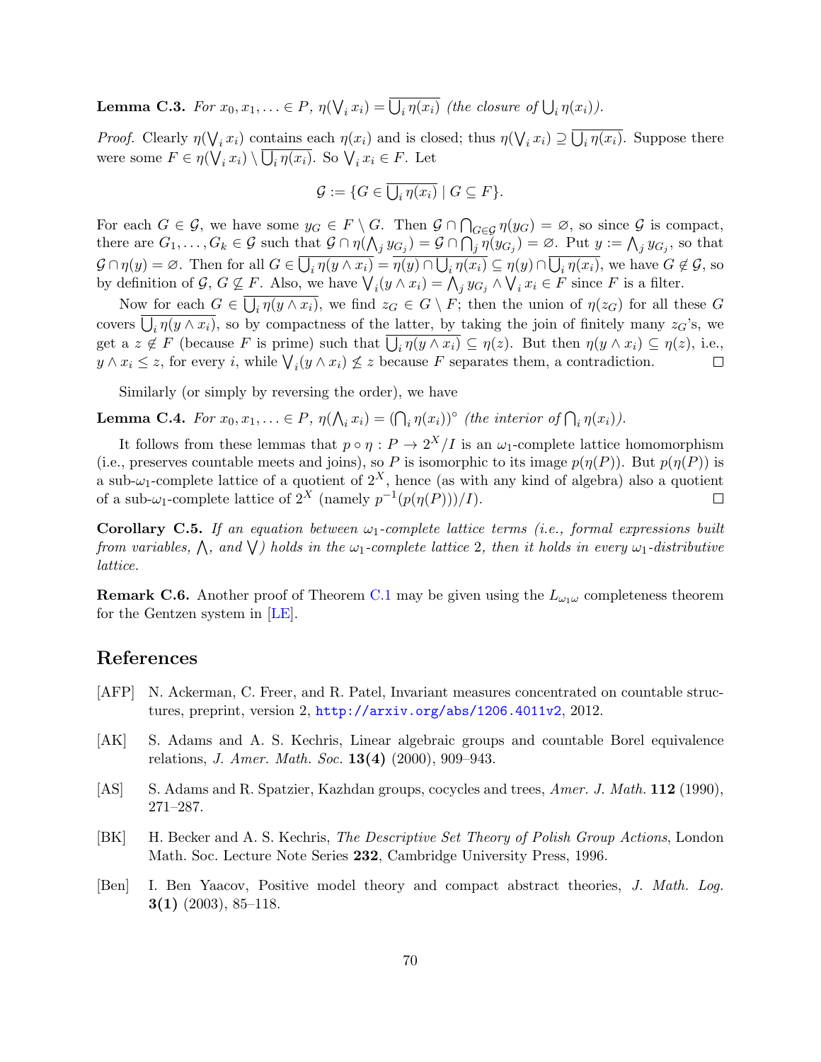**Lemma C.3.** *For $x_0, x_1, \ldots \in P$, $\eta(\bigvee_i x_i) = \overline{\bigcup_i \eta(x_i)}$ (the closure of $\bigcup_i \eta(x_i)$).*

*Proof.* Clearly $\eta(\bigvee_i x_i)$ contains each $\eta(x_i)$ and is closed; thus $\eta(\bigvee_i x_i) \supseteq \overline{\bigcup_i \eta(x_i)}$. Suppose there were some $F \in \eta(\bigvee_i x_i) \setminus \overline{\bigcup_i \eta(x_i)}$. So $\bigvee_i x_i \in F$. Let

$$\mathcal{G} := \{G \in \overline{\textstyle\bigcup_i \eta(x_i)} \mid G \subseteq F\}.$$

For each $G \in \mathcal{G}$, we have some $y_G \in F \setminus G$. Then $\mathcal{G} \cap \bigcap_{G \in \mathcal{G}} \eta(y_G) = \varnothing$, so since $\mathcal{G}$ is compact, there are $G_1, \ldots, G_k \in \mathcal{G}$ such that $\mathcal{G} \cap \eta(\bigwedge_j y_{G_j}) = \mathcal{G} \cap \bigcap_j \eta(y_{G_j}) = \varnothing$. Put $y := \bigwedge_j y_{G_j}$, so that $\mathcal{G} \cap \eta(y) = \varnothing$. Then for all $G \in \overline{\bigcup_i \eta(y \wedge x_i)} = \overline{\eta(y) \cap \bigcup_i \eta(x_i)} \subseteq \eta(y) \cap \overline{\bigcup_i \eta(x_i)}$, we have $G \notin \mathcal{G}$, so by definition of $\mathcal{G}$, $G \not\subseteq F$. Also, we have $\bigvee_i (y \wedge x_i) = \bigwedge_j y_{G_j} \wedge \bigvee_i x_i \in F$ since $F$ is a filter.

Now for each $G \in \overline{\bigcup_i \eta(y \wedge x_i)}$, we find $z_G \in G \setminus F$; then the union of $\eta(z_G)$ for all these $G$ covers $\overline{\bigcup_i \eta(y \wedge x_i)}$, so by compactness of the latter, by taking the join of finitely many $z_G$'s, we get a $z \notin F$ (because $F$ is prime) such that $\overline{\bigcup_i \eta(y \wedge x_i)} \subseteq \eta(z)$. But then $\eta(y \wedge x_i) \subseteq \eta(z)$, i.e., $y \wedge x_i \le z$, for every $i$, while $\bigvee_i (y \wedge x_i) \not\le z$ because $F$ separates them, a contradiction. ∎

Similarly (or simply by reversing the order), we have

**Lemma C.4.** *For $x_0, x_1, \ldots \in P$, $\eta(\bigwedge_i x_i) = (\bigcap_i \eta(x_i))^\circ$ (the interior of $\bigcap_i \eta(x_i)$).*

It follows from these lemmas that $p \circ \eta : P \to 2^X/I$ is an $\omega_1$-complete lattice homomorphism (i.e., preserves countable meets and joins), so $P$ is isomorphic to its image $p(\eta(P))$. But $p(\eta(P))$ is a sub-$\omega_1$-complete lattice of a quotient of $2^X$, hence (as with any kind of algebra) also a quotient of a sub-$\omega_1$-complete lattice of $2^X$ (namely $p^{-1}(p(\eta(P)))/I$). ∎

**Corollary C.5.** *If an equation between $\omega_1$-complete lattice terms (i.e., formal expressions built from variables, $\bigwedge$, and $\bigvee$) holds in the $\omega_1$-complete lattice 2, then it holds in every $\omega_1$-distributive lattice.*

**Remark C.6.** Another proof of Theorem C.1 may be given using the $L_{\omega_1\omega}$ completeness theorem for the Gentzen system in [LE].

## References

[AFP] N. Ackerman, C. Freer, and R. Patel, Invariant measures concentrated on countable structures, preprint, version 2, http://arxiv.org/abs/1206.4011v2, 2012.

[AK] S. Adams and A. S. Kechris, Linear algebraic groups and countable Borel equivalence relations, *J. Amer. Math. Soc.* **13(4)** (2000), 909–943.

[AS] S. Adams and R. Spatzier, Kazhdan groups, cocycles and trees, *Amer. J. Math.* **112** (1990), 271–287.

[BK] H. Becker and A. S. Kechris, *The Descriptive Set Theory of Polish Group Actions*, London Math. Soc. Lecture Note Series **232**, Cambridge University Press, 1996.

[Ben] I. Ben Yaacov, Positive model theory and compact abstract theories, *J. Math. Log.* **3(1)** (2003), 85–118.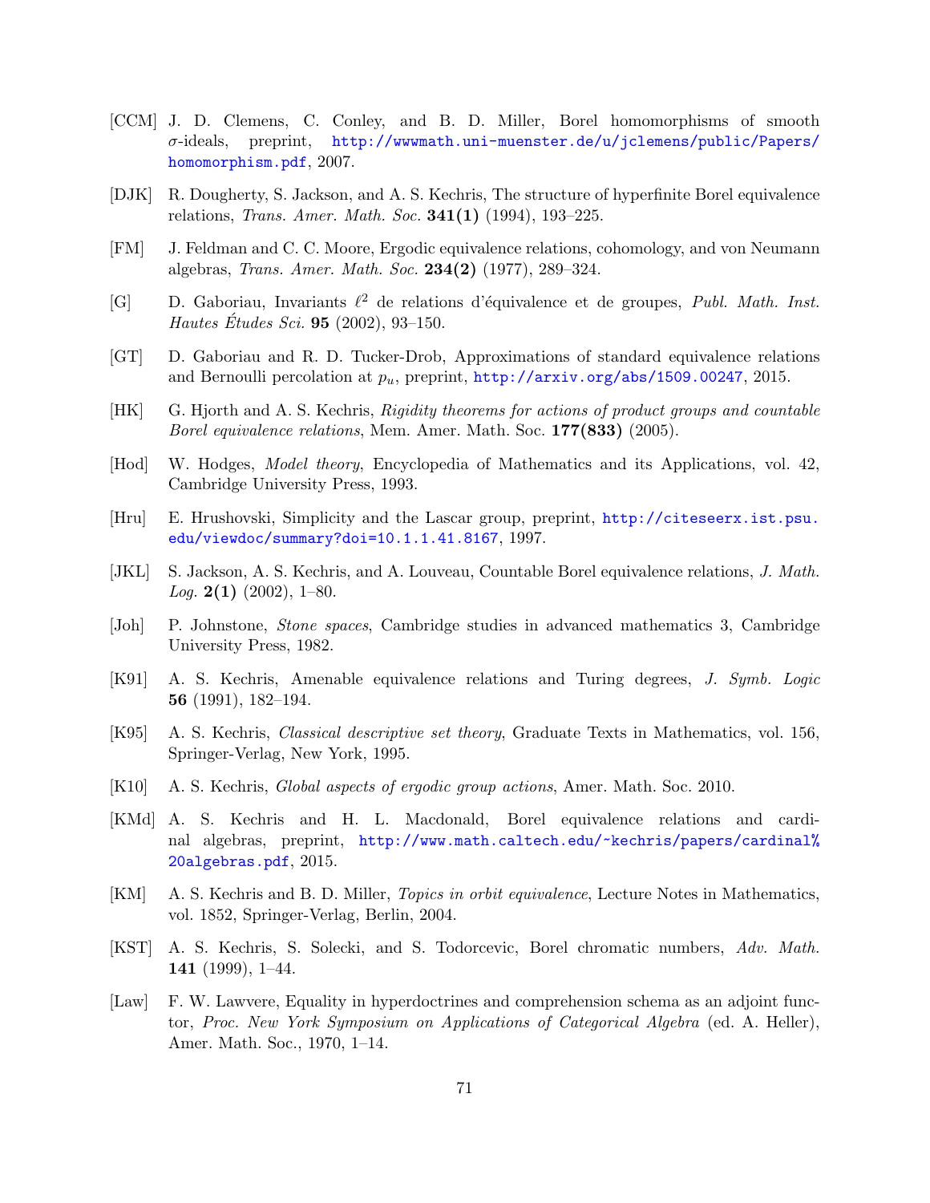[CCM] J. D. Clemens, C. Conley, and B. D. Miller, Borel homomorphisms of smooth $\sigma$-ideals, preprint, http://wwwmath.uni-muenster.de/u/jclemens/public/Papers/homomorphism.pdf, 2007.

[DJK] R. Dougherty, S. Jackson, and A. S. Kechris, The structure of hyperfinite Borel equivalence relations, *Trans. Amer. Math. Soc.* **341(1)** (1994), 193–225.

[FM] J. Feldman and C. C. Moore, Ergodic equivalence relations, cohomology, and von Neumann algebras, *Trans. Amer. Math. Soc.* **234(2)** (1977), 289–324.

[G] D. Gaboriau, Invariants $\ell^2$ de relations d'équivalence et de groupes, *Publ. Math. Inst. Hautes Études Sci.* **95** (2002), 93–150.

[GT] D. Gaboriau and R. D. Tucker-Drob, Approximations of standard equivalence relations and Bernoulli percolation at $p_u$, preprint, http://arxiv.org/abs/1509.00247, 2015.

[HK] G. Hjorth and A. S. Kechris, *Rigidity theorems for actions of product groups and countable Borel equivalence relations*, Mem. Amer. Math. Soc. **177(833)** (2005).

[Hod] W. Hodges, *Model theory*, Encyclopedia of Mathematics and its Applications, vol. 42, Cambridge University Press, 1993.

[Hru] E. Hrushovski, Simplicity and the Lascar group, preprint, http://citeseerx.ist.psu.edu/viewdoc/summary?doi=10.1.1.41.8167, 1997.

[JKL] S. Jackson, A. S. Kechris, and A. Louveau, Countable Borel equivalence relations, *J. Math. Log.* **2(1)** (2002), 1–80.

[Joh] P. Johnstone, *Stone spaces*, Cambridge studies in advanced mathematics 3, Cambridge University Press, 1982.

[K91] A. S. Kechris, Amenable equivalence relations and Turing degrees, *J. Symb. Logic* **56** (1991), 182–194.

[K95] A. S. Kechris, *Classical descriptive set theory*, Graduate Texts in Mathematics, vol. 156, Springer-Verlag, New York, 1995.

[K10] A. S. Kechris, *Global aspects of ergodic group actions*, Amer. Math. Soc. 2010.

[KMd] A. S. Kechris and H. L. Macdonald, Borel equivalence relations and cardinal algebras, preprint, http://www.math.caltech.edu/~kechris/papers/cardinal%20algebras.pdf, 2015.

[KM] A. S. Kechris and B. D. Miller, *Topics in orbit equivalence*, Lecture Notes in Mathematics, vol. 1852, Springer-Verlag, Berlin, 2004.

[KST] A. S. Kechris, S. Solecki, and S. Todorcevic, Borel chromatic numbers, *Adv. Math.* **141** (1999), 1–44.

[Law] F. W. Lawvere, Equality in hyperdoctrines and comprehension schema as an adjoint functor, *Proc. New York Symposium on Applications of Categorical Algebra* (ed. A. Heller), Amer. Math. Soc., 1970, 1–14.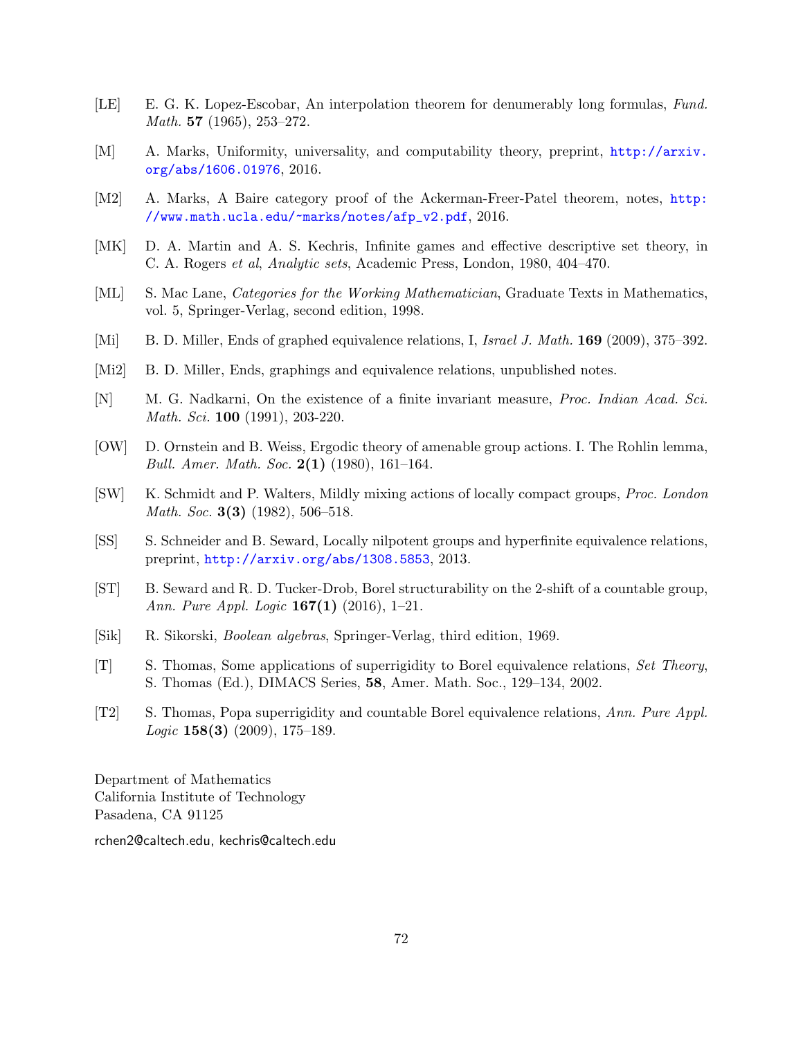[LE] E. G. K. Lopez-Escobar, An interpolation theorem for denumerably long formulas, *Fund. Math.* **57** (1965), 253–272.

[M] A. Marks, Uniformity, universality, and computability theory, preprint, http://arxiv.org/abs/1606.01976, 2016.

[M2] A. Marks, A Baire category proof of the Ackerman-Freer-Patel theorem, notes, http://www.math.ucla.edu/~marks/notes/afp_v2.pdf, 2016.

[MK] D. A. Martin and A. S. Kechris, Infinite games and effective descriptive set theory, in C. A. Rogers *et al*, *Analytic sets*, Academic Press, London, 1980, 404–470.

[ML] S. Mac Lane, *Categories for the Working Mathematician*, Graduate Texts in Mathematics, vol. 5, Springer-Verlag, second edition, 1998.

[Mi] B. D. Miller, Ends of graphed equivalence relations, I, *Israel J. Math.* **169** (2009), 375–392.

[Mi2] B. D. Miller, Ends, graphings and equivalence relations, unpublished notes.

[N] M. G. Nadkarni, On the existence of a finite invariant measure, *Proc. Indian Acad. Sci. Math. Sci.* **100** (1991), 203-220.

[OW] D. Ornstein and B. Weiss, Ergodic theory of amenable group actions. I. The Rohlin lemma, *Bull. Amer. Math. Soc.* **2(1)** (1980), 161–164.

[SW] K. Schmidt and P. Walters, Mildly mixing actions of locally compact groups, *Proc. London Math. Soc.* **3(3)** (1982), 506–518.

[SS] S. Schneider and B. Seward, Locally nilpotent groups and hyperfinite equivalence relations, preprint, http://arxiv.org/abs/1308.5853, 2013.

[ST] B. Seward and R. D. Tucker-Drob, Borel structurability on the 2-shift of a countable group, *Ann. Pure Appl. Logic* **167(1)** (2016), 1–21.

[Sik] R. Sikorski, *Boolean algebras*, Springer-Verlag, third edition, 1969.

[T] S. Thomas, Some applications of superrigidity to Borel equivalence relations, *Set Theory*, S. Thomas (Ed.), DIMACS Series, **58**, Amer. Math. Soc., 129–134, 2002.

[T2] S. Thomas, Popa superrigidity and countable Borel equivalence relations, *Ann. Pure Appl. Logic* **158(3)** (2009), 175–189.

Department of Mathematics
California Institute of Technology
Pasadena, CA 91125

rchen2@caltech.edu, kechris@caltech.edu